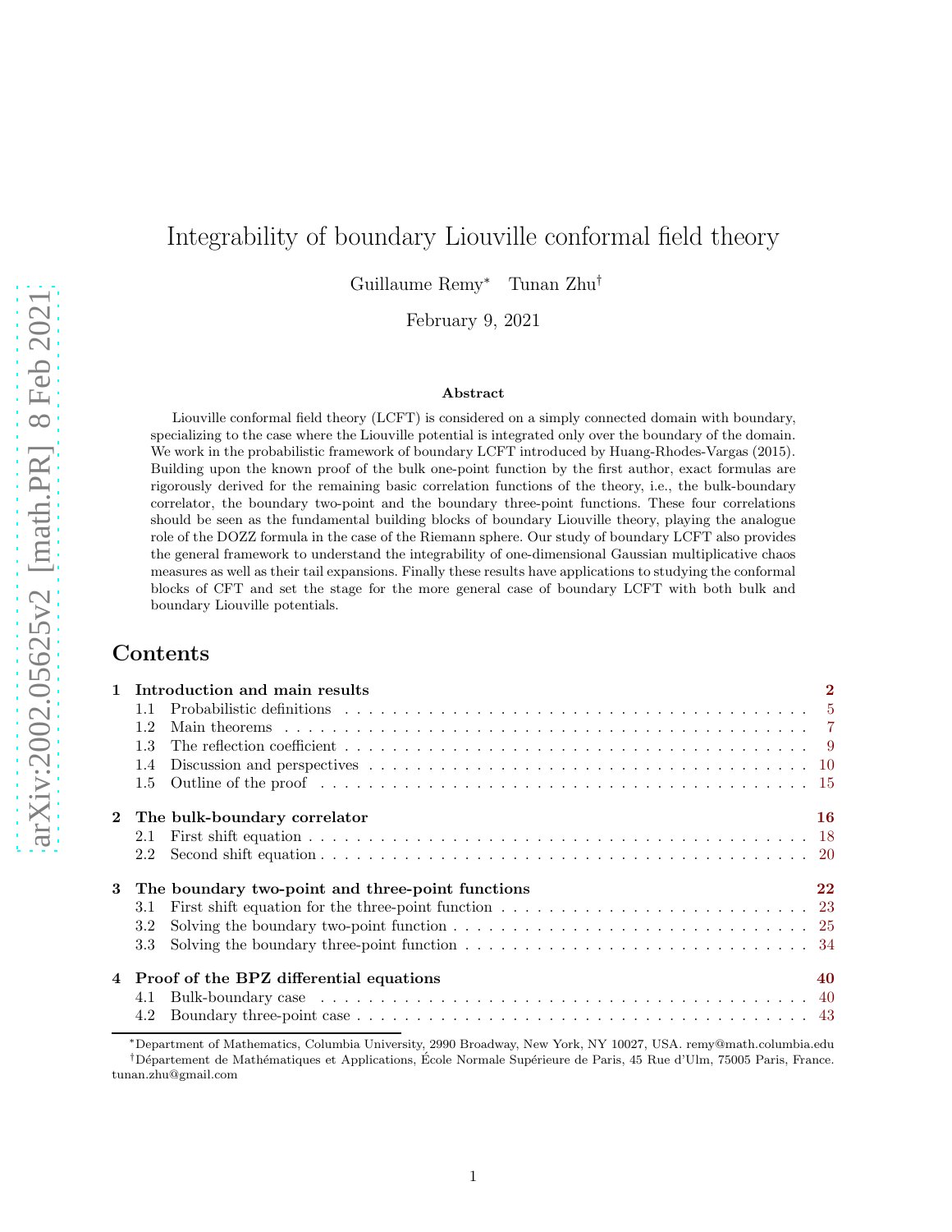# Integrability of boundary Liouville conformal field theory

Guillaume Remy[*] Tunan Zhu[†]

February 9, 2021

### Abstract

Liouville conformal field theory (LCFT) is considered on a simply connected domain with boundary, specializing to the case where the Liouville potential is integrated only over the boundary of the domain. We work in the probabilistic framework of boundary LCFT introduced by Huang-Rhodes-Vargas (2015). Building upon the known proof of the bulk one-point function by the first author, exact formulas are rigorously derived for the remaining basic correlation functions of the theory, i.e., the bulk-boundary correlator, the boundary two-point and the boundary three-point functions. These four correlations should be seen as the fundamental building blocks of boundary Liouville theory, playing the analogue role of the DOZZ formula in the case of the Riemann sphere. Our study of boundary LCFT also provides the general framework to understand the integrability of one-dimensional Gaussian multiplicative chaos measures as well as their tail expansions. Finally these results have applications to studying the conformal blocks of CFT and set the stage for the more general case of boundary LCFT with both bulk and boundary Liouville potentials.

## Contents

**1 Introduction and main results** **2**
- 1.1 Probabilistic definitions . . . 5
- 1.2 Main theorems . . . 7
- 1.3 The reflection coefficient . . . 9
- 1.4 Discussion and perspectives . . . 10
- 1.5 Outline of the proof . . . 15

**2 The bulk-boundary correlator** **16**
- 2.1 First shift equation . . . 18
- 2.2 Second shift equation . . . 20

**3 The boundary two-point and three-point functions** **22**
- 3.1 First shift equation for the three-point function . . . 23
- 3.2 Solving the boundary two-point function . . . 25
- 3.3 Solving the boundary three-point function . . . 34

**4 Proof of the BPZ differential equations** **40**
- 4.1 Bulk-boundary case . . . 40
- 4.2 Boundary three-point case . . . 43

[*]Department of Mathematics, Columbia University, 2990 Broadway, New York, NY 10027, USA. remy@math.columbia.edu

[†]Département de Mathématiques et Applications, École Normale Supérieure de Paris, 45 Rue d'Ulm, 75005 Paris, France. tunan.zhu@gmail.com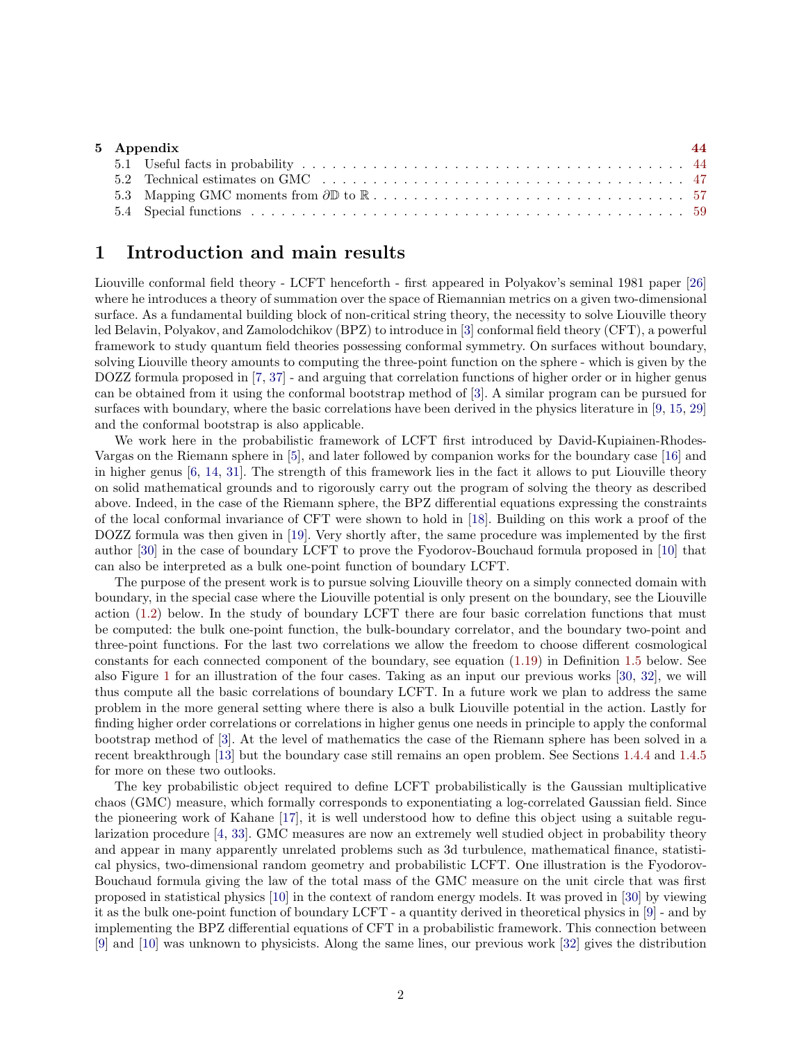| | | |
|---|---|---|
| **5** | **Appendix** | **44** |
| | 5.1 Useful facts in probability | 44 |
| | 5.2 Technical estimates on GMC | 47 |
| | 5.3 Mapping GMC moments from $\partial\mathbb{D}$ to $\mathbb{R}$ | 57 |
| | 5.4 Special functions | 59 |

# 1 Introduction and main results

Liouville conformal field theory - LCFT henceforth - first appeared in Polyakov's seminal 1981 paper [26] where he introduces a theory of summation over the space of Riemannian metrics on a given two-dimensional surface. As a fundamental building block of non-critical string theory, the necessity to solve Liouville theory led Belavin, Polyakov, and Zamolodchikov (BPZ) to introduce in [3] conformal field theory (CFT), a powerful framework to study quantum field theories possessing conformal symmetry. On surfaces without boundary, solving Liouville theory amounts to computing the three-point function on the sphere - which is given by the DOZZ formula proposed in [7, 37] - and arguing that correlation functions of higher order or in higher genus can be obtained from it using the conformal bootstrap method of [3]. A similar program can be pursued for surfaces with boundary, where the basic correlations have been derived in the physics literature in [9, 15, 29] and the conformal bootstrap is also applicable.

We work here in the probabilistic framework of LCFT first introduced by David-Kupiainen-Rhodes-Vargas on the Riemann sphere in [5], and later followed by companion works for the boundary case [16] and in higher genus [6, 14, 31]. The strength of this framework lies in the fact it allows to put Liouville theory on solid mathematical grounds and to rigorously carry out the program of solving the theory as described above. Indeed, in the case of the Riemann sphere, the BPZ differential equations expressing the constraints of the local conformal invariance of CFT were shown to hold in [18]. Building on this work a proof of the DOZZ formula was then given in [19]. Very shortly after, the same procedure was implemented by the first author [30] in the case of boundary LCFT to prove the Fyodorov-Bouchaud formula proposed in [10] that can also be interpreted as a bulk one-point function of boundary LCFT.

The purpose of the present work is to pursue solving Liouville theory on a simply connected domain with boundary, in the special case where the Liouville potential is only present on the boundary, see the Liouville action (1.2) below. In the study of boundary LCFT there are four basic correlation functions that must be computed: the bulk one-point function, the bulk-boundary correlator, and the boundary two-point and three-point functions. For the last two correlations we allow the freedom to choose different cosmological constants for each connected component of the boundary, see equation (1.19) in Definition 1.5 below. See also Figure 1 for an illustration of the four cases. Taking as an input our previous works [30, 32], we will thus compute all the basic correlations of boundary LCFT. In a future work we plan to address the same problem in the more general setting where there is also a bulk Liouville potential in the action. Lastly for finding higher order correlations or correlations in higher genus one needs in principle to apply the conformal bootstrap method of [3]. At the level of mathematics the case of the Riemann sphere has been solved in a recent breakthrough [13] but the boundary case still remains an open problem. See Sections 1.4.4 and 1.4.5 for more on these two outlooks.

The key probabilistic object required to define LCFT probabilistically is the Gaussian multiplicative chaos (GMC) measure, which formally corresponds to exponentiating a log-correlated Gaussian field. Since the pioneering work of Kahane [17], it is well understood how to define this object using a suitable regularization procedure [4, 33]. GMC measures are now an extremely well studied object in probability theory and appear in many apparently unrelated problems such as 3d turbulence, mathematical finance, statistical physics, two-dimensional random geometry and probabilistic LCFT. One illustration is the Fyodorov-Bouchaud formula giving the law of the total mass of the GMC measure on the unit circle that was first proposed in statistical physics [10] in the context of random energy models. It was proved in [30] by viewing it as the bulk one-point function of boundary LCFT - a quantity derived in theoretical physics in [9] - and by implementing the BPZ differential equations of CFT in a probabilistic framework. This connection between [9] and [10] was unknown to physicists. Along the same lines, our previous work [32] gives the distribution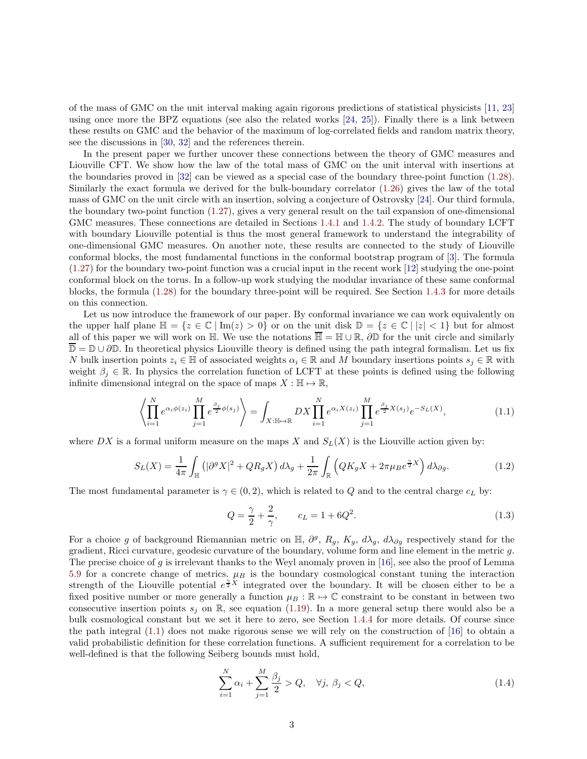of the mass of GMC on the unit interval making again rigorous predictions of statistical physicists [11, 23] using once more the BPZ equations (see also the related works [24, 25]). Finally there is a link between these results on GMC and the behavior of the maximum of log-correlated fields and random matrix theory, see the discussions in [30, 32] and the references therein.

In the present paper we further uncover these connections between the theory of GMC measures and Liouville CFT. We show how the law of the total mass of GMC on the unit interval with insertions at the boundaries proved in [32] can be viewed as a special case of the boundary three-point function (1.28). Similarly the exact formula we derived for the bulk-boundary correlator (1.26) gives the law of the total mass of GMC on the unit circle with an insertion, solving a conjecture of Ostrovsky [24]. Our third formula, the boundary two-point function (1.27), gives a very general result on the tail expansion of one-dimensional GMC measures. These connections are detailed in Sections 1.4.1 and 1.4.2. The study of boundary LCFT with boundary Liouville potential is thus the most general framework to understand the integrability of one-dimensional GMC measures. On another note, these results are connected to the study of Liouville conformal blocks, the most fundamental functions in the conformal bootstrap program of [3]. The formula (1.27) for the boundary two-point function was a crucial input in the recent work [12] studying the one-point conformal block on the torus. In a follow-up work studying the modular invariance of these same conformal blocks, the formula (1.28) for the boundary three-point will be required. See Section 1.4.3 for more details on this connection.

Let us now introduce the framework of our paper. By conformal invariance we can work equivalently on the upper half plane $\mathbb{H} = \{z \in \mathbb{C} \mid \mathrm{Im}(z) > 0\}$ or on the unit disk $\mathbb{D} = \{z \in \mathbb{C} \mid |z| < 1\}$ but for almost all of this paper we will work on $\mathbb{H}$. We use the notations $\overline{\mathbb{H}} = \mathbb{H} \cup \mathbb{R}$, $\partial\mathbb{D}$ for the unit circle and similarly $\overline{\mathbb{D}} = \mathbb{D} \cup \partial\mathbb{D}$. In theoretical physics Liouville theory is defined using the path integral formalism. Let us fix $N$ bulk insertion points $z_i \in \mathbb{H}$ of associated weights $\alpha_i \in \mathbb{R}$ and $M$ boundary insertions points $s_j \in \mathbb{R}$ with weight $\beta_j \in \mathbb{R}$. In physics the correlation function of LCFT at these points is defined using the following infinite dimensional integral on the space of maps $X : \mathbb{H} \mapsto \mathbb{R}$,

$$\left\langle \prod_{i=1}^{N} e^{\alpha_i \phi(z_i)} \prod_{j=1}^{M} e^{\frac{\beta_j}{2}\phi(s_j)} \right\rangle = \int_{X:\mathbb{H}\mapsto\mathbb{R}} DX \prod_{i=1}^{N} e^{\alpha_i X(z_i)} \prod_{j=1}^{M} e^{\frac{\beta_j}{2} X(s_j)} e^{-S_L(X)}, \tag{1.1}$$

where $DX$ is a formal uniform measure on the maps $X$ and $S_L(X)$ is the Liouville action given by:

$$S_L(X) = \frac{1}{4\pi}\int_{\mathbb{H}} \left(|\partial^g X|^2 + QR_g X\right) d\lambda_g + \frac{1}{2\pi}\int_{\mathbb{R}} \left(QK_g X + 2\pi\mu_B e^{\frac{\gamma}{2}X}\right) d\lambda_{\partial g}. \tag{1.2}$$

The most fundamental parameter is $\gamma \in (0,2)$, which is related to $Q$ and to the central charge $c_L$ by:

$$Q = \frac{\gamma}{2} + \frac{2}{\gamma}, \qquad c_L = 1 + 6Q^2. \tag{1.3}$$

For a choice $g$ of background Riemannian metric on $\mathbb{H}$, $\partial^g$, $R_g$, $K_g$, $d\lambda_g$, $d\lambda_{\partial g}$ respectively stand for the gradient, Ricci curvature, geodesic curvature of the boundary, volume form and line element in the metric $g$. The precise choice of $g$ is irrelevant thanks to the Weyl anomaly proven in [16], see also the proof of Lemma 5.9 for a concrete change of metrics. $\mu_B$ is the boundary cosmological constant tuning the interaction strength of the Liouville potential $e^{\frac{\gamma}{2}X}$ integrated over the boundary. It will be chosen either to be a fixed positive number or more generally a function $\mu_B : \mathbb{R} \mapsto \mathbb{C}$ constraint to be constant in between two consecutive insertion points $s_j$ on $\mathbb{R}$, see equation (1.19). In a more general setup there would also be a bulk cosmological constant but we set it here to zero, see Section 1.4.4 for more details. Of course since the path integral (1.1) does not make rigorous sense we will rely on the construction of [16] to obtain a valid probabilistic definition for these correlation functions. A sufficient requirement for a correlation to be well-defined is that the following Seiberg bounds must hold,

$$\sum_{i=1}^{N} \alpha_i + \sum_{j=1}^{M} \frac{\beta_j}{2} > Q, \quad \forall j,\ \beta_j < Q, \tag{1.4}$$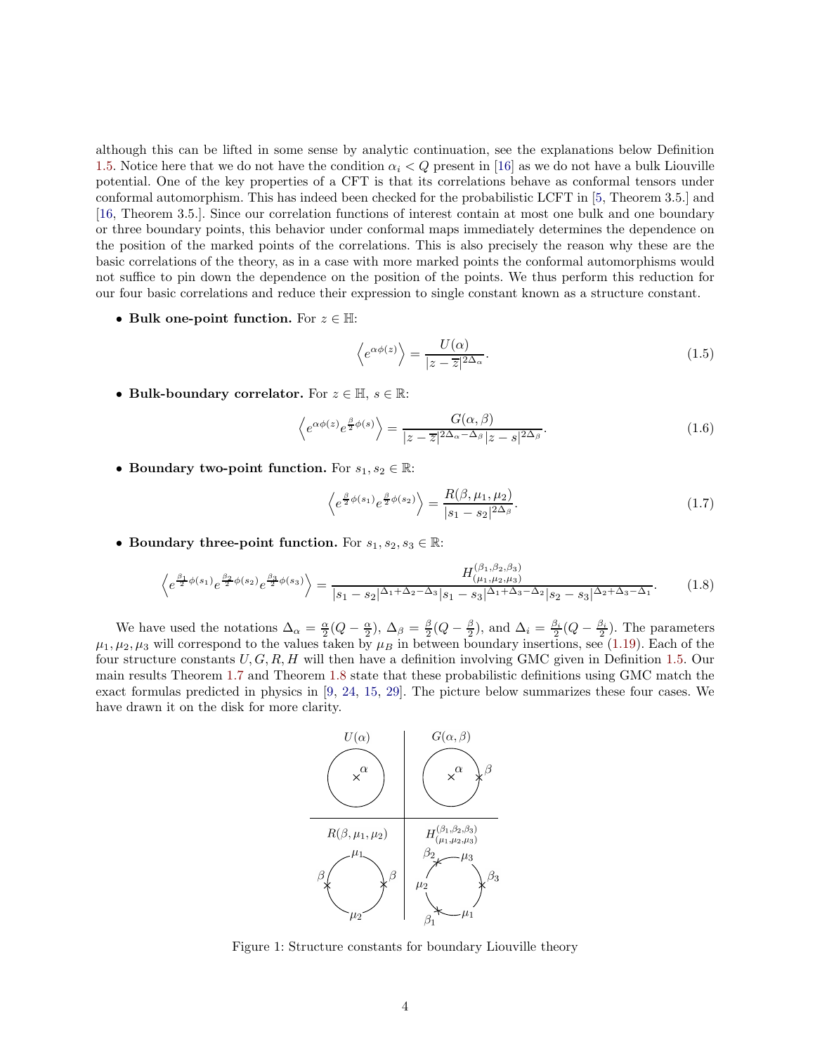although this can be lifted in some sense by analytic continuation, see the explanations below Definition 1.5. Notice here that we do not have the condition $\alpha_i < Q$ present in [16] as we do not have a bulk Liouville potential. One of the key properties of a CFT is that its correlations behave as conformal tensors under conformal automorphism. This has indeed been checked for the probabilistic LCFT in [5, Theorem 3.5.] and [16, Theorem 3.5.]. Since our correlation functions of interest contain at most one bulk and one boundary or three boundary points, this behavior under conformal maps immediately determines the dependence on the position of the marked points of the correlations. This is also precisely the reason why these are the basic correlations of the theory, as in a case with more marked points the conformal automorphisms would not suffice to pin down the dependence on the position of the points. We thus perform this reduction for our four basic correlations and reduce their expression to single constant known as a structure constant.

- **Bulk one-point function.** For $z \in \mathbb{H}$:

$$\left\langle e^{\alpha \phi(z)} \right\rangle = \frac{U(\alpha)}{|z - \overline{z}|^{2\Delta_\alpha}}. \tag{1.5}$$

- **Bulk-boundary correlator.** For $z \in \mathbb{H}$, $s \in \mathbb{R}$:

$$\left\langle e^{\alpha \phi(z)} e^{\frac{\beta}{2}\phi(s)} \right\rangle = \frac{G(\alpha, \beta)}{|z - \overline{z}|^{2\Delta_\alpha - \Delta_\beta} |z - s|^{2\Delta_\beta}}. \tag{1.6}$$

- **Boundary two-point function.** For $s_1, s_2 \in \mathbb{R}$:

$$\left\langle e^{\frac{\beta}{2}\phi(s_1)} e^{\frac{\beta}{2}\phi(s_2)} \right\rangle = \frac{R(\beta, \mu_1, \mu_2)}{|s_1 - s_2|^{2\Delta_\beta}}. \tag{1.7}$$

- **Boundary three-point function.** For $s_1, s_2, s_3 \in \mathbb{R}$:

$$\left\langle e^{\frac{\beta_1}{2}\phi(s_1)} e^{\frac{\beta_2}{2}\phi(s_2)} e^{\frac{\beta_3}{2}\phi(s_3)} \right\rangle = \frac{H^{(\beta_1,\beta_2,\beta_3)}_{(\mu_1,\mu_2,\mu_3)}}{|s_1 - s_2|^{\Delta_1 + \Delta_2 - \Delta_3} |s_1 - s_3|^{\Delta_1 + \Delta_3 - \Delta_2} |s_2 - s_3|^{\Delta_2 + \Delta_3 - \Delta_1}}. \tag{1.8}$$

We have used the notations $\Delta_\alpha = \frac{\alpha}{2}(Q - \frac{\alpha}{2})$, $\Delta_\beta = \frac{\beta}{2}(Q - \frac{\beta}{2})$, and $\Delta_i = \frac{\beta_i}{2}(Q - \frac{\beta_i}{2})$. The parameters $\mu_1, \mu_2, \mu_3$ will correspond to the values taken by $\mu_B$ in between boundary insertions, see (1.19). Each of the four structure constants $U, G, R, H$ will then have a definition involving GMC given in Definition 1.5. Our main results Theorem 1.7 and Theorem 1.8 state that these probabilistic definitions using GMC match the exact formulas predicted in physics in [9, 24, 15, 29]. The picture below summarizes these four cases. We have drawn it on the disk for more clarity.

Figure 1: Structure constants for boundary Liouville theory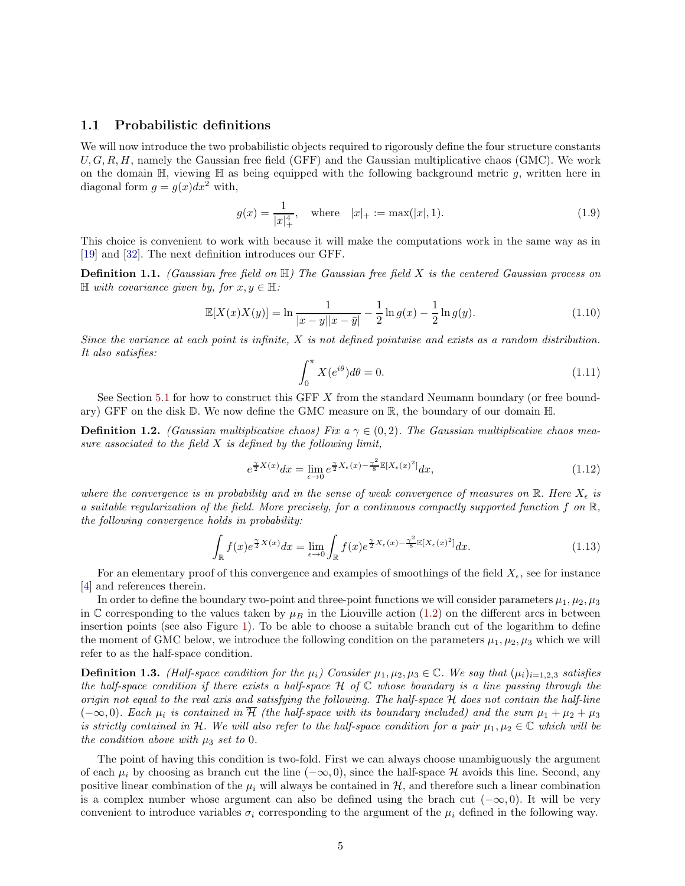### 1.1 Probabilistic definitions

We will now introduce the two probabilistic objects required to rigorously define the four structure constants $U, G, R, H$, namely the Gaussian free field (GFF) and the Gaussian multiplicative chaos (GMC). We work on the domain $\mathbb{H}$, viewing $\mathbb{H}$ as being equipped with the following background metric $g$, written here in diagonal form $g = g(x)dx^2$ with,

$$g(x) = \frac{1}{|x|_+^4}, \quad \text{where} \quad |x|_+ := \max(|x|, 1). \tag{1.9}$$

This choice is convenient to work with because it will make the computations work in the same way as in [19] and [32]. The next definition introduces our GFF.

**Definition 1.1.** *(Gaussian free field on $\mathbb{H}$) The Gaussian free field $X$ is the centered Gaussian process on $\mathbb{H}$ with covariance given by, for $x, y \in \mathbb{H}$:*

$$\mathbb{E}[X(x)X(y)] = \ln \frac{1}{|x-y||x-\bar{y}|} - \frac{1}{2}\ln g(x) - \frac{1}{2}\ln g(y). \tag{1.10}$$

*Since the variance at each point is infinite, $X$ is not defined pointwise and exists as a random distribution. It also satisfies:*

$$\int_0^\pi X(e^{i\theta})d\theta = 0. \tag{1.11}$$

See Section 5.1 for how to construct this GFF $X$ from the standard Neumann boundary (or free boundary) GFF on the disk $\mathbb{D}$. We now define the GMC measure on $\mathbb{R}$, the boundary of our domain $\mathbb{H}$.

**Definition 1.2.** *(Gaussian multiplicative chaos) Fix a $\gamma \in (0, 2)$. The Gaussian multiplicative chaos measure associated to the field $X$ is defined by the following limit,*

$$e^{\frac{\gamma}{2}X(x)}dx = \lim_{\epsilon \to 0} e^{\frac{\gamma}{2}X_\epsilon(x) - \frac{\gamma^2}{8}\mathbb{E}[X_\epsilon(x)^2]}dx, \tag{1.12}$$

*where the convergence is in probability and in the sense of weak convergence of measures on $\mathbb{R}$. Here $X_\epsilon$ is a suitable regularization of the field. More precisely, for a continuous compactly supported function $f$ on $\mathbb{R}$, the following convergence holds in probability:*

$$\int_{\mathbb{R}} f(x)e^{\frac{\gamma}{2}X(x)}dx = \lim_{\epsilon \to 0}\int_{\mathbb{R}} f(x)e^{\frac{\gamma}{2}X_\epsilon(x) - \frac{\gamma^2}{8}\mathbb{E}[X_\epsilon(x)^2]}dx. \tag{1.13}$$

For an elementary proof of this convergence and examples of smoothings of the field $X_\epsilon$, see for instance [4] and references therein.

In order to define the boundary two-point and three-point functions we will consider parameters $\mu_1, \mu_2, \mu_3$ in $\mathbb{C}$ corresponding to the values taken by $\mu_B$ in the Liouville action (1.2) on the different arcs in between insertion points (see also Figure 1). To be able to choose a suitable branch cut of the logarithm to define the moment of GMC below, we introduce the following condition on the parameters $\mu_1, \mu_2, \mu_3$ which we will refer to as the half-space condition.

**Definition 1.3.** *(Half-space condition for the $\mu_i$) Consider $\mu_1, \mu_2, \mu_3 \in \mathbb{C}$. We say that $(\mu_i)_{i=1,2,3}$ satisfies the half-space condition if there exists a half-space $\mathcal{H}$ of $\mathbb{C}$ whose boundary is a line passing through the origin not equal to the real axis and satisfying the following. The half-space $\mathcal{H}$ does not contain the half-line $(-\infty, 0)$. Each $\mu_i$ is contained in $\overline{\mathcal{H}}$ (the half-space with its boundary included) and the sum $\mu_1 + \mu_2 + \mu_3$ is strictly contained in $\mathcal{H}$. We will also refer to the half-space condition for a pair $\mu_1, \mu_2 \in \mathbb{C}$ which will be the condition above with $\mu_3$ set to 0.*

The point of having this condition is two-fold. First we can always choose unambiguously the argument of each $\mu_i$ by choosing as branch cut the line $(-\infty, 0)$, since the half-space $\mathcal{H}$ avoids this line. Second, any positive linear combination of the $\mu_i$ will always be contained in $\mathcal{H}$, and therefore such a linear combination is a complex number whose argument can also be defined using the brach cut $(-\infty, 0)$. It will be very convenient to introduce variables $\sigma_i$ corresponding to the argument of the $\mu_i$ defined in the following way.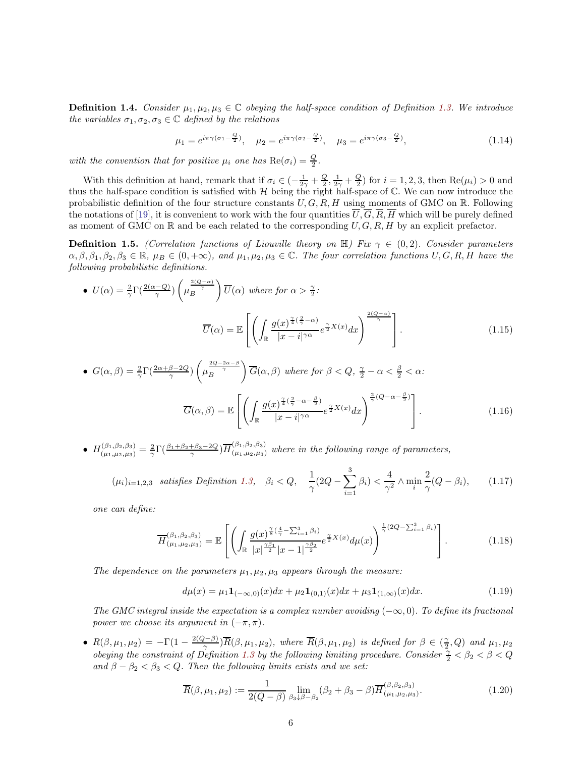**Definition 1.4.** *Consider $\mu_1, \mu_2, \mu_3 \in \mathbb{C}$ obeying the half-space condition of Definition 1.3. We introduce the variables $\sigma_1, \sigma_2, \sigma_3 \in \mathbb{C}$ defined by the relations*

$$\mu_1 = e^{i\pi\gamma(\sigma_1 - \frac{Q}{2})}, \quad \mu_2 = e^{i\pi\gamma(\sigma_2 - \frac{Q}{2})}, \quad \mu_3 = e^{i\pi\gamma(\sigma_3 - \frac{Q}{2})}, \tag{1.14}$$

*with the convention that for positive $\mu_i$ one has $\mathrm{Re}(\sigma_i) = \frac{Q}{2}$.*

With this definition at hand, remark that if $\sigma_i \in (-\frac{1}{2\gamma} + \frac{Q}{2}, \frac{1}{2\gamma} + \frac{Q}{2})$ for $i = 1, 2, 3$, then $\mathrm{Re}(\mu_i) > 0$ and thus the half-space condition is satisfied with $\mathcal{H}$ being the right half-space of $\mathbb{C}$. We can now introduce the probabilistic definition of the four structure constants $U, G, R, H$ using moments of GMC on $\mathbb{R}$. Following the notations of [19], it is convenient to work with the four quantities $\overline{U}, \overline{G}, \overline{R}, \overline{H}$ which will be purely defined as moment of GMC on $\mathbb{R}$ and be each related to the corresponding $U, G, R, H$ by an explicit prefactor.

**Definition 1.5.** *(Correlation functions of Liouville theory on $\mathbb{H}$) Fix $\gamma \in (0, 2)$. Consider parameters $\alpha, \beta, \beta_1, \beta_2, \beta_3 \in \mathbb{R}$, $\mu_B \in (0, +\infty)$, and $\mu_1, \mu_2, \mu_3 \in \mathbb{C}$. The four correlation functions $U, G, R, H$ have the following probabilistic definitions.*

- $U(\alpha) = \frac{2}{\gamma}\Gamma(\frac{2(\alpha - Q)}{\gamma})\left(\mu_B^{\frac{2(Q-\alpha)}{\gamma}}\right)\overline{U}(\alpha)$ *where for $\alpha > \frac{\gamma}{2}$:*

$$\overline{U}(\alpha) = \mathbb{E}\left[\left(\int_{\mathbb{R}} \frac{g(x)^{\frac{\gamma}{4}(\frac{2}{\gamma} - \alpha)}}{|x - i|^{\gamma\alpha}} e^{\frac{\gamma}{2}X(x)} dx\right)^{\frac{2(Q-\alpha)}{\gamma}}\right]. \tag{1.15}$$

- $G(\alpha, \beta) = \frac{2}{\gamma}\Gamma(\frac{2\alpha + \beta - 2Q}{\gamma})\left(\mu_B^{\frac{2Q - 2\alpha - \beta}{\gamma}}\right)\overline{G}(\alpha, \beta)$ *where for $\beta < Q$, $\frac{\gamma}{2} - \alpha < \frac{\beta}{2} < \alpha$:*

$$\overline{G}(\alpha, \beta) = \mathbb{E}\left[\left(\int_{\mathbb{R}} \frac{g(x)^{\frac{\gamma}{4}(\frac{2}{\gamma} - \alpha - \frac{\beta}{2})}}{|x - i|^{\gamma\alpha}} e^{\frac{\gamma}{2}X(x)} dx\right)^{\frac{2}{\gamma}(Q - \alpha - \frac{\beta}{2})}\right]. \tag{1.16}$$

- $H^{(\beta_1, \beta_2, \beta_3)}_{(\mu_1, \mu_2, \mu_3)} = \frac{2}{\gamma}\Gamma(\frac{\beta_1 + \beta_2 + \beta_3 - 2Q}{\gamma})\overline{H}^{(\beta_1, \beta_2, \beta_3)}_{(\mu_1, \mu_2, \mu_3)}$ *where in the following range of parameters,*

$$(\mu_i)_{i=1,2,3} \text{ satisfies Definition 1.3}, \quad \beta_i < Q, \quad \frac{1}{\gamma}(2Q - \sum_{i=1}^{3}\beta_i) < \frac{4}{\gamma^2} \wedge \min_i \frac{2}{\gamma}(Q - \beta_i), \tag{1.17}$$

*one can define:*

$$\overline{H}^{(\beta_1, \beta_2, \beta_3)}_{(\mu_1, \mu_2, \mu_3)} = \mathbb{E}\left[\left(\int_{\mathbb{R}} \frac{g(x)^{\frac{\gamma}{8}(\frac{4}{\gamma} - \sum_{i=1}^{3}\beta_i)}}{|x|^{\frac{\gamma\beta_1}{2}}|x - 1|^{\frac{\gamma\beta_2}{2}}} e^{\frac{\gamma}{2}X(x)} d\mu(x)\right)^{\frac{1}{\gamma}(2Q - \sum_{i=1}^{3}\beta_i)}\right]. \tag{1.18}$$

*The dependence on the parameters $\mu_1, \mu_2, \mu_3$ appears through the measure:*

$$d\mu(x) = \mu_1 \mathbf{1}_{(-\infty,0)}(x)dx + \mu_2 \mathbf{1}_{(0,1)}(x)dx + \mu_3 \mathbf{1}_{(1,\infty)}(x)dx. \tag{1.19}$$

*The GMC integral inside the expectation is a complex number avoiding $(-\infty, 0)$. To define its fractional power we choose its argument in $(-\pi, \pi)$.*

- $R(\beta, \mu_1, \mu_2) = -\Gamma(1 - \frac{2(Q-\beta)}{\gamma})\overline{R}(\beta, \mu_1, \mu_2)$, *where $\overline{R}(\beta, \mu_1, \mu_2)$ is defined for $\beta \in (\frac{\gamma}{2}, Q)$ and $\mu_1, \mu_2$ obeying the constraint of Definition 1.3 by the following limiting procedure. Consider $\frac{\gamma}{2} < \beta_2 < \beta < Q$ and $\beta - \beta_2 < \beta_3 < Q$. Then the following limits exists and we set:*

$$\overline{R}(\beta, \mu_1, \mu_2) := \frac{1}{2(Q - \beta)} \lim_{\beta_3 \downarrow \beta - \beta_2} (\beta_2 + \beta_3 - \beta)\overline{H}^{(\beta, \beta_2, \beta_3)}_{(\mu_1, \mu_2, \mu_3)}. \tag{1.20}$$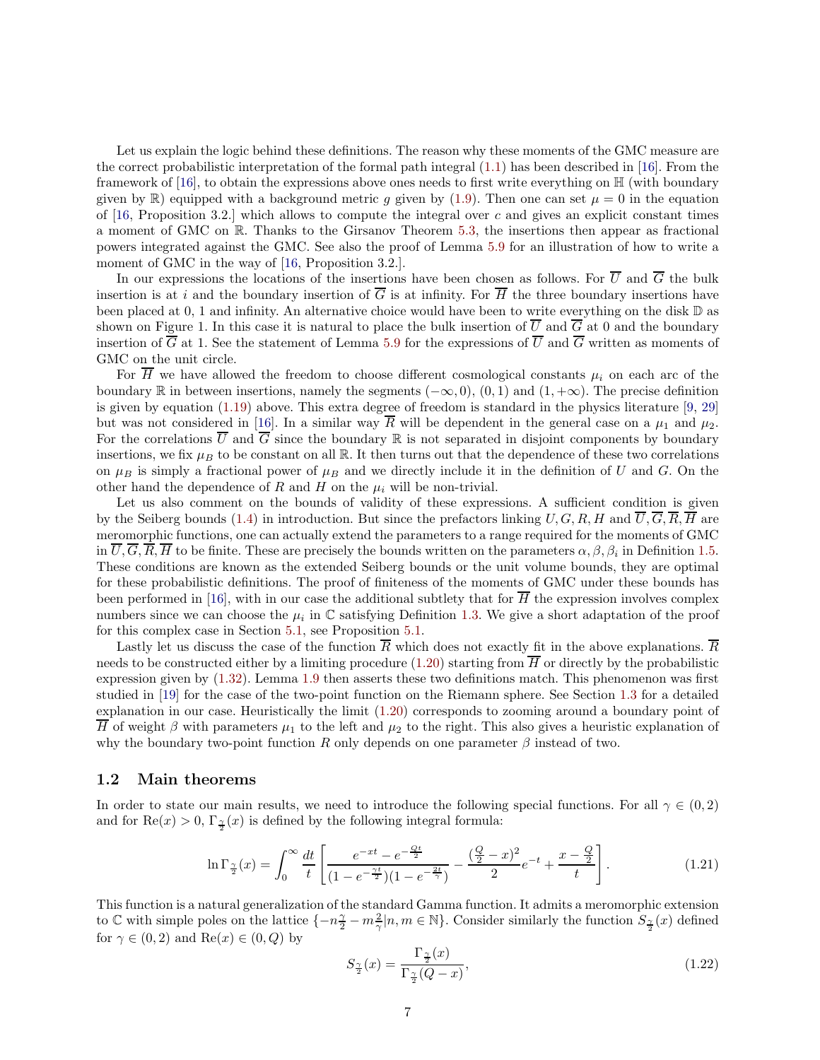Let us explain the logic behind these definitions. The reason why these moments of the GMC measure are the correct probabilistic interpretation of the formal path integral (1.1) has been described in [16]. From the framework of [16], to obtain the expressions above ones needs to first write everything on $\mathbb{H}$ (with boundary given by $\mathbb{R}$) equipped with a background metric $g$ given by (1.9). Then one can set $\mu = 0$ in the equation of [16, Proposition 3.2.] which allows to compute the integral over $c$ and gives an explicit constant times a moment of GMC on $\mathbb{R}$. Thanks to the Girsanov Theorem 5.3, the insertions then appear as fractional powers integrated against the GMC. See also the proof of Lemma 5.9 for an illustration of how to write a moment of GMC in the way of [16, Proposition 3.2.].

In our expressions the locations of the insertions have been chosen as follows. For $\overline{U}$ and $\overline{G}$ the bulk insertion is at $i$ and the boundary insertion of $\overline{G}$ is at infinity. For $\overline{H}$ the three boundary insertions have been placed at 0, 1 and infinity. An alternative choice would have been to write everything on the disk $\mathbb{D}$ as shown on Figure 1. In this case it is natural to place the bulk insertion of $\overline{U}$ and $\overline{G}$ at 0 and the boundary insertion of $\overline{G}$ at 1. See the statement of Lemma 5.9 for the expressions of $\overline{U}$ and $\overline{G}$ written as moments of GMC on the unit circle.

For $\overline{H}$ we have allowed the freedom to choose different cosmological constants $\mu_i$ on each arc of the boundary $\mathbb{R}$ in between insertions, namely the segments $(-\infty, 0)$, $(0, 1)$ and $(1, +\infty)$. The precise definition is given by equation (1.19) above. This extra degree of freedom is standard in the physics literature [9, 29] but was not considered in [16]. In a similar way $\overline{R}$ will be dependent in the general case on a $\mu_1$ and $\mu_2$. For the correlations $\overline{U}$ and $\overline{G}$ since the boundary $\mathbb{R}$ is not separated in disjoint components by boundary insertions, we fix $\mu_B$ to be constant on all $\mathbb{R}$. It then turns out that the dependence of these two correlations on $\mu_B$ is simply a fractional power of $\mu_B$ and we directly include it in the definition of $U$ and $G$. On the other hand the dependence of $R$ and $H$ on the $\mu_i$ will be non-trivial.

Let us also comment on the bounds of validity of these expressions. A sufficient condition is given by the Seiberg bounds (1.4) in introduction. But since the prefactors linking $U, G, R, H$ and $\overline{U}, \overline{G}, \overline{R}, \overline{H}$ are meromorphic functions, one can actually extend the parameters to a range required for the moments of GMC in $\overline{U}, \overline{G}, \overline{R}, \overline{H}$ to be finite. These are precisely the bounds written on the parameters $\alpha, \beta, \beta_i$ in Definition 1.5. These conditions are known as the extended Seiberg bounds or the unit volume bounds, they are optimal for these probabilistic definitions. The proof of finiteness of the moments of GMC under these bounds has been performed in [16], with in our case the additional subtlety that for $\overline{H}$ the expression involves complex numbers since we can choose the $\mu_i$ in $\mathbb{C}$ satisfying Definition 1.3. We give a short adaptation of the proof for this complex case in Section 5.1, see Proposition 5.1.

Lastly let us discuss the case of the function $\overline{R}$ which does not exactly fit in the above explanations. $\overline{R}$ needs to be constructed either by a limiting procedure (1.20) starting from $\overline{H}$ or directly by the probabilistic expression given by (1.32). Lemma 1.9 then asserts these two definitions match. This phenomenon was first studied in [19] for the case of the two-point function on the Riemann sphere. See Section 1.3 for a detailed explanation in our case. Heuristically the limit (1.20) corresponds to zooming around a boundary point of $\overline{H}$ of weight $\beta$ with parameters $\mu_1$ to the left and $\mu_2$ to the right. This also gives a heuristic explanation of why the boundary two-point function $R$ only depends on one parameter $\beta$ instead of two.

## 1.2 Main theorems

In order to state our main results, we need to introduce the following special functions. For all $\gamma \in (0, 2)$ and for $\mathrm{Re}(x) > 0$, $\Gamma_{\frac{\gamma}{2}}(x)$ is defined by the following integral formula:

$$\ln \Gamma_{\frac{\gamma}{2}}(x) = \int_0^\infty \frac{dt}{t} \left[ \frac{e^{-xt} - e^{-\frac{Qt}{2}}}{(1 - e^{-\frac{\gamma t}{2}})(1 - e^{-\frac{2t}{\gamma}})} - \frac{(\frac{Q}{2} - x)^2}{2} e^{-t} + \frac{x - \frac{Q}{2}}{t} \right]. \tag{1.21}$$

This function is a natural generalization of the standard Gamma function. It admits a meromorphic extension to $\mathbb{C}$ with simple poles on the lattice $\{-n\frac{\gamma}{2} - m\frac{2}{\gamma} | n, m \in \mathbb{N}\}$. Consider similarly the function $S_{\frac{\gamma}{2}}(x)$ defined for $\gamma \in (0, 2)$ and $\mathrm{Re}(x) \in (0, Q)$ by

$$S_{\frac{\gamma}{2}}(x) = \frac{\Gamma_{\frac{\gamma}{2}}(x)}{\Gamma_{\frac{\gamma}{2}}(Q - x)}, \tag{1.22}$$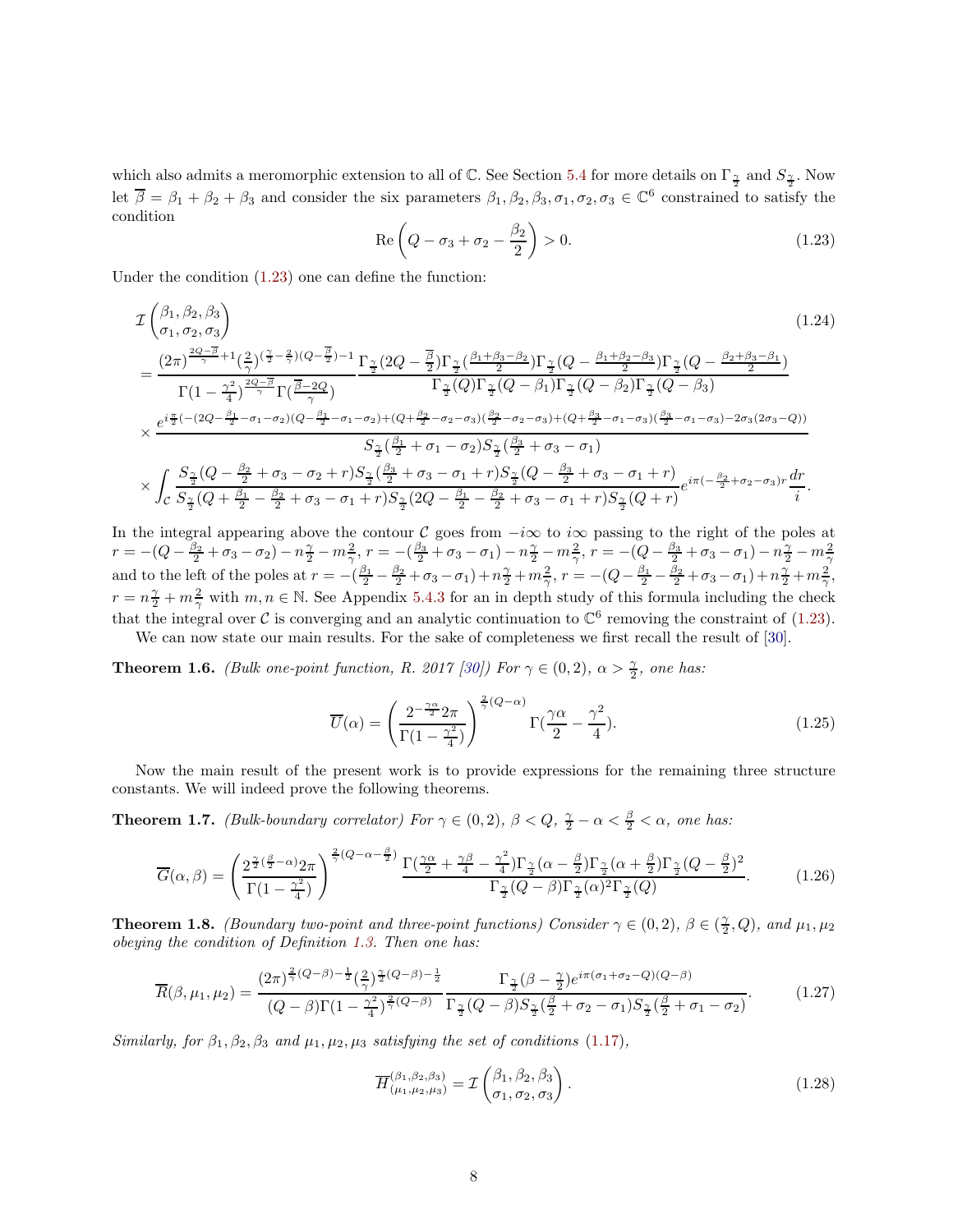which also admits a meromorphic extension to all of $\mathbb{C}$. See Section 5.4 for more details on $\Gamma_{\frac{\gamma}{2}}$ and $S_{\frac{\gamma}{2}}$. Now let $\overline{\beta} = \beta_1 + \beta_2 + \beta_3$ and consider the six parameters $\beta_1, \beta_2, \beta_3, \sigma_1, \sigma_2, \sigma_3 \in \mathbb{C}^6$ constrained to satisfy the condition

$$\mathrm{Re}\left(Q - \sigma_3 + \sigma_2 - \frac{\beta_2}{2}\right) > 0. \tag{1.23}$$

Under the condition (1.23) one can define the function:

$$\begin{aligned}
&\mathcal{I}\begin{pmatrix}\beta_1, \beta_2, \beta_3\\ \sigma_1, \sigma_2, \sigma_3\end{pmatrix} \qquad (1.24)\\
&= \frac{(2\pi)^{\frac{2Q-\overline{\beta}}{\gamma}+1}(\frac{2}{\gamma})^{(\frac{\gamma}{2}-\frac{2}{\gamma})(Q-\frac{\overline{\beta}}{2})-1}}{\Gamma(1-\frac{\gamma^2}{4})^{\frac{2Q-\overline{\beta}}{\gamma}}\Gamma(\frac{\overline{\beta}-2Q}{\gamma})} \frac{\Gamma_{\frac{\gamma}{2}}(2Q-\frac{\overline{\beta}}{2})\Gamma_{\frac{\gamma}{2}}(\frac{\beta_1+\beta_3-\beta_2}{2})\Gamma_{\frac{\gamma}{2}}(Q-\frac{\beta_1+\beta_2-\beta_3}{2})\Gamma_{\frac{\gamma}{2}}(Q-\frac{\beta_2+\beta_3-\beta_1}{2})}{\Gamma_{\frac{\gamma}{2}}(Q)\Gamma_{\frac{\gamma}{2}}(Q-\beta_1)\Gamma_{\frac{\gamma}{2}}(Q-\beta_2)\Gamma_{\frac{\gamma}{2}}(Q-\beta_3)}\\
&\times \frac{e^{i\frac{\pi}{2}(-(2Q-\frac{\beta_1}{2}-\sigma_1-\sigma_2)(Q-\frac{\beta_1}{2}-\sigma_1-\sigma_2)+(Q+\frac{\beta_2}{2}-\sigma_2-\sigma_3)(\frac{\beta_2}{2}-\sigma_2-\sigma_3)+(Q+\frac{\beta_3}{2}-\sigma_1-\sigma_3)(\frac{\beta_3}{2}-\sigma_1-\sigma_3)-2\sigma_3(2\sigma_3-Q))}}{S_{\frac{\gamma}{2}}(\frac{\beta_1}{2}+\sigma_1-\sigma_2)S_{\frac{\gamma}{2}}(\frac{\beta_3}{2}+\sigma_3-\sigma_1)}\\
&\times \int_{\mathcal{C}} \frac{S_{\frac{\gamma}{2}}(Q-\frac{\beta_2}{2}+\sigma_3-\sigma_2+r)S_{\frac{\gamma}{2}}(\frac{\beta_3}{2}+\sigma_3-\sigma_1+r)S_{\frac{\gamma}{2}}(Q-\frac{\beta_3}{2}+\sigma_3-\sigma_1+r)}{S_{\frac{\gamma}{2}}(Q+\frac{\beta_1}{2}-\frac{\beta_2}{2}+\sigma_3-\sigma_1+r)S_{\frac{\gamma}{2}}(2Q-\frac{\beta_1}{2}-\frac{\beta_2}{2}+\sigma_3-\sigma_1+r)S_{\frac{\gamma}{2}}(Q+r)} e^{i\pi(-\frac{\beta_2}{2}+\sigma_2-\sigma_3)r}\frac{dr}{i}.
\end{aligned}$$

In the integral appearing above the contour $\mathcal{C}$ goes from $-i\infty$ to $i\infty$ passing to the right of the poles at $r = -(Q - \frac{\beta_2}{2} + \sigma_3 - \sigma_2) - n\frac{\gamma}{2} - m\frac{2}{\gamma}$, $r = -(\frac{\beta_3}{2} + \sigma_3 - \sigma_1) - n\frac{\gamma}{2} - m\frac{2}{\gamma}$, $r = -(Q - \frac{\beta_3}{2} + \sigma_3 - \sigma_1) - n\frac{\gamma}{2} - m\frac{2}{\gamma}$ and to the left of the poles at $r = -(\frac{\beta_1}{2} - \frac{\beta_2}{2} + \sigma_3 - \sigma_1) + n\frac{\gamma}{2} + m\frac{2}{\gamma}$, $r = -(Q - \frac{\beta_1}{2} - \frac{\beta_2}{2} + \sigma_3 - \sigma_1) + n\frac{\gamma}{2} + m\frac{2}{\gamma}$, $r = n\frac{\gamma}{2} + m\frac{2}{\gamma}$ with $m, n \in \mathbb{N}$. See Appendix 5.4.3 for an in depth study of this formula including the check that the integral over $\mathcal{C}$ is converging and an analytic continuation to $\mathbb{C}^6$ removing the constraint of (1.23).

We can now state our main results. For the sake of completeness we first recall the result of [30].

**Theorem 1.6.** *(Bulk one-point function, R. 2017 [30]) For $\gamma \in (0,2)$, $\alpha > \frac{\gamma}{2}$, one has:*

$$\overline{U}(\alpha) = \left(\frac{2^{-\frac{\gamma\alpha}{2}}2\pi}{\Gamma(1-\frac{\gamma^2}{4})}\right)^{\frac{2}{\gamma}(Q-\alpha)} \Gamma(\frac{\gamma\alpha}{2} - \frac{\gamma^2}{4}). \tag{1.25}$$

Now the main result of the present work is to provide expressions for the remaining three structure constants. We will indeed prove the following theorems.

**Theorem 1.7.** *(Bulk-boundary correlator) For $\gamma \in (0,2)$, $\beta < Q$, $\frac{\gamma}{2} - \alpha < \frac{\beta}{2} < \alpha$, one has:*

$$\overline{G}(\alpha, \beta) = \left(\frac{2^{\frac{\gamma}{2}(\frac{\beta}{2}-\alpha)}2\pi}{\Gamma(1-\frac{\gamma^2}{4})}\right)^{\frac{2}{\gamma}(Q-\alpha-\frac{\beta}{2})} \frac{\Gamma(\frac{\gamma\alpha}{2}+\frac{\gamma\beta}{4}-\frac{\gamma^2}{4})\Gamma_{\frac{\gamma}{2}}(\alpha-\frac{\beta}{2})\Gamma_{\frac{\gamma}{2}}(\alpha+\frac{\beta}{2})\Gamma_{\frac{\gamma}{2}}(Q-\frac{\beta}{2})^2}{\Gamma_{\frac{\gamma}{2}}(Q-\beta)\Gamma_{\frac{\gamma}{2}}(\alpha)^2\Gamma_{\frac{\gamma}{2}}(Q)}. \tag{1.26}$$

**Theorem 1.8.** *(Boundary two-point and three-point functions) Consider $\gamma \in (0,2)$, $\beta \in (\frac{\gamma}{2}, Q)$, and $\mu_1, \mu_2$ obeying the condition of Definition 1.3. Then one has:*

$$\overline{R}(\beta, \mu_1, \mu_2) = \frac{(2\pi)^{\frac{2}{\gamma}(Q-\beta)-\frac{1}{2}}(\frac{2}{\gamma})^{\frac{\gamma}{2}(Q-\beta)-\frac{1}{2}}}{(Q-\beta)\Gamma(1-\frac{\gamma^2}{4})^{\frac{2}{\gamma}(Q-\beta)}} \frac{\Gamma_{\frac{\gamma}{2}}(\beta-\frac{\gamma}{2})e^{i\pi(\sigma_1+\sigma_2-Q)(Q-\beta)}}{\Gamma_{\frac{\gamma}{2}}(Q-\beta)S_{\frac{\gamma}{2}}(\frac{\beta}{2}+\sigma_2-\sigma_1)S_{\frac{\gamma}{2}}(\frac{\beta}{2}+\sigma_1-\sigma_2)}. \tag{1.27}$$

*Similarly, for $\beta_1, \beta_2, \beta_3$ and $\mu_1, \mu_2, \mu_3$ satisfying the set of conditions (1.17),*

$$\overline{H}^{(\beta_1,\beta_2,\beta_3)}_{(\mu_1,\mu_2,\mu_3)} = \mathcal{I}\begin{pmatrix}\beta_1, \beta_2, \beta_3\\ \sigma_1, \sigma_2, \sigma_3\end{pmatrix}. \tag{1.28}$$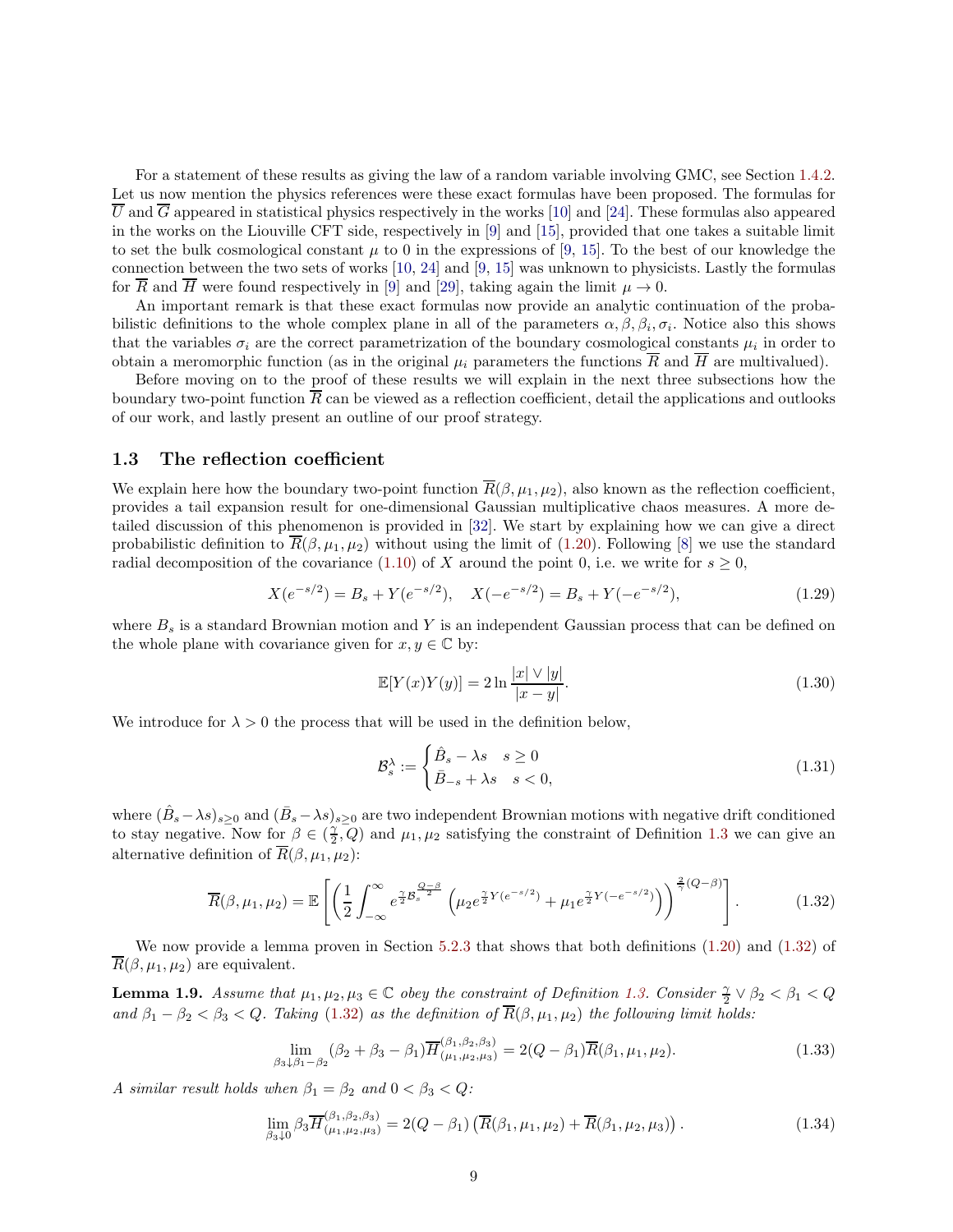For a statement of these results as giving the law of a random variable involving GMC, see Section 1.4.2. Let us now mention the physics references were these exact formulas have been proposed. The formulas for $\overline{U}$ and $\overline{G}$ appeared in statistical physics respectively in the works [10] and [24]. These formulas also appeared in the works on the Liouville CFT side, respectively in [9] and [15], provided that one takes a suitable limit to set the bulk cosmological constant $\mu$ to 0 in the expressions of [9, 15]. To the best of our knowledge the connection between the two sets of works [10, 24] and [9, 15] was unknown to physicists. Lastly the formulas for $\overline{R}$ and $\overline{H}$ were found respectively in [9] and [29], taking again the limit $\mu \to 0$.

An important remark is that these exact formulas now provide an analytic continuation of the probabilistic definitions to the whole complex plane in all of the parameters $\alpha, \beta, \beta_i, \sigma_i$. Notice also this shows that the variables $\sigma_i$ are the correct parametrization of the boundary cosmological constants $\mu_i$ in order to obtain a meromorphic function (as in the original $\mu_i$ parameters the functions $\overline{R}$ and $\overline{H}$ are multivalued).

Before moving on to the proof of these results we will explain in the next three subsections how the boundary two-point function $\overline{R}$ can be viewed as a reflection coefficient, detail the applications and outlooks of our work, and lastly present an outline of our proof strategy.

## 1.3 The reflection coefficient

We explain here how the boundary two-point function $\overline{R}(\beta, \mu_1, \mu_2)$, also known as the reflection coefficient, provides a tail expansion result for one-dimensional Gaussian multiplicative chaos measures. A more detailed discussion of this phenomenon is provided in [32]. We start by explaining how we can give a direct probabilistic definition to $\overline{R}(\beta, \mu_1, \mu_2)$ without using the limit of (1.20). Following [8] we use the standard radial decomposition of the covariance (1.10) of $X$ around the point 0, i.e. we write for $s \geq 0$,

$$X(e^{-s/2}) = B_s + Y(e^{-s/2}), \quad X(-e^{-s/2}) = B_s + Y(-e^{-s/2}), \tag{1.29}$$

where $B_s$ is a standard Brownian motion and $Y$ is an independent Gaussian process that can be defined on the whole plane with covariance given for $x, y \in \mathbb{C}$ by:

$$\mathbb{E}[Y(x)Y(y)] = 2 \ln \frac{|x| \vee |y|}{|x-y|}. \tag{1.30}$$

We introduce for $\lambda > 0$ the process that will be used in the definition below,

$$\mathcal{B}^{\lambda}_s := \begin{cases} \hat{B}_s - \lambda s & s \geq 0 \\ \bar{B}_{-s} + \lambda s & s < 0, \end{cases} \tag{1.31}$$

where $(\hat{B}_s - \lambda s)_{s \geq 0}$ and $(\bar{B}_s - \lambda s)_{s \geq 0}$ are two independent Brownian motions with negative drift conditioned to stay negative. Now for $\beta \in (\frac{\gamma}{2}, Q)$ and $\mu_1, \mu_2$ satisfying the constraint of Definition 1.3 we can give an alternative definition of $\overline{R}(\beta, \mu_1, \mu_2)$:

$$\overline{R}(\beta, \mu_1, \mu_2) = \mathbb{E}\left[ \left( \frac{1}{2} \int_{-\infty}^{\infty} e^{\frac{\gamma}{2} \mathcal{B}_s^{\frac{Q-\beta}{2}}} \left( \mu_2 e^{\frac{\gamma}{2} Y(e^{-s/2})} + \mu_1 e^{\frac{\gamma}{2} Y(-e^{-s/2})} \right) \right)^{\frac{2}{\gamma}(Q-\beta)} \right]. \tag{1.32}$$

We now provide a lemma proven in Section 5.2.3 that shows that both definitions (1.20) and (1.32) of $\overline{R}(\beta, \mu_1, \mu_2)$ are equivalent.

**Lemma 1.9.** *Assume that $\mu_1, \mu_2, \mu_3 \in \mathbb{C}$ obey the constraint of Definition 1.3. Consider $\frac{\gamma}{2} \vee \beta_2 < \beta_1 < Q$ and $\beta_1 - \beta_2 < \beta_3 < Q$. Taking (1.32) as the definition of $\overline{R}(\beta, \mu_1, \mu_2)$ the following limit holds:*

$$\lim_{\beta_3 \downarrow \beta_1 - \beta_2} (\beta_2 + \beta_3 - \beta_1) \overline{H}^{(\beta_1, \beta_2, \beta_3)}_{(\mu_1, \mu_2, \mu_3)} = 2(Q - \beta_1) \overline{R}(\beta_1, \mu_1, \mu_2). \tag{1.33}$$

*A similar result holds when $\beta_1 = \beta_2$ and $0 < \beta_3 < Q$:*

$$\lim_{\beta_3 \downarrow 0} \beta_3 \overline{H}^{(\beta_1, \beta_2, \beta_3)}_{(\mu_1, \mu_2, \mu_3)} = 2(Q - \beta_1) \left( \overline{R}(\beta_1, \mu_1, \mu_2) + \overline{R}(\beta_1, \mu_2, \mu_3) \right). \tag{1.34}$$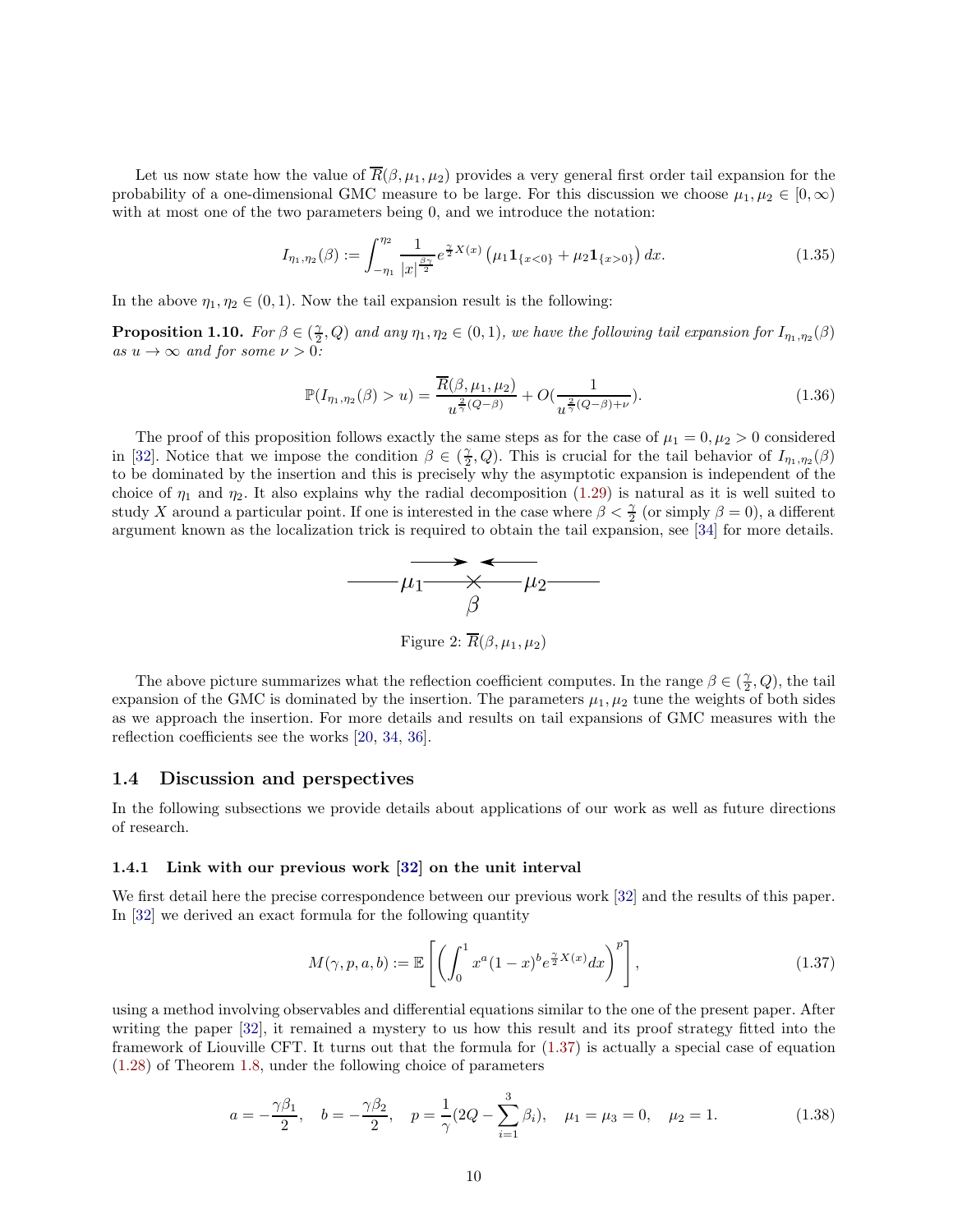Let us now state how the value of $\overline{R}(\beta, \mu_1, \mu_2)$ provides a very general first order tail expansion for the probability of a one-dimensional GMC measure to be large. For this discussion we choose $\mu_1, \mu_2 \in [0, \infty)$ with at most one of the two parameters being 0, and we introduce the notation:

$$I_{\eta_1,\eta_2}(\beta) := \int_{-\eta_1}^{\eta_2} \frac{1}{|x|^{\frac{\beta\gamma}{2}}} e^{\frac{\gamma}{2}X(x)} \left(\mu_1 \mathbf{1}_{\{x<0\}} + \mu_2 \mathbf{1}_{\{x>0\}}\right) dx. \tag{1.35}$$

In the above $\eta_1, \eta_2 \in (0, 1)$. Now the tail expansion result is the following:

**Proposition 1.10.** *For $\beta \in (\frac{\gamma}{2}, Q)$ and any $\eta_1, \eta_2 \in (0,1)$, we have the following tail expansion for $I_{\eta_1,\eta_2}(\beta)$ as $u \to \infty$ and for some $\nu > 0$:*

$$\mathbb{P}(I_{\eta_1,\eta_2}(\beta) > u) = \frac{\overline{R}(\beta, \mu_1, \mu_2)}{u^{\frac{2}{\gamma}(Q-\beta)}} + O(\frac{1}{u^{\frac{2}{\gamma}(Q-\beta)+\nu}}). \tag{1.36}$$

The proof of this proposition follows exactly the same steps as for the case of $\mu_1 = 0, \mu_2 > 0$ considered in [32]. Notice that we impose the condition $\beta \in (\frac{\gamma}{2}, Q)$. This is crucial for the tail behavior of $I_{\eta_1,\eta_2}(\beta)$ to be dominated by the insertion and this is precisely why the asymptotic expansion is independent of the choice of $\eta_1$ and $\eta_2$. It also explains why the radial decomposition (1.29) is natural as it is well suited to study $X$ around a particular point. If one is interested in the case where $\beta < \frac{\gamma}{2}$ (or simply $\beta = 0$), a different argument known as the localization trick is required to obtain the tail expansion, see [34] for more details.

Figure 2: $\overline{R}(\beta, \mu_1, \mu_2)$

The above picture summarizes what the reflection coefficient computes. In the range $\beta \in (\frac{\gamma}{2}, Q)$, the tail expansion of the GMC is dominated by the insertion. The parameters $\mu_1, \mu_2$ tune the weights of both sides as we approach the insertion. For more details and results on tail expansions of GMC measures with the reflection coefficients see the works [20, 34, 36].

## 1.4 Discussion and perspectives

In the following subsections we provide details about applications of our work as well as future directions of research.

### 1.4.1 Link with our previous work [32] on the unit interval

We first detail here the precise correspondence between our previous work [32] and the results of this paper. In [32] we derived an exact formula for the following quantity

$$M(\gamma, p, a, b) := \mathbb{E}\left[\left(\int_0^1 x^a (1-x)^b e^{\frac{\gamma}{2}X(x)} dx\right)^p\right], \tag{1.37}$$

using a method involving observables and differential equations similar to the one of the present paper. After writing the paper [32], it remained a mystery to us how this result and its proof strategy fitted into the framework of Liouville CFT. It turns out that the formula for (1.37) is actually a special case of equation (1.28) of Theorem 1.8, under the following choice of parameters

$$a = -\frac{\gamma\beta_1}{2}, \quad b = -\frac{\gamma\beta_2}{2}, \quad p = \frac{1}{\gamma}(2Q - \sum_{i=1}^{3} \beta_i), \quad \mu_1 = \mu_3 = 0, \quad \mu_2 = 1. \tag{1.38}$$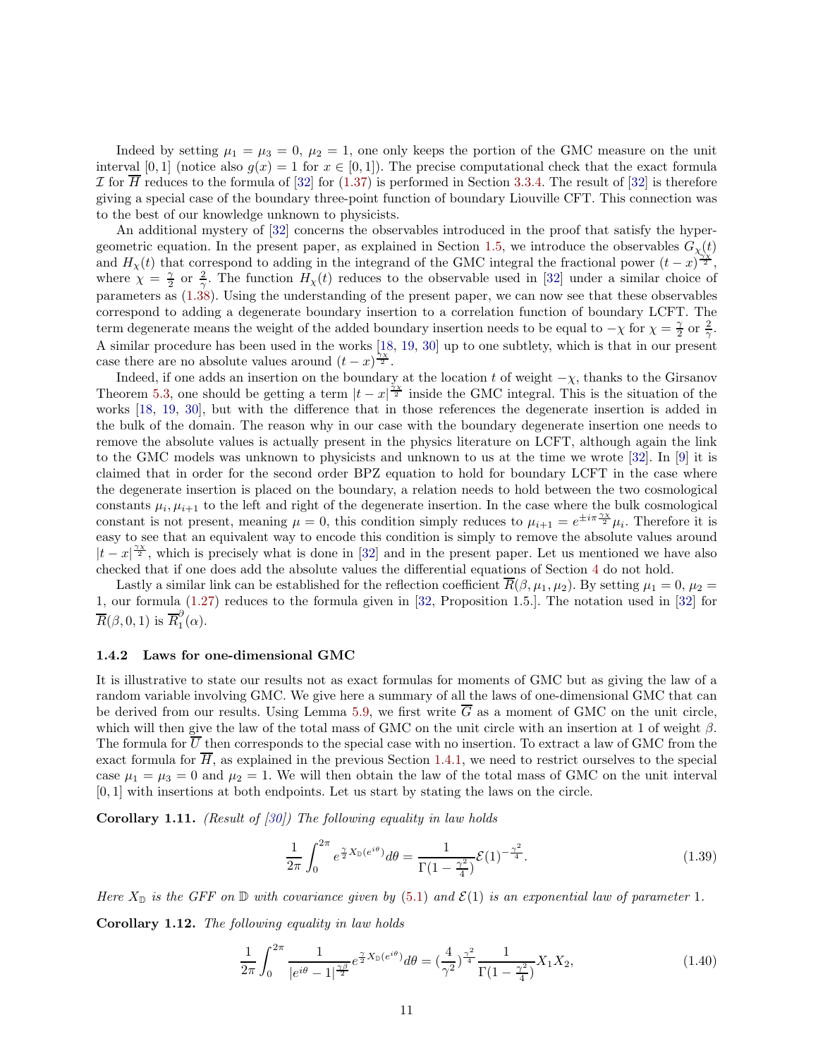Indeed by setting $\mu_1 = \mu_3 = 0$, $\mu_2 = 1$, one only keeps the portion of the GMC measure on the unit interval $[0,1]$ (notice also $g(x) = 1$ for $x \in [0,1]$). The precise computational check that the exact formula $\mathcal{I}$ for $\overline{H}$ reduces to the formula of [32] for (1.37) is performed in Section 3.3.4. The result of [32] is therefore giving a special case of the boundary three-point function of boundary Liouville CFT. This connection was to the best of our knowledge unknown to physicists.

An additional mystery of [32] concerns the observables introduced in the proof that satisfy the hypergeometric equation. In the present paper, as explained in Section 1.5, we introduce the observables $G_\chi(t)$ and $H_\chi(t)$ that correspond to adding in the integrand of the GMC integral the fractional power $(t-x)^{\frac{\gamma\chi}{2}}$, where $\chi = \frac{\gamma}{2}$ or $\frac{2}{\gamma}$. The function $H_\chi(t)$ reduces to the observable used in [32] under a similar choice of parameters as (1.38). Using the understanding of the present paper, we can now see that these observables correspond to adding a degenerate boundary insertion to a correlation function of boundary LCFT. The term degenerate means the weight of the added boundary insertion needs to be equal to $-\chi$ for $\chi = \frac{\gamma}{2}$ or $\frac{2}{\gamma}$. A similar procedure has been used in the works [18, 19, 30] up to one subtlety, which is that in our present case there are no absolute values around $(t-x)^{\frac{\gamma\chi}{2}}$.

Indeed, if one adds an insertion on the boundary at the location $t$ of weight $-\chi$, thanks to the Girsanov Theorem 5.3, one should be getting a term $|t-x|^{\frac{\gamma\chi}{2}}$ inside the GMC integral. This is the situation of the works [18, 19, 30], but with the difference that in those references the degenerate insertion is added in the bulk of the domain. The reason why in our case with the boundary degenerate insertion one needs to remove the absolute values is actually present in the physics literature on LCFT, although again the link to the GMC models was unknown to physicists and unknown to us at the time we wrote [32]. In [9] it is claimed that in order for the second order BPZ equation to hold for boundary LCFT in the case where the degenerate insertion is placed on the boundary, a relation needs to hold between the two cosmological constants $\mu_i, \mu_{i+1}$ to the left and right of the degenerate insertion. In the case where the bulk cosmological constant is not present, meaning $\mu = 0$, this condition simply reduces to $\mu_{i+1} = e^{\pm i\pi\frac{\gamma\chi}{2}}\mu_i$. Therefore it is easy to see that an equivalent way to encode this condition is simply to remove the absolute values around $|t-x|^{\frac{\gamma\chi}{2}}$, which is precisely what is done in [32] and in the present paper. Let us mentioned we have also checked that if one does add the absolute values the differential equations of Section 4 do not hold.

Lastly a similar link can be established for the reflection coefficient $\overline{R}(\beta, \mu_1, \mu_2)$. By setting $\mu_1 = 0$, $\mu_2 = 1$, our formula (1.27) reduces to the formula given in [32, Proposition 1.5.]. The notation used in [32] for $\overline{R}(\beta, 0, 1)$ is $\overline{R}_1^{\partial}(\alpha)$.

### 1.4.2 Laws for one-dimensional GMC

It is illustrative to state our results not as exact formulas for moments of GMC but as giving the law of a random variable involving GMC. We give here a summary of all the laws of one-dimensional GMC that can be derived from our results. Using Lemma 5.9, we first write $\overline{G}$ as a moment of GMC on the unit circle, which will then give the law of the total mass of GMC on the unit circle with an insertion at 1 of weight $\beta$. The formula for $\overline{U}$ then corresponds to the special case with no insertion. To extract a law of GMC from the exact formula for $\overline{H}$, as explained in the previous Section 1.4.1, we need to restrict ourselves to the special case $\mu_1 = \mu_3 = 0$ and $\mu_2 = 1$. We will then obtain the law of the total mass of GMC on the unit interval $[0,1]$ with insertions at both endpoints. Let us start by stating the laws on the circle.

**Corollary 1.11.** *(Result of [30]) The following equality in law holds*

$$\frac{1}{2\pi}\int_0^{2\pi} e^{\frac{\gamma}{2}X_{\mathbb{D}}(e^{i\theta})}d\theta = \frac{1}{\Gamma(1-\frac{\gamma^2}{4})}\mathcal{E}(1)^{-\frac{\gamma^2}{4}}. \tag{1.39}$$

*Here $X_{\mathbb{D}}$ is the GFF on $\mathbb{D}$ with covariance given by (5.1) and $\mathcal{E}(1)$ is an exponential law of parameter 1.*

**Corollary 1.12.** *The following equality in law holds*

$$\frac{1}{2\pi}\int_0^{2\pi} \frac{1}{|e^{i\theta}-1|^{\frac{\gamma\beta}{2}}} e^{\frac{\gamma}{2}X_{\mathbb{D}}(e^{i\theta})}d\theta = \left(\frac{4}{\gamma^2}\right)^{\frac{\gamma^2}{4}}\frac{1}{\Gamma(1-\frac{\gamma^2}{4})}X_1X_2, \tag{1.40}$$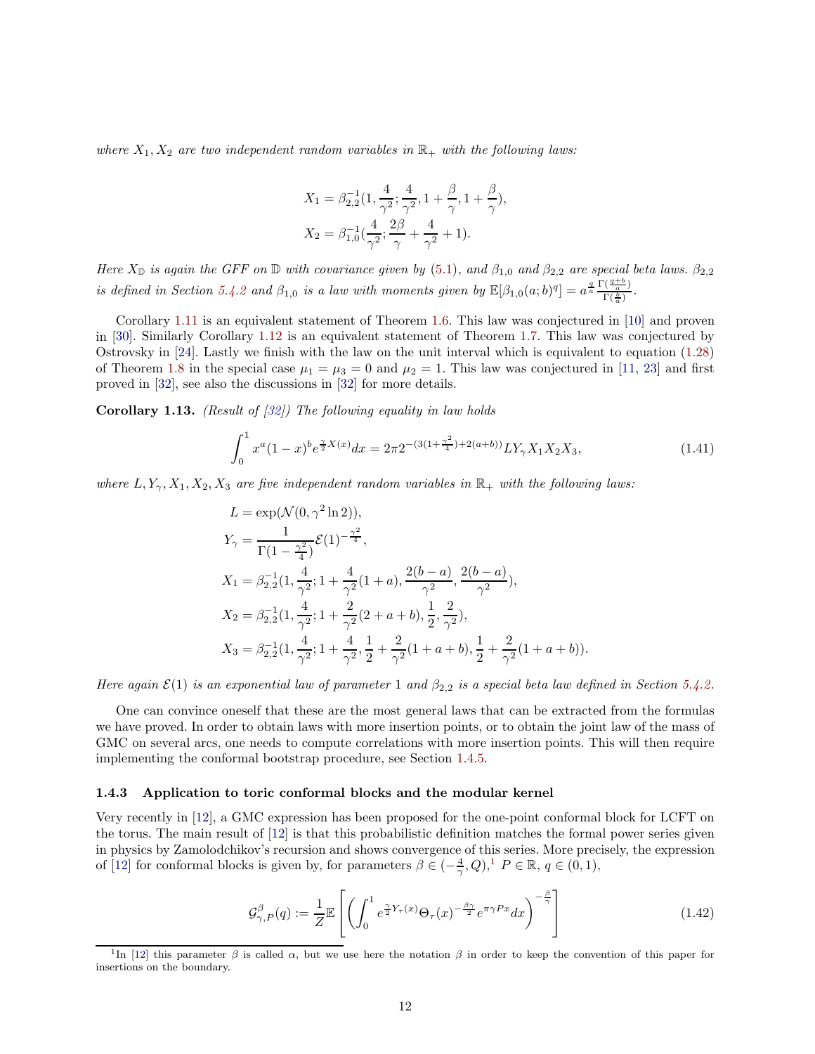*where $X_1, X_2$ are two independent random variables in $\mathbb{R}_+$ with the following laws:*

$$X_1 = \beta_{2,2}^{-1}(1, \frac{4}{\gamma^2}; \frac{4}{\gamma^2}, 1 + \frac{\beta}{\gamma}, 1 + \frac{\beta}{\gamma}),$$
$$X_2 = \beta_{1,0}^{-1}(\frac{4}{\gamma^2}; \frac{2\beta}{\gamma} + \frac{4}{\gamma^2} + 1).$$

*Here $X_{\mathbb{D}}$ is again the GFF on $\mathbb{D}$ with covariance given by (5.1), and $\beta_{1,0}$ and $\beta_{2,2}$ are special beta laws. $\beta_{2,2}$ is defined in Section 5.4.2 and $\beta_{1,0}$ is a law with moments given by $\mathbb{E}[\beta_{1,0}(a;b)^q] = a^{\frac{q}{a}} \frac{\Gamma(\frac{q+b}{a})}{\Gamma(\frac{b}{a})}$.*

Corollary 1.11 is an equivalent statement of Theorem 1.6. This law was conjectured in [10] and proven in [30]. Similarly Corollary 1.12 is an equivalent statement of Theorem 1.7. This law was conjectured by Ostrovsky in [24]. Lastly we finish with the law on the unit interval which is equivalent to equation (1.28) of Theorem 1.8 in the special case $\mu_1 = \mu_3 = 0$ and $\mu_2 = 1$. This law was conjectured in [11, 23] and first proved in [32], see also the discussions in [32] for more details.

**Corollary 1.13.** *(Result of [32]) The following equality in law holds*

$$\int_0^1 x^a (1-x)^b e^{\frac{\gamma}{2} X(x)} dx = 2\pi 2^{-(3(1+\frac{\gamma^2}{4})+2(a+b))} L Y_\gamma X_1 X_2 X_3, \tag{1.41}$$

*where $L, Y_\gamma, X_1, X_2, X_3$ are five independent random variables in $\mathbb{R}_+$ with the following laws:*

$$L = \exp(\mathcal{N}(0, \gamma^2 \ln 2)),$$
$$Y_\gamma = \frac{1}{\Gamma(1 - \frac{\gamma^2}{4})} \mathcal{E}(1)^{-\frac{\gamma^2}{4}},$$
$$X_1 = \beta_{2,2}^{-1}(1, \frac{4}{\gamma^2}; 1 + \frac{4}{\gamma^2}(1+a), \frac{2(b-a)}{\gamma^2}, \frac{2(b-a)}{\gamma^2}),$$
$$X_2 = \beta_{2,2}^{-1}(1, \frac{4}{\gamma^2}; 1 + \frac{2}{\gamma^2}(2+a+b), \frac{1}{2}, \frac{2}{\gamma^2}),$$
$$X_3 = \beta_{2,2}^{-1}(1, \frac{4}{\gamma^2}; 1 + \frac{4}{\gamma^2}, \frac{1}{2} + \frac{2}{\gamma^2}(1+a+b), \frac{1}{2} + \frac{2}{\gamma^2}(1+a+b)).$$

*Here again $\mathcal{E}(1)$ is an exponential law of parameter 1 and $\beta_{2,2}$ is a special beta law defined in Section 5.4.2.*

One can convince oneself that these are the most general laws that can be extracted from the formulas we have proved. In order to obtain laws with more insertion points, or to obtain the joint law of the mass of GMC on several arcs, one needs to compute correlations with more insertion points. This will then require implementing the conformal bootstrap procedure, see Section 1.4.5.

### 1.4.3 Application to toric conformal blocks and the modular kernel

Very recently in [12], a GMC expression has been proposed for the one-point conformal block for LCFT on the torus. The main result of [12] is that this probabilistic definition matches the formal power series given in physics by Zamolodchikov's recursion and shows convergence of this series. More precisely, the expression of [12] for conformal blocks is given by, for parameters $\beta \in (-\frac{4}{\gamma}, Q)$,[1] $P \in \mathbb{R}$, $q \in (0,1)$,

$$\mathcal{G}_{\gamma,P}^{\beta}(q) := \frac{1}{Z} \mathbb{E}\left[ \left( \int_0^1 e^{\frac{\gamma}{2} Y_\tau(x)} \Theta_\tau(x)^{-\frac{\beta\gamma}{2}} e^{\pi\gamma P x} dx \right)^{-\frac{\beta}{\gamma}} \right] \tag{1.42}$$

[1] In [12] this parameter $\beta$ is called $\alpha$, but we use here the notation $\beta$ in order to keep the convention of this paper for insertions on the boundary.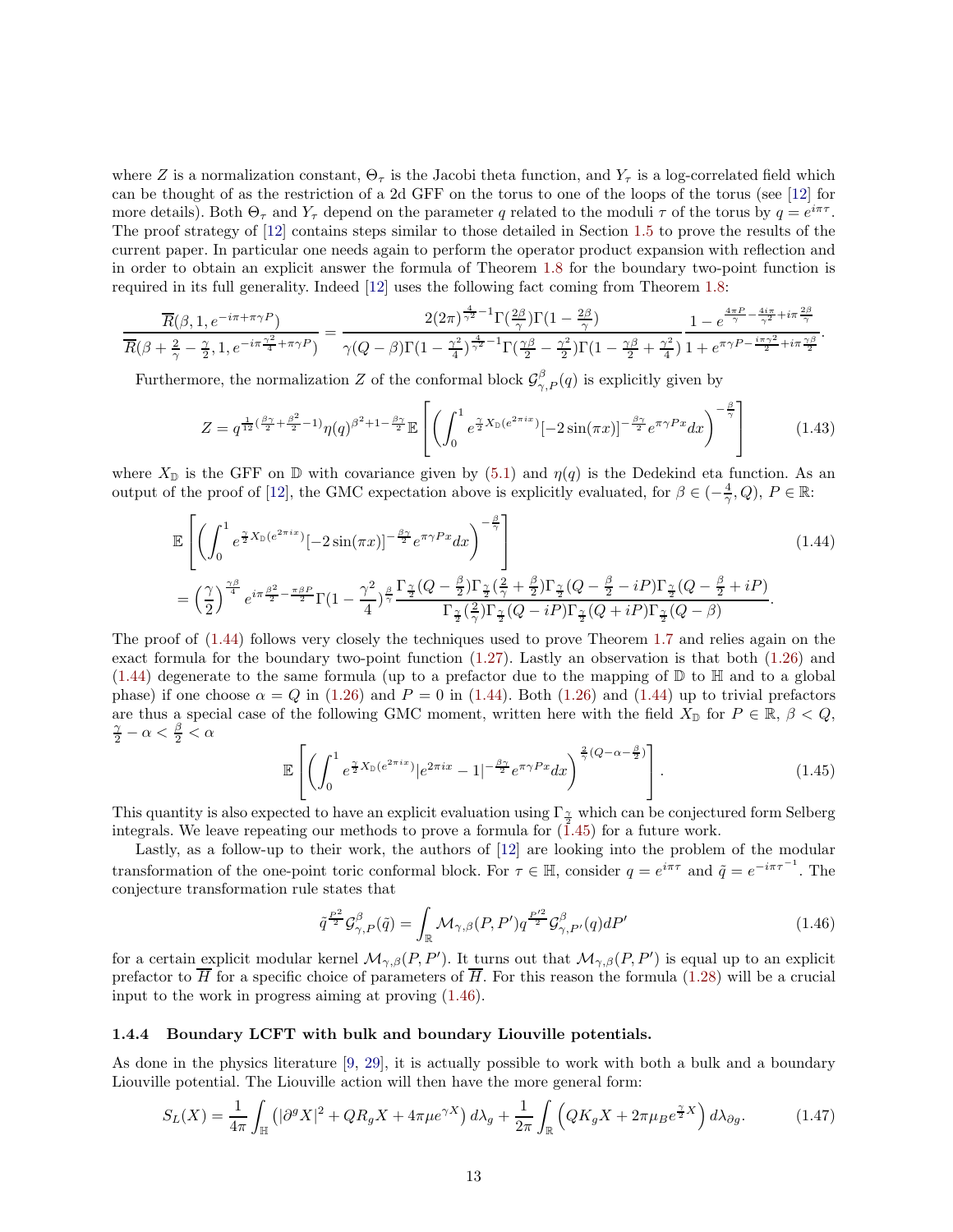where $Z$ is a normalization constant, $\Theta_\tau$ is the Jacobi theta function, and $Y_\tau$ is a log-correlated field which can be thought of as the restriction of a 2d GFF on the torus to one of the loops of the torus (see [12] for more details). Both $\Theta_\tau$ and $Y_\tau$ depend on the parameter $q$ related to the moduli $\tau$ of the torus by $q = e^{i\pi\tau}$. The proof strategy of [12] contains steps similar to those detailed in Section 1.5 to prove the results of the current paper. In particular one needs again to perform the operator product expansion with reflection and in order to obtain an explicit answer the formula of Theorem 1.8 for the boundary two-point function is required in its full generality. Indeed [12] uses the following fact coming from Theorem 1.8:

$$\frac{\overline{R}(\beta, 1, e^{-i\pi + \pi\gamma P})}{\overline{R}(\beta + \frac{2}{\gamma} - \frac{\gamma}{2}, 1, e^{-i\pi\frac{\gamma^2}{4} + \pi\gamma P})} = \frac{2(2\pi)^{\frac{4}{\gamma^2}-1}\Gamma(\frac{2\beta}{\gamma})\Gamma(1 - \frac{2\beta}{\gamma})}{\gamma(Q-\beta)\Gamma(1-\frac{\gamma^2}{4})^{\frac{4}{\gamma^2}-1}\Gamma(\frac{\gamma\beta}{2} - \frac{\gamma^2}{2})\Gamma(1 - \frac{\gamma\beta}{2} + \frac{\gamma^2}{4})} \frac{1 - e^{\frac{4\pi P}{\gamma} - \frac{4i\pi}{\gamma^2} + i\pi\frac{2\beta}{\gamma}}}{1 + e^{\pi\gamma P - \frac{i\pi\gamma^2}{2} + i\pi\frac{\gamma\beta}{2}}}.$$

Furthermore, the normalization $Z$ of the conformal block $\mathcal{G}^\beta_{\gamma,P}(q)$ is explicitly given by

$$Z = q^{\frac{1}{12}(\frac{\beta\gamma}{2} + \frac{\beta^2}{2} - 1)}\eta(q)^{\beta^2 + 1 - \frac{\beta\gamma}{2}}\mathbb{E}\left[\left(\int_0^1 e^{\frac{\gamma}{2}X_{\mathbb{D}}(e^{2\pi i x})}[-2\sin(\pi x)]^{-\frac{\beta\gamma}{2}} e^{\pi\gamma P x} dx\right)^{-\frac{\beta}{\gamma}}\right] \tag{1.43}$$

where $X_{\mathbb{D}}$ is the GFF on $\mathbb{D}$ with covariance given by (5.1) and $\eta(q)$ is the Dedekind eta function. As an output of the proof of [12], the GMC expectation above is explicitly evaluated, for $\beta \in (-\frac{4}{\gamma}, Q)$, $P \in \mathbb{R}$:

$$\begin{aligned}
&\mathbb{E}\left[\left(\int_0^1 e^{\frac{\gamma}{2}X_{\mathbb{D}}(e^{2\pi i x})}[-2\sin(\pi x)]^{-\frac{\beta\gamma}{2}} e^{\pi\gamma P x} dx\right)^{-\frac{\beta}{\gamma}}\right] \qquad (1.44)\\
&= \left(\frac{\gamma}{2}\right)^{\frac{\gamma\beta}{4}} e^{i\pi\frac{\beta^2}{2} - \frac{\pi\beta P}{2}}\Gamma(1 - \frac{\gamma^2}{4})^{\frac{\beta}{\gamma}} \frac{\Gamma_{\frac{\gamma}{2}}(Q - \frac{\beta}{2})\Gamma_{\frac{\gamma}{2}}(\frac{2}{\gamma} + \frac{\beta}{2})\Gamma_{\frac{\gamma}{2}}(Q - \frac{\beta}{2} - iP)\Gamma_{\frac{\gamma}{2}}(Q - \frac{\beta}{2} + iP)}{\Gamma_{\frac{\gamma}{2}}(\frac{2}{\gamma})\Gamma_{\frac{\gamma}{2}}(Q - iP)\Gamma_{\frac{\gamma}{2}}(Q + iP)\Gamma_{\frac{\gamma}{2}}(Q - \beta)}.
\end{aligned}$$

The proof of (1.44) follows very closely the techniques used to prove Theorem 1.7 and relies again on the exact formula for the boundary two-point function (1.27). Lastly an observation is that both (1.26) and (1.44) degenerate to the same formula (up to a prefactor due to the mapping of $\mathbb{D}$ to $\mathbb{H}$ and to a global phase) if one choose $\alpha = Q$ in (1.26) and $P = 0$ in (1.44). Both (1.26) and (1.44) up to trivial prefactors are thus a special case of the following GMC moment, written here with the field $X_{\mathbb{D}}$ for $P \in \mathbb{R}$, $\beta < Q$, $\frac{\gamma}{2} - \alpha < \frac{\beta}{2} < \alpha$

$$\mathbb{E}\left[\left(\int_0^1 e^{\frac{\gamma}{2}X_{\mathbb{D}}(e^{2\pi i x})}|e^{2\pi i x} - 1|^{-\frac{\beta\gamma}{2}} e^{\pi\gamma P x} dx\right)^{\frac{2}{\gamma}(Q - \alpha - \frac{\beta}{2})}\right]. \tag{1.45}$$

This quantity is also expected to have an explicit evaluation using $\Gamma_{\frac{\gamma}{2}}$ which can be conjectured form Selberg integrals. We leave repeating our methods to prove a formula for (1.45) for a future work.

Lastly, as a follow-up to their work, the authors of [12] are looking into the problem of the modular transformation of the one-point toric conformal block. For $\tau \in \mathbb{H}$, consider $q = e^{i\pi\tau}$ and $\tilde{q} = e^{-i\pi\tau^{-1}}$. The conjecture transformation rule states that

$$\tilde{q}^{\frac{P^2}{2}}\mathcal{G}^\beta_{\gamma,P}(\tilde{q}) = \int_{\mathbb{R}} \mathcal{M}_{\gamma,\beta}(P, P') q^{\frac{P'^2}{2}}\mathcal{G}^\beta_{\gamma,P'}(q) dP' \tag{1.46}$$

for a certain explicit modular kernel $\mathcal{M}_{\gamma,\beta}(P, P')$. It turns out that $\mathcal{M}_{\gamma,\beta}(P, P')$ is equal up to an explicit prefactor to $\overline{H}$ for a specific choice of parameters of $\overline{H}$. For this reason the formula (1.28) will be a crucial input to the work in progress aiming at proving (1.46).

#### 1.4.4 Boundary LCFT with bulk and boundary Liouville potentials.

As done in the physics literature [9, 29], it is actually possible to work with both a bulk and a boundary Liouville potential. The Liouville action will then have the more general form:

$$S_L(X) = \frac{1}{4\pi}\int_{\mathbb{H}} \left(|\partial^g X|^2 + QR_g X + 4\pi\mu e^{\gamma X}\right) d\lambda_g + \frac{1}{2\pi}\int_{\mathbb{R}} \left(QK_g X + 2\pi\mu_B e^{\frac{\gamma}{2}X}\right) d\lambda_{\partial g}. \tag{1.47}$$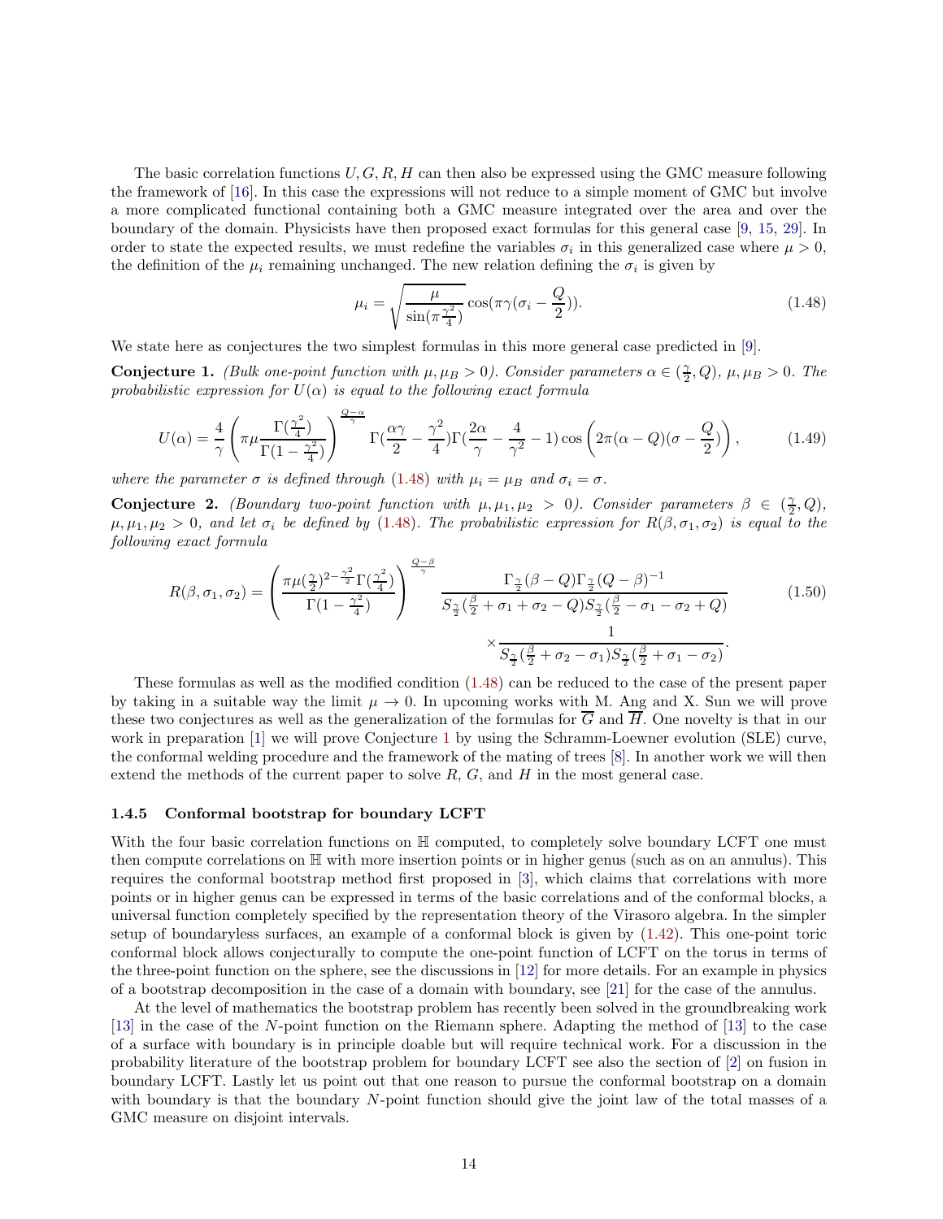The basic correlation functions $U, G, R, H$ can then also be expressed using the GMC measure following the framework of [16]. In this case the expressions will not reduce to a simple moment of GMC but involve a more complicated functional containing both a GMC measure integrated over the area and over the boundary of the domain. Physicists have then proposed exact formulas for this general case [9, 15, 29]. In order to state the expected results, we must redefine the variables $\sigma_i$ in this generalized case where $\mu > 0$, the definition of the $\mu_i$ remaining unchanged. The new relation defining the $\sigma_i$ is given by

$$\mu_i = \sqrt{\frac{\mu}{\sin(\pi\frac{\gamma^2}{4})}} \cos(\pi\gamma(\sigma_i - \frac{Q}{2})). \tag{1.48}$$

We state here as conjectures the two simplest formulas in this more general case predicted in [9].

**Conjecture 1.** *(Bulk one-point function with $\mu, \mu_B > 0$). Consider parameters $\alpha \in (\frac{\gamma}{2}, Q)$, $\mu, \mu_B > 0$. The probabilistic expression for $U(\alpha)$ is equal to the following exact formula*

$$U(\alpha) = \frac{4}{\gamma}\left(\pi\mu\frac{\Gamma(\frac{\gamma^2}{4})}{\Gamma(1-\frac{\gamma^2}{4})}\right)^{\frac{Q-\alpha}{\gamma}} \Gamma(\frac{\alpha\gamma}{2} - \frac{\gamma^2}{4})\Gamma(\frac{2\alpha}{\gamma} - \frac{4}{\gamma^2} - 1)\cos\left(2\pi(\alpha - Q)(\sigma - \frac{Q}{2})\right), \tag{1.49}$$

*where the parameter $\sigma$ is defined through (1.48) with $\mu_i = \mu_B$ and $\sigma_i = \sigma$.*

**Conjecture 2.** *(Boundary two-point function with $\mu, \mu_1, \mu_2 > 0$). Consider parameters $\beta \in (\frac{\gamma}{2}, Q)$, $\mu, \mu_1, \mu_2 > 0$, and let $\sigma_i$ be defined by (1.48). The probabilistic expression for $R(\beta, \sigma_1, \sigma_2)$ is equal to the following exact formula*

$$\begin{aligned} R(\beta, \sigma_1, \sigma_2) = \left(\frac{\pi\mu(\frac{\gamma}{2})^{2-\frac{\gamma^2}{2}}\Gamma(\frac{\gamma^2}{4})}{\Gamma(1-\frac{\gamma^2}{4})}\right)^{\frac{Q-\beta}{\gamma}} &\frac{\Gamma_{\frac{\gamma}{2}}(\beta - Q)\Gamma_{\frac{\gamma}{2}}(Q-\beta)^{-1}}{S_{\frac{\gamma}{2}}(\frac{\beta}{2} + \sigma_1 + \sigma_2 - Q)S_{\frac{\gamma}{2}}(\frac{\beta}{2} - \sigma_1 - \sigma_2 + Q)} \\ &\times \frac{1}{S_{\frac{\gamma}{2}}(\frac{\beta}{2} + \sigma_2 - \sigma_1)S_{\frac{\gamma}{2}}(\frac{\beta}{2} + \sigma_1 - \sigma_2)}. \end{aligned} \tag{1.50}$$

These formulas as well as the modified condition (1.48) can be reduced to the case of the present paper by taking in a suitable way the limit $\mu \to 0$. In upcoming works with M. Ang and X. Sun we will prove these two conjectures as well as the generalization of the formulas for $\overline{G}$ and $\overline{H}$. One novelty is that in our work in preparation [1] we will prove Conjecture 1 by using the Schramm-Loewner evolution (SLE) curve, the conformal welding procedure and the framework of the mating of trees [8]. In another work we will then extend the methods of the current paper to solve $R$, $G$, and $H$ in the most general case.

#### 1.4.5 Conformal bootstrap for boundary LCFT

With the four basic correlation functions on $\mathbb{H}$ computed, to completely solve boundary LCFT one must then compute correlations on $\mathbb{H}$ with more insertion points or in higher genus (such as on an annulus). This requires the conformal bootstrap method first proposed in [3], which claims that correlations with more points or in higher genus can be expressed in terms of the basic correlations and of the conformal blocks, a universal function completely specified by the representation theory of the Virasoro algebra. In the simpler setup of boundaryless surfaces, an example of a conformal block is given by (1.42). This one-point toric conformal block allows conjecturally to compute the one-point function of LCFT on the torus in terms of the three-point function on the sphere, see the discussions in [12] for more details. For an example in physics of a bootstrap decomposition in the case of a domain with boundary, see [21] for the case of the annulus.

At the level of mathematics the bootstrap problem has recently been solved in the groundbreaking work [13] in the case of the $N$-point function on the Riemann sphere. Adapting the method of [13] to the case of a surface with boundary is in principle doable but will require technical work. For a discussion in the probability literature of the bootstrap problem for boundary LCFT see also the section of [2] on fusion in boundary LCFT. Lastly let us point out that one reason to pursue the conformal bootstrap on a domain with boundary is that the boundary $N$-point function should give the joint law of the total masses of a GMC measure on disjoint intervals.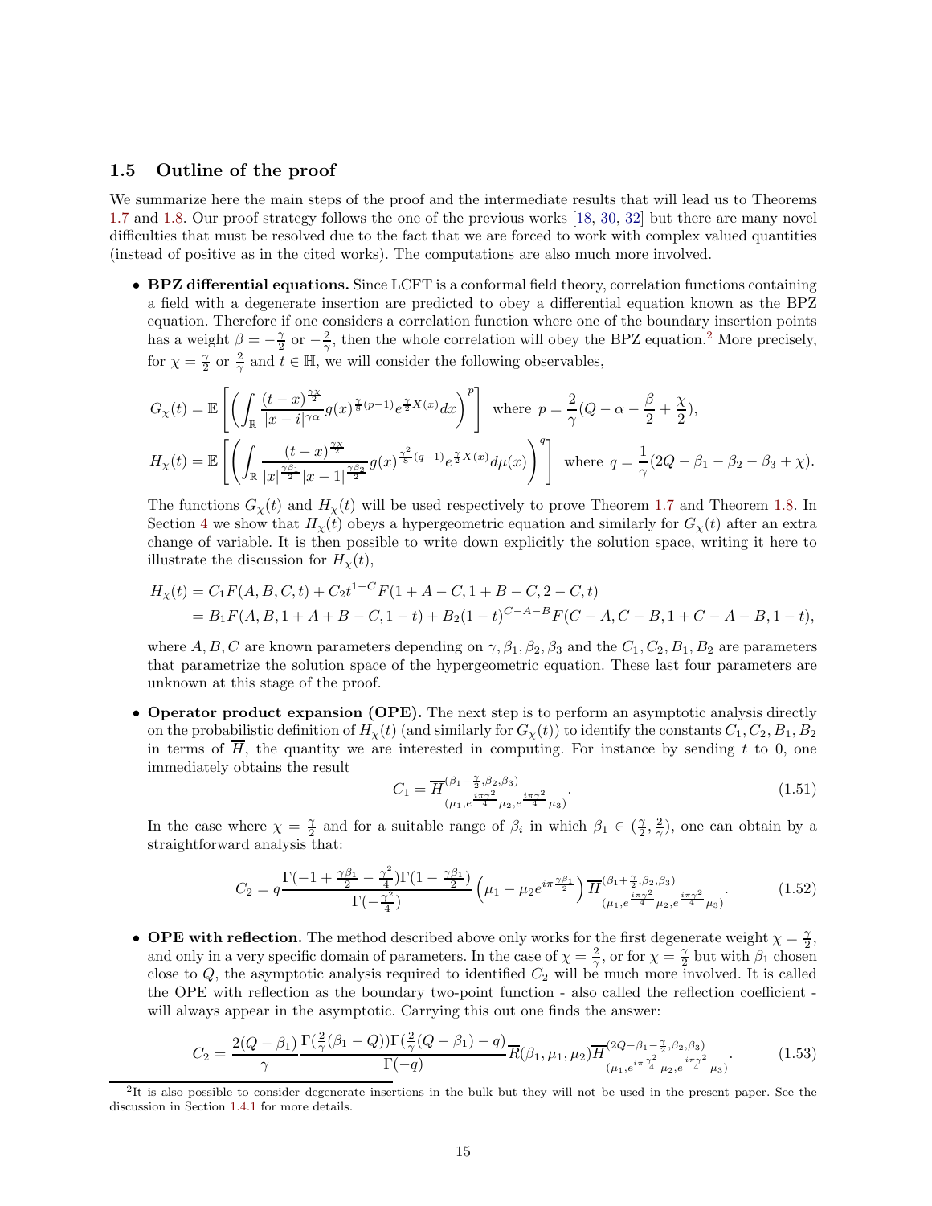### 1.5 Outline of the proof

We summarize here the main steps of the proof and the intermediate results that will lead us to Theorems 1.7 and 1.8. Our proof strategy follows the one of the previous works [18, 30, 32] but there are many novel difficulties that must be resolved due to the fact that we are forced to work with complex valued quantities (instead of positive as in the cited works). The computations are also much more involved.

- **BPZ differential equations.** Since LCFT is a conformal field theory, correlation functions containing a field with a degenerate insertion are predicted to obey a differential equation known as the BPZ equation. Therefore if one considers a correlation function where one of the boundary insertion points has a weight $\beta = -\frac{\gamma}{2}$ or $-\frac{2}{\gamma}$, then the whole correlation will obey the BPZ equation.[2] More precisely, for $\chi = \frac{\gamma}{2}$ or $\frac{2}{\gamma}$ and $t \in \mathbb{H}$, we will consider the following observables,

$$G_\chi(t) = \mathbb{E}\left[ \left( \int_{\mathbb{R}} \frac{(t-x)^{\frac{\gamma\chi}{2}}}{|x-i|^{\gamma\alpha}} g(x)^{\frac{\gamma}{8}(p-1)} e^{\frac{\gamma}{2}X(x)} dx \right)^p \right] \text{ where } p = \frac{2}{\gamma}(Q - \alpha - \frac{\beta}{2} + \frac{\chi}{2}),$$

$$H_\chi(t) = \mathbb{E}\left[ \left( \int_{\mathbb{R}} \frac{(t-x)^{\frac{\gamma\chi}{2}}}{|x|^{\frac{\gamma\beta_1}{2}}|x-1|^{\frac{\gamma\beta_2}{2}}} g(x)^{\frac{\gamma^2}{8}(q-1)} e^{\frac{\gamma}{2}X(x)} d\mu(x) \right)^q \right] \text{ where } q = \frac{1}{\gamma}(2Q - \beta_1 - \beta_2 - \beta_3 + \chi).$$

  The functions $G_\chi(t)$ and $H_\chi(t)$ will be used respectively to prove Theorem 1.7 and Theorem 1.8. In Section 4 we show that $H_\chi(t)$ obeys a hypergeometric equation and similarly for $G_\chi(t)$ after an extra change of variable. It is then possible to write down explicitly the solution space, writing it here to illustrate the discussion for $H_\chi(t)$,

$$\begin{aligned} H_\chi(t) &= C_1 F(A,B,C,t) + C_2 t^{1-C} F(1+A-C, 1+B-C, 2-C, t) \\ &= B_1 F(A,B,1+A+B-C,1-t) + B_2 (1-t)^{C-A-B} F(C-A, C-B, 1+C-A-B, 1-t), \end{aligned}$$

  where $A, B, C$ are known parameters depending on $\gamma, \beta_1, \beta_2, \beta_3$ and the $C_1, C_2, B_1, B_2$ are parameters that parametrize the solution space of the hypergeometric equation. These last four parameters are unknown at this stage of the proof.

- **Operator product expansion (OPE).** The next step is to perform an asymptotic analysis directly on the probabilistic definition of $H_\chi(t)$ (and similarly for $G_\chi(t)$) to identify the constants $C_1, C_2, B_1, B_2$ in terms of $\overline{H}$, the quantity we are interested in computing. For instance by sending $t$ to 0, one immediately obtains the result

$$C_1 = \overline{H}^{(\beta_1 - \frac{\gamma}{2}, \beta_2, \beta_3)}_{(\mu_1, e^{\frac{i\pi\gamma^2}{4}}\mu_2, e^{\frac{i\pi\gamma^2}{4}}\mu_3)}. \tag{1.51}$$

  In the case where $\chi = \frac{\gamma}{2}$ and for a suitable range of $\beta_i$ in which $\beta_1 \in (\frac{\gamma}{2}, \frac{2}{\gamma})$, one can obtain by a straightforward analysis that:

$$C_2 = q \frac{\Gamma(-1 + \frac{\gamma\beta_1}{2} - \frac{\gamma^2}{4})\Gamma(1 - \frac{\gamma\beta_1}{2})}{\Gamma(-\frac{\gamma^2}{4})} \left( \mu_1 - \mu_2 e^{i\pi\frac{\gamma\beta_1}{2}} \right) \overline{H}^{(\beta_1 + \frac{\gamma}{2}, \beta_2, \beta_3)}_{(\mu_1, e^{\frac{i\pi\gamma^2}{4}}\mu_2, e^{\frac{i\pi\gamma^2}{4}}\mu_3)}. \tag{1.52}$$

- **OPE with reflection.** The method described above only works for the first degenerate weight $\chi = \frac{\gamma}{2}$, and only in a very specific domain of parameters. In the case of $\chi = \frac{2}{\gamma}$, or for $\chi = \frac{\gamma}{2}$ but with $\beta_1$ chosen close to $Q$, the asymptotic analysis required to identified $C_2$ will be much more involved. It is called the OPE with reflection as the boundary two-point function - also called the reflection coefficient - will always appear in the asymptotic. Carrying this out one finds the answer:

$$C_2 = \frac{2(Q-\beta_1)}{\gamma} \frac{\Gamma(\frac{2}{\gamma}(\beta_1 - Q))\Gamma(\frac{2}{\gamma}(Q-\beta_1) - q)}{\Gamma(-q)} \overline{R}(\beta_1, \mu_1, \mu_2) \overline{H}^{(2Q - \beta_1 - \frac{\gamma}{2}, \beta_2, \beta_3)}_{(\mu_1, e^{i\pi\frac{\gamma^2}{4}}\mu_2, e^{\frac{i\pi\gamma^2}{4}}\mu_3)}. \tag{1.53}$$

---

[2] It is also possible to consider degenerate insertions in the bulk but they will not be used in the present paper. See the discussion in Section 1.4.1 for more details.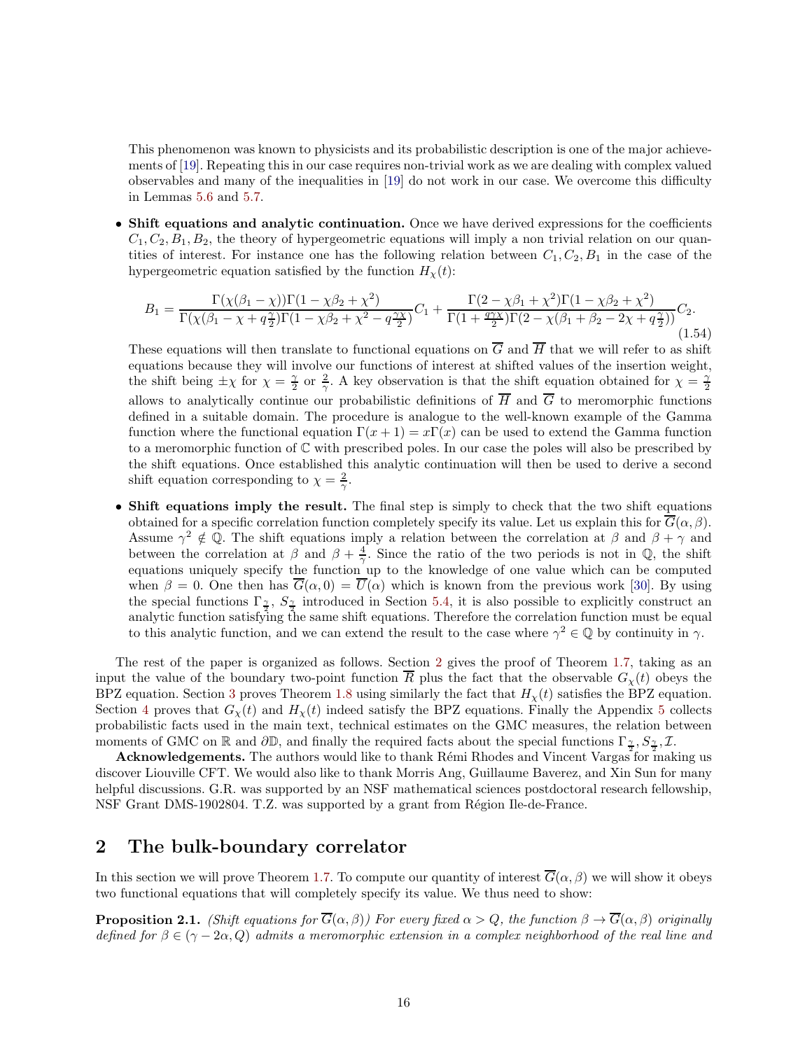This phenomenon was known to physicists and its probabilistic description is one of the major achievements of [19]. Repeating this in our case requires non-trivial work as we are dealing with complex valued observables and many of the inequalities in [19] do not work in our case. We overcome this difficulty in Lemmas 5.6 and 5.7.

- **Shift equations and analytic continuation.** Once we have derived expressions for the coefficients $C_1, C_2, B_1, B_2$, the theory of hypergeometric equations will imply a non trivial relation on our quantities of interest. For instance one has the following relation between $C_1, C_2, B_1$ in the case of the hypergeometric equation satisfied by the function $H_\chi(t)$:

$$B_1 = \frac{\Gamma(\chi(\beta_1 - \chi))\Gamma(1 - \chi\beta_2 + \chi^2)}{\Gamma(\chi(\beta_1 - \chi + q\frac{\gamma}{2})\Gamma(1 - \chi\beta_2 + \chi^2 - q\frac{\gamma\chi}{2})} C_1 + \frac{\Gamma(2 - \chi\beta_1 + \chi^2)\Gamma(1 - \chi\beta_2 + \chi^2)}{\Gamma(1 + \frac{q\gamma\chi}{2})\Gamma(2 - \chi(\beta_1 + \beta_2 - 2\chi + q\frac{\gamma}{2}))} C_2. \tag{1.54}$$

  These equations will then translate to functional equations on $\overline{G}$ and $\overline{H}$ that we will refer to as shift equations because they will involve our functions of interest at shifted values of the insertion weight, the shift being $\pm\chi$ for $\chi = \frac{\gamma}{2}$ or $\frac{2}{\gamma}$. A key observation is that the shift equation obtained for $\chi = \frac{\gamma}{2}$ allows to analytically continue our probabilistic definitions of $\overline{H}$ and $\overline{G}$ to meromorphic functions defined in a suitable domain. The procedure is analogue to the well-known example of the Gamma function where the functional equation $\Gamma(x+1) = x\Gamma(x)$ can be used to extend the Gamma function to a meromorphic function of $\mathbb{C}$ with prescribed poles. In our case the poles will also be prescribed by the shift equations. Once established this analytic continuation will then be used to derive a second shift equation corresponding to $\chi = \frac{2}{\gamma}$.

- **Shift equations imply the result.** The final step is simply to check that the two shift equations obtained for a specific correlation function completely specify its value. Let us explain this for $\overline{G}(\alpha, \beta)$. Assume $\gamma^2 \notin \mathbb{Q}$. The shift equations imply a relation between the correlation at $\beta$ and $\beta + \gamma$ and between the correlation at $\beta$ and $\beta + \frac{4}{\gamma}$. Since the ratio of the two periods is not in $\mathbb{Q}$, the shift equations uniquely specify the function up to the knowledge of one value which can be computed when $\beta = 0$. One then has $\overline{G}(\alpha, 0) = \overline{U}(\alpha)$ which is known from the previous work [30]. By using the special functions $\Gamma_{\frac{\gamma}{2}}$, $S_{\frac{\gamma}{2}}$ introduced in Section 5.4, it is also possible to explicitly construct an analytic function satisfying the same shift equations. Therefore the correlation function must be equal to this analytic function, and we can extend the result to the case where $\gamma^2 \in \mathbb{Q}$ by continuity in $\gamma$.

The rest of the paper is organized as follows. Section 2 gives the proof of Theorem 1.7, taking as an input the value of the boundary two-point function $\overline{R}$ plus the fact that the observable $G_\chi(t)$ obeys the BPZ equation. Section 3 proves Theorem 1.8 using similarly the fact that $H_\chi(t)$ satisfies the BPZ equation. Section 4 proves that $G_\chi(t)$ and $H_\chi(t)$ indeed satisfy the BPZ equations. Finally the Appendix 5 collects probabilistic facts used in the main text, technical estimates on the GMC measures, the relation between moments of GMC on $\mathbb{R}$ and $\partial\mathbb{D}$, and finally the required facts about the special functions $\Gamma_{\frac{\gamma}{2}}, S_{\frac{\gamma}{2}}, \mathcal{I}$.

**Acknowledgements.** The authors would like to thank Rémi Rhodes and Vincent Vargas for making us discover Liouville CFT. We would also like to thank Morris Ang, Guillaume Baverez, and Xin Sun for many helpful discussions. G.R. was supported by an NSF mathematical sciences postdoctoral research fellowship, NSF Grant DMS-1902804. T.Z. was supported by a grant from Région Ile-de-France.

## 2 The bulk-boundary correlator

In this section we will prove Theorem 1.7. To compute our quantity of interest $\overline{G}(\alpha, \beta)$ we will show it obeys two functional equations that will completely specify its value. We thus need to show:

**Proposition 2.1.** *(Shift equations for $\overline{G}(\alpha, \beta)$) For every fixed $\alpha > Q$, the function $\beta \to \overline{G}(\alpha, \beta)$ originally defined for $\beta \in (\gamma - 2\alpha, Q)$ admits a meromorphic extension in a complex neighborhood of the real line and*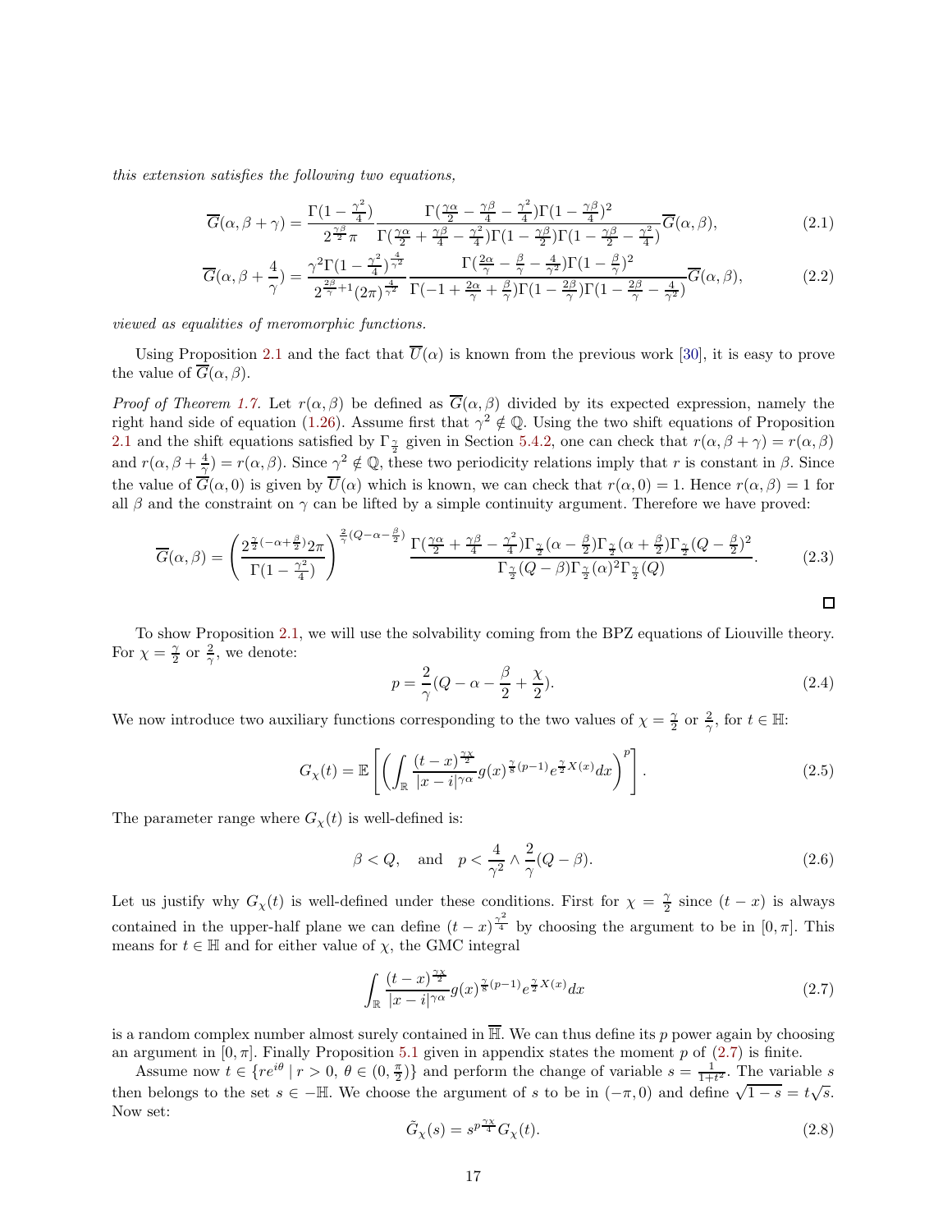*this extension satisfies the following two equations,*

$$\overline{G}(\alpha,\beta+\gamma) = \frac{\Gamma(1-\frac{\gamma^2}{4})}{2^{\frac{\gamma\beta}{2}}\pi} \frac{\Gamma(\frac{\gamma\alpha}{2}-\frac{\gamma\beta}{4}-\frac{\gamma^2}{4})\Gamma(1-\frac{\gamma\beta}{4})^2}{\Gamma(\frac{\gamma\alpha}{2}+\frac{\gamma\beta}{4}-\frac{\gamma^2}{4})\Gamma(1-\frac{\gamma\beta}{2})\Gamma(1-\frac{\gamma\beta}{2}-\frac{\gamma^2}{4})}\overline{G}(\alpha,\beta), \tag{2.1}$$

$$\overline{G}(\alpha,\beta+\frac{4}{\gamma}) = \frac{\gamma^2\Gamma(1-\frac{\gamma^2}{4})^{\frac{4}{\gamma^2}}}{2^{\frac{2\beta}{\gamma}+1}(2\pi)^{\frac{4}{\gamma^2}}} \frac{\Gamma(\frac{2\alpha}{\gamma}-\frac{\beta}{\gamma}-\frac{4}{\gamma^2})\Gamma(1-\frac{\beta}{\gamma})^2}{\Gamma(-1+\frac{2\alpha}{\gamma}+\frac{\beta}{\gamma})\Gamma(1-\frac{2\beta}{\gamma})\Gamma(1-\frac{2\beta}{\gamma}-\frac{4}{\gamma^2})}\overline{G}(\alpha,\beta), \tag{2.2}$$

*viewed as equalities of meromorphic functions.*

Using Proposition 2.1 and the fact that $\overline{U}(\alpha)$ is known from the previous work [30], it is easy to prove the value of $\overline{G}(\alpha,\beta)$.

*Proof of Theorem 1.7.* Let $r(\alpha,\beta)$ be defined as $\overline{G}(\alpha,\beta)$ divided by its expected expression, namely the right hand side of equation (1.26). Assume first that $\gamma^2 \notin \mathbb{Q}$. Using the two shift equations of Proposition 2.1 and the shift equations satisfied by $\Gamma_{\frac{\gamma}{2}}$ given in Section 5.4.2, one can check that $r(\alpha,\beta+\gamma) = r(\alpha,\beta)$ and $r(\alpha,\beta+\frac{4}{\gamma}) = r(\alpha,\beta)$. Since $\gamma^2 \notin \mathbb{Q}$, these two periodicity relations imply that $r$ is constant in $\beta$. Since the value of $\overline{G}(\alpha,0)$ is given by $\overline{U}(\alpha)$ which is known, we can check that $r(\alpha,0)=1$. Hence $r(\alpha,\beta)=1$ for all $\beta$ and the constraint on $\gamma$ can be lifted by a simple continuity argument. Therefore we have proved:

$$\overline{G}(\alpha,\beta) = \left(\frac{2^{\frac{\gamma}{2}(-\alpha+\frac{\beta}{2})}2\pi}{\Gamma(1-\frac{\gamma^2}{4})}\right)^{\frac{2}{\gamma}(Q-\alpha-\frac{\beta}{2})} \frac{\Gamma(\frac{\gamma\alpha}{2}+\frac{\gamma\beta}{4}-\frac{\gamma^2}{4})\Gamma_{\frac{\gamma}{2}}(\alpha-\frac{\beta}{2})\Gamma_{\frac{\gamma}{2}}(\alpha+\frac{\beta}{2})\Gamma_{\frac{\gamma}{2}}(Q-\frac{\beta}{2})^2}{\Gamma_{\frac{\gamma}{2}}(Q-\beta)\Gamma_{\frac{\gamma}{2}}(\alpha)^2\Gamma_{\frac{\gamma}{2}}(Q)}. \tag{2.3}$$

□

To show Proposition 2.1, we will use the solvability coming from the BPZ equations of Liouville theory. For $\chi = \frac{\gamma}{2}$ or $\frac{2}{\gamma}$, we denote:

$$p = \frac{2}{\gamma}(Q-\alpha-\frac{\beta}{2}+\frac{\chi}{2}). \tag{2.4}$$

We now introduce two auxiliary functions corresponding to the two values of $\chi = \frac{\gamma}{2}$ or $\frac{2}{\gamma}$, for $t \in \mathbb{H}$:

$$G_\chi(t) = \mathbb{E}\left[\left(\int_{\mathbb{R}} \frac{(t-x)^{\frac{\gamma\chi}{2}}}{|x-i|^{\gamma\alpha}} g(x)^{\frac{\gamma}{8}(p-1)} e^{\frac{\gamma}{2}X(x)}dx\right)^p\right]. \tag{2.5}$$

The parameter range where $G_\chi(t)$ is well-defined is:

$$\beta < Q, \quad \text{and} \quad p < \frac{4}{\gamma^2} \wedge \frac{2}{\gamma}(Q-\beta). \tag{2.6}$$

Let us justify why $G_\chi(t)$ is well-defined under these conditions. First for $\chi = \frac{\gamma}{2}$ since $(t-x)$ is always contained in the upper-half plane we can define $(t-x)^{\frac{\gamma^2}{4}}$ by choosing the argument to be in $[0,\pi]$. This means for $t \in \mathbb{H}$ and for either value of $\chi$, the GMC integral

$$\int_{\mathbb{R}} \frac{(t-x)^{\frac{\gamma\chi}{2}}}{|x-i|^{\gamma\alpha}} g(x)^{\frac{\gamma}{8}(p-1)} e^{\frac{\gamma}{2}X(x)}dx \tag{2.7}$$

is a random complex number almost surely contained in $\overline{\mathbb{H}}$. We can thus define its $p$ power again by choosing an argument in $[0,\pi]$. Finally Proposition 5.1 given in appendix states the moment $p$ of (2.7) is finite.

Assume now $t \in \{re^{i\theta} \mid r>0,\, \theta \in (0,\frac{\pi}{2})\}$ and perform the change of variable $s = \frac{1}{1+t^2}$. The variable $s$ then belongs to the set $s \in -\mathbb{H}$. We choose the argument of $s$ to be in $(-\pi,0)$ and define $\sqrt{1-s} = t\sqrt{s}$. Now set:

$$\tilde{G}_\chi(s) = s^{p\frac{\gamma\chi}{4}} G_\chi(t). \tag{2.8}$$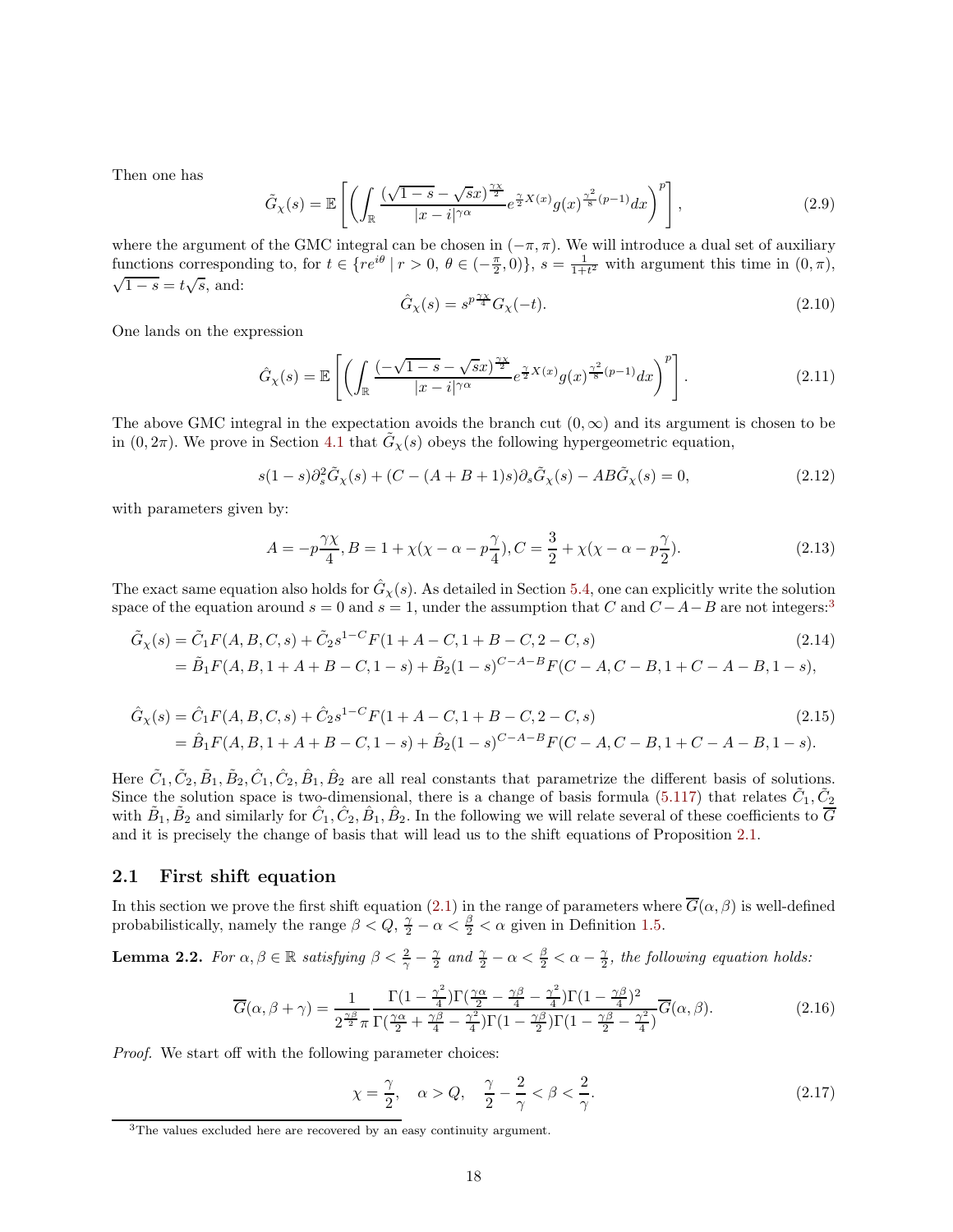Then one has

$$\tilde{G}_\chi(s) = \mathbb{E}\left[\left(\int_{\mathbb{R}} \frac{(\sqrt{1-s}-\sqrt{s}x)^{\frac{\gamma\chi}{2}}}{|x-i|^{\gamma\alpha}} e^{\frac{\gamma}{2}X(x)} g(x)^{\frac{\gamma^2}{8}(p-1)} dx\right)^p\right], \tag{2.9}$$

where the argument of the GMC integral can be chosen in $(-\pi, \pi)$. We will introduce a dual set of auxiliary functions corresponding to, for $t \in \{re^{i\theta} \mid r > 0,\ \theta \in (-\frac{\pi}{2}, 0)\}$, $s = \frac{1}{1+t^2}$ with argument this time in $(0, \pi)$, $\sqrt{1-s} = t\sqrt{s}$, and:

$$\hat{G}_\chi(s) = s^{p\frac{\gamma\chi}{4}} G_\chi(-t). \tag{2.10}$$

One lands on the expression

$$\hat{G}_\chi(s) = \mathbb{E}\left[\left(\int_{\mathbb{R}} \frac{(-\sqrt{1-s}-\sqrt{s}x)^{\frac{\gamma\chi}{2}}}{|x-i|^{\gamma\alpha}} e^{\frac{\gamma}{2}X(x)} g(x)^{\frac{\gamma^2}{8}(p-1)} dx\right)^p\right]. \tag{2.11}$$

The above GMC integral in the expectation avoids the branch cut $(0, \infty)$ and its argument is chosen to be in $(0, 2\pi)$. We prove in Section 4.1 that $\tilde{G}_\chi(s)$ obeys the following hypergeometric equation,

$$s(1-s)\partial_s^2 \tilde{G}_\chi(s) + (C - (A+B+1)s)\partial_s \tilde{G}_\chi(s) - AB\tilde{G}_\chi(s) = 0, \tag{2.12}$$

with parameters given by:

$$A = -p\frac{\gamma\chi}{4}, B = 1 + \chi(\chi - \alpha - p\frac{\gamma}{4}), C = \frac{3}{2} + \chi(\chi - \alpha - p\frac{\gamma}{2}). \tag{2.13}$$

The exact same equation also holds for $\hat{G}_\chi(s)$. As detailed in Section 5.4, one can explicitly write the solution space of the equation around $s = 0$ and $s = 1$, under the assumption that $C$ and $C - A - B$ are not integers:[3]

$$\begin{aligned}\tilde{G}_\chi(s) &= \tilde{C}_1 F(A, B, C, s) + \tilde{C}_2 s^{1-C} F(1 + A - C, 1 + B - C, 2 - C, s) \\ &= \tilde{B}_1 F(A, B, 1 + A + B - C, 1 - s) + \tilde{B}_2 (1-s)^{C-A-B} F(C - A, C - B, 1 + C - A - B, 1 - s),\end{aligned} \tag{2.14}$$

$$\begin{aligned}\hat{G}_\chi(s) &= \hat{C}_1 F(A, B, C, s) + \hat{C}_2 s^{1-C} F(1 + A - C, 1 + B - C, 2 - C, s) \\ &= \hat{B}_1 F(A, B, 1 + A + B - C, 1 - s) + \hat{B}_2 (1-s)^{C-A-B} F(C - A, C - B, 1 + C - A - B, 1 - s).\end{aligned} \tag{2.15}$$

Here $\tilde{C}_1, \tilde{C}_2, \tilde{B}_1, \tilde{B}_2, \hat{C}_1, \hat{C}_2, \hat{B}_1, \hat{B}_2$ are all real constants that parametrize the different basis of solutions. Since the solution space is two-dimensional, there is a change of basis formula (5.117) that relates $\tilde{C}_1, \tilde{C}_2$ with $\tilde{B}_1, \tilde{B}_2$ and similarly for $\hat{C}_1, \hat{C}_2, \hat{B}_1, \hat{B}_2$. In the following we will relate several of these coefficients to $\overline{G}$ and it is precisely the change of basis that will lead us to the shift equations of Proposition 2.1.

## 2.1 First shift equation

In this section we prove the first shift equation (2.1) in the range of parameters where $\overline{G}(\alpha, \beta)$ is well-defined probabilistically, namely the range $\beta < Q$, $\frac{\gamma}{2} - \alpha < \frac{\beta}{2} < \alpha$ given in Definition 1.5.

**Lemma 2.2.** *For $\alpha, \beta \in \mathbb{R}$ satisfying $\beta < \frac{2}{\gamma} - \frac{\gamma}{2}$ and $\frac{\gamma}{2} - \alpha < \frac{\beta}{2} < \alpha - \frac{\gamma}{2}$, the following equation holds:*

$$\overline{G}(\alpha, \beta + \gamma) = \frac{1}{2^{\frac{\gamma\beta}{2}}\pi} \frac{\Gamma(1 - \frac{\gamma^2}{4})\Gamma(\frac{\gamma\alpha}{2} - \frac{\gamma\beta}{4} - \frac{\gamma^2}{4})\Gamma(1 - \frac{\gamma\beta}{4})^2}{\Gamma(\frac{\gamma\alpha}{2} + \frac{\gamma\beta}{4} - \frac{\gamma^2}{4})\Gamma(1 - \frac{\gamma\beta}{2})\Gamma(1 - \frac{\gamma\beta}{2} - \frac{\gamma^2}{4})} \overline{G}(\alpha, \beta). \tag{2.16}$$

*Proof.* We start off with the following parameter choices:

$$\chi = \frac{\gamma}{2}, \quad \alpha > Q, \quad \frac{\gamma}{2} - \frac{2}{\gamma} < \beta < \frac{2}{\gamma}. \tag{2.17}$$

[3] The values excluded here are recovered by an easy continuity argument.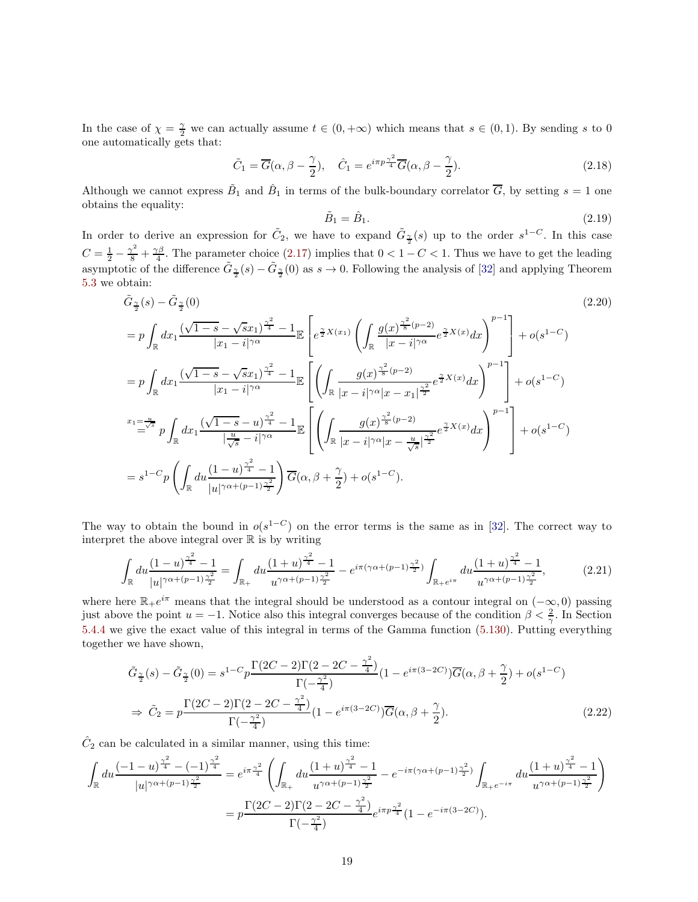In the case of $\chi = \frac{\gamma}{2}$ we can actually assume $t \in (0, +\infty)$ which means that $s \in (0,1)$. By sending $s$ to 0 one automatically gets that:

$$\tilde{C}_1 = \overline{G}(\alpha, \beta - \frac{\gamma}{2}), \quad \hat{C}_1 = e^{i\pi p \frac{\gamma^2}{4}} \overline{G}(\alpha, \beta - \frac{\gamma}{2}). \tag{2.18}$$

Although we cannot express $\tilde{B}_1$ and $\hat{B}_1$ in terms of the bulk-boundary correlator $\overline{G}$, by setting $s = 1$ one obtains the equality:

$$\tilde{B}_1 = \hat{B}_1. \tag{2.19}$$

In order to derive an expression for $\tilde{C}_2$, we have to expand $\tilde{G}_{\frac{\gamma}{2}}(s)$ up to the order $s^{1-C}$. In this case $C = \frac{1}{2} - \frac{\gamma^2}{8} + \frac{\gamma\beta}{4}$. The parameter choice (2.17) implies that $0 < 1 - C < 1$. Thus we have to get the leading asymptotic of the difference $\tilde{G}_{\frac{\gamma}{2}}(s) - \tilde{G}_{\frac{\gamma}{2}}(0)$ as $s \to 0$. Following the analysis of [32] and applying Theorem 5.3 we obtain:

$$\begin{aligned}
&\tilde{G}_{\frac{\gamma}{2}}(s) - \tilde{G}_{\frac{\gamma}{2}}(0) \qquad\qquad (2.20)\\
&= p \int_{\mathbb{R}} dx_1 \frac{(\sqrt{1-s} - \sqrt{s}x_1)^{\frac{\gamma^2}{4}} - 1}{|x_1 - i|^{\gamma\alpha}} \mathbb{E}\left[ e^{\frac{\gamma}{2}X(x_1)} \left( \int_{\mathbb{R}} \frac{g(x)^{\frac{\gamma^2}{8}(p-2)}}{|x-i|^{\gamma\alpha}} e^{\frac{\gamma}{2}X(x)} dx \right)^{p-1} \right] + o(s^{1-C}) \\
&= p \int_{\mathbb{R}} dx_1 \frac{(\sqrt{1-s} - \sqrt{s}x_1)^{\frac{\gamma^2}{4}} - 1}{|x_1 - i|^{\gamma\alpha}} \mathbb{E}\left[ \left( \int_{\mathbb{R}} \frac{g(x)^{\frac{\gamma^2}{8}(p-2)}}{|x-i|^{\gamma\alpha}|x-x_1|^{\frac{\gamma^2}{2}}} e^{\frac{\gamma}{2}X(x)} dx \right)^{p-1} \right] + o(s^{1-C}) \\
&\overset{x_1 = \frac{u}{\sqrt{s}}}{=} p \int_{\mathbb{R}} dx_1 \frac{(\sqrt{1-s} - u)^{\frac{\gamma^2}{4}} - 1}{|\frac{u}{\sqrt{s}} - i|^{\gamma\alpha}} \mathbb{E}\left[ \left( \int_{\mathbb{R}} \frac{g(x)^{\frac{\gamma^2}{8}(p-2)}}{|x-i|^{\gamma\alpha}|x - \frac{u}{\sqrt{s}}|^{\frac{\gamma^2}{2}}} e^{\frac{\gamma}{2}X(x)} dx \right)^{p-1} \right] + o(s^{1-C}) \\
&= s^{1-C} p \left( \int_{\mathbb{R}} du \frac{(1-u)^{\frac{\gamma^2}{4}} - 1}{|u|^{\gamma\alpha + (p-1)\frac{\gamma^2}{2}}} \right) \overline{G}(\alpha, \beta + \frac{\gamma}{2}) + o(s^{1-C}).
\end{aligned}$$

The way to obtain the bound in $o(s^{1-C})$ on the error terms is the same as in [32]. The correct way to interpret the above integral over $\mathbb{R}$ is by writing

$$\int_{\mathbb{R}} du \frac{(1-u)^{\frac{\gamma^2}{4}} - 1}{|u|^{\gamma\alpha + (p-1)\frac{\gamma^2}{2}}} = \int_{\mathbb{R}_+} du \frac{(1+u)^{\frac{\gamma^2}{4}} - 1}{u^{\gamma\alpha + (p-1)\frac{\gamma^2}{2}}} - e^{i\pi(\gamma\alpha + (p-1)\frac{\gamma^2}{2})} \int_{\mathbb{R}_+ e^{i\pi}} du \frac{(1+u)^{\frac{\gamma^2}{4}} - 1}{u^{\gamma\alpha + (p-1)\frac{\gamma^2}{2}}}, \tag{2.21}$$

where here $\mathbb{R}_+ e^{i\pi}$ means that the integral should be understood as a contour integral on $(-\infty, 0)$ passing just above the point $u = -1$. Notice also this integral converges because of the condition $\beta < \frac{2}{\gamma}$. In Section 5.4.4 we give the exact value of this integral in terms of the Gamma function (5.130). Putting everything together we have shown,

$$\begin{aligned}
&\tilde{G}_{\frac{\gamma}{2}}(s) - \tilde{G}_{\frac{\gamma}{2}}(0) = s^{1-C} p \frac{\Gamma(2C-2)\Gamma(2-2C-\frac{\gamma^2}{4})}{\Gamma(-\frac{\gamma^2}{4})} (1 - e^{i\pi(3-2C)}) \overline{G}(\alpha, \beta + \frac{\gamma}{2}) + o(s^{1-C}) \\
&\Rightarrow \tilde{C}_2 = p \frac{\Gamma(2C-2)\Gamma(2-2C-\frac{\gamma^2}{4})}{\Gamma(-\frac{\gamma^2}{4})} (1 - e^{i\pi(3-2C)}) \overline{G}(\alpha, \beta + \frac{\gamma}{2}). \qquad (2.22)
\end{aligned}$$

$\hat{C}_2$ can be calculated in a similar manner, using this time:

$$\begin{aligned}
\int_{\mathbb{R}} du \frac{(-1-u)^{\frac{\gamma^2}{4}} - (-1)^{\frac{\gamma^2}{4}}}{|u|^{\gamma\alpha + (p-1)\frac{\gamma^2}{2}}} &= e^{i\pi\frac{\gamma^2}{4}} \left( \int_{\mathbb{R}_+} du \frac{(1+u)^{\frac{\gamma^2}{4}} - 1}{u^{\gamma\alpha + (p-1)\frac{\gamma^2}{2}}} - e^{-i\pi(\gamma\alpha + (p-1)\frac{\gamma^2}{2})} \int_{\mathbb{R}_+ e^{-i\pi}} du \frac{(1+u)^{\frac{\gamma^2}{4}} - 1}{u^{\gamma\alpha + (p-1)\frac{\gamma^2}{2}}} \right) \\
&= p \frac{\Gamma(2C-2)\Gamma(2-2C-\frac{\gamma^2}{4})}{\Gamma(-\frac{\gamma^2}{4})} e^{i\pi p \frac{\gamma^2}{4}} (1 - e^{-i\pi(3-2C)}).
\end{aligned}$$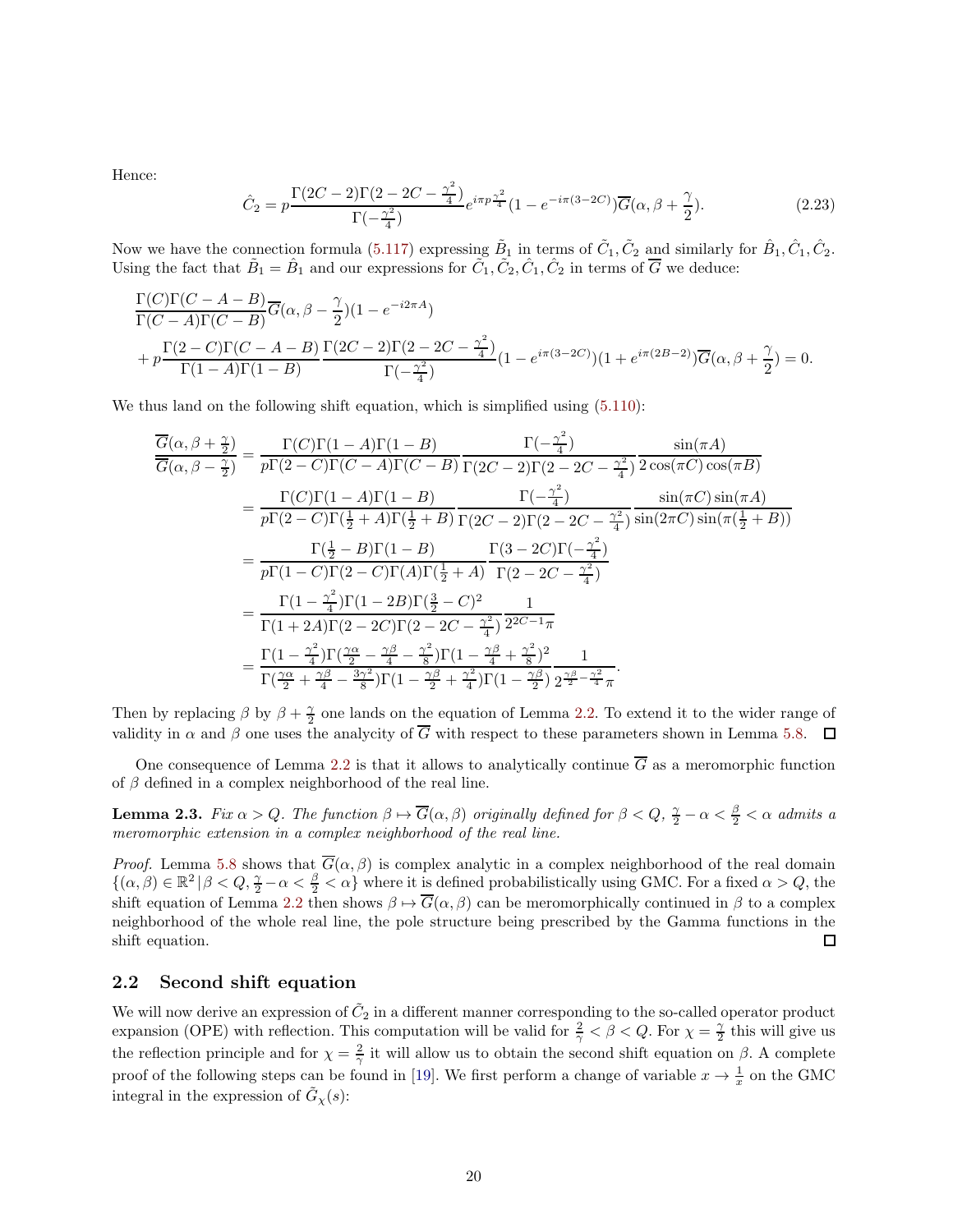Hence:

$$\hat{C}_2 = p\frac{\Gamma(2C-2)\Gamma(2-2C-\frac{\gamma^2}{4})}{\Gamma(-\frac{\gamma^2}{4})}e^{i\pi p\frac{\gamma^2}{4}}(1-e^{-i\pi(3-2C)})\overline{G}(\alpha,\beta+\frac{\gamma}{2}). \tag{2.23}$$

Now we have the connection formula (5.117) expressing $\tilde{B}_1$ in terms of $\tilde{C}_1, \tilde{C}_2$ and similarly for $\hat{B}_1, \hat{C}_1, \hat{C}_2$. Using the fact that $\tilde{B}_1 = \hat{B}_1$ and our expressions for $\tilde{C}_1, \tilde{C}_2, \hat{C}_1, \hat{C}_2$ in terms of $\overline{G}$ we deduce:

$$\begin{aligned}
&\frac{\Gamma(C)\Gamma(C-A-B)}{\Gamma(C-A)\Gamma(C-B)}\overline{G}(\alpha,\beta-\frac{\gamma}{2})(1-e^{-i2\pi A}) \\
&+p\frac{\Gamma(2-C)\Gamma(C-A-B)}{\Gamma(1-A)\Gamma(1-B)}\frac{\Gamma(2C-2)\Gamma(2-2C-\frac{\gamma^2}{4})}{\Gamma(-\frac{\gamma^2}{4})}(1-e^{i\pi(3-2C)})(1+e^{i\pi(2B-2)})\overline{G}(\alpha,\beta+\frac{\gamma}{2}) = 0.
\end{aligned}$$

We thus land on the following shift equation, which is simplified using (5.110):

$$\begin{aligned}
\frac{\overline{G}(\alpha,\beta+\frac{\gamma}{2})}{\overline{G}(\alpha,\beta-\frac{\gamma}{2})} &= \frac{\Gamma(C)\Gamma(1-A)\Gamma(1-B)}{p\Gamma(2-C)\Gamma(C-A)\Gamma(C-B)}\frac{\Gamma(-\frac{\gamma^2}{4})}{\Gamma(2C-2)\Gamma(2-2C-\frac{\gamma^2}{4})}\frac{\sin(\pi A)}{2\cos(\pi C)\cos(\pi B)} \\
&= \frac{\Gamma(C)\Gamma(1-A)\Gamma(1-B)}{p\Gamma(2-C)\Gamma(\frac{1}{2}+A)\Gamma(\frac{1}{2}+B)}\frac{\Gamma(-\frac{\gamma^2}{4})}{\Gamma(2C-2)\Gamma(2-2C-\frac{\gamma^2}{4})}\frac{\sin(\pi C)\sin(\pi A)}{\sin(2\pi C)\sin(\pi(\frac{1}{2}+B))} \\
&= \frac{\Gamma(\frac{1}{2}-B)\Gamma(1-B)}{p\Gamma(1-C)\Gamma(2-C)\Gamma(A)\Gamma(\frac{1}{2}+A)}\frac{\Gamma(3-2C)\Gamma(-\frac{\gamma^2}{4})}{\Gamma(2-2C-\frac{\gamma^2}{4})} \\
&= \frac{\Gamma(1-\frac{\gamma^2}{4})\Gamma(1-2B)\Gamma(\frac{3}{2}-C)^2}{\Gamma(1+2A)\Gamma(2-2C)\Gamma(2-2C-\frac{\gamma^2}{4})}\frac{1}{2^{2C-1}\pi} \\
&= \frac{\Gamma(1-\frac{\gamma^2}{4})\Gamma(\frac{\gamma\alpha}{2}-\frac{\gamma\beta}{4}-\frac{\gamma^2}{8})\Gamma(1-\frac{\gamma\beta}{4}+\frac{\gamma^2}{8})^2}{\Gamma(\frac{\gamma\alpha}{2}+\frac{\gamma\beta}{4}-\frac{3\gamma^2}{8})\Gamma(1-\frac{\gamma\beta}{2}+\frac{\gamma^2}{4})\Gamma(1-\frac{\gamma\beta}{2})}\frac{1}{2^{\frac{\gamma\beta}{2}-\frac{\gamma^2}{4}}\pi}.
\end{aligned}$$

Then by replacing $\beta$ by $\beta+\frac{\gamma}{2}$ one lands on the equation of Lemma 2.2. To extend it to the wider range of validity in $\alpha$ and $\beta$ one uses the analycity of $\overline{G}$ with respect to these parameters shown in Lemma 5.8. $\square$

One consequence of Lemma 2.2 is that it allows to analytically continue $\overline{G}$ as a meromorphic function of $\beta$ defined in a complex neighborhood of the real line.

**Lemma 2.3.** *Fix $\alpha > Q$. The function $\beta \mapsto \overline{G}(\alpha,\beta)$ originally defined for $\beta < Q$, $\frac{\gamma}{2}-\alpha < \frac{\beta}{2} < \alpha$ admits a meromorphic extension in a complex neighborhood of the real line.*

*Proof.* Lemma 5.8 shows that $\overline{G}(\alpha,\beta)$ is complex analytic in a complex neighborhood of the real domain $\{(\alpha,\beta)\in\mathbb{R}^2\,|\,\beta<Q, \frac{\gamma}{2}-\alpha<\frac{\beta}{2}<\alpha\}$ where it is defined probabilistically using GMC. For a fixed $\alpha > Q$, the shift equation of Lemma 2.2 then shows $\beta \mapsto \overline{G}(\alpha,\beta)$ can be meromorphically continued in $\beta$ to a complex neighborhood of the whole real line, the pole structure being prescribed by the Gamma functions in the shift equation. $\square$

## 2.2 Second shift equation

We will now derive an expression of $\tilde{C}_2$ in a different manner corresponding to the so-called operator product expansion (OPE) with reflection. This computation will be valid for $\frac{2}{\gamma} < \beta < Q$. For $\chi = \frac{\gamma}{2}$ this will give us the reflection principle and for $\chi = \frac{2}{\gamma}$ it will allow us to obtain the second shift equation on $\beta$. A complete proof of the following steps can be found in [19]. We first perform a change of variable $x \to \frac{1}{x}$ on the GMC integral in the expression of $\tilde{G}_\chi(s)$: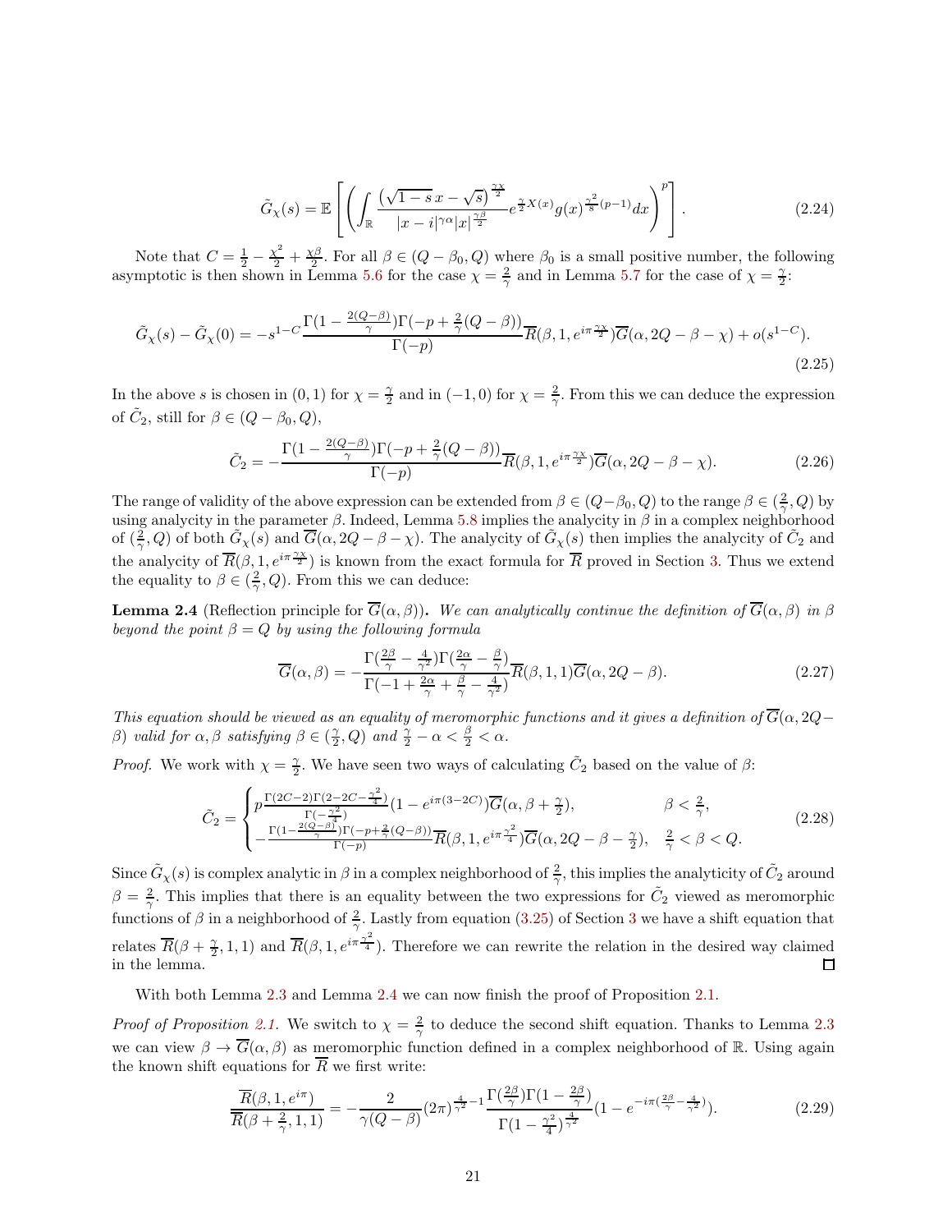$$\tilde{G}_\chi(s) = \mathbb{E}\left[\left(\int_{\mathbb{R}} \frac{\left(\sqrt{1-s}\,x - \sqrt{s}\right)^{\frac{\gamma\chi}{2}}}{|x-i|^{\gamma\alpha}|x|^{\frac{\gamma\beta}{2}}} e^{\frac{\gamma}{2}X(x)} g(x)^{\frac{\gamma^2}{8}(p-1)} dx\right)^p\right]. \tag{2.24}$$

Note that $C = \frac{1}{2} - \frac{\chi^2}{2} + \frac{\chi\beta}{2}$. For all $\beta \in (Q-\beta_0, Q)$ where $\beta_0$ is a small positive number, the following asymptotic is then shown in Lemma 5.6 for the case $\chi = \frac{2}{\gamma}$ and in Lemma 5.7 for the case of $\chi = \frac{\gamma}{2}$:

$$\tilde{G}_\chi(s) - \tilde{G}_\chi(0) = -s^{1-C} \frac{\Gamma(1 - \frac{2(Q-\beta)}{\gamma})\Gamma(-p + \frac{2}{\gamma}(Q-\beta))}{\Gamma(-p)} \overline{R}(\beta, 1, e^{i\pi\frac{\gamma\chi}{2}}) \overline{G}(\alpha, 2Q - \beta - \chi) + o(s^{1-C}). \tag{2.25}$$

In the above $s$ is chosen in $(0,1)$ for $\chi = \frac{\gamma}{2}$ and in $(-1, 0)$ for $\chi = \frac{2}{\gamma}$. From this we can deduce the expression of $\tilde{C}_2$, still for $\beta \in (Q - \beta_0, Q)$,

$$\tilde{C}_2 = -\frac{\Gamma(1 - \frac{2(Q-\beta)}{\gamma})\Gamma(-p + \frac{2}{\gamma}(Q-\beta))}{\Gamma(-p)} \overline{R}(\beta, 1, e^{i\pi\frac{\gamma\chi}{2}}) \overline{G}(\alpha, 2Q - \beta - \chi). \tag{2.26}$$

The range of validity of the above expression can be extended from $\beta \in (Q-\beta_0, Q)$ to the range $\beta \in (\frac{2}{\gamma}, Q)$ by using analycity in the parameter $\beta$. Indeed, Lemma 5.8 implies the analycity in $\beta$ in a complex neighborhood of $(\frac{2}{\gamma}, Q)$ of both $\tilde{G}_\chi(s)$ and $\overline{G}(\alpha, 2Q - \beta - \chi)$. The analycity of $\tilde{G}_\chi(s)$ then implies the analycity of $\tilde{C}_2$ and the analycity of $\overline{R}(\beta, 1, e^{i\pi\frac{\gamma\chi}{2}})$ is known from the exact formula for $\overline{R}$ proved in Section 3. Thus we extend the equality to $\beta \in (\frac{2}{\gamma}, Q)$. From this we can deduce:

**Lemma 2.4** (Reflection principle for $\overline{G}(\alpha,\beta)$)**.** *We can analytically continue the definition of $\overline{G}(\alpha, \beta)$ in $\beta$ beyond the point $\beta = Q$ by using the following formula*

$$\overline{G}(\alpha, \beta) = -\frac{\Gamma(\frac{2\beta}{\gamma} - \frac{4}{\gamma^2})\Gamma(\frac{2\alpha}{\gamma} - \frac{\beta}{\gamma})}{\Gamma(-1 + \frac{2\alpha}{\gamma} + \frac{\beta}{\gamma} - \frac{4}{\gamma^2})} \overline{R}(\beta, 1, 1) \overline{G}(\alpha, 2Q - \beta). \tag{2.27}$$

*This equation should be viewed as an equality of meromorphic functions and it gives a definition of $\overline{G}(\alpha, 2Q - \beta)$ valid for $\alpha, \beta$ satisfying $\beta \in (\frac{\gamma}{2}, Q)$ and $\frac{\gamma}{2} - \alpha < \frac{\beta}{2} < \alpha$.*

*Proof.* We work with $\chi = \frac{\gamma}{2}$. We have seen two ways of calculating $\tilde{C}_2$ based on the value of $\beta$:

$$\tilde{C}_2 = \begin{cases} p\frac{\Gamma(2C-2)\Gamma(2-2C-\frac{\gamma^2}{4})}{\Gamma(-\frac{\gamma^2}{4})}(1 - e^{i\pi(3-2C)})\overline{G}(\alpha, \beta + \frac{\gamma}{2}), & \beta < \frac{2}{\gamma}, \\ -\frac{\Gamma(1-\frac{2(Q-\beta)}{\gamma})\Gamma(-p+\frac{2}{\gamma}(Q-\beta))}{\Gamma(-p)}\overline{R}(\beta, 1, e^{i\pi\frac{\gamma^2}{4}})\overline{G}(\alpha, 2Q - \beta - \frac{\gamma}{2}), & \frac{2}{\gamma} < \beta < Q. \end{cases} \tag{2.28}$$

Since $\tilde{G}_\chi(s)$ is complex analytic in $\beta$ in a complex neighborhood of $\frac{2}{\gamma}$, this implies the analyticity of $\tilde{C}_2$ around $\beta = \frac{2}{\gamma}$. This implies that there is an equality between the two expressions for $\tilde{C}_2$ viewed as meromorphic functions of $\beta$ in a neighborhood of $\frac{2}{\gamma}$. Lastly from equation (3.25) of Section 3 we have a shift equation that relates $\overline{R}(\beta + \frac{\gamma}{2}, 1, 1)$ and $\overline{R}(\beta, 1, e^{i\pi\frac{\gamma^2}{4}})$. Therefore we can rewrite the relation in the desired way claimed in the lemma. ◻

With both Lemma 2.3 and Lemma 2.4 we can now finish the proof of Proposition 2.1.

*Proof of Proposition 2.1.* We switch to $\chi = \frac{2}{\gamma}$ to deduce the second shift equation. Thanks to Lemma 2.3 we can view $\beta \to \overline{G}(\alpha, \beta)$ as meromorphic function defined in a complex neighborhood of $\mathbb{R}$. Using again the known shift equations for $\overline{R}$ we first write:

$$\frac{\overline{R}(\beta, 1, e^{i\pi})}{\overline{R}(\beta + \frac{2}{\gamma}, 1, 1)} = -\frac{2}{\gamma(Q-\beta)}(2\pi)^{\frac{4}{\gamma^2}-1}\frac{\Gamma(\frac{2\beta}{\gamma})\Gamma(1 - \frac{2\beta}{\gamma})}{\Gamma(1 - \frac{\gamma^2}{4})^{\frac{4}{\gamma^2}}}(1 - e^{-i\pi(\frac{2\beta}{\gamma} - \frac{4}{\gamma^2})}). \tag{2.29}$$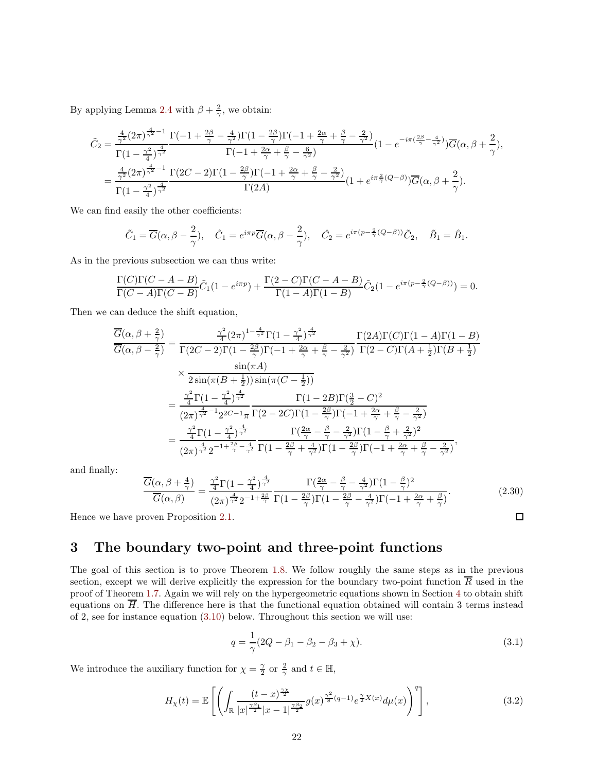By applying Lemma 2.4 with $\beta + \frac{2}{\gamma}$, we obtain:

$$
\begin{aligned}
\tilde{C}_2 &= \frac{\frac{4}{\gamma^2}(2\pi)^{\frac{4}{\gamma^2}-1}}{\Gamma(1-\frac{\gamma^2}{4})^{\frac{4}{\gamma^2}}} \frac{\Gamma(-1+\frac{2\beta}{\gamma}-\frac{4}{\gamma^2})\Gamma(1-\frac{2\beta}{\gamma})\Gamma(-1+\frac{2\alpha}{\gamma}+\frac{\beta}{\gamma}-\frac{2}{\gamma^2})}{\Gamma(-1+\frac{2\alpha}{\gamma}+\frac{\beta}{\gamma}-\frac{6}{\gamma^2})}(1-e^{-i\pi(\frac{2\beta}{\gamma}-\frac{4}{\gamma^2})})\overline{G}(\alpha,\beta+\frac{2}{\gamma}), \\
&= \frac{\frac{4}{\gamma^2}(2\pi)^{\frac{4}{\gamma^2}-1}}{\Gamma(1-\frac{\gamma^2}{4})^{\frac{4}{\gamma^2}}} \frac{\Gamma(2C-2)\Gamma(1-\frac{2\beta}{\gamma})\Gamma(-1+\frac{2\alpha}{\gamma}+\frac{\beta}{\gamma}-\frac{2}{\gamma^2})}{\Gamma(2A)}(1+e^{i\pi\frac{2}{\gamma}(Q-\beta)})\overline{G}(\alpha,\beta+\frac{2}{\gamma}).
\end{aligned}
$$

We can find easily the other coefficients:

$$
\tilde{C}_1 = \overline{G}(\alpha,\beta-\frac{2}{\gamma}), \quad \hat{C}_1 = e^{i\pi p}\overline{G}(\alpha,\beta-\frac{2}{\gamma}), \quad \hat{C}_2 = e^{i\pi(p-\frac{2}{\gamma}(Q-\beta))}\tilde{C}_2, \quad \tilde{B}_1 = \hat{B}_1.
$$

As in the previous subsection we can thus write:

$$
\frac{\Gamma(C)\Gamma(C-A-B)}{\Gamma(C-A)\Gamma(C-B)}\tilde{C}_1(1-e^{i\pi p}) + \frac{\Gamma(2-C)\Gamma(C-A-B)}{\Gamma(1-A)\Gamma(1-B)}\tilde{C}_2(1-e^{i\pi(p-\frac{2}{\gamma}(Q-\beta))}) = 0.
$$

Then we can deduce the shift equation,

$$
\begin{aligned}
\frac{\overline{G}(\alpha,\beta+\frac{2}{\gamma})}{\overline{G}(\alpha,\beta-\frac{2}{\gamma})} &= \frac{\frac{\gamma^2}{4}(2\pi)^{1-\frac{4}{\gamma^2}}\Gamma(1-\frac{\gamma^2}{4})^{\frac{4}{\gamma^2}}}{\Gamma(2C-2)\Gamma(1-\frac{2\beta}{\gamma})\Gamma(-1+\frac{2\alpha}{\gamma}+\frac{\beta}{\gamma}-\frac{2}{\gamma^2})} \frac{\Gamma(2A)\Gamma(C)\Gamma(1-A)\Gamma(1-B)}{\Gamma(2-C)\Gamma(A+\frac{1}{2})\Gamma(B+\frac{1}{2})} \\
&\quad \times \frac{\sin(\pi A)}{2\sin(\pi(B+\frac{1}{2}))\sin(\pi(C-\frac{1}{2}))} \\
&= \frac{\frac{\gamma^2}{4}\Gamma(1-\frac{\gamma^2}{4})^{\frac{4}{\gamma^2}}}{(2\pi)^{\frac{4}{\gamma^2}-1}2^{2C-1}\pi} \frac{\Gamma(1-2B)\Gamma(\frac{3}{2}-C)^2}{\Gamma(2-2C)\Gamma(1-\frac{2\beta}{\gamma})\Gamma(-1+\frac{2\alpha}{\gamma}+\frac{\beta}{\gamma}-\frac{2}{\gamma^2})} \\
&= \frac{\frac{\gamma^2}{4}\Gamma(1-\frac{\gamma^2}{4})^{\frac{4}{\gamma^2}}}{(2\pi)^{\frac{4}{\gamma^2}}2^{-1+\frac{2\beta}{\gamma}-\frac{4}{\gamma^2}}} \frac{\Gamma(\frac{2\alpha}{\gamma}-\frac{\beta}{\gamma}-\frac{2}{\gamma^2})\Gamma(1-\frac{\beta}{\gamma}+\frac{2}{\gamma^2})^2}{\Gamma(1-\frac{2\beta}{\gamma}+\frac{4}{\gamma^2})\Gamma(1-\frac{2\beta}{\gamma})\Gamma(-1+\frac{2\alpha}{\gamma}+\frac{\beta}{\gamma}-\frac{2}{\gamma^2})},
\end{aligned}
$$

and finally:

$$
\frac{\overline{G}(\alpha,\beta+\frac{4}{\gamma})}{\overline{G}(\alpha,\beta)} = \frac{\frac{\gamma^2}{4}\Gamma(1-\frac{\gamma^2}{4})^{\frac{4}{\gamma^2}}}{(2\pi)^{\frac{4}{\gamma^2}}2^{-1+\frac{2\beta}{\gamma}}} \frac{\Gamma(\frac{2\alpha}{\gamma}-\frac{\beta}{\gamma}-\frac{4}{\gamma^2})\Gamma(1-\frac{\beta}{\gamma})^2}{\Gamma(1-\frac{2\beta}{\gamma})\Gamma(1-\frac{2\beta}{\gamma}-\frac{4}{\gamma^2})\Gamma(-1+\frac{2\alpha}{\gamma}+\frac{\beta}{\gamma})}. \tag{2.30}
$$

Hence we have proven Proposition 2.1. □

# 3 The boundary two-point and three-point functions

The goal of this section is to prove Theorem 1.8. We follow roughly the same steps as in the previous section, except we will derive explicitly the expression for the boundary two-point function $\overline{R}$ used in the proof of Theorem 1.7. Again we will rely on the hypergeometric equations shown in Section 4 to obtain shift equations on $\overline{H}$. The difference here is that the functional equation obtained will contain 3 terms instead of 2, see for instance equation (3.10) below. Throughout this section we will use:

$$
q = \frac{1}{\gamma}(2Q - \beta_1 - \beta_2 - \beta_3 + \chi). \tag{3.1}
$$

We introduce the auxiliary function for $\chi = \frac{\gamma}{2}$ or $\frac{2}{\gamma}$ and $t \in \mathbb{H}$,

$$
H_\chi(t) = \mathbb{E}\left[\left(\int_{\mathbb{R}} \frac{(t-x)^{\frac{\gamma\chi}{2}}}{|x|^{\frac{\gamma\beta_1}{2}}|x-1|^{\frac{\gamma\beta_2}{2}}} g(x)^{\frac{\gamma^2}{8}(q-1)} e^{\frac{\gamma}{2}X(x)} d\mu(x)\right)^q\right], \tag{3.2}
$$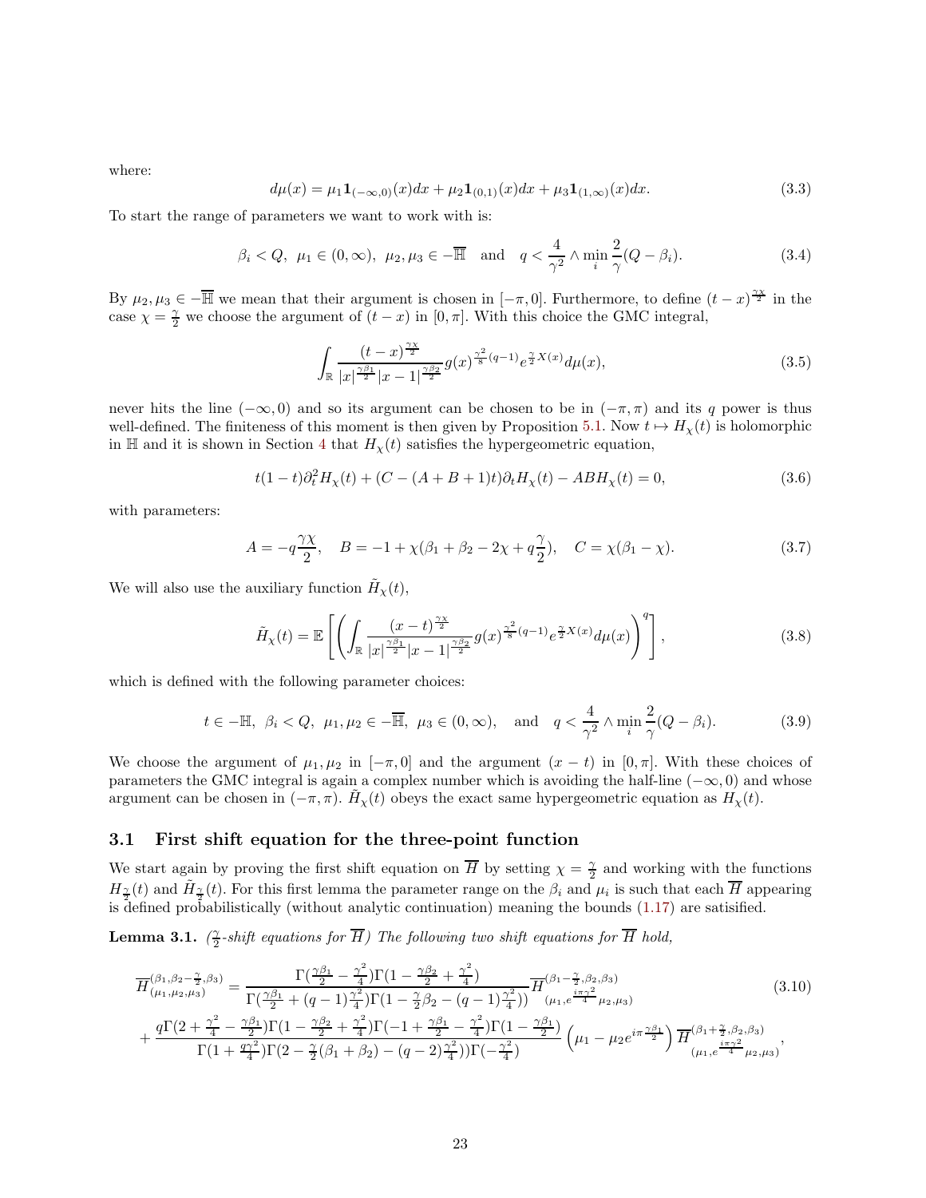where:

$$d\mu(x) = \mu_1 \mathbf{1}_{(-\infty,0)}(x)dx + \mu_2 \mathbf{1}_{(0,1)}(x)dx + \mu_3 \mathbf{1}_{(1,\infty)}(x)dx. \tag{3.3}$$

To start the range of parameters we want to work with is:

$$\beta_i < Q, \ \ \mu_1 \in (0,\infty), \ \ \mu_2, \mu_3 \in -\overline{\mathbb{H}} \quad \text{and} \quad q < \frac{4}{\gamma^2} \wedge \min_i \frac{2}{\gamma}(Q-\beta_i). \tag{3.4}$$

By $\mu_2, \mu_3 \in -\overline{\mathbb{H}}$ we mean that their argument is chosen in $[-\pi, 0]$. Furthermore, to define $(t-x)^{\frac{\gamma\chi}{2}}$ in the case $\chi = \frac{\gamma}{2}$ we choose the argument of $(t-x)$ in $[0,\pi]$. With this choice the GMC integral,

$$\int_{\mathbb{R}} \frac{(t-x)^{\frac{\gamma\chi}{2}}}{|x|^{\frac{\gamma\beta_1}{2}}|x-1|^{\frac{\gamma\beta_2}{2}}} g(x)^{\frac{\gamma^2}{8}(q-1)} e^{\frac{\gamma}{2}X(x)} d\mu(x), \tag{3.5}$$

never hits the line $(-\infty, 0)$ and so its argument can be chosen to be in $(-\pi,\pi)$ and its $q$ power is thus well-defined. The finiteness of this moment is then given by Proposition 5.1. Now $t \mapsto H_\chi(t)$ is holomorphic in $\mathbb{H}$ and it is shown in Section 4 that $H_\chi(t)$ satisfies the hypergeometric equation,

$$t(1-t)\partial_t^2 H_\chi(t) + (C - (A+B+1)t)\partial_t H_\chi(t) - AB H_\chi(t) = 0, \tag{3.6}$$

with parameters:

$$A = -q\frac{\gamma\chi}{2}, \quad B = -1 + \chi(\beta_1 + \beta_2 - 2\chi + q\frac{\gamma}{2}), \quad C = \chi(\beta_1 - \chi). \tag{3.7}$$

We will also use the auxiliary function $\tilde{H}_\chi(t)$,

$$\tilde{H}_\chi(t) = \mathbb{E}\left[\left(\int_{\mathbb{R}} \frac{(x-t)^{\frac{\gamma\chi}{2}}}{|x|^{\frac{\gamma\beta_1}{2}}|x-1|^{\frac{\gamma\beta_2}{2}}} g(x)^{\frac{\gamma^2}{8}(q-1)} e^{\frac{\gamma}{2}X(x)} d\mu(x)\right)^q\right], \tag{3.8}$$

which is defined with the following parameter choices:

$$t \in -\mathbb{H}, \ \ \beta_i < Q, \ \ \mu_1, \mu_2 \in -\overline{\mathbb{H}}, \ \ \mu_3 \in (0,\infty), \quad \text{and} \quad q < \frac{4}{\gamma^2} \wedge \min_i \frac{2}{\gamma}(Q-\beta_i). \tag{3.9}$$

We choose the argument of $\mu_1, \mu_2$ in $[-\pi, 0]$ and the argument $(x-t)$ in $[0,\pi]$. With these choices of parameters the GMC integral is again a complex number which is avoiding the half-line $(-\infty, 0)$ and whose argument can be chosen in $(-\pi,\pi)$. $\tilde{H}_\chi(t)$ obeys the exact same hypergeometric equation as $H_\chi(t)$.

## 3.1 First shift equation for the three-point function

We start again by proving the first shift equation on $\overline{H}$ by setting $\chi = \frac{\gamma}{2}$ and working with the functions $H_{\frac{\gamma}{2}}(t)$ and $\tilde{H}_{\frac{\gamma}{2}}(t)$. For this first lemma the parameter range on the $\beta_i$ and $\mu_i$ is such that each $\overline{H}$ appearing is defined probabilistically (without analytic continuation) meaning the bounds (1.17) are satisified.

**Lemma 3.1.** *($\frac{\gamma}{2}$-shift equations for $\overline{H}$) The following two shift equations for $\overline{H}$ hold,*

$$\begin{aligned}
\overline{H}^{(\beta_1,\beta_2-\frac{\gamma}{2},\beta_3)}_{(\mu_1,\mu_2,\mu_3)} &= \frac{\Gamma(\frac{\gamma\beta_1}{2} - \frac{\gamma^2}{4})\Gamma(1 - \frac{\gamma\beta_2}{2} + \frac{\gamma^2}{4})}{\Gamma(\frac{\gamma\beta_1}{2} + (q-1)\frac{\gamma^2}{4})\Gamma(1 - \frac{\gamma}{2}\beta_2 - (q-1)\frac{\gamma^2}{4}))} \overline{H}^{(\beta_1-\frac{\gamma}{2},\beta_2,\beta_3)}_{(\mu_1, e^{\frac{i\pi\gamma^2}{4}}\mu_2,\mu_3)} \\
&+ \frac{q\Gamma(2 + \frac{\gamma^2}{4} - \frac{\gamma\beta_1}{2})\Gamma(1 - \frac{\gamma\beta_2}{2} + \frac{\gamma^2}{4})\Gamma(-1 + \frac{\gamma\beta_1}{2} - \frac{\gamma^2}{4})\Gamma(1 - \frac{\gamma\beta_1}{2})}{\Gamma(1 + \frac{q\gamma^2}{4})\Gamma(2 - \frac{\gamma}{2}(\beta_1+\beta_2) - (q-2)\frac{\gamma^2}{4}))\Gamma(-\frac{\gamma^2}{4})} \left(\mu_1 - \mu_2 e^{i\pi\frac{\gamma\beta_1}{2}}\right) \overline{H}^{(\beta_1+\frac{\gamma}{2},\beta_2,\beta_3)}_{(\mu_1, e^{\frac{i\pi\gamma^2}{4}}\mu_2,\mu_3)},
\end{aligned} \tag{3.10}$$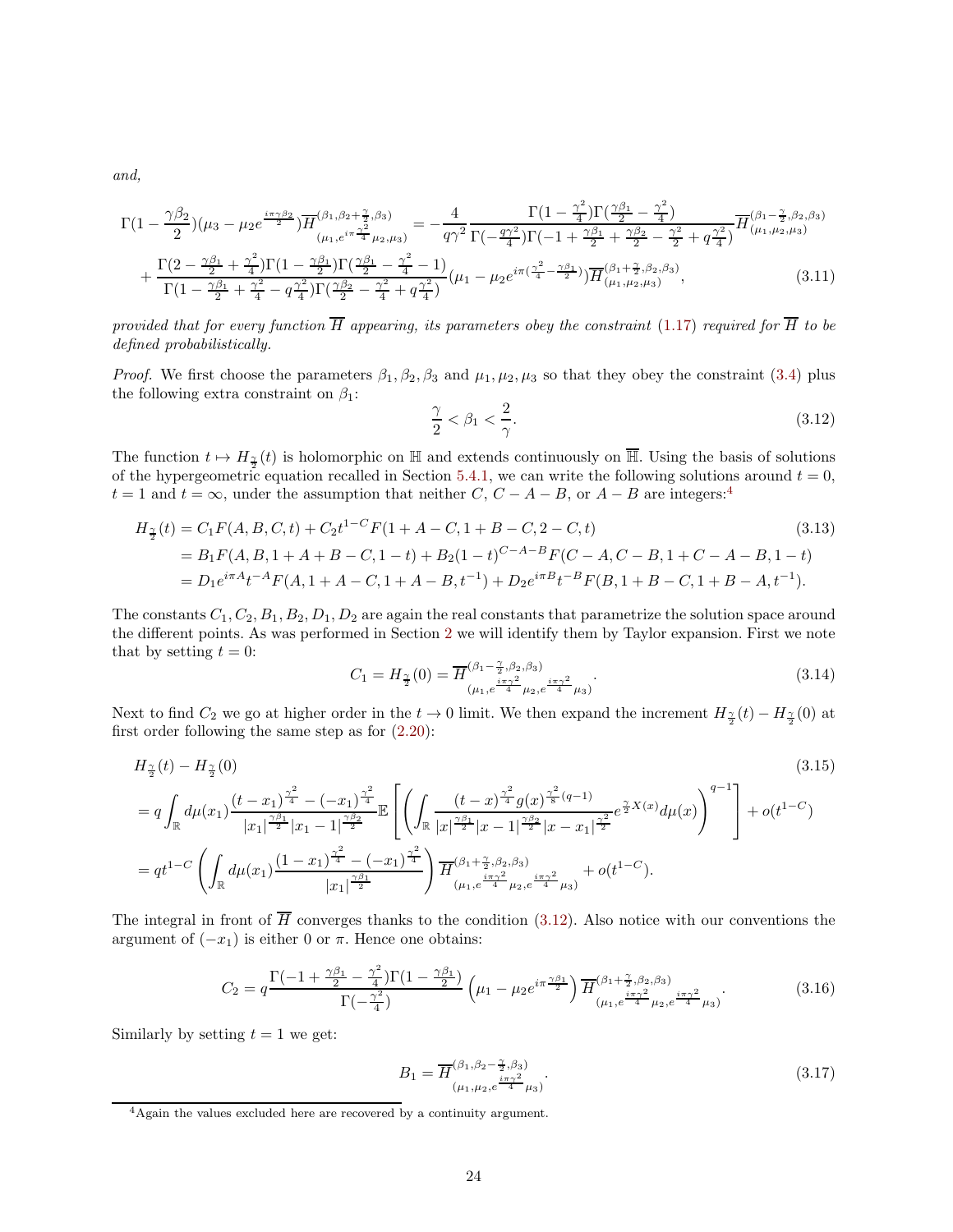*and,*

$$
\begin{aligned}
&\Gamma(1-\frac{\gamma\beta_2}{2})(\mu_3 - \mu_2 e^{\frac{i\pi\gamma\beta_2}{2}})\overline{H}^{(\beta_1,\beta_2+\frac{\gamma}{2},\beta_3)}_{(\mu_1,e^{i\pi\frac{\gamma^2}{4}}\mu_2,\mu_3)} = -\frac{4}{q\gamma^2}\frac{\Gamma(1-\frac{\gamma^2}{4})\Gamma(\frac{\gamma\beta_1}{2}-\frac{\gamma^2}{4})}{\Gamma(-\frac{q\gamma^2}{4})\Gamma(-1+\frac{\gamma\beta_1}{2}+\frac{\gamma\beta_2}{2}-\frac{\gamma^2}{2}+q\frac{\gamma^2}{4})}\overline{H}^{(\beta_1-\frac{\gamma}{2},\beta_2,\beta_3)}_{(\mu_1,\mu_2,\mu_3)} \\
&+ \frac{\Gamma(2-\frac{\gamma\beta_1}{2}+\frac{\gamma^2}{4})\Gamma(1-\frac{\gamma\beta_1}{2})\Gamma(\frac{\gamma\beta_1}{2}-\frac{\gamma^2}{4}-1)}{\Gamma(1-\frac{\gamma\beta_1}{2}+\frac{\gamma^2}{4}-q\frac{\gamma^2}{4})\Gamma(\frac{\gamma\beta_2}{2}-\frac{\gamma^2}{4}+q\frac{\gamma^2}{4})}(\mu_1 - \mu_2 e^{i\pi(\frac{\gamma^2}{4}-\frac{\gamma\beta_1}{2})})\overline{H}^{(\beta_1+\frac{\gamma}{2},\beta_2,\beta_3)}_{(\mu_1,\mu_2,\mu_3)}, \qquad (3.11)
\end{aligned}
$$

*provided that for every function $\overline{H}$ appearing, its parameters obey the constraint (1.17) required for $\overline{H}$ to be defined probabilistically.*

*Proof.* We first choose the parameters $\beta_1, \beta_2, \beta_3$ and $\mu_1, \mu_2, \mu_3$ so that they obey the constraint (3.4) plus the following extra constraint on $\beta_1$:

$$
\frac{\gamma}{2} < \beta_1 < \frac{2}{\gamma}. \qquad (3.12)
$$

The function $t \mapsto H_{\frac{\gamma}{2}}(t)$ is holomorphic on $\mathbb{H}$ and extends continuously on $\overline{\mathbb{H}}$. Using the basis of solutions of the hypergeometric equation recalled in Section 5.4.1, we can write the following solutions around $t = 0$, $t = 1$ and $t = \infty$, under the assumption that neither $C$, $C - A - B$, or $A - B$ are integers:[4]

$$
\begin{aligned}
H_{\frac{\gamma}{2}}(t) &= C_1 F(A,B,C,t) + C_2 t^{1-C} F(1+A-C, 1+B-C, 2-C, t) \qquad (3.13)\\
&= B_1 F(A,B,1+A+B-C,1-t) + B_2(1-t)^{C-A-B} F(C-A,C-B,1+C-A-B,1-t)\\
&= D_1 e^{i\pi A} t^{-A} F(A,1+A-C,1+A-B,t^{-1}) + D_2 e^{i\pi B} t^{-B} F(B,1+B-C,1+B-A,t^{-1}).
\end{aligned}
$$

The constants $C_1, C_2, B_1, B_2, D_1, D_2$ are again the real constants that parametrize the solution space around the different points. As was performed in Section 2 we will identify them by Taylor expansion. First we note that by setting $t = 0$:

$$
C_1 = H_{\frac{\gamma}{2}}(0) = \overline{H}^{(\beta_1-\frac{\gamma}{2},\beta_2,\beta_3)}_{(\mu_1,e^{\frac{i\pi\gamma^2}{4}}\mu_2,e^{\frac{i\pi\gamma^2}{4}}\mu_3)}. \qquad (3.14)
$$

Next to find $C_2$ we go at higher order in the $t \to 0$ limit. We then expand the increment $H_{\frac{\gamma}{2}}(t) - H_{\frac{\gamma}{2}}(0)$ at first order following the same step as for (2.20):

$$
\begin{aligned}
&H_{\frac{\gamma}{2}}(t) - H_{\frac{\gamma}{2}}(0) \qquad (3.15)\\
&= q\int_{\mathbb{R}} d\mu(x_1)\frac{(t-x_1)^{\frac{\gamma^2}{4}} - (-x_1)^{\frac{\gamma^2}{4}}}{|x_1|^{\frac{\gamma\beta_1}{2}}|x_1-1|^{\frac{\gamma\beta_2}{2}}}\mathbb{E}\left[\left(\int_{\mathbb{R}}\frac{(t-x)^{\frac{\gamma^2}{4}} g(x)^{\frac{\gamma^2}{8}(q-1)}}{|x|^{\frac{\gamma\beta_1}{2}}|x-1|^{\frac{\gamma\beta_2}{2}}|x-x_1|^{\frac{\gamma^2}{2}}} e^{\frac{\gamma}{2}X(x)} d\mu(x)\right)^{q-1}\right] + o(t^{1-C})\\
&= q t^{1-C}\left(\int_{\mathbb{R}} d\mu(x_1)\frac{(1-x_1)^{\frac{\gamma^2}{4}} - (-x_1)^{\frac{\gamma^2}{4}}}{|x_1|^{\frac{\gamma\beta_1}{2}}}\right)\overline{H}^{(\beta_1+\frac{\gamma}{2},\beta_2,\beta_3)}_{(\mu_1,e^{\frac{i\pi\gamma^2}{4}}\mu_2,e^{\frac{i\pi\gamma^2}{4}}\mu_3)} + o(t^{1-C}).
\end{aligned}
$$

The integral in front of $\overline{H}$ converges thanks to the condition (3.12). Also notice with our conventions the argument of $(-x_1)$ is either 0 or $\pi$. Hence one obtains:

$$
C_2 = q\frac{\Gamma(-1+\frac{\gamma\beta_1}{2}-\frac{\gamma^2}{4})\Gamma(1-\frac{\gamma\beta_1}{2})}{\Gamma(-\frac{\gamma^2}{4})}\left(\mu_1 - \mu_2 e^{i\pi\frac{\gamma\beta_1}{2}}\right)\overline{H}^{(\beta_1+\frac{\gamma}{2},\beta_2,\beta_3)}_{(\mu_1,e^{\frac{i\pi\gamma^2}{4}}\mu_2,e^{\frac{i\pi\gamma^2}{4}}\mu_3)}. \qquad (3.16)
$$

Similarly by setting $t = 1$ we get:

$$
B_1 = \overline{H}^{(\beta_1,\beta_2-\frac{\gamma}{2},\beta_3)}_{(\mu_1,\mu_2,e^{\frac{i\pi\gamma^2}{4}}\mu_3)}. \qquad (3.17)
$$

[4] Again the values excluded here are recovered by a continuity argument.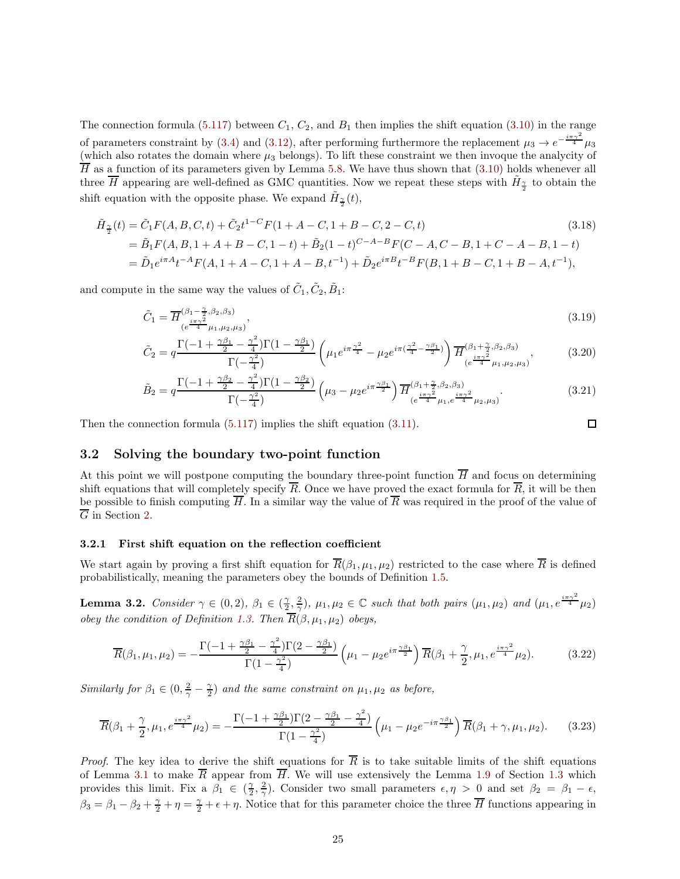The connection formula (5.117) between $C_1$, $C_2$, and $B_1$ then implies the shift equation (3.10) in the range of parameters constraint by (3.4) and (3.12), after performing furthermore the replacement $\mu_3 \to e^{-\frac{i\pi\gamma^2}{4}}\mu_3$ (which also rotates the domain where $\mu_3$ belongs). To lift these constraint we then invoque the analycity of $\overline{H}$ as a function of its parameters given by Lemma 5.8. We have thus shown that (3.10) holds whenever all three $\overline{H}$ appearing are well-defined as GMC quantities. Now we repeat these steps with $\tilde{H}_{\frac{\gamma}{2}}$ to obtain the shift equation with the opposite phase. We expand $\tilde{H}_{\frac{\gamma}{2}}(t)$,

$$
\begin{aligned}
\tilde{H}_{\frac{\gamma}{2}}(t) &= \tilde{C}_1 F(A,B,C,t) + \tilde{C}_2 t^{1-C} F(1+A-C, 1+B-C, 2-C, t) \\
&= \tilde{B}_1 F(A,B,1+A+B-C,1-t) + \tilde{B}_2 (1-t)^{C-A-B} F(C-A, C-B, 1+C-A-B, 1-t) \\
&= \tilde{D}_1 e^{i\pi A} t^{-A} F(A, 1+A-C, 1+A-B, t^{-1}) + \tilde{D}_2 e^{i\pi B} t^{-B} F(B, 1+B-C, 1+B-A, t^{-1}),
\end{aligned}
\tag{3.18}
$$

and compute in the same way the values of $\tilde{C}_1, \tilde{C}_2, \tilde{B}_1$:

$$
\tilde{C}_1 = \overline{H}^{(\beta_1 - \frac{\gamma}{2}, \beta_2, \beta_3)}_{(e^{\frac{i\pi\gamma^2}{4}}\mu_1, \mu_2, \mu_3)}, \tag{3.19}
$$

$$
\tilde{C}_2 = q \frac{\Gamma(-1 + \frac{\gamma\beta_1}{2} - \frac{\gamma^2}{4})\Gamma(1 - \frac{\gamma\beta_1}{2})}{\Gamma(-\frac{\gamma^2}{4})} \left( \mu_1 e^{i\pi\frac{\gamma^2}{4}} - \mu_2 e^{i\pi(\frac{\gamma^2}{4} - \frac{\gamma\beta_1}{2})} \right) \overline{H}^{(\beta_1 + \frac{\gamma}{2}, \beta_2, \beta_3)}_{(e^{\frac{i\pi\gamma^2}{4}}\mu_1, \mu_2, \mu_3)}, \tag{3.20}
$$

$$
\tilde{B}_2 = q \frac{\Gamma(-1 + \frac{\gamma\beta_2}{2} - \frac{\gamma^2}{4})\Gamma(1 - \frac{\gamma\beta_2}{2})}{\Gamma(-\frac{\gamma^2}{4})} \left( \mu_3 - \mu_2 e^{i\pi\frac{\gamma\beta_1}{2}} \right) \overline{H}^{(\beta_1 + \frac{\gamma}{2}, \beta_2, \beta_3)}_{(e^{\frac{i\pi\gamma^2}{4}}\mu_1, e^{\frac{i\pi\gamma^2}{4}}\mu_2, \mu_3)}. \tag{3.21}
$$

Then the connection formula (5.117) implies the shift equation (3.11). ∎

## 3.2 Solving the boundary two-point function

At this point we will postpone computing the boundary three-point function $\overline{H}$ and focus on determining shift equations that will completely specify $\overline{R}$. Once we have proved the exact formula for $\overline{R}$, it will be then be possible to finish computing $\overline{H}$. In a similar way the value of $\overline{R}$ was required in the proof of the value of $\overline{G}$ in Section 2.

### 3.2.1 First shift equation on the reflection coefficient

We start again by proving a first shift equation for $\overline{R}(\beta_1, \mu_1, \mu_2)$ restricted to the case where $\overline{R}$ is defined probabilistically, meaning the parameters obey the bounds of Definition 1.5.

**Lemma 3.2.** *Consider $\gamma \in (0,2)$, $\beta_1 \in (\frac{\gamma}{2}, \frac{2}{\gamma})$, $\mu_1, \mu_2 \in \mathbb{C}$ such that both pairs $(\mu_1, \mu_2)$ and $(\mu_1, e^{\frac{i\pi\gamma^2}{4}}\mu_2)$ obey the condition of Definition 1.3. Then $\overline{R}(\beta, \mu_1, \mu_2)$ obeys,*

$$
\overline{R}(\beta_1, \mu_1, \mu_2) = -\frac{\Gamma(-1 + \frac{\gamma\beta_1}{2} - \frac{\gamma^2}{4})\Gamma(2 - \frac{\gamma\beta_1}{2})}{\Gamma(1 - \frac{\gamma^2}{4})} \left( \mu_1 - \mu_2 e^{i\pi\frac{\gamma\beta_1}{2}} \right) \overline{R}(\beta_1 + \frac{\gamma}{2}, \mu_1, e^{\frac{i\pi\gamma^2}{4}}\mu_2). \tag{3.22}
$$

*Similarly for $\beta_1 \in (0, \frac{2}{\gamma} - \frac{\gamma}{2})$ and the same constraint on $\mu_1, \mu_2$ as before,*

$$
\overline{R}(\beta_1 + \frac{\gamma}{2}, \mu_1, e^{\frac{i\pi\gamma^2}{4}}\mu_2) = -\frac{\Gamma(-1 + \frac{\gamma\beta_1}{2})\Gamma(2 - \frac{\gamma\beta_1}{2} - \frac{\gamma^2}{4})}{\Gamma(1 - \frac{\gamma^2}{4})} \left( \mu_1 - \mu_2 e^{-i\pi\frac{\gamma\beta_1}{2}} \right) \overline{R}(\beta_1 + \gamma, \mu_1, \mu_2). \tag{3.23}
$$

*Proof.* The key idea to derive the shift equations for $\overline{R}$ is to take suitable limits of the shift equations of Lemma 3.1 to make $\overline{R}$ appear from $\overline{H}$. We will use extensively the Lemma 1.9 of Section 1.3 which provides this limit. Fix a $\beta_1 \in (\frac{\gamma}{2}, \frac{2}{\gamma})$. Consider two small parameters $\epsilon, \eta > 0$ and set $\beta_2 = \beta_1 - \epsilon$, $\beta_3 = \beta_1 - \beta_2 + \frac{\gamma}{2} + \eta = \frac{\gamma}{2} + \epsilon + \eta$. Notice that for this parameter choice the three $\overline{H}$ functions appearing in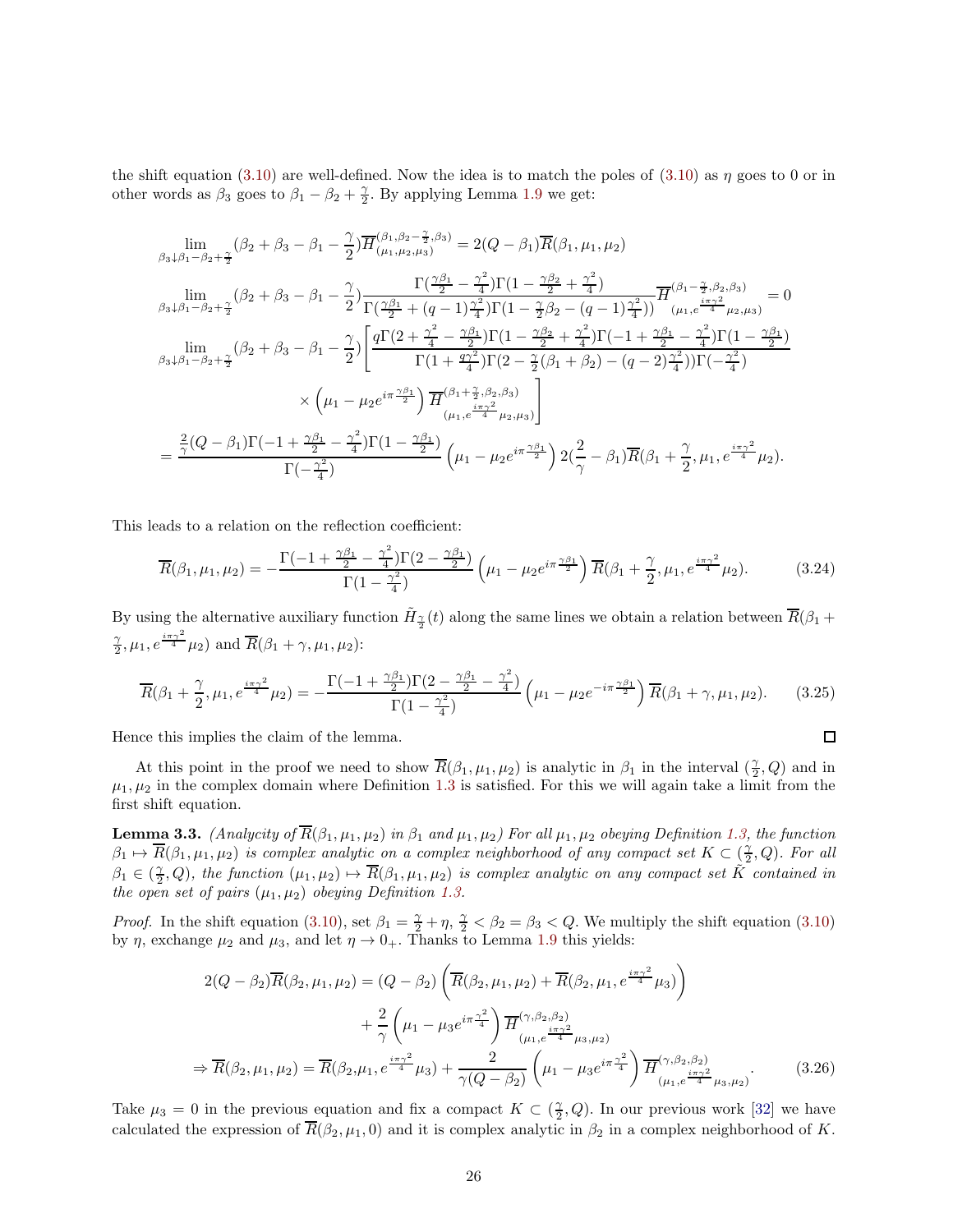the shift equation (3.10) are well-defined. Now the idea is to match the poles of (3.10) as $\eta$ goes to 0 or in other words as $\beta_3$ goes to $\beta_1 - \beta_2 + \frac{\gamma}{2}$. By applying Lemma 1.9 we get:

$$
\begin{aligned}
&\lim_{\beta_3 \downarrow \beta_1 - \beta_2 + \frac{\gamma}{2}} (\beta_2 + \beta_3 - \beta_1 - \frac{\gamma}{2}) \overline{H}^{(\beta_1, \beta_2 - \frac{\gamma}{2}, \beta_3)}_{(\mu_1, \mu_2, \mu_3)} = 2(Q - \beta_1) \overline{R}(\beta_1, \mu_1, \mu_2) \\
&\lim_{\beta_3 \downarrow \beta_1 - \beta_2 + \frac{\gamma}{2}} (\beta_2 + \beta_3 - \beta_1 - \frac{\gamma}{2}) \frac{\Gamma(\frac{\gamma\beta_1}{2} - \frac{\gamma^2}{4})\Gamma(1 - \frac{\gamma\beta_2}{2} + \frac{\gamma^2}{4})}{\Gamma(\frac{\gamma\beta_1}{2} + (q-1)\frac{\gamma^2}{4})\Gamma(1 - \frac{\gamma}{2}\beta_2 - (q-1)\frac{\gamma^2}{4}))} \overline{H}^{(\beta_1 - \frac{\gamma}{2}, \beta_2, \beta_3)}_{(\mu_1, e^{\frac{i\pi\gamma^2}{4}}\mu_2, \mu_3)} = 0 \\
&\lim_{\beta_3 \downarrow \beta_1 - \beta_2 + \frac{\gamma}{2}} (\beta_2 + \beta_3 - \beta_1 - \frac{\gamma}{2}) \Bigg[ \frac{q\Gamma(2 + \frac{\gamma^2}{4} - \frac{\gamma\beta_1}{2})\Gamma(1 - \frac{\gamma\beta_2}{2} + \frac{\gamma^2}{4})\Gamma(-1 + \frac{\gamma\beta_1}{2} - \frac{\gamma^2}{4})\Gamma(1 - \frac{\gamma\beta_1}{2})}{\Gamma(1 + \frac{q\gamma^2}{4})\Gamma(2 - \frac{\gamma}{2}(\beta_1 + \beta_2) - (q-2)\frac{\gamma^2}{4}))\Gamma(-\frac{\gamma^2}{4})} \\
&\qquad \times \left(\mu_1 - \mu_2 e^{i\pi\frac{\gamma\beta_1}{2}}\right) \overline{H}^{(\beta_1 + \frac{\gamma}{2}, \beta_2, \beta_3)}_{(\mu_1, e^{\frac{i\pi\gamma^2}{4}}\mu_2, \mu_3)} \Bigg] \\
&= \frac{\frac{2}{\gamma}(Q - \beta_1)\Gamma(-1 + \frac{\gamma\beta_1}{2} - \frac{\gamma^2}{4})\Gamma(1 - \frac{\gamma\beta_1}{2})}{\Gamma(-\frac{\gamma^2}{4})} \left(\mu_1 - \mu_2 e^{i\pi\frac{\gamma\beta_1}{2}}\right) 2(\frac{2}{\gamma} - \beta_1) \overline{R}(\beta_1 + \frac{\gamma}{2}, \mu_1, e^{\frac{i\pi\gamma^2}{4}}\mu_2).
\end{aligned}
$$

This leads to a relation on the reflection coefficient:

$$
\overline{R}(\beta_1, \mu_1, \mu_2) = -\frac{\Gamma(-1 + \frac{\gamma\beta_1}{2} - \frac{\gamma^2}{4})\Gamma(2 - \frac{\gamma\beta_1}{2})}{\Gamma(1 - \frac{\gamma^2}{4})} \left(\mu_1 - \mu_2 e^{i\pi\frac{\gamma\beta_1}{2}}\right) \overline{R}(\beta_1 + \frac{\gamma}{2}, \mu_1, e^{\frac{i\pi\gamma^2}{4}}\mu_2). \tag{3.24}
$$

By using the alternative auxiliary function $\tilde{H}_{\frac{\gamma}{2}}(t)$ along the same lines we obtain a relation between $\overline{R}(\beta_1 + \frac{\gamma}{2}, \mu_1, e^{\frac{i\pi\gamma^2}{4}}\mu_2)$ and $\overline{R}(\beta_1 + \gamma, \mu_1, \mu_2)$:

$$
\overline{R}(\beta_1 + \frac{\gamma}{2}, \mu_1, e^{\frac{i\pi\gamma^2}{4}}\mu_2) = -\frac{\Gamma(-1 + \frac{\gamma\beta_1}{2})\Gamma(2 - \frac{\gamma\beta_1}{2} - \frac{\gamma^2}{4})}{\Gamma(1 - \frac{\gamma^2}{4})} \left(\mu_1 - \mu_2 e^{-i\pi\frac{\gamma\beta_1}{2}}\right) \overline{R}(\beta_1 + \gamma, \mu_1, \mu_2). \tag{3.25}
$$

Hence this implies the claim of the lemma. $\square$

At this point in the proof we need to show $\overline{R}(\beta_1, \mu_1, \mu_2)$ is analytic in $\beta_1$ in the interval $(\frac{\gamma}{2}, Q)$ and in $\mu_1, \mu_2$ in the complex domain where Definition 1.3 is satisfied. For this we will again take a limit from the first shift equation.

**Lemma 3.3.** *(Analycity of $\overline{R}(\beta_1, \mu_1, \mu_2)$ in $\beta_1$ and $\mu_1, \mu_2$) For all $\mu_1, \mu_2$ obeying Definition 1.3, the function $\beta_1 \mapsto \overline{R}(\beta_1, \mu_1, \mu_2)$ is complex analytic on a complex neighborhood of any compact set $K \subset (\frac{\gamma}{2}, Q)$. For all $\beta_1 \in (\frac{\gamma}{2}, Q)$, the function $(\mu_1, \mu_2) \mapsto \overline{R}(\beta_1, \mu_1, \mu_2)$ is complex analytic on any compact set $\tilde{K}$ contained in the open set of pairs $(\mu_1, \mu_2)$ obeying Definition 1.3.*

*Proof.* In the shift equation (3.10), set $\beta_1 = \frac{\gamma}{2} + \eta$, $\frac{\gamma}{2} < \beta_2 = \beta_3 < Q$. We multiply the shift equation (3.10) by $\eta$, exchange $\mu_2$ and $\mu_3$, and let $\eta \to 0_+$. Thanks to Lemma 1.9 this yields:

$$
\begin{aligned}
2(Q - \beta_2)\overline{R}(\beta_2, \mu_1, \mu_2) &= (Q - \beta_2)\left(\overline{R}(\beta_2, \mu_1, \mu_2) + \overline{R}(\beta_2, \mu_1, e^{\frac{i\pi\gamma^2}{4}}\mu_3)\right) \\
&\quad + \frac{2}{\gamma}\left(\mu_1 - \mu_3 e^{i\pi\frac{\gamma^2}{4}}\right) \overline{H}^{(\gamma, \beta_2, \beta_2)}_{(\mu_1, e^{\frac{i\pi\gamma^2}{4}}\mu_3, \mu_2)} \\
\Rightarrow \overline{R}(\beta_2, \mu_1, \mu_2) &= \overline{R}(\beta_2, \mu_1, e^{\frac{i\pi\gamma^2}{4}}\mu_3) + \frac{2}{\gamma(Q - \beta_2)}\left(\mu_1 - \mu_3 e^{i\pi\frac{\gamma^2}{4}}\right) \overline{H}^{(\gamma, \beta_2, \beta_2)}_{(\mu_1, e^{\frac{i\pi\gamma^2}{4}}\mu_3, \mu_2)}.
\end{aligned} \tag{3.26}
$$

Take $\mu_3 = 0$ in the previous equation and fix a compact $K \subset (\frac{\gamma}{2}, Q)$. In our previous work [32] we have calculated the expression of $\overline{R}(\beta_2, \mu_1, 0)$ and it is complex analytic in $\beta_2$ in a complex neighborhood of $K$.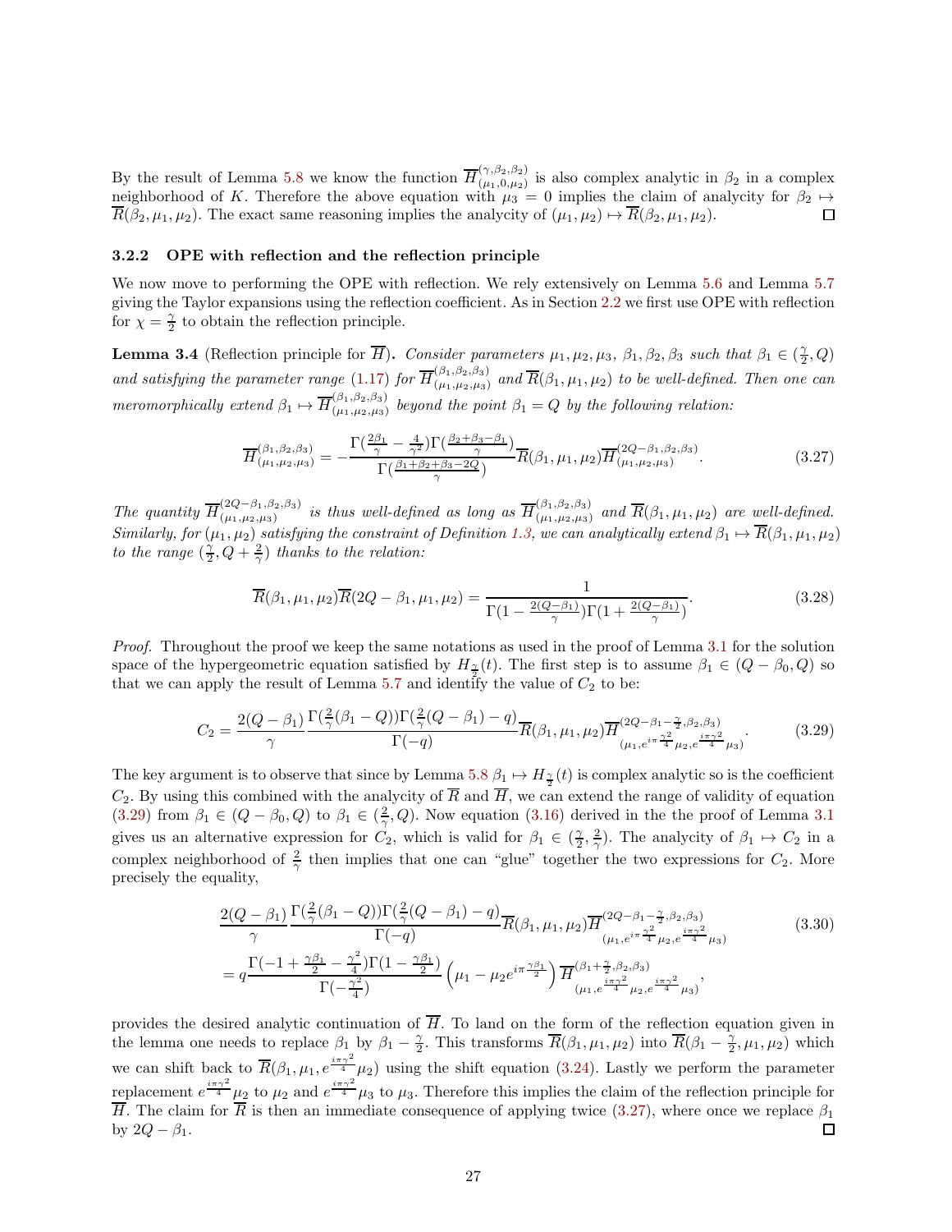By the result of Lemma 5.8 we know the function $\overline{H}^{(\gamma,\beta_2,\beta_2)}_{(\mu_1,0,\mu_2)}$ is also complex analytic in $\beta_2$ in a complex neighborhood of $K$. Therefore the above equation with $\mu_3 = 0$ implies the claim of analycity for $\beta_2 \mapsto \overline{R}(\beta_2, \mu_1, \mu_2)$. The exact same reasoning implies the analycity of $(\mu_1, \mu_2) \mapsto \overline{R}(\beta_2, \mu_1, \mu_2)$. ◻

### 3.2.2 OPE with reflection and the reflection principle

We now move to performing the OPE with reflection. We rely extensively on Lemma 5.6 and Lemma 5.7 giving the Taylor expansions using the reflection coefficient. As in Section 2.2 we first use OPE with reflection for $\chi = \frac{\gamma}{2}$ to obtain the reflection principle.

**Lemma 3.4** (Reflection principle for $\overline{H}$)**.** *Consider parameters $\mu_1, \mu_2, \mu_3$, $\beta_1, \beta_2, \beta_3$ such that $\beta_1 \in (\frac{\gamma}{2}, Q)$ and satisfying the parameter range (1.17) for $\overline{H}^{(\beta_1,\beta_2,\beta_3)}_{(\mu_1,\mu_2,\mu_3)}$ and $\overline{R}(\beta_1, \mu_1, \mu_2)$ to be well-defined. Then one can meromorphically extend $\beta_1 \mapsto \overline{H}^{(\beta_1,\beta_2,\beta_3)}_{(\mu_1,\mu_2,\mu_3)}$ beyond the point $\beta_1 = Q$ by the following relation:*

$$\overline{H}^{(\beta_1,\beta_2,\beta_3)}_{(\mu_1,\mu_2,\mu_3)} = -\frac{\Gamma(\frac{2\beta_1}{\gamma} - \frac{4}{\gamma^2})\Gamma(\frac{\beta_2+\beta_3-\beta_1}{\gamma})}{\Gamma(\frac{\beta_1+\beta_2+\beta_3-2Q}{\gamma})} \overline{R}(\beta_1, \mu_1, \mu_2) \overline{H}^{(2Q-\beta_1,\beta_2,\beta_3)}_{(\mu_1,\mu_2,\mu_3)}. \tag{3.27}$$

*The quantity $\overline{H}^{(2Q-\beta_1,\beta_2,\beta_3)}_{(\mu_1,\mu_2,\mu_3)}$ is thus well-defined as long as $\overline{H}^{(\beta_1,\beta_2,\beta_3)}_{(\mu_1,\mu_2,\mu_3)}$ and $\overline{R}(\beta_1, \mu_1, \mu_2)$ are well-defined. Similarly, for $(\mu_1, \mu_2)$ satisfying the constraint of Definition 1.3, we can analytically extend $\beta_1 \mapsto \overline{R}(\beta_1, \mu_1, \mu_2)$ to the range $(\frac{\gamma}{2}, Q + \frac{2}{\gamma})$ thanks to the relation:*

$$\overline{R}(\beta_1, \mu_1, \mu_2)\overline{R}(2Q - \beta_1, \mu_1, \mu_2) = \frac{1}{\Gamma(1 - \frac{2(Q-\beta_1)}{\gamma})\Gamma(1 + \frac{2(Q-\beta_1)}{\gamma})}. \tag{3.28}$$

*Proof.* Throughout the proof we keep the same notations as used in the proof of Lemma 3.1 for the solution space of the hypergeometric equation satisfied by $H_{\frac{\gamma}{2}}(t)$. The first step is to assume $\beta_1 \in (Q - \beta_0, Q)$ so that we can apply the result of Lemma 5.7 and identify the value of $C_2$ to be:

$$C_2 = \frac{2(Q-\beta_1)}{\gamma} \frac{\Gamma(\frac{2}{\gamma}(\beta_1 - Q))\Gamma(\frac{2}{\gamma}(Q - \beta_1) - q)}{\Gamma(-q)} \overline{R}(\beta_1, \mu_1, \mu_2) \overline{H}^{(2Q-\beta_1-\frac{\gamma}{2},\beta_2,\beta_3)}_{(\mu_1, e^{i\pi\frac{\gamma^2}{4}}\mu_2, e^{\frac{i\pi\gamma^2}{4}}\mu_3)}. \tag{3.29}$$

The key argument is to observe that since by Lemma 5.8 $\beta_1 \mapsto H_{\frac{\gamma}{2}}(t)$ is complex analytic so is the coefficient $C_2$. By using this combined with the analycity of $\overline{R}$ and $\overline{H}$, we can extend the range of validity of equation (3.29) from $\beta_1 \in (Q - \beta_0, Q)$ to $\beta_1 \in (\frac{2}{\gamma}, Q)$. Now equation (3.16) derived in the the proof of Lemma 3.1 gives us an alternative expression for $C_2$, which is valid for $\beta_1 \in (\frac{\gamma}{2}, \frac{2}{\gamma})$. The analycity of $\beta_1 \mapsto C_2$ in a complex neighborhood of $\frac{2}{\gamma}$ then implies that one can "glue" together the two expressions for $C_2$. More precisely the equality,

$$\begin{aligned}
&\frac{2(Q-\beta_1)}{\gamma} \frac{\Gamma(\frac{2}{\gamma}(\beta_1 - Q))\Gamma(\frac{2}{\gamma}(Q - \beta_1) - q)}{\Gamma(-q)} \overline{R}(\beta_1, \mu_1, \mu_2) \overline{H}^{(2Q-\beta_1-\frac{\gamma}{2},\beta_2,\beta_3)}_{(\mu_1, e^{i\pi\frac{\gamma^2}{4}}\mu_2, e^{\frac{i\pi\gamma^2}{4}}\mu_3)} \\
&= q\frac{\Gamma(-1 + \frac{\gamma\beta_1}{2} - \frac{\gamma^2}{4})\Gamma(1 - \frac{\gamma\beta_1}{2})}{\Gamma(-\frac{\gamma^2}{4})} \left(\mu_1 - \mu_2 e^{i\pi\frac{\gamma\beta_1}{2}}\right) \overline{H}^{(\beta_1+\frac{\gamma}{2},\beta_2,\beta_3)}_{(\mu_1, e^{\frac{i\pi\gamma^2}{4}}\mu_2, e^{\frac{i\pi\gamma^2}{4}}\mu_3)},
\end{aligned} \tag{3.30}$$

provides the desired analytic continuation of $\overline{H}$. To land on the form of the reflection equation given in the lemma one needs to replace $\beta_1$ by $\beta_1 - \frac{\gamma}{2}$. This transforms $\overline{R}(\beta_1, \mu_1, \mu_2)$ into $\overline{R}(\beta_1 - \frac{\gamma}{2}, \mu_1, \mu_2)$ which we can shift back to $\overline{R}(\beta_1, \mu_1, e^{\frac{i\pi\gamma^2}{4}}\mu_2)$ using the shift equation (3.24). Lastly we perform the parameter replacement $e^{\frac{i\pi\gamma^2}{4}}\mu_2$ to $\mu_2$ and $e^{\frac{i\pi\gamma^2}{4}}\mu_3$ to $\mu_3$. Therefore this implies the claim of the reflection principle for $\overline{H}$. The claim for $\overline{R}$ is then an immediate consequence of applying twice (3.27), where once we replace $\beta_1$ by $2Q - \beta_1$. ◻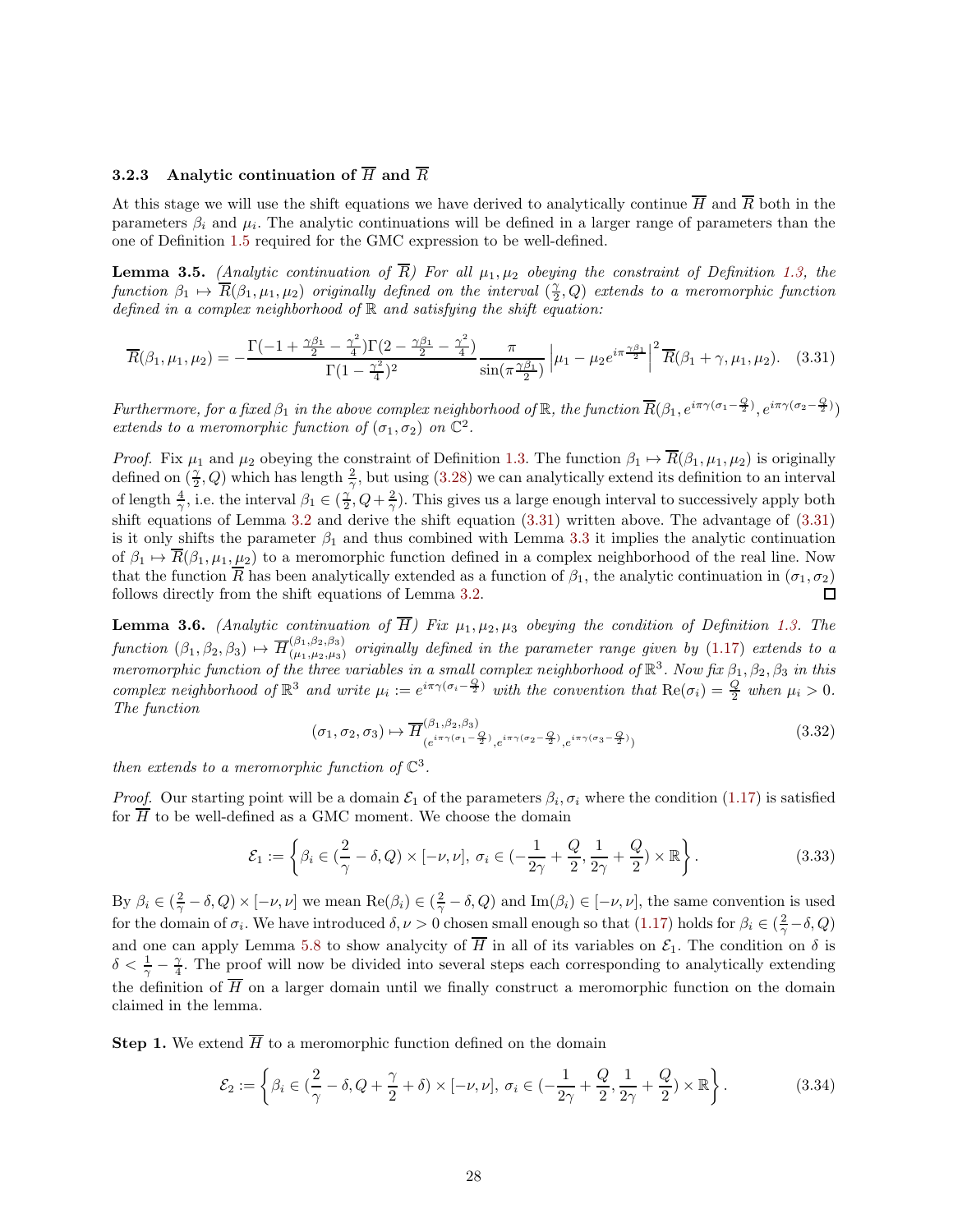### 3.2.3 Analytic continuation of $\overline{H}$ and $\overline{R}$

At this stage we will use the shift equations we have derived to analytically continue $\overline{H}$ and $\overline{R}$ both in the parameters $\beta_i$ and $\mu_i$. The analytic continuations will be defined in a larger range of parameters than the one of Definition 1.5 required for the GMC expression to be well-defined.

**Lemma 3.5.** *(Analytic continuation of $\overline{R}$) For all $\mu_1, \mu_2$ obeying the constraint of Definition 1.3, the function $\beta_1 \mapsto \overline{R}(\beta_1, \mu_1, \mu_2)$ originally defined on the interval $(\frac{\gamma}{2}, Q)$ extends to a meromorphic function defined in a complex neighborhood of $\mathbb{R}$ and satisfying the shift equation:*

$$\overline{R}(\beta_1, \mu_1, \mu_2) = -\frac{\Gamma(-1 + \frac{\gamma\beta_1}{2} - \frac{\gamma^2}{4})\Gamma(2 - \frac{\gamma\beta_1}{2} - \frac{\gamma^2}{4})}{\Gamma(1 - \frac{\gamma^2}{4})^2} \frac{\pi}{\sin(\pi \frac{\gamma\beta_1}{2})} \left| \mu_1 - \mu_2 e^{i\pi \frac{\gamma\beta_1}{2}} \right|^2 \overline{R}(\beta_1 + \gamma, \mu_1, \mu_2). \tag{3.31}$$

*Furthermore, for a fixed $\beta_1$ in the above complex neighborhood of $\mathbb{R}$, the function $\overline{R}(\beta_1, e^{i\pi\gamma(\sigma_1 - \frac{Q}{2})}, e^{i\pi\gamma(\sigma_2 - \frac{Q}{2})})$ extends to a meromorphic function of $(\sigma_1, \sigma_2)$ on $\mathbb{C}^2$.*

*Proof.* Fix $\mu_1$ and $\mu_2$ obeying the constraint of Definition 1.3. The function $\beta_1 \mapsto \overline{R}(\beta_1, \mu_1, \mu_2)$ is originally defined on $(\frac{\gamma}{2}, Q)$ which has length $\frac{2}{\gamma}$, but using (3.28) we can analytically extend its definition to an interval of length $\frac{4}{\gamma}$, i.e. the interval $\beta_1 \in (\frac{\gamma}{2}, Q + \frac{2}{\gamma})$. This gives us a large enough interval to successively apply both shift equations of Lemma 3.2 and derive the shift equation (3.31) written above. The advantage of (3.31) is it only shifts the parameter $\beta_1$ and thus combined with Lemma 3.3 it implies the analytic continuation of $\beta_1 \mapsto \overline{R}(\beta_1, \mu_1, \mu_2)$ to a meromorphic function defined in a complex neighborhood of the real line. Now that the function $\overline{R}$ has been analytically extended as a function of $\beta_1$, the analytic continuation in $(\sigma_1, \sigma_2)$ follows directly from the shift equations of Lemma 3.2. $\square$

**Lemma 3.6.** *(Analytic continuation of $\overline{H}$) Fix $\mu_1, \mu_2, \mu_3$ obeying the condition of Definition 1.3. The function $(\beta_1, \beta_2, \beta_3) \mapsto \overline{H}^{(\beta_1, \beta_2, \beta_3)}_{(\mu_1, \mu_2, \mu_3)}$ originally defined in the parameter range given by (1.17) extends to a meromorphic function of the three variables in a small complex neighborhood of $\mathbb{R}^3$. Now fix $\beta_1, \beta_2, \beta_3$ in this complex neighborhood of $\mathbb{R}^3$ and write $\mu_i := e^{i\pi\gamma(\sigma_i - \frac{Q}{2})}$ with the convention that $\mathrm{Re}(\sigma_i) = \frac{Q}{2}$ when $\mu_i > 0$. The function*

$$(\sigma_1, \sigma_2, \sigma_3) \mapsto \overline{H}^{(\beta_1, \beta_2, \beta_3)}_{(e^{i\pi\gamma(\sigma_1 - \frac{Q}{2})}, e^{i\pi\gamma(\sigma_2 - \frac{Q}{2})}, e^{i\pi\gamma(\sigma_3 - \frac{Q}{2})})} \tag{3.32}$$

*then extends to a meromorphic function of $\mathbb{C}^3$.*

*Proof.* Our starting point will be a domain $\mathcal{E}_1$ of the parameters $\beta_i, \sigma_i$ where the condition (1.17) is satisfied for $\overline{H}$ to be well-defined as a GMC moment. We choose the domain

$$\mathcal{E}_1 := \left\{ \beta_i \in (\frac{2}{\gamma} - \delta, Q) \times [-\nu, \nu], \ \sigma_i \in (-\frac{1}{2\gamma} + \frac{Q}{2}, \frac{1}{2\gamma} + \frac{Q}{2}) \times \mathbb{R} \right\}. \tag{3.33}$$

By $\beta_i \in (\frac{2}{\gamma} - \delta, Q) \times [-\nu, \nu]$ we mean $\mathrm{Re}(\beta_i) \in (\frac{2}{\gamma} - \delta, Q)$ and $\mathrm{Im}(\beta_i) \in [-\nu, \nu]$, the same convention is used for the domain of $\sigma_i$. We have introduced $\delta, \nu > 0$ chosen small enough so that (1.17) holds for $\beta_i \in (\frac{2}{\gamma} - \delta, Q)$ and one can apply Lemma 5.8 to show analycity of $\overline{H}$ in all of its variables on $\mathcal{E}_1$. The condition on $\delta$ is $\delta < \frac{1}{\gamma} - \frac{\gamma}{4}$. The proof will now be divided into several steps each corresponding to analytically extending the definition of $\overline{H}$ on a larger domain until we finally construct a meromorphic function on the domain claimed in the lemma.

**Step 1.** We extend $\overline{H}$ to a meromorphic function defined on the domain

$$\mathcal{E}_2 := \left\{ \beta_i \in (\frac{2}{\gamma} - \delta, Q + \frac{\gamma}{2} + \delta) \times [-\nu, \nu], \ \sigma_i \in (-\frac{1}{2\gamma} + \frac{Q}{2}, \frac{1}{2\gamma} + \frac{Q}{2}) \times \mathbb{R} \right\}. \tag{3.34}$$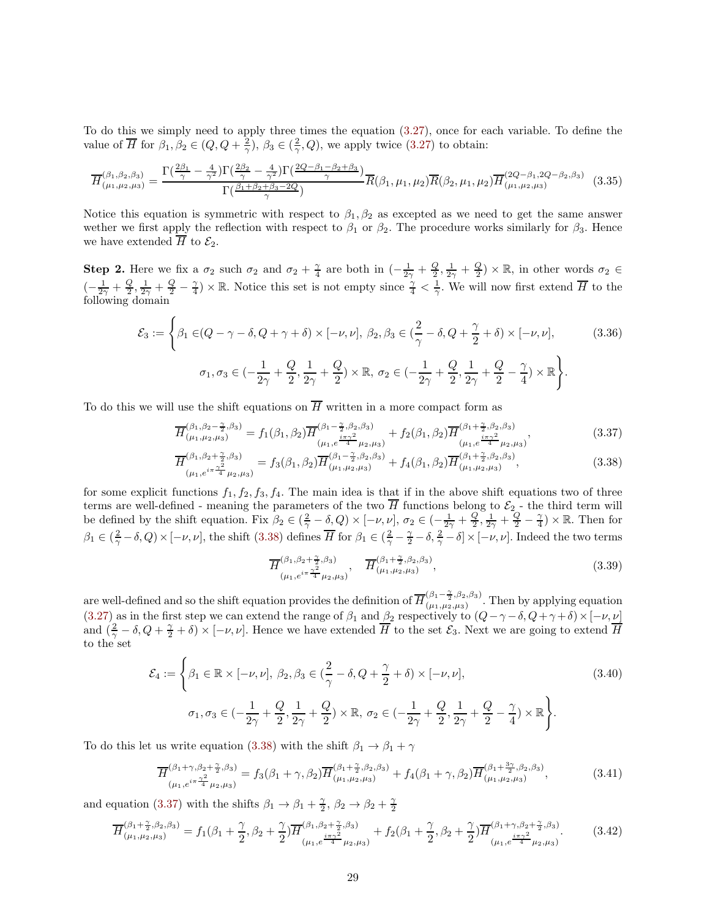To do this we simply need to apply three times the equation (3.27), once for each variable. To define the value of $\overline{H}$ for $\beta_1, \beta_2 \in (Q, Q + \frac{2}{\gamma})$, $\beta_3 \in (\frac{2}{\gamma}, Q)$, we apply twice (3.27) to obtain:

$$\overline{H}^{(\beta_1,\beta_2,\beta_3)}_{(\mu_1,\mu_2,\mu_3)} = \frac{\Gamma(\frac{2\beta_1}{\gamma} - \frac{4}{\gamma^2})\Gamma(\frac{2\beta_2}{\gamma} - \frac{4}{\gamma^2})\Gamma(\frac{2Q-\beta_1-\beta_2+\beta_3}{\gamma})}{\Gamma(\frac{\beta_1+\beta_2+\beta_3-2Q}{\gamma})} \overline{R}(\beta_1, \mu_1, \mu_2) \overline{R}(\beta_2, \mu_1, \mu_2) \overline{H}^{(2Q-\beta_1, 2Q-\beta_2, \beta_3)}_{(\mu_1,\mu_2,\mu_3)} \quad (3.35)$$

Notice this equation is symmetric with respect to $\beta_1, \beta_2$ as excepted as we need to get the same answer wether we first apply the reflection with respect to $\beta_1$ or $\beta_2$. The procedure works similarly for $\beta_3$. Hence we have extended $\overline{H}$ to $\mathcal{E}_2$.

**Step 2.** Here we fix a $\sigma_2$ such $\sigma_2$ and $\sigma_2 + \frac{\gamma}{4}$ are both in $(-\frac{1}{2\gamma} + \frac{Q}{2}, \frac{1}{2\gamma} + \frac{Q}{2}) \times \mathbb{R}$, in other words $\sigma_2 \in (-\frac{1}{2\gamma} + \frac{Q}{2}, \frac{1}{2\gamma} + \frac{Q}{2} - \frac{\gamma}{4}) \times \mathbb{R}$. Notice this set is not empty since $\frac{\gamma}{4} < \frac{1}{\gamma}$. We will now first extend $\overline{H}$ to the following domain

$$\mathcal{E}_3 := \Bigg\{ \beta_1 \in (Q - \gamma - \delta, Q + \gamma + \delta) \times [-\nu, \nu],\ \beta_2, \beta_3 \in (\frac{2}{\gamma} - \delta, Q + \frac{\gamma}{2} + \delta) \times [-\nu, \nu], \quad (3.36)$$
$$\sigma_1, \sigma_3 \in (-\frac{1}{2\gamma} + \frac{Q}{2}, \frac{1}{2\gamma} + \frac{Q}{2}) \times \mathbb{R},\ \sigma_2 \in (-\frac{1}{2\gamma} + \frac{Q}{2}, \frac{1}{2\gamma} + \frac{Q}{2} - \frac{\gamma}{4}) \times \mathbb{R} \Bigg\}.$$

To do this we will use the shift equations on $\overline{H}$ written in a more compact form as

$$\overline{H}^{(\beta_1, \beta_2 - \frac{\gamma}{2}, \beta_3)}_{(\mu_1,\mu_2,\mu_3)} = f_1(\beta_1, \beta_2) \overline{H}^{(\beta_1 - \frac{\gamma}{2}, \beta_2, \beta_3)}_{(\mu_1, e^{\frac{i\pi\gamma^2}{4}}\mu_2, \mu_3)} + f_2(\beta_1, \beta_2) \overline{H}^{(\beta_1 + \frac{\gamma}{2}, \beta_2, \beta_3)}_{(\mu_1, e^{\frac{i\pi\gamma^2}{4}}\mu_2, \mu_3)}, \quad (3.37)$$

$$\overline{H}^{(\beta_1, \beta_2 + \frac{\gamma}{2}, \beta_3)}_{(\mu_1, e^{i\pi\frac{\gamma^2}{4}}\mu_2, \mu_3)} = f_3(\beta_1, \beta_2) \overline{H}^{(\beta_1 - \frac{\gamma}{2}, \beta_2, \beta_3)}_{(\mu_1,\mu_2,\mu_3)} + f_4(\beta_1, \beta_2) \overline{H}^{(\beta_1 + \frac{\gamma}{2}, \beta_2, \beta_3)}_{(\mu_1,\mu_2,\mu_3)}, \quad (3.38)$$

for some explicit functions $f_1, f_2, f_3, f_4$. The main idea is that if in the above shift equations two of three terms are well-defined - meaning the parameters of the two $\overline{H}$ functions belong to $\mathcal{E}_2$ - the third term will be defined by the shift equation. Fix $\beta_2 \in (\frac{2}{\gamma} - \delta, Q) \times [-\nu, \nu]$, $\sigma_2 \in (-\frac{1}{2\gamma} + \frac{Q}{2}, \frac{1}{2\gamma} + \frac{Q}{2} - \frac{\gamma}{4}) \times \mathbb{R}$. Then for $\beta_1 \in (\frac{2}{\gamma} - \delta, Q) \times [-\nu, \nu]$, the shift (3.38) defines $\overline{H}$ for $\beta_1 \in (\frac{2}{\gamma} - \frac{\gamma}{2} - \delta, \frac{2}{\gamma} - \delta] \times [-\nu, \nu]$. Indeed the two terms

$$\overline{H}^{(\beta_1, \beta_2 + \frac{\gamma}{2}, \beta_3)}_{(\mu_1, e^{i\pi\frac{\gamma^2}{4}}\mu_2, \mu_3)}, \quad \overline{H}^{(\beta_1 + \frac{\gamma}{2}, \beta_2, \beta_3)}_{(\mu_1,\mu_2,\mu_3)}, \quad (3.39)$$

are well-defined and so the shift equation provides the definition of $\overline{H}^{(\beta_1 - \frac{\gamma}{2}, \beta_2, \beta_3)}_{(\mu_1,\mu_2,\mu_3)}$. Then by applying equation (3.27) as in the first step we can extend the range of $\beta_1$ and $\beta_2$ respectively to $(Q - \gamma - \delta, Q + \gamma + \delta) \times [-\nu, \nu]$ and $(\frac{2}{\gamma} - \delta, Q + \frac{\gamma}{2} + \delta) \times [-\nu, \nu]$. Hence we have extended $\overline{H}$ to the set $\mathcal{E}_3$. Next we are going to extend $\overline{H}$ to the set

$$\mathcal{E}_4 := \Bigg\{ \beta_1 \in \mathbb{R} \times [-\nu, \nu],\ \beta_2, \beta_3 \in (\frac{2}{\gamma} - \delta, Q + \frac{\gamma}{2} + \delta) \times [-\nu, \nu], \quad (3.40)$$
$$\sigma_1, \sigma_3 \in (-\frac{1}{2\gamma} + \frac{Q}{2}, \frac{1}{2\gamma} + \frac{Q}{2}) \times \mathbb{R},\ \sigma_2 \in (-\frac{1}{2\gamma} + \frac{Q}{2}, \frac{1}{2\gamma} + \frac{Q}{2} - \frac{\gamma}{4}) \times \mathbb{R} \Bigg\}.$$

To do this let us write equation (3.38) with the shift $\beta_1 \to \beta_1 + \gamma$

$$\overline{H}^{(\beta_1 + \gamma, \beta_2 + \frac{\gamma}{2}, \beta_3)}_{(\mu_1, e^{i\pi\frac{\gamma^2}{4}}\mu_2, \mu_3)} = f_3(\beta_1 + \gamma, \beta_2) \overline{H}^{(\beta_1 + \frac{\gamma}{2}, \beta_2, \beta_3)}_{(\mu_1,\mu_2,\mu_3)} + f_4(\beta_1 + \gamma, \beta_2) \overline{H}^{(\beta_1 + \frac{3\gamma}{2}, \beta_2, \beta_3)}_{(\mu_1,\mu_2,\mu_3)}, \quad (3.41)$$

and equation (3.37) with the shifts $\beta_1 \to \beta_1 + \frac{\gamma}{2}$, $\beta_2 \to \beta_2 + \frac{\gamma}{2}$

$$\overline{H}^{(\beta_1 + \frac{\gamma}{2}, \beta_2, \beta_3)}_{(\mu_1,\mu_2,\mu_3)} = f_1(\beta_1 + \frac{\gamma}{2}, \beta_2 + \frac{\gamma}{2}) \overline{H}^{(\beta_1, \beta_2 + \frac{\gamma}{2}, \beta_3)}_{(\mu_1, e^{\frac{i\pi\gamma^2}{4}}\mu_2, \mu_3)} + f_2(\beta_1 + \frac{\gamma}{2}, \beta_2 + \frac{\gamma}{2}) \overline{H}^{(\beta_1 + \gamma, \beta_2 + \frac{\gamma}{2}, \beta_3)}_{(\mu_1, e^{\frac{i\pi\gamma^2}{4}}\mu_2, \mu_3)}. \quad (3.42)$$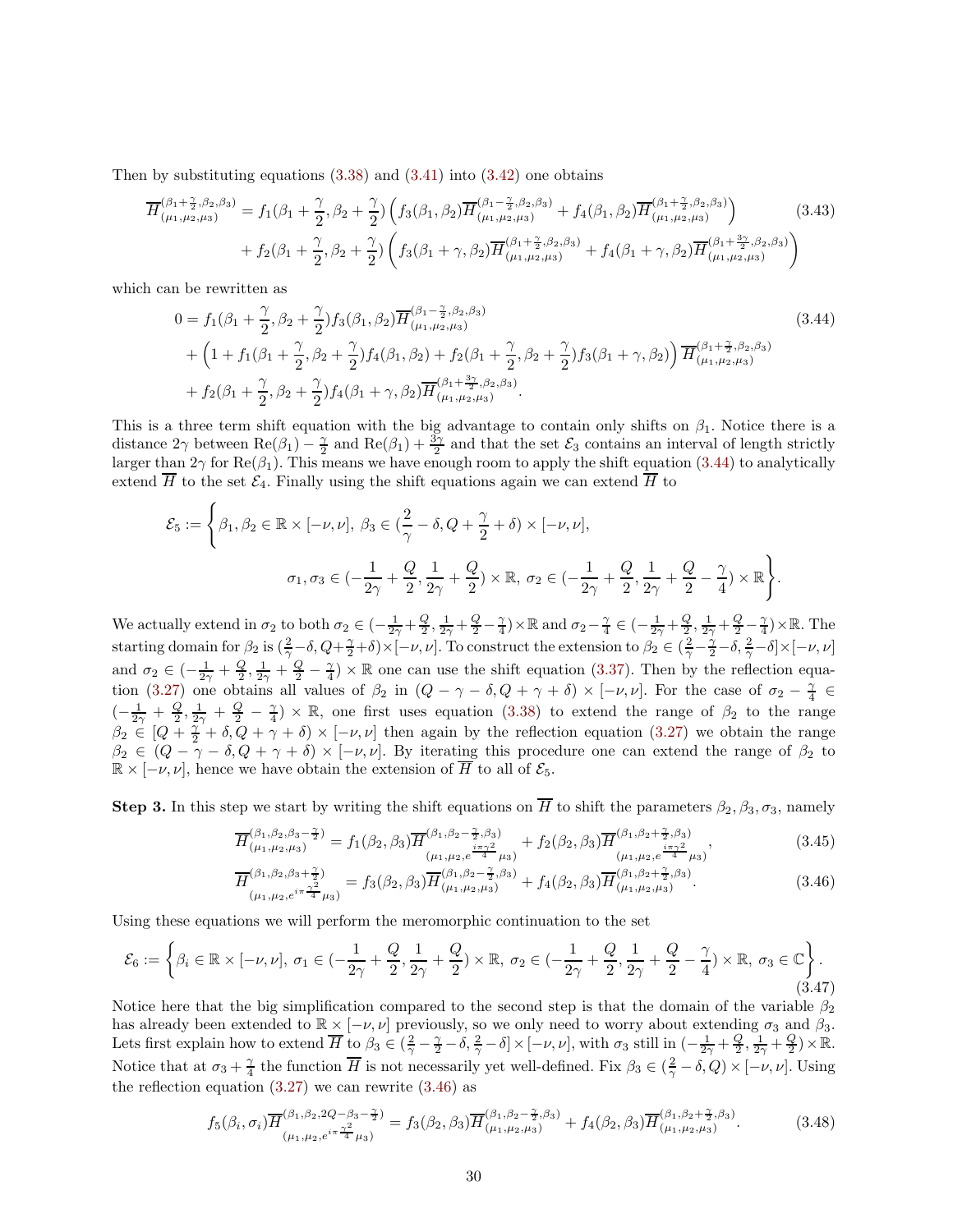Then by substituting equations (3.38) and (3.41) into (3.42) one obtains

$$\overline{H}^{(\beta_1+\frac{\gamma}{2},\beta_2,\beta_3)}_{(\mu_1,\mu_2,\mu_3)} = f_1(\beta_1+\frac{\gamma}{2},\beta_2+\frac{\gamma}{2})\left(f_3(\beta_1,\beta_2)\overline{H}^{(\beta_1-\frac{\gamma}{2},\beta_2,\beta_3)}_{(\mu_1,\mu_2,\mu_3)} + f_4(\beta_1,\beta_2)\overline{H}^{(\beta_1+\frac{\gamma}{2},\beta_2,\beta_3)}_{(\mu_1,\mu_2,\mu_3)}\right) + f_2(\beta_1+\frac{\gamma}{2},\beta_2+\frac{\gamma}{2})\left(f_3(\beta_1+\gamma,\beta_2)\overline{H}^{(\beta_1+\frac{\gamma}{2},\beta_2,\beta_3)}_{(\mu_1,\mu_2,\mu_3)} + f_4(\beta_1+\gamma,\beta_2)\overline{H}^{(\beta_1+\frac{3\gamma}{2},\beta_2,\beta_3)}_{(\mu_1,\mu_2,\mu_3)}\right) \tag{3.43}$$

which can be rewritten as

$$\begin{aligned} 0 &= f_1(\beta_1+\frac{\gamma}{2},\beta_2+\frac{\gamma}{2})f_3(\beta_1,\beta_2)\overline{H}^{(\beta_1-\frac{\gamma}{2},\beta_2,\beta_3)}_{(\mu_1,\mu_2,\mu_3)} \\ &+ \Big(1+f_1(\beta_1+\frac{\gamma}{2},\beta_2+\frac{\gamma}{2})f_4(\beta_1,\beta_2)+f_2(\beta_1+\frac{\gamma}{2},\beta_2+\frac{\gamma}{2})f_3(\beta_1+\gamma,\beta_2)\Big)\overline{H}^{(\beta_1+\frac{\gamma}{2},\beta_2,\beta_3)}_{(\mu_1,\mu_2,\mu_3)} \\ &+ f_2(\beta_1+\frac{\gamma}{2},\beta_2+\frac{\gamma}{2})f_4(\beta_1+\gamma,\beta_2)\overline{H}^{(\beta_1+\frac{3\gamma}{2},\beta_2,\beta_3)}_{(\mu_1,\mu_2,\mu_3)}. \end{aligned} \tag{3.44}$$

This is a three term shift equation with the big advantage to contain only shifts on $\beta_1$. Notice there is a distance $2\gamma$ between $\mathrm{Re}(\beta_1)-\frac{\gamma}{2}$ and $\mathrm{Re}(\beta_1)+\frac{3\gamma}{2}$ and that the set $\mathcal{E}_3$ contains an interval of length strictly larger than $2\gamma$ for $\mathrm{Re}(\beta_1)$. This means we have enough room to apply the shift equation (3.44) to analytically extend $\overline{H}$ to the set $\mathcal{E}_4$. Finally using the shift equations again we can extend $\overline{H}$ to

$$\mathcal{E}_5 := \Bigg\{\beta_1,\beta_2\in\mathbb{R}\times[-\nu,\nu],\ \beta_3\in(\frac{2}{\gamma}-\delta,Q+\frac{\gamma}{2}+\delta)\times[-\nu,\nu], \\ \sigma_1,\sigma_3\in(-\frac{1}{2\gamma}+\frac{Q}{2},\frac{1}{2\gamma}+\frac{Q}{2})\times\mathbb{R},\ \sigma_2\in(-\frac{1}{2\gamma}+\frac{Q}{2},\frac{1}{2\gamma}+\frac{Q}{2}-\frac{\gamma}{4})\times\mathbb{R}\Bigg\}.$$

We actually extend in $\sigma_2$ to both $\sigma_2\in(-\frac{1}{2\gamma}+\frac{Q}{2},\frac{1}{2\gamma}+\frac{Q}{2}-\frac{\gamma}{4})\times\mathbb{R}$ and $\sigma_2-\frac{\gamma}{4}\in(-\frac{1}{2\gamma}+\frac{Q}{2},\frac{1}{2\gamma}+\frac{Q}{2}-\frac{\gamma}{4})\times\mathbb{R}$. The starting domain for $\beta_2$ is $(\frac{2}{\gamma}-\delta,Q+\frac{\gamma}{2}+\delta)\times[-\nu,\nu]$. To construct the extension to $\beta_2\in(\frac{2}{\gamma}-\frac{\gamma}{2}-\delta,\frac{2}{\gamma}-\delta]\times[-\nu,\nu]$ and $\sigma_2\in(-\frac{1}{2\gamma}+\frac{Q}{2},\frac{1}{2\gamma}+\frac{Q}{2}-\frac{\gamma}{4})\times\mathbb{R}$ one can use the shift equation (3.37). Then by the reflection equation (3.27) one obtains all values of $\beta_2$ in $(Q-\gamma-\delta,Q+\gamma+\delta)\times[-\nu,\nu]$. For the case of $\sigma_2-\frac{\gamma}{4}\in(-\frac{1}{2\gamma}+\frac{Q}{2},\frac{1}{2\gamma}+\frac{Q}{2}-\frac{\gamma}{4})\times\mathbb{R}$, one first uses equation (3.38) to extend the range of $\beta_2$ to the range $\beta_2\in[Q+\frac{\gamma}{2}+\delta,Q+\gamma+\delta)\times[-\nu,\nu]$ then again by the reflection equation (3.27) we obtain the range $\beta_2\in(Q-\gamma-\delta,Q+\gamma+\delta)\times[-\nu,\nu]$. By iterating this procedure one can extend the range of $\beta_2$ to $\mathbb{R}\times[-\nu,\nu]$, hence we have obtain the extension of $\overline{H}$ to all of $\mathcal{E}_5$.

**Step 3.** In this step we start by writing the shift equations on $\overline{H}$ to shift the parameters $\beta_2,\beta_3,\sigma_3$, namely

$$\overline{H}^{(\beta_1,\beta_2,\beta_3-\frac{\gamma}{2})}_{(\mu_1,\mu_2,\mu_3)} = f_1(\beta_2,\beta_3)\overline{H}^{(\beta_1,\beta_2-\frac{\gamma}{2},\beta_3)}_{(\mu_1,\mu_2,e^{\frac{i\pi\gamma^2}{4}}\mu_3)} + f_2(\beta_2,\beta_3)\overline{H}^{(\beta_1,\beta_2+\frac{\gamma}{2},\beta_3)}_{(\mu_1,\mu_2,e^{\frac{i\pi\gamma^2}{4}}\mu_3)}, \tag{3.45}$$

$$\overline{H}^{(\beta_1,\beta_2,\beta_3+\frac{\gamma}{2})}_{(\mu_1,\mu_2,e^{i\pi\frac{\gamma^2}{4}}\mu_3)} = f_3(\beta_2,\beta_3)\overline{H}^{(\beta_1,\beta_2-\frac{\gamma}{2},\beta_3)}_{(\mu_1,\mu_2,\mu_3)} + f_4(\beta_2,\beta_3)\overline{H}^{(\beta_1,\beta_2+\frac{\gamma}{2},\beta_3)}_{(\mu_1,\mu_2,\mu_3)}. \tag{3.46}$$

Using these equations we will perform the meromorphic continuation to the set

$$\mathcal{E}_6 := \left\{\beta_i\in\mathbb{R}\times[-\nu,\nu],\ \sigma_1\in(-\frac{1}{2\gamma}+\frac{Q}{2},\frac{1}{2\gamma}+\frac{Q}{2})\times\mathbb{R},\ \sigma_2\in(-\frac{1}{2\gamma}+\frac{Q}{2},\frac{1}{2\gamma}+\frac{Q}{2}-\frac{\gamma}{4})\times\mathbb{R},\ \sigma_3\in\mathbb{C}\right\}. \tag{3.47}$$

Notice here that the big simplification compared to the second step is that the domain of the variable $\beta_2$ has already been extended to $\mathbb{R}\times[-\nu,\nu]$ previously, so we only need to worry about extending $\sigma_3$ and $\beta_3$. Lets first explain how to extend $\overline{H}$ to $\beta_3\in(\frac{2}{\gamma}-\frac{\gamma}{2}-\delta,\frac{2}{\gamma}-\delta]\times[-\nu,\nu]$, with $\sigma_3$ still in $(-\frac{1}{2\gamma}+\frac{Q}{2},\frac{1}{2\gamma}+\frac{Q}{2})\times\mathbb{R}$. Notice that at $\sigma_3+\frac{\gamma}{4}$ the function $\overline{H}$ is not necessarily yet well-defined. Fix $\beta_3\in(\frac{2}{\gamma}-\delta,Q)\times[-\nu,\nu]$. Using the reflection equation (3.27) we can rewrite (3.46) as

$$f_5(\beta_i,\sigma_i)\overline{H}^{(\beta_1,\beta_2,2Q-\beta_3-\frac{\gamma}{2})}_{(\mu_1,\mu_2,e^{i\pi\frac{\gamma^2}{4}}\mu_3)} = f_3(\beta_2,\beta_3)\overline{H}^{(\beta_1,\beta_2-\frac{\gamma}{2},\beta_3)}_{(\mu_1,\mu_2,\mu_3)} + f_4(\beta_2,\beta_3)\overline{H}^{(\beta_1,\beta_2+\frac{\gamma}{2},\beta_3)}_{(\mu_1,\mu_2,\mu_3)}. \tag{3.48}$$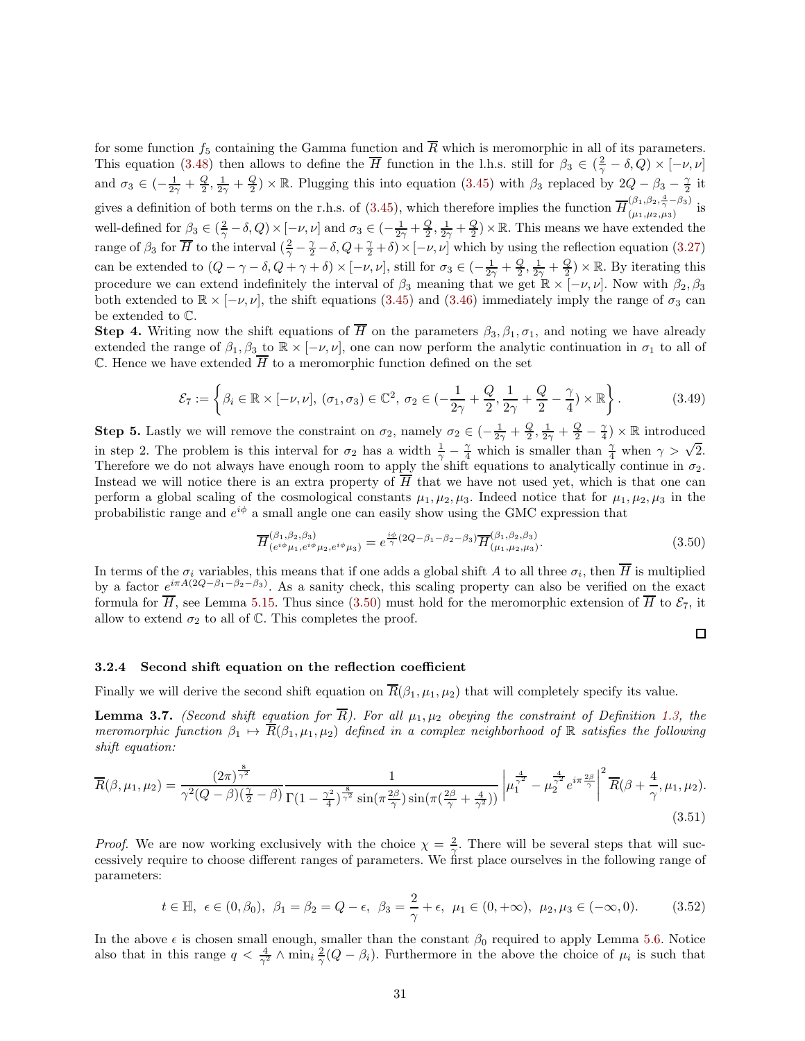for some function $f_5$ containing the Gamma function and $\overline{R}$ which is meromorphic in all of its parameters. This equation (3.48) then allows to define the $\overline{H}$ function in the l.h.s. still for $\beta_3 \in (\frac{2}{\gamma} - \delta, Q) \times [-\nu, \nu]$ and $\sigma_3 \in (-\frac{1}{2\gamma} + \frac{Q}{2}, \frac{1}{2\gamma} + \frac{Q}{2}) \times \mathbb{R}$. Plugging this into equation (3.45) with $\beta_3$ replaced by $2Q - \beta_3 - \frac{\gamma}{2}$ it gives a definition of both terms on the r.h.s. of (3.45), which therefore implies the function $\overline{H}^{(\beta_1, \beta_2, \frac{4}{\gamma} - \beta_3)}_{(\mu_1, \mu_2, \mu_3)}$ is well-defined for $\beta_3 \in (\frac{2}{\gamma} - \delta, Q) \times [-\nu, \nu]$ and $\sigma_3 \in (-\frac{1}{2\gamma} + \frac{Q}{2}, \frac{1}{2\gamma} + \frac{Q}{2}) \times \mathbb{R}$. This means we have extended the range of $\beta_3$ for $\overline{H}$ to the interval $(\frac{2}{\gamma} - \frac{\gamma}{2} - \delta, Q + \frac{\gamma}{2} + \delta) \times [-\nu, \nu]$ which by using the reflection equation (3.27) can be extended to $(Q - \gamma - \delta, Q + \gamma + \delta) \times [-\nu, \nu]$, still for $\sigma_3 \in (-\frac{1}{2\gamma} + \frac{Q}{2}, \frac{1}{2\gamma} + \frac{Q}{2}) \times \mathbb{R}$. By iterating this procedure we can extend indefinitely the interval of $\beta_3$ meaning that we get $\mathbb{R} \times [-\nu, \nu]$. Now with $\beta_2, \beta_3$ both extended to $\mathbb{R} \times [-\nu, \nu]$, the shift equations (3.45) and (3.46) immediately imply the range of $\sigma_3$ can be extended to $\mathbb{C}$.

**Step 4.** Writing now the shift equations of $\overline{H}$ on the parameters $\beta_3, \beta_1, \sigma_1$, and noting we have already extended the range of $\beta_1, \beta_3$ to $\mathbb{R} \times [-\nu, \nu]$, one can now perform the analytic continuation in $\sigma_1$ to all of $\mathbb{C}$. Hence we have extended $\overline{H}$ to a meromorphic function defined on the set

$$\mathcal{E}_7 := \left\{ \beta_i \in \mathbb{R} \times [-\nu, \nu], \ (\sigma_1, \sigma_3) \in \mathbb{C}^2, \ \sigma_2 \in (-\frac{1}{2\gamma} + \frac{Q}{2}, \frac{1}{2\gamma} + \frac{Q}{2} - \frac{\gamma}{4}) \times \mathbb{R} \right\}. \tag{3.49}$$

**Step 5.** Lastly we will remove the constraint on $\sigma_2$, namely $\sigma_2 \in (-\frac{1}{2\gamma} + \frac{Q}{2}, \frac{1}{2\gamma} + \frac{Q}{2} - \frac{\gamma}{4}) \times \mathbb{R}$ introduced in step 2. The problem is this interval for $\sigma_2$ has a width $\frac{1}{\gamma} - \frac{\gamma}{4}$ which is smaller than $\frac{\gamma}{4}$ when $\gamma > \sqrt{2}$. Therefore we do not always have enough room to apply the shift equations to analytically continue in $\sigma_2$. Instead we will notice there is an extra property of $\overline{H}$ that we have not used yet, which is that one can perform a global scaling of the cosmological constants $\mu_1, \mu_2, \mu_3$. Indeed notice that for $\mu_1, \mu_2, \mu_3$ in the probabilistic range and $e^{i\phi}$ a small angle one can easily show using the GMC expression that

$$\overline{H}^{(\beta_1, \beta_2, \beta_3)}_{(e^{i\phi}\mu_1, e^{i\phi}\mu_2, e^{i\phi}\mu_3)} = e^{\frac{i\phi}{\gamma}(2Q - \beta_1 - \beta_2 - \beta_3)} \overline{H}^{(\beta_1, \beta_2, \beta_3)}_{(\mu_1, \mu_2, \mu_3)}. \tag{3.50}$$

In terms of the $\sigma_i$ variables, this means that if one adds a global shift $A$ to all three $\sigma_i$, then $\overline{H}$ is multiplied by a factor $e^{i\pi A(2Q - \beta_1 - \beta_2 - \beta_3)}$. As a sanity check, this scaling property can also be verified on the exact formula for $\overline{H}$, see Lemma 5.15. Thus since (3.50) must hold for the meromorphic extension of $\overline{H}$ to $\mathcal{E}_7$, it allow to extend $\sigma_2$ to all of $\mathbb{C}$. This completes the proof.

□

#### 3.2.4 Second shift equation on the reflection coefficient

Finally we will derive the second shift equation on $\overline{R}(\beta_1, \mu_1, \mu_2)$ that will completely specify its value.

**Lemma 3.7.** *(Second shift equation for $\overline{R}$). For all $\mu_1, \mu_2$ obeying the constraint of Definition 1.3, the meromorphic function $\beta_1 \mapsto \overline{R}(\beta_1, \mu_1, \mu_2)$ defined in a complex neighborhood of $\mathbb{R}$ satisfies the following shift equation:*

$$\overline{R}(\beta, \mu_1, \mu_2) = \frac{(2\pi)^{\frac{8}{\gamma^2}}}{\gamma^2 (Q - \beta)(\frac{\gamma}{2} - \beta)} \frac{1}{\Gamma(1 - \frac{\gamma^2}{4})^{\frac{8}{\gamma^2}} \sin(\pi \frac{2\beta}{\gamma}) \sin(\pi(\frac{2\beta}{\gamma} + \frac{4}{\gamma^2}))} \left| \mu_1^{\frac{4}{\gamma^2}} - \mu_2^{\frac{4}{\gamma^2}} e^{i\pi \frac{2\beta}{\gamma}} \right|^2 \overline{R}(\beta + \frac{4}{\gamma}, \mu_1, \mu_2). \tag{3.51}$$

*Proof.* We are now working exclusively with the choice $\chi = \frac{2}{\gamma}$. There will be several steps that will successively require to choose different ranges of parameters. We first place ourselves in the following range of parameters:

$$t \in \mathbb{H}, \ \epsilon \in (0, \beta_0), \ \beta_1 = \beta_2 = Q - \epsilon, \ \beta_3 = \frac{2}{\gamma} + \epsilon, \ \mu_1 \in (0, +\infty), \ \mu_2, \mu_3 \in (-\infty, 0). \tag{3.52}$$

In the above $\epsilon$ is chosen small enough, smaller than the constant $\beta_0$ required to apply Lemma 5.6. Notice also that in this range $q < \frac{4}{\gamma^2} \wedge \min_i \frac{2}{\gamma}(Q - \beta_i)$. Furthermore in the above the choice of $\mu_i$ is such that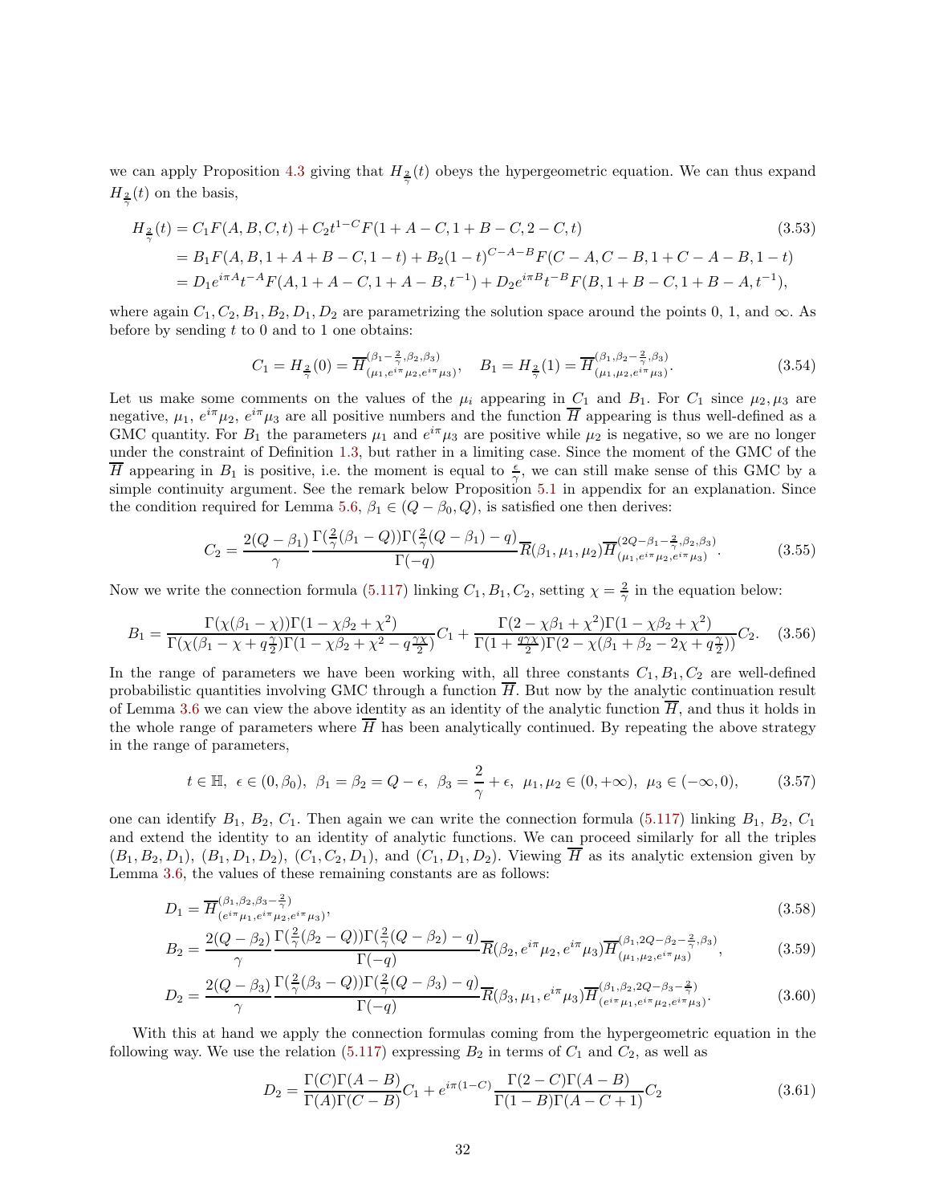we can apply Proposition 4.3 giving that $H_{\frac{2}{\gamma}}(t)$ obeys the hypergeometric equation. We can thus expand $H_{\frac{2}{\gamma}}(t)$ on the basis,

$$
\begin{aligned}
H_{\frac{2}{\gamma}}(t) &= C_1 F(A,B,C,t) + C_2 t^{1-C} F(1+A-C, 1+B-C, 2-C, t) \qquad (3.53)\\
&= B_1 F(A,B,1+A+B-C,1-t) + B_2(1-t)^{C-A-B} F(C-A,C-B,1+C-A-B,1-t)\\
&= D_1 e^{i\pi A} t^{-A} F(A,1+A-C,1+A-B,t^{-1}) + D_2 e^{i\pi B} t^{-B} F(B,1+B-C,1+B-A,t^{-1}),
\end{aligned}
$$

where again $C_1, C_2, B_1, B_2, D_1, D_2$ are parametrizing the solution space around the points 0, 1, and $\infty$. As before by sending $t$ to 0 and to 1 one obtains:

$$
C_1 = H_{\frac{2}{\gamma}}(0) = \overline{H}^{(\beta_1 - \frac{2}{\gamma}, \beta_2, \beta_3)}_{(\mu_1, e^{i\pi}\mu_2, e^{i\pi}\mu_3)}, \quad B_1 = H_{\frac{2}{\gamma}}(1) = \overline{H}^{(\beta_1, \beta_2 - \frac{2}{\gamma}, \beta_3)}_{(\mu_1, e^{i\pi}\mu_2, e^{i\pi}\mu_3)}. \tag{3.54}
$$

Let us make some comments on the values of the $\mu_i$ appearing in $C_1$ and $B_1$. For $C_1$ since $\mu_2, \mu_3$ are negative, $\mu_1$, $e^{i\pi}\mu_2$, $e^{i\pi}\mu_3$ are all positive numbers and the function $\overline{H}$ appearing is thus well-defined as a GMC quantity. For $B_1$ the parameters $\mu_1$ and $e^{i\pi}\mu_3$ are positive while $\mu_2$ is negative, so we are no longer under the constraint of Definition 1.3, but rather in a limiting case. Since the moment of the GMC of the $\overline{H}$ appearing in $B_1$ is positive, i.e. the moment is equal to $\frac{\epsilon}{\gamma}$, we can still make sense of this GMC by a simple continuity argument. See the remark below Proposition 5.1 in appendix for an explanation. Since the condition required for Lemma 5.6, $\beta_1 \in (Q - \beta_0, Q)$, is satisfied one then derives:

$$
C_2 = \frac{2(Q-\beta_1)}{\gamma} \frac{\Gamma(\frac{2}{\gamma}(\beta_1 - Q))\Gamma(\frac{2}{\gamma}(Q-\beta_1) - q)}{\Gamma(-q)} \overline{R}(\beta_1, \mu_1, \mu_2) \overline{H}^{(2Q-\beta_1-\frac{2}{\gamma}, \beta_2, \beta_3)}_{(\mu_1, e^{i\pi}\mu_2, e^{i\pi}\mu_3)}. \tag{3.55}
$$

Now we write the connection formula (5.117) linking $C_1, B_1, C_2$, setting $\chi = \frac{2}{\gamma}$ in the equation below:

$$
B_1 = \frac{\Gamma(\chi(\beta_1 - \chi))\Gamma(1 - \chi\beta_2 + \chi^2)}{\Gamma(\chi(\beta_1 - \chi + q\frac{\gamma}{2})\Gamma(1 - \chi\beta_2 + \chi^2 - q\frac{\gamma\chi}{2})} C_1 + \frac{\Gamma(2 - \chi\beta_1 + \chi^2)\Gamma(1 - \chi\beta_2 + \chi^2)}{\Gamma(1 + \frac{q\gamma\chi}{2})\Gamma(2 - \chi(\beta_1 + \beta_2 - 2\chi + q\frac{\gamma}{2}))} C_2. \tag{3.56}
$$

In the range of parameters we have been working with, all three constants $C_1, B_1, C_2$ are well-defined probabilistic quantities involving GMC through a function $\overline{H}$. But now by the analytic continuation result of Lemma 3.6 we can view the above identity as an identity of the analytic function $\overline{H}$, and thus it holds in the whole range of parameters where $\overline{H}$ has been analytically continued. By repeating the above strategy in the range of parameters,

$$
t \in \mathbb{H}, \ \epsilon \in (0, \beta_0), \ \beta_1 = \beta_2 = Q - \epsilon, \ \beta_3 = \frac{2}{\gamma} + \epsilon, \ \mu_1, \mu_2 \in (0, +\infty), \ \mu_3 \in (-\infty, 0), \tag{3.57}
$$

one can identify $B_1$, $B_2$, $C_1$. Then again we can write the connection formula (5.117) linking $B_1$, $B_2$, $C_1$ and extend the identity to an identity of analytic functions. We can proceed similarly for all the triples $(B_1, B_2, D_1)$, $(B_1, D_1, D_2)$, $(C_1, C_2, D_1)$, and $(C_1, D_1, D_2)$. Viewing $\overline{H}$ as its analytic extension given by Lemma 3.6, the values of these remaining constants are as follows:

$$
D_1 = \overline{H}^{(\beta_1, \beta_2, \beta_3 - \frac{2}{\gamma})}_{(e^{i\pi}\mu_1, e^{i\pi}\mu_2, e^{i\pi}\mu_3)}, \tag{3.58}
$$

$$
B_2 = \frac{2(Q-\beta_2)}{\gamma} \frac{\Gamma(\frac{2}{\gamma}(\beta_2 - Q))\Gamma(\frac{2}{\gamma}(Q-\beta_2) - q)}{\Gamma(-q)} \overline{R}(\beta_2, e^{i\pi}\mu_2, e^{i\pi}\mu_3) \overline{H}^{(\beta_1, 2Q-\beta_2-\frac{2}{\gamma}, \beta_3)}_{(\mu_1, \mu_2, e^{i\pi}\mu_3)}, \tag{3.59}
$$

$$
D_2 = \frac{2(Q-\beta_3)}{\gamma} \frac{\Gamma(\frac{2}{\gamma}(\beta_3 - Q))\Gamma(\frac{2}{\gamma}(Q-\beta_3) - q)}{\Gamma(-q)} \overline{R}(\beta_3, \mu_1, e^{i\pi}\mu_3) \overline{H}^{(\beta_1, \beta_2, 2Q-\beta_3-\frac{2}{\gamma})}_{(e^{i\pi}\mu_1, e^{i\pi}\mu_2, e^{i\pi}\mu_3)}. \tag{3.60}
$$

With this at hand we apply the connection formulas coming from the hypergeometric equation in the following way. We use the relation (5.117) expressing $B_2$ in terms of $C_1$ and $C_2$, as well as

$$
D_2 = \frac{\Gamma(C)\Gamma(A-B)}{\Gamma(A)\Gamma(C-B)} C_1 + e^{i\pi(1-C)} \frac{\Gamma(2-C)\Gamma(A-B)}{\Gamma(1-B)\Gamma(A-C+1)} C_2 \tag{3.61}
$$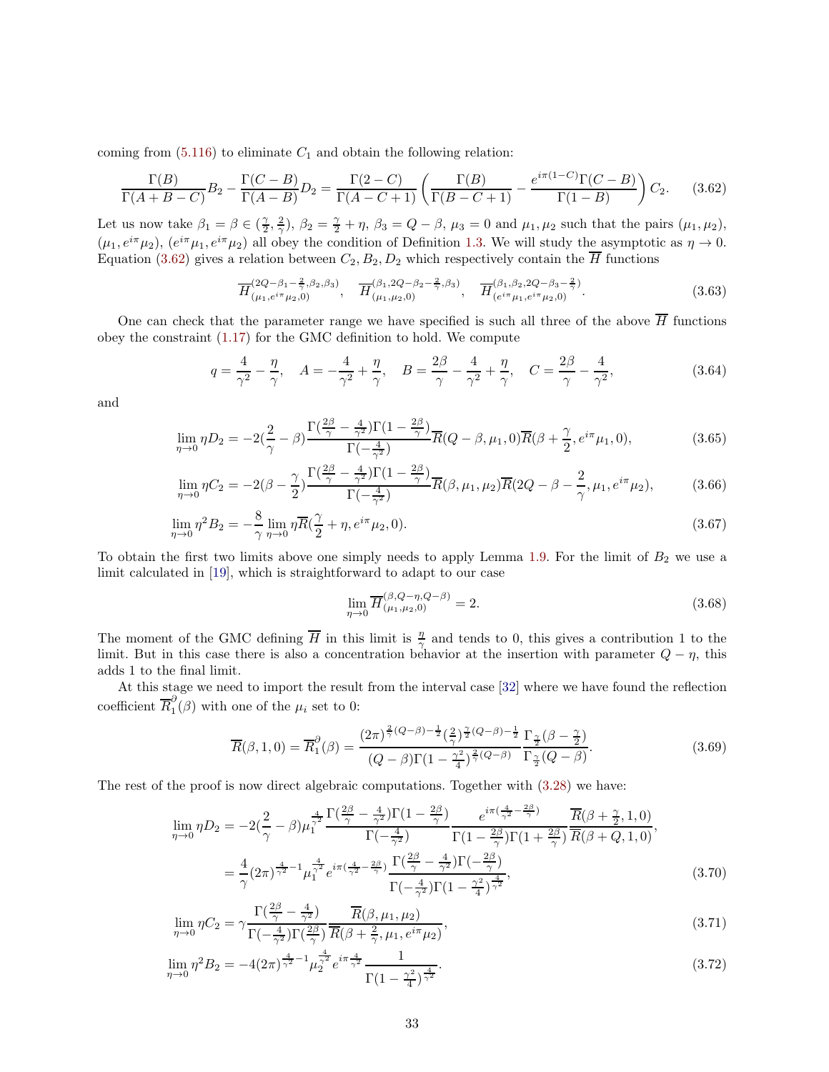coming from (5.116) to eliminate $C_1$ and obtain the following relation:

$$\frac{\Gamma(B)}{\Gamma(A+B-C)}B_2 - \frac{\Gamma(C-B)}{\Gamma(A-B)}D_2 = \frac{\Gamma(2-C)}{\Gamma(A-C+1)}\left(\frac{\Gamma(B)}{\Gamma(B-C+1)} - \frac{e^{i\pi(1-C)}\Gamma(C-B)}{\Gamma(1-B)}\right)C_2. \tag{3.62}$$

Let us now take $\beta_1 = \beta \in (\frac{\gamma}{2}, \frac{2}{\gamma})$, $\beta_2 = \frac{\gamma}{2} + \eta$, $\beta_3 = Q - \beta$, $\mu_3 = 0$ and $\mu_1, \mu_2$ such that the pairs $(\mu_1, \mu_2)$, $(\mu_1, e^{i\pi}\mu_2)$, $(e^{i\pi}\mu_1, e^{i\pi}\mu_2)$ all obey the condition of Definition 1.3. We will study the asymptotic as $\eta \to 0$. Equation (3.62) gives a relation between $C_2, B_2, D_2$ which respectively contain the $\overline{H}$ functions

$$\overline{H}^{(2Q-\beta_1-\frac{2}{\gamma},\beta_2,\beta_3)}_{(\mu_1,e^{i\pi}\mu_2,0)}, \quad \overline{H}^{(\beta_1,2Q-\beta_2-\frac{2}{\gamma},\beta_3)}_{(\mu_1,\mu_2,0)}, \quad \overline{H}^{(\beta_1,\beta_2,2Q-\beta_3-\frac{2}{\gamma})}_{(e^{i\pi}\mu_1,e^{i\pi}\mu_2,0)}. \tag{3.63}$$

One can check that the parameter range we have specified is such all three of the above $\overline{H}$ functions obey the constraint (1.17) for the GMC definition to hold. We compute

$$q = \frac{4}{\gamma^2} - \frac{\eta}{\gamma}, \quad A = -\frac{4}{\gamma^2} + \frac{\eta}{\gamma}, \quad B = \frac{2\beta}{\gamma} - \frac{4}{\gamma^2} + \frac{\eta}{\gamma}, \quad C = \frac{2\beta}{\gamma} - \frac{4}{\gamma^2}, \tag{3.64}$$

and

$$\lim_{\eta\to 0} \eta D_2 = -2(\frac{2}{\gamma} - \beta)\frac{\Gamma(\frac{2\beta}{\gamma} - \frac{4}{\gamma^2})\Gamma(1-\frac{2\beta}{\gamma})}{\Gamma(-\frac{4}{\gamma^2})}\overline{R}(Q-\beta, \mu_1, 0)\overline{R}(\beta + \frac{\gamma}{2}, e^{i\pi}\mu_1, 0), \tag{3.65}$$

$$\lim_{\eta\to 0} \eta C_2 = -2(\beta - \frac{\gamma}{2})\frac{\Gamma(\frac{2\beta}{\gamma} - \frac{4}{\gamma^2})\Gamma(1-\frac{2\beta}{\gamma})}{\Gamma(-\frac{4}{\gamma^2})}\overline{R}(\beta, \mu_1, \mu_2)\overline{R}(2Q - \beta - \frac{2}{\gamma}, \mu_1, e^{i\pi}\mu_2), \tag{3.66}$$

$$\lim_{\eta\to 0} \eta^2 B_2 = -\frac{8}{\gamma}\lim_{\eta\to 0} \eta\overline{R}(\frac{\gamma}{2} + \eta, e^{i\pi}\mu_2, 0). \tag{3.67}$$

To obtain the first two limits above one simply needs to apply Lemma 1.9. For the limit of $B_2$ we use a limit calculated in [19], which is straightforward to adapt to our case

$$\lim_{\eta\to 0} \overline{H}^{(\beta,Q-\eta,Q-\beta)}_{(\mu_1,\mu_2,0)} = 2. \tag{3.68}$$

The moment of the GMC defining $\overline{H}$ in this limit is $\frac{\eta}{\gamma}$ and tends to 0, this gives a contribution 1 to the limit. But in this case there is also a concentration behavior at the insertion with parameter $Q - \eta$, this adds 1 to the final limit.

At this stage we need to import the result from the interval case [32] where we have found the reflection coefficient $\overline{R}^{\partial}_1(\beta)$ with one of the $\mu_i$ set to 0:

$$\overline{R}(\beta, 1, 0) = \overline{R}^{\partial}_1(\beta) = \frac{(2\pi)^{\frac{2}{\gamma}(Q-\beta)-\frac{1}{2}}(\frac{2}{\gamma})^{\frac{\gamma}{2}(Q-\beta)-\frac{1}{2}}}{(Q-\beta)\Gamma(1-\frac{\gamma^2}{4})^{\frac{2}{\gamma}(Q-\beta)}}\frac{\Gamma_{\frac{\gamma}{2}}(\beta - \frac{\gamma}{2})}{\Gamma_{\frac{\gamma}{2}}(Q-\beta)}. \tag{3.69}$$

The rest of the proof is now direct algebraic computations. Together with (3.28) we have:

$$\begin{aligned}
\lim_{\eta\to 0} \eta D_2 &= -2(\frac{2}{\gamma} - \beta)\mu_1^{\frac{4}{\gamma^2}}\frac{\Gamma(\frac{2\beta}{\gamma} - \frac{4}{\gamma^2})\Gamma(1-\frac{2\beta}{\gamma})}{\Gamma(-\frac{4}{\gamma^2})}\frac{e^{i\pi(\frac{4}{\gamma^2} - \frac{2\beta}{\gamma})}}{\Gamma(1-\frac{2\beta}{\gamma})\Gamma(1+\frac{2\beta}{\gamma})}\frac{\overline{R}(\beta + \frac{\gamma}{2}, 1, 0)}{\overline{R}(\beta + Q, 1, 0)}, \\
&= \frac{4}{\gamma}(2\pi)^{\frac{4}{\gamma^2}-1}\mu_1^{\frac{4}{\gamma^2}}e^{i\pi(\frac{4}{\gamma^2} - \frac{2\beta}{\gamma})}\frac{\Gamma(\frac{2\beta}{\gamma} - \frac{4}{\gamma^2})\Gamma(-\frac{2\beta}{\gamma})}{\Gamma(-\frac{4}{\gamma^2})\Gamma(1-\frac{\gamma^2}{4})^{\frac{4}{\gamma^2}}},
\end{aligned} \tag{3.70}$$

$$\lim_{\eta\to 0} \eta C_2 = \gamma\frac{\Gamma(\frac{2\beta}{\gamma} - \frac{4}{\gamma^2})}{\Gamma(-\frac{4}{\gamma^2})\Gamma(\frac{2\beta}{\gamma})}\frac{\overline{R}(\beta, \mu_1, \mu_2)}{\overline{R}(\beta + \frac{2}{\gamma}, \mu_1, e^{i\pi}\mu_2)}, \tag{3.71}$$

$$\lim_{\eta\to 0} \eta^2 B_2 = -4(2\pi)^{\frac{4}{\gamma^2}-1}\mu_2^{\frac{4}{\gamma^2}}e^{i\pi\frac{4}{\gamma^2}}\frac{1}{\Gamma(1-\frac{\gamma^2}{4})^{\frac{4}{\gamma^2}}}. \tag{3.72}$$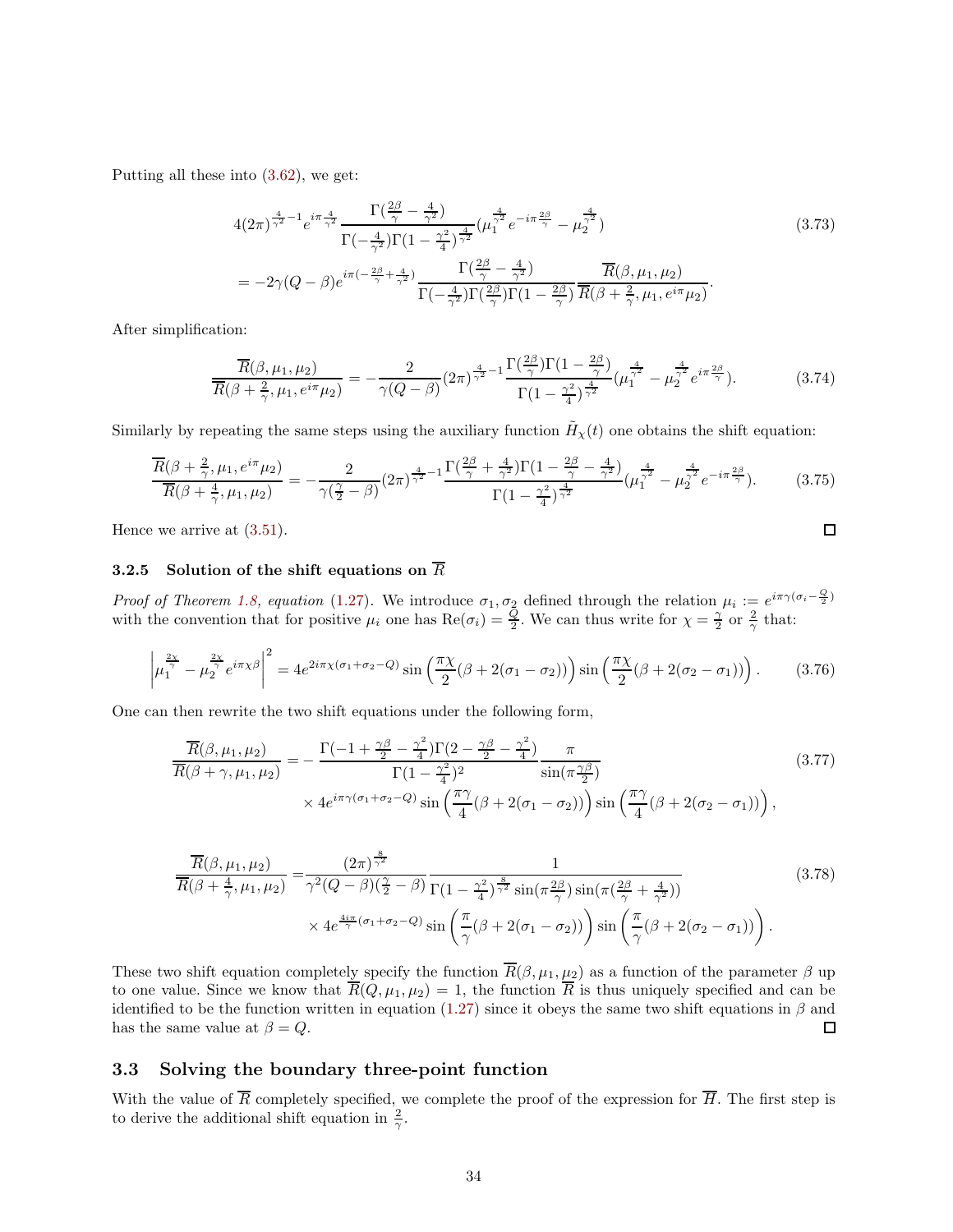Putting all these into (3.62), we get:

$$
\begin{aligned}
&4(2\pi)^{\frac{4}{\gamma^2}-1}e^{i\pi\frac{4}{\gamma^2}}\frac{\Gamma(\frac{2\beta}{\gamma}-\frac{4}{\gamma^2})}{\Gamma(-\frac{4}{\gamma^2})\Gamma(1-\frac{\gamma^2}{4})^{\frac{4}{\gamma^2}}}(\mu_1^{\frac{4}{\gamma^2}}e^{-i\pi\frac{2\beta}{\gamma}}-\mu_2^{\frac{4}{\gamma^2}}) \\
&= -2\gamma(Q-\beta)e^{i\pi(-\frac{2\beta}{\gamma}+\frac{4}{\gamma^2})}\frac{\Gamma(\frac{2\beta}{\gamma}-\frac{4}{\gamma^2})}{\Gamma(-\frac{4}{\gamma^2})\Gamma(\frac{2\beta}{\gamma})\Gamma(1-\frac{2\beta}{\gamma})}\frac{\overline{R}(\beta,\mu_1,\mu_2)}{\overline{R}(\beta+\frac{2}{\gamma},\mu_1,e^{i\pi}\mu_2)}.
\end{aligned}
\tag{3.73}
$$

After simplification:

$$
\frac{\overline{R}(\beta,\mu_1,\mu_2)}{\overline{R}(\beta+\frac{2}{\gamma},\mu_1,e^{i\pi}\mu_2)} = -\frac{2}{\gamma(Q-\beta)}(2\pi)^{\frac{4}{\gamma^2}-1}\frac{\Gamma(\frac{2\beta}{\gamma})\Gamma(1-\frac{2\beta}{\gamma})}{\Gamma(1-\frac{\gamma^2}{4})^{\frac{4}{\gamma^2}}}(\mu_1^{\frac{4}{\gamma^2}}-\mu_2^{\frac{4}{\gamma^2}}e^{i\pi\frac{2\beta}{\gamma}}). \tag{3.74}
$$

Similarly by repeating the same steps using the auxiliary function $\tilde{H}_\chi(t)$ one obtains the shift equation:

$$
\frac{\overline{R}(\beta+\frac{2}{\gamma},\mu_1,e^{i\pi}\mu_2)}{\overline{R}(\beta+\frac{4}{\gamma},\mu_1,\mu_2)} = -\frac{2}{\gamma(\frac{\gamma}{2}-\beta)}(2\pi)^{\frac{4}{\gamma^2}-1}\frac{\Gamma(\frac{2\beta}{\gamma}+\frac{4}{\gamma^2})\Gamma(1-\frac{2\beta}{\gamma}-\frac{4}{\gamma^2})}{\Gamma(1-\frac{\gamma^2}{4})^{\frac{4}{\gamma^2}}}(\mu_1^{\frac{4}{\gamma^2}}-\mu_2^{\frac{4}{\gamma^2}}e^{-i\pi\frac{2\beta}{\gamma}}). \tag{3.75}
$$

Hence we arrive at (3.51). ☐

### 3.2.5 Solution of the shift equations on $\overline{R}$

*Proof of Theorem 1.8, equation* (1.27). We introduce $\sigma_1,\sigma_2$ defined through the relation $\mu_i := e^{i\pi\gamma(\sigma_i-\frac{Q}{2})}$ with the convention that for positive $\mu_i$ one has $\mathrm{Re}(\sigma_i)=\frac{Q}{2}$. We can thus write for $\chi=\frac{\gamma}{2}$ or $\frac{2}{\gamma}$ that:

$$
\left|\mu_1^{\frac{2\chi}{\gamma}}-\mu_2^{\frac{2\chi}{\gamma}}e^{i\pi\chi\beta}\right|^2 = 4e^{2i\pi\chi(\sigma_1+\sigma_2-Q)}\sin\left(\frac{\pi\chi}{2}(\beta+2(\sigma_1-\sigma_2))\right)\sin\left(\frac{\pi\chi}{2}(\beta+2(\sigma_2-\sigma_1))\right). \tag{3.76}
$$

One can then rewrite the two shift equations under the following form,

$$
\begin{aligned}
\frac{\overline{R}(\beta,\mu_1,\mu_2)}{\overline{R}(\beta+\gamma,\mu_1,\mu_2)} = &-\frac{\Gamma(-1+\frac{\gamma\beta}{2}-\frac{\gamma^2}{4})\Gamma(2-\frac{\gamma\beta}{2}-\frac{\gamma^2}{4})}{\Gamma(1-\frac{\gamma^2}{4})^2}\frac{\pi}{\sin(\pi\frac{\gamma\beta}{2})} \\
&\times 4e^{i\pi\gamma(\sigma_1+\sigma_2-Q)}\sin\left(\frac{\pi\gamma}{4}(\beta+2(\sigma_1-\sigma_2))\right)\sin\left(\frac{\pi\gamma}{4}(\beta+2(\sigma_2-\sigma_1))\right),
\end{aligned}
\tag{3.77}
$$

$$
\begin{aligned}
\frac{\overline{R}(\beta,\mu_1,\mu_2)}{\overline{R}(\beta+\frac{4}{\gamma},\mu_1,\mu_2)} = &\frac{(2\pi)^{\frac{8}{\gamma^2}}}{\gamma^2(Q-\beta)(\frac{\gamma}{2}-\beta)}\frac{1}{\Gamma(1-\frac{\gamma^2}{4})^{\frac{8}{\gamma^2}}\sin(\pi\frac{2\beta}{\gamma})\sin(\pi(\frac{2\beta}{\gamma}+\frac{4}{\gamma^2}))} \\
&\times 4e^{\frac{4i\pi}{\gamma}(\sigma_1+\sigma_2-Q)}\sin\left(\frac{\pi}{\gamma}(\beta+2(\sigma_1-\sigma_2))\right)\sin\left(\frac{\pi}{\gamma}(\beta+2(\sigma_2-\sigma_1))\right).
\end{aligned}
\tag{3.78}
$$

These two shift equation completely specify the function $\overline{R}(\beta,\mu_1,\mu_2)$ as a function of the parameter $\beta$ up to one value. Since we know that $\overline{R}(Q,\mu_1,\mu_2)=1$, the function $\overline{R}$ is thus uniquely specified and can be identified to be the function written in equation (1.27) since it obeys the same two shift equations in $\beta$ and has the same value at $\beta=Q$. ☐

## 3.3 Solving the boundary three-point function

With the value of $\overline{R}$ completely specified, we complete the proof of the expression for $\overline{H}$. The first step is to derive the additional shift equation in $\frac{2}{\gamma}$.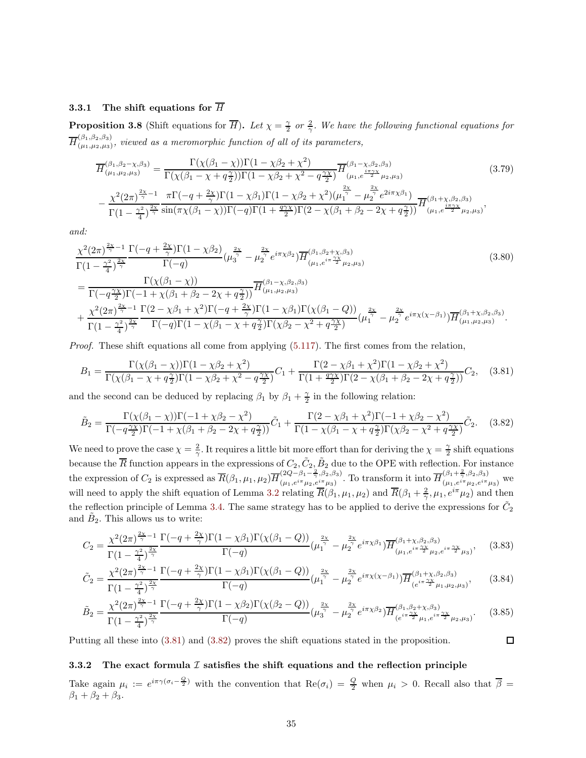### 3.3.1 The shift equations for $\overline{H}$

**Proposition 3.8** (Shift equations for $\overline{H}$)**.** *Let $\chi = \frac{\gamma}{2}$ or $\frac{2}{\gamma}$. We have the following functional equations for $\overline{H}^{(\beta_1,\beta_2,\beta_3)}_{(\mu_1,\mu_2,\mu_3)}$, viewed as a meromorphic function of all of its parameters,*

$$
\begin{aligned}
\overline{H}^{(\beta_1,\beta_2-\chi,\beta_3)}_{(\mu_1,\mu_2,\mu_3)} &= \frac{\Gamma(\chi(\beta_1-\chi))\Gamma(1-\chi\beta_2+\chi^2)}{\Gamma(\chi(\beta_1-\chi+q\frac{\gamma}{2}))\Gamma(1-\chi\beta_2+\chi^2-q\frac{\gamma\chi}{2})}\overline{H}^{(\beta_1-\chi,\beta_2,\beta_3)}_{(\mu_1,e^{\frac{i\pi\gamma\chi}{2}}\mu_2,\mu_3)} \\
&- \frac{\chi^2(2\pi)^{\frac{2\chi}{\gamma}-1}}{\Gamma(1-\frac{\gamma^2}{4})^{\frac{2\chi}{\gamma}}}\frac{\pi\Gamma(-q+\frac{2\chi}{\gamma})\Gamma(1-\chi\beta_1)\Gamma(1-\chi\beta_2+\chi^2)(\mu_1^{\frac{2\chi}{\gamma}}-\mu_2^{\frac{2\chi}{\gamma}}e^{2i\pi\chi\beta_1})}{\sin(\pi\chi(\beta_1-\chi))\Gamma(-q)\Gamma(1+\frac{q\gamma\chi}{2})\Gamma(2-\chi(\beta_1+\beta_2-2\chi+q\frac{\gamma}{2}))}\overline{H}^{(\beta_1+\chi,\beta_2,\beta_3)}_{(\mu_1,e^{\frac{i\pi\gamma\chi}{2}}\mu_2,\mu_3)},
\end{aligned}
\tag{3.79}
$$

*and:*

$$
\begin{aligned}
&\frac{\chi^2(2\pi)^{\frac{2\chi}{\gamma}-1}}{\Gamma(1-\frac{\gamma^2}{4})^{\frac{2\chi}{\gamma}}}\frac{\Gamma(-q+\frac{2\chi}{\gamma})\Gamma(1-\chi\beta_2)}{\Gamma(-q)}(\mu_3^{\frac{2\chi}{\gamma}}-\mu_2^{\frac{2\chi}{\gamma}}e^{i\pi\chi\beta_2})\overline{H}^{(\beta_1,\beta_2+\chi,\beta_3)}_{(\mu_1,e^{i\pi\frac{\gamma\chi}{2}}\mu_2,\mu_3)} \\
&= \frac{\Gamma(\chi(\beta_1-\chi))}{\Gamma(-q\frac{\gamma\chi}{2})\Gamma(-1+\chi(\beta_1+\beta_2-2\chi+q\frac{\gamma}{2}))}\overline{H}^{(\beta_1-\chi,\beta_2,\beta_3)}_{(\mu_1,\mu_2,\mu_3)} \\
&+ \frac{\chi^2(2\pi)^{\frac{2\chi}{\gamma}-1}}{\Gamma(1-\frac{\gamma^2}{4})^{\frac{2\chi}{\gamma}}}\frac{\Gamma(2-\chi\beta_1+\chi^2)\Gamma(-q+\frac{2\chi}{\gamma})\Gamma(1-\chi\beta_1)\Gamma(\chi(\beta_1-Q))}{\Gamma(-q)\Gamma(1-\chi(\beta_1-\chi+q\frac{\gamma}{2})\Gamma(\chi\beta_2-\chi^2+q\frac{\gamma\chi}{2})}(\mu_1^{\frac{2\chi}{\gamma}}-\mu_2^{\frac{2\chi}{\gamma}}e^{i\pi\chi(\chi-\beta_1)})\overline{H}^{(\beta_1+\chi,\beta_2,\beta_3)}_{(\mu_1,\mu_2,\mu_3)}.
\end{aligned}
\tag{3.80}
$$

*Proof.* These shift equations all come from applying (5.117). The first comes from the relation,

$$
B_1 = \frac{\Gamma(\chi(\beta_1-\chi))\Gamma(1-\chi\beta_2+\chi^2)}{\Gamma(\chi(\beta_1-\chi+q\frac{\gamma}{2}))\Gamma(1-\chi\beta_2+\chi^2-q\frac{\gamma\chi}{2})}C_1 + \frac{\Gamma(2-\chi\beta_1+\chi^2)\Gamma(1-\chi\beta_2+\chi^2)}{\Gamma(1+\frac{q\gamma\chi}{2})\Gamma(2-\chi(\beta_1+\beta_2-2\chi+q\frac{\gamma}{2}))}C_2, \tag{3.81}
$$

and the second can be deduced by replacing $\beta_1$ by $\beta_1+\frac{\gamma}{2}$ in the following relation:

$$
\tilde{B}_2 = \frac{\Gamma(\chi(\beta_1-\chi))\Gamma(-1+\chi\beta_2-\chi^2)}{\Gamma(-q\frac{\gamma\chi}{2})\Gamma(-1+\chi(\beta_1+\beta_2-2\chi+q\frac{\gamma}{2}))}\tilde{C}_1 + \frac{\Gamma(2-\chi\beta_1+\chi^2)\Gamma(-1+\chi\beta_2-\chi^2)}{\Gamma(1-\chi(\beta_1-\chi+q\frac{\gamma}{2})\Gamma(\chi\beta_2-\chi^2+q\frac{\gamma\chi}{2})}\tilde{C}_2. \tag{3.82}
$$

We need to prove the case $\chi = \frac{2}{\gamma}$. It requires a little bit more effort than for deriving the $\chi = \frac{\gamma}{2}$ shift equations because the $\overline{R}$ function appears in the expressions of $C_2, \tilde{C}_2, \tilde{B}_2$ due to the OPE with reflection. For instance the expression of $C_2$ is expressed as $\overline{R}(\beta_1,\mu_1,\mu_2)\overline{H}^{(2Q-\beta_1-\frac{2}{\gamma},\beta_2,\beta_3)}_{(\mu_1,e^{i\pi}\mu_2,e^{i\pi}\mu_3)}$. To transform it into $\overline{H}^{(\beta_1+\frac{2}{\gamma},\beta_2,\beta_3)}_{(\mu_1,e^{i\pi}\mu_2,e^{i\pi}\mu_3)}$ we will need to apply the shift equation of Lemma 3.2 relating $\overline{R}(\beta_1,\mu_1,\mu_2)$ and $\overline{R}(\beta_1+\frac{2}{\gamma},\mu_1,e^{i\pi}\mu_2)$ and then the reflection principle of Lemma 3.4. The same strategy has to be applied to derive the expressions for $\tilde{C}_2$ and $\tilde{B}_2$. This allows us to write:

$$
C_2 = \frac{\chi^2(2\pi)^{\frac{2\chi}{\gamma}-1}}{\Gamma(1-\frac{\gamma^2}{4})^{\frac{2\chi}{\gamma}}}\frac{\Gamma(-q+\frac{2\chi}{\gamma})\Gamma(1-\chi\beta_1)\Gamma(\chi(\beta_1-Q))}{\Gamma(-q)}(\mu_1^{\frac{2\chi}{\gamma}}-\mu_2^{\frac{2\chi}{\gamma}}e^{i\pi\chi\beta_1})\overline{H}^{(\beta_1+\chi,\beta_2,\beta_3)}_{(\mu_1,e^{i\pi\frac{\gamma\chi}{2}}\mu_2,e^{i\pi\frac{\gamma\chi}{2}}\mu_3)}, \tag{3.83}
$$

$$
\tilde{C}_2 = \frac{\chi^2(2\pi)^{\frac{2\chi}{\gamma}-1}}{\Gamma(1-\frac{\gamma^2}{4})^{\frac{2\chi}{\gamma}}}\frac{\Gamma(-q+\frac{2\chi}{\gamma})\Gamma(1-\chi\beta_1)\Gamma(\chi(\beta_1-Q))}{\Gamma(-q)}(\mu_1^{\frac{2\chi}{\gamma}}-\mu_2^{\frac{2\chi}{\gamma}}e^{i\pi\chi(\chi-\beta_1)})\overline{H}^{(\beta_1+\chi,\beta_2,\beta_3)}_{(e^{i\pi\frac{\gamma\chi}{2}}\mu_1,\mu_2,\mu_3)}, \tag{3.84}
$$

$$
\tilde{B}_2 = \frac{\chi^2(2\pi)^{\frac{2\chi}{\gamma}-1}}{\Gamma(1-\frac{\gamma^2}{4})^{\frac{2\chi}{\gamma}}}\frac{\Gamma(-q+\frac{2\chi}{\gamma})\Gamma(1-\chi\beta_2)\Gamma(\chi(\beta_2-Q))}{\Gamma(-q)}(\mu_3^{\frac{2\chi}{\gamma}}-\mu_2^{\frac{2\chi}{\gamma}}e^{i\pi\chi\beta_2})\overline{H}^{(\beta_1,\beta_2+\chi,\beta_3)}_{(e^{i\pi\frac{\gamma\chi}{2}}\mu_1,e^{i\pi\frac{\gamma\chi}{2}}\mu_2,\mu_3)}. \tag{3.85}
$$

Putting all these into (3.81) and (3.82) proves the shift equations stated in the proposition. $\square$

### 3.3.2 The exact formula $\mathcal{I}$ satisfies the shift equations and the reflection principle

Take again $\mu_i := e^{i\pi\gamma(\sigma_i-\frac{Q}{2})}$ with the convention that $\mathrm{Re}(\sigma_i) = \frac{Q}{2}$ when $\mu_i > 0$. Recall also that $\overline{\beta} = \beta_1+\beta_2+\beta_3$.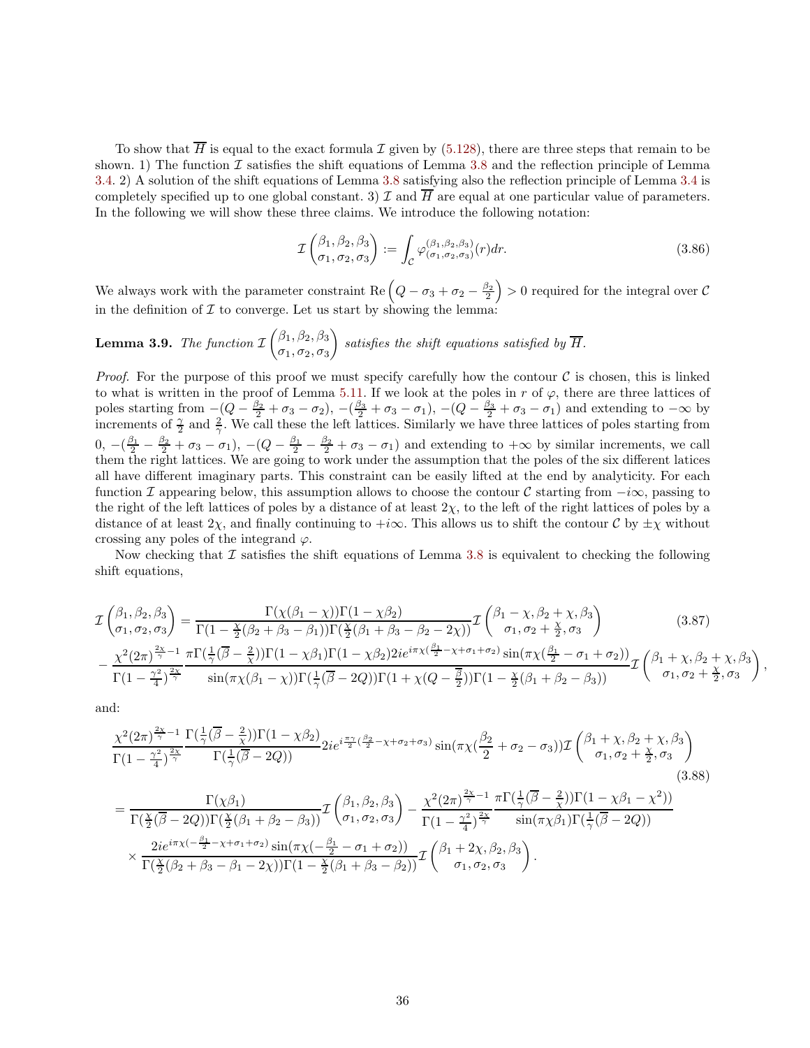To show that $\overline{H}$ is equal to the exact formula $\mathcal{I}$ given by (5.128), there are three steps that remain to be shown. 1) The function $\mathcal{I}$ satisfies the shift equations of Lemma 3.8 and the reflection principle of Lemma 3.4. 2) A solution of the shift equations of Lemma 3.8 satisfying also the reflection principle of Lemma 3.4 is completely specified up to one global constant. 3) $\mathcal{I}$ and $\overline{H}$ are equal at one particular value of parameters. In the following we will show these three claims. We introduce the following notation:

$$\mathcal{I}\begin{pmatrix}\beta_1, \beta_2, \beta_3 \\ \sigma_1, \sigma_2, \sigma_3\end{pmatrix} := \int_{\mathcal{C}} \varphi^{(\beta_1,\beta_2,\beta_3)}_{(\sigma_1,\sigma_2,\sigma_3)}(r)dr. \tag{3.86}$$

We always work with the parameter constraint $\mathrm{Re}\left(Q - \sigma_3 + \sigma_2 - \frac{\beta_2}{2}\right) > 0$ required for the integral over $\mathcal{C}$ in the definition of $\mathcal{I}$ to converge. Let us start by showing the lemma:

**Lemma 3.9.** *The function* $\mathcal{I}\begin{pmatrix}\beta_1, \beta_2, \beta_3 \\ \sigma_1, \sigma_2, \sigma_3\end{pmatrix}$ *satisfies the shift equations satisfied by* $\overline{H}$.

*Proof.* For the purpose of this proof we must specify carefully how the contour $\mathcal{C}$ is chosen, this is linked to what is written in the proof of Lemma 5.11. If we look at the poles in $r$ of $\varphi$, there are three lattices of poles starting from $-(Q - \frac{\beta_2}{2} + \sigma_3 - \sigma_2)$, $-(\frac{\beta_3}{2} + \sigma_3 - \sigma_1)$, $-(Q - \frac{\beta_3}{2} + \sigma_3 - \sigma_1)$ and extending to $-\infty$ by increments of $\frac{\gamma}{2}$ and $\frac{2}{\gamma}$. We call these the left lattices. Similarly we have three lattices of poles starting from $0$, $-(\frac{\beta_1}{2} - \frac{\beta_2}{2} + \sigma_3 - \sigma_1)$, $-(Q - \frac{\beta_1}{2} - \frac{\beta_2}{2} + \sigma_3 - \sigma_1)$ and extending to $+\infty$ by similar increments, we call them the right lattices. We are going to work under the assumption that the poles of the six different latices all have different imaginary parts. This constraint can be easily lifted at the end by analyticity. For each function $\mathcal{I}$ appearing below, this assumption allows to choose the contour $\mathcal{C}$ starting from $-i\infty$, passing to the right of the left lattices of poles by a distance of at least $2\chi$, to the left of the right lattices of poles by a distance of at least $2\chi$, and finally continuing to $+i\infty$. This allows us to shift the contour $\mathcal{C}$ by $\pm\chi$ without crossing any poles of the integrand $\varphi$.

Now checking that $\mathcal{I}$ satisfies the shift equations of Lemma 3.8 is equivalent to checking the following shift equations,

$$\begin{aligned}
\mathcal{I}\begin{pmatrix}\beta_1, \beta_2, \beta_3 \\ \sigma_1, \sigma_2, \sigma_3\end{pmatrix} &= \frac{\Gamma(\chi(\beta_1 - \chi))\Gamma(1 - \chi\beta_2)}{\Gamma(1 - \frac{\chi}{2}(\beta_2 + \beta_3 - \beta_1))\Gamma(\frac{\chi}{2}(\beta_1 + \beta_3 - \beta_2 - 2\chi))}\mathcal{I}\begin{pmatrix}\beta_1 - \chi, \beta_2 + \chi, \beta_3 \\ \sigma_1, \sigma_2 + \frac{\chi}{2}, \sigma_3\end{pmatrix} \\
&- \frac{\chi^2 (2\pi)^{\frac{2\chi}{\gamma} - 1}}{\Gamma(1 - \frac{\gamma^2}{4})^{\frac{2\chi}{\gamma}}} \frac{\pi\Gamma(\frac{1}{\gamma}(\overline{\beta} - \frac{2}{\chi}))\Gamma(1 - \chi\beta_1)\Gamma(1 - \chi\beta_2) 2ie^{i\pi\chi(\frac{\beta_1}{2} - \chi + \sigma_1 + \sigma_2)}\sin(\pi\chi(\frac{\beta_1}{2} - \sigma_1 + \sigma_2))}{\sin(\pi\chi(\beta_1 - \chi))\Gamma(\frac{1}{\gamma}(\overline{\beta} - 2Q))\Gamma(1 + \chi(Q - \frac{\overline{\beta}}{2}))\Gamma(1 - \frac{\chi}{2}(\beta_1 + \beta_2 - \beta_3))}\mathcal{I}\begin{pmatrix}\beta_1 + \chi, \beta_2 + \chi, \beta_3 \\ \sigma_1, \sigma_2 + \frac{\chi}{2}, \sigma_3\end{pmatrix},
\end{aligned} \tag{3.87}$$

and:

$$\begin{aligned}
&\frac{\chi^2 (2\pi)^{\frac{2\chi}{\gamma} - 1}}{\Gamma(1 - \frac{\gamma^2}{4})^{\frac{2\chi}{\gamma}}} \frac{\Gamma(\frac{1}{\gamma}(\overline{\beta} - \frac{2}{\chi}))\Gamma(1 - \chi\beta_2)}{\Gamma(\frac{1}{\gamma}(\overline{\beta} - 2Q))} 2ie^{i\frac{\pi\gamma}{2}(\frac{\beta_2}{2} - \chi + \sigma_2 + \sigma_3)}\sin(\pi\chi(\frac{\beta_2}{2} + \sigma_2 - \sigma_3))\mathcal{I}\begin{pmatrix}\beta_1 + \chi, \beta_2 + \chi, \beta_3 \\ \sigma_1, \sigma_2 + \frac{\chi}{2}, \sigma_3\end{pmatrix} \\
&= \frac{\Gamma(\chi\beta_1)}{\Gamma(\frac{\chi}{2}(\overline{\beta} - 2Q))\Gamma(\frac{\chi}{2}(\beta_1 + \beta_2 - \beta_3))}\mathcal{I}\begin{pmatrix}\beta_1, \beta_2, \beta_3 \\ \sigma_1, \sigma_2, \sigma_3\end{pmatrix} - \frac{\chi^2 (2\pi)^{\frac{2\chi}{\gamma} - 1}}{\Gamma(1 - \frac{\gamma^2}{4})^{\frac{2\chi}{\gamma}}} \frac{\pi\Gamma(\frac{1}{\gamma}(\overline{\beta} - \frac{2}{\chi}))\Gamma(1 - \chi\beta_1 - \chi^2))}{\sin(\pi\chi\beta_1)\Gamma(\frac{1}{\gamma}(\overline{\beta} - 2Q))} \\
&\quad\times \frac{2ie^{i\pi\chi(-\frac{\beta_1}{2} - \chi + \sigma_1 + \sigma_2)}\sin(\pi\chi(-\frac{\beta_1}{2} - \sigma_1 + \sigma_2))}{\Gamma(\frac{\chi}{2}(\beta_2 + \beta_3 - \beta_1 - 2\chi))\Gamma(1 - \frac{\chi}{2}(\beta_1 + \beta_3 - \beta_2))}\mathcal{I}\begin{pmatrix}\beta_1 + 2\chi, \beta_2, \beta_3 \\ \sigma_1, \sigma_2, \sigma_3\end{pmatrix}.
\end{aligned} \tag{3.88}$$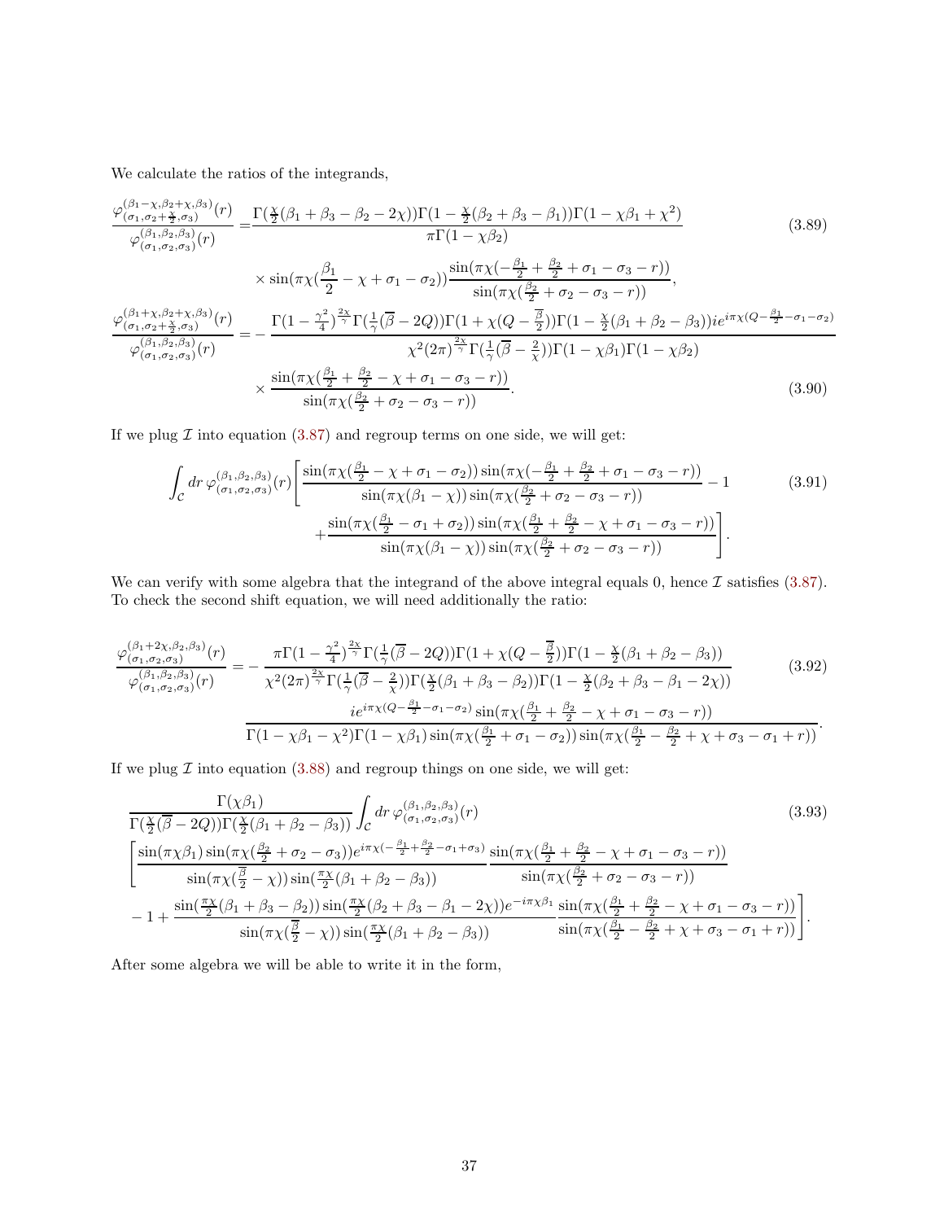We calculate the ratios of the integrands,

$$
\begin{aligned}
\frac{\varphi^{(\beta_1-\chi,\beta_2+\chi,\beta_3)}_{(\sigma_1,\sigma_2+\frac{\chi}{2},\sigma_3)}(r)}{\varphi^{(\beta_1,\beta_2,\beta_3)}_{(\sigma_1,\sigma_2,\sigma_3)}(r)} =& \frac{\Gamma(\frac{\chi}{2}(\beta_1+\beta_3-\beta_2-2\chi))\Gamma(1-\frac{\chi}{2}(\beta_2+\beta_3-\beta_1))\Gamma(1-\chi\beta_1+\chi^2)}{\pi\Gamma(1-\chi\beta_2)} \\
&\times \sin(\pi\chi(\frac{\beta_1}{2}-\chi+\sigma_1-\sigma_2))\frac{\sin(\pi\chi(-\frac{\beta_1}{2}+\frac{\beta_2}{2}+\sigma_1-\sigma_3-r))}{\sin(\pi\chi(\frac{\beta_2}{2}+\sigma_2-\sigma_3-r))},
\end{aligned}
\tag{3.89}
$$

$$
\begin{aligned}
\frac{\varphi^{(\beta_1+\chi,\beta_2+\chi,\beta_3)}_{(\sigma_1,\sigma_2+\frac{\chi}{2},\sigma_3)}(r)}{\varphi^{(\beta_1,\beta_2,\beta_3)}_{(\sigma_1,\sigma_2,\sigma_3)}(r)} =& -\frac{\Gamma(1-\frac{\gamma^2}{4})^{\frac{2\chi}{\gamma}}\Gamma(\frac{1}{\gamma}(\overline{\beta}-2Q))\Gamma(1+\chi(Q-\frac{\overline{\beta}}{2}))\Gamma(1-\frac{\chi}{2}(\beta_1+\beta_2-\beta_3))ie^{i\pi\chi(Q-\frac{\beta_1}{2}-\sigma_1-\sigma_2)}}{\chi^2(2\pi)^{\frac{2\chi}{\gamma}}\Gamma(\frac{1}{\gamma}(\overline{\beta}-\frac{2}{\chi}))\Gamma(1-\chi\beta_1)\Gamma(1-\chi\beta_2)} \\
&\times \frac{\sin(\pi\chi(\frac{\beta_1}{2}+\frac{\beta_2}{2}-\chi+\sigma_1-\sigma_3-r))}{\sin(\pi\chi(\frac{\beta_2}{2}+\sigma_2-\sigma_3-r))}.
\end{aligned}
\tag{3.90}
$$

If we plug $\mathcal{I}$ into equation (3.87) and regroup terms on one side, we will get:

$$
\begin{aligned}
\int_{\mathcal{C}} dr\, \varphi^{(\beta_1,\beta_2,\beta_3)}_{(\sigma_1,\sigma_2,\sigma_3)}(r)\Bigg[&\frac{\sin(\pi\chi(\frac{\beta_1}{2}-\chi+\sigma_1-\sigma_2))\sin(\pi\chi(-\frac{\beta_1}{2}+\frac{\beta_2}{2}+\sigma_1-\sigma_3-r))}{\sin(\pi\chi(\beta_1-\chi))\sin(\pi\chi(\frac{\beta_2}{2}+\sigma_2-\sigma_3-r))}-1 \\
&+\frac{\sin(\pi\chi(\frac{\beta_1}{2}-\sigma_1+\sigma_2))\sin(\pi\chi(\frac{\beta_1}{2}+\frac{\beta_2}{2}-\chi+\sigma_1-\sigma_3-r))}{\sin(\pi\chi(\beta_1-\chi))\sin(\pi\chi(\frac{\beta_2}{2}+\sigma_2-\sigma_3-r))}\Bigg].
\end{aligned}
\tag{3.91}
$$

We can verify with some algebra that the integrand of the above integral equals 0, hence $\mathcal{I}$ satisfies (3.87). To check the second shift equation, we will need additionally the ratio:

$$
\begin{aligned}
\frac{\varphi^{(\beta_1+2\chi,\beta_2,\beta_3)}_{(\sigma_1,\sigma_2,\sigma_3)}(r)}{\varphi^{(\beta_1,\beta_2,\beta_3)}_{(\sigma_1,\sigma_2,\sigma_3)}(r)} =& -\frac{\pi\Gamma(1-\frac{\gamma^2}{4})^{\frac{2\chi}{\gamma}}\Gamma(\frac{1}{\gamma}(\overline{\beta}-2Q))\Gamma(1+\chi(Q-\frac{\overline{\beta}}{2}))\Gamma(1-\frac{\chi}{2}(\beta_1+\beta_2-\beta_3))}{\chi^2(2\pi)^{\frac{2\chi}{\gamma}}\Gamma(\frac{1}{\gamma}(\overline{\beta}-\frac{2}{\chi}))\Gamma(\frac{\chi}{2}(\beta_1+\beta_3-\beta_2))\Gamma(1-\frac{\chi}{2}(\beta_2+\beta_3-\beta_1-2\chi))} \\
&\frac{ie^{i\pi\chi(Q-\frac{\beta_1}{2}-\sigma_1-\sigma_2)}\sin(\pi\chi(\frac{\beta_1}{2}+\frac{\beta_2}{2}-\chi+\sigma_1-\sigma_3-r))}{\Gamma(1-\chi\beta_1-\chi^2)\Gamma(1-\chi\beta_1)\sin(\pi\chi(\frac{\beta_1}{2}+\sigma_1-\sigma_2))\sin(\pi\chi(\frac{\beta_1}{2}-\frac{\beta_2}{2}+\chi+\sigma_3-\sigma_1+r))}.
\end{aligned}
\tag{3.92}
$$

If we plug $\mathcal{I}$ into equation (3.88) and regroup things on one side, we will get:

$$
\begin{aligned}
&\frac{\Gamma(\chi\beta_1)}{\Gamma(\frac{\chi}{2}(\overline{\beta}-2Q))\Gamma(\frac{\chi}{2}(\beta_1+\beta_2-\beta_3))}\int_{\mathcal{C}} dr\, \varphi^{(\beta_1,\beta_2,\beta_3)}_{(\sigma_1,\sigma_2,\sigma_3)}(r) \\
&\Bigg[\frac{\sin(\pi\chi\beta_1)\sin(\pi\chi(\frac{\beta_2}{2}+\sigma_2-\sigma_3))e^{i\pi\chi(-\frac{\beta_1}{2}+\frac{\beta_2}{2}-\sigma_1+\sigma_3)}}{\sin(\pi\chi(\frac{\overline{\beta}}{2}-\chi))\sin(\frac{\pi\chi}{2}(\beta_1+\beta_2-\beta_3))}\frac{\sin(\pi\chi(\frac{\beta_1}{2}+\frac{\beta_2}{2}-\chi+\sigma_1-\sigma_3-r))}{\sin(\pi\chi(\frac{\beta_2}{2}+\sigma_2-\sigma_3-r))} \\
&-1+\frac{\sin(\frac{\pi\chi}{2}(\beta_1+\beta_3-\beta_2))\sin(\frac{\pi\chi}{2}(\beta_2+\beta_3-\beta_1-2\chi))e^{-i\pi\chi\beta_1}}{\sin(\pi\chi(\frac{\overline{\beta}}{2}-\chi))\sin(\frac{\pi\chi}{2}(\beta_1+\beta_2-\beta_3))}\frac{\sin(\pi\chi(\frac{\beta_1}{2}+\frac{\beta_2}{2}-\chi+\sigma_1-\sigma_3-r))}{\sin(\pi\chi(\frac{\beta_1}{2}-\frac{\beta_2}{2}+\chi+\sigma_3-\sigma_1+r))}\Bigg].
\end{aligned}
\tag{3.93}
$$

After some algebra we will be able to write it in the form,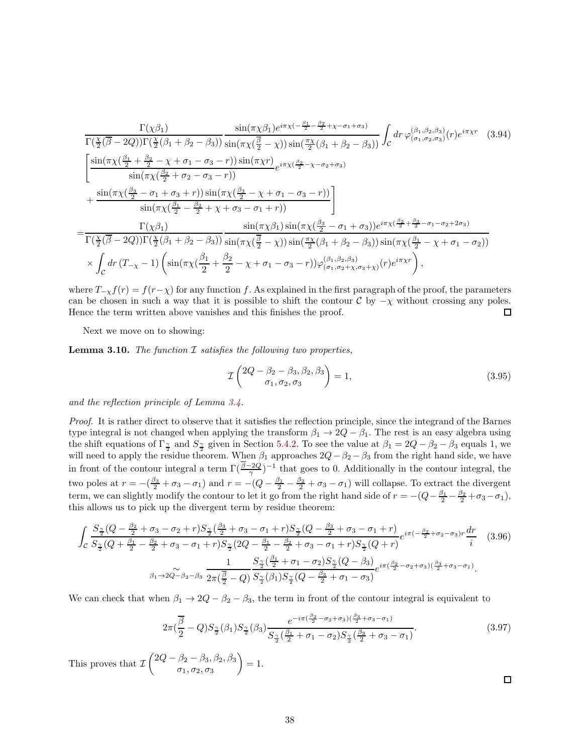$$
\begin{aligned}
&\frac{\Gamma(\chi\beta_1)}{\Gamma(\frac{\chi}{2}(\overline{\beta}-2Q))\Gamma(\frac{\chi}{2}(\beta_1+\beta_2-\beta_3))}\frac{\sin(\pi\chi\beta_1)e^{i\pi\chi(-\frac{\beta_1}{2}-\frac{\beta_2}{2}+\chi-\sigma_1+\sigma_3)}}{\sin(\pi\chi(\frac{\overline{\beta}}{2}-\chi))\sin(\frac{\pi\chi}{2}(\beta_1+\beta_2-\beta_3))}\int_{\mathcal{C}} dr\, \varphi^{(\beta_1,\beta_2,\beta_3)}_{(\sigma_1,\sigma_2,\sigma_3)}(r)e^{i\pi\chi r} \\
&\left[\frac{\sin(\pi\chi(\frac{\beta_1}{2}+\frac{\beta_2}{2}-\chi+\sigma_1-\sigma_3-r))\sin(\pi\chi r)}{\sin(\pi\chi(\frac{\beta_2}{2}+\sigma_2-\sigma_3-r))}e^{i\pi\chi(\frac{\beta_2}{2}-\chi-\sigma_2+\sigma_3)}\right. \\
&\left.+\frac{\sin(\pi\chi(\frac{\beta_3}{2}-\sigma_1+\sigma_3+r))\sin(\pi\chi(\frac{\beta_3}{2}-\chi+\sigma_1-\sigma_3-r))}{\sin(\pi\chi(\frac{\beta_1}{2}-\frac{\beta_2}{2}+\chi+\sigma_3-\sigma_1+r))}\right] \\
=&\frac{\Gamma(\chi\beta_1)}{\Gamma(\frac{\chi}{2}(\overline{\beta}-2Q))\Gamma(\frac{\chi}{2}(\beta_1+\beta_2-\beta_3))}\frac{\sin(\pi\chi\beta_1)\sin(\pi\chi(\frac{\beta_3}{2}-\sigma_1+\sigma_3))e^{i\pi\chi(\frac{\beta_2}{2}+\frac{\beta_3}{2}-\sigma_1-\sigma_2+2\sigma_3)}}{\sin(\pi\chi(\frac{\overline{\beta}}{2}-\chi))\sin(\frac{\pi\chi}{2}(\beta_1+\beta_2-\beta_3))\sin(\pi\chi(\frac{\beta_1}{2}-\chi+\sigma_1-\sigma_2))} \\
&\times\int_{\mathcal{C}} dr\,(T_{-\chi}-1)\left(\sin(\pi\chi(\frac{\beta_1}{2}+\frac{\beta_2}{2}-\chi+\sigma_1-\sigma_3-r))\varphi^{(\beta_1,\beta_2,\beta_3)}_{(\sigma_1,\sigma_2+\chi,\sigma_3+\chi)}(r)e^{i\pi\chi r}\right),
\end{aligned}
\tag{3.94}
$$

where $T_{-\chi}f(r)=f(r-\chi)$ for any function $f$. As explained in the first paragraph of the proof, the parameters can be chosen in such a way that it is possible to shift the contour $\mathcal{C}$ by $-\chi$ without crossing any poles. Hence the term written above vanishes and this finishes the proof. ☐

Next we move on to showing:

**Lemma 3.10.** *The function $\mathcal{I}$ satisfies the following two properties,*

$$
\mathcal{I}\begin{pmatrix} 2Q-\beta_2-\beta_3,\beta_2,\beta_3 \\ \sigma_1,\sigma_2,\sigma_3\end{pmatrix}=1, \tag{3.95}
$$

*and the reflection principle of Lemma 3.4.*

*Proof.* It is rather direct to observe that it satisfies the reflection principle, since the integrand of the Barnes type integral is not changed when applying the transform $\beta_1\to 2Q-\beta_1$. The rest is an easy algebra using the shift equations of $\Gamma_{\frac{\gamma}{2}}$ and $S_{\frac{\gamma}{2}}$ given in Section 5.4.2. To see the value at $\beta_1=2Q-\beta_2-\beta_3$ equals 1, we will need to apply the residue theorem. When $\beta_1$ approaches $2Q-\beta_2-\beta_3$ from the right hand side, we have in front of the contour integral a term $\Gamma(\frac{\overline{\beta}-2Q}{\gamma})^{-1}$ that goes to 0. Additionally in the contour integral, the two poles at $r=-(\frac{\beta_3}{2}+\sigma_3-\sigma_1)$ and $r=-(Q-\frac{\beta_1}{2}-\frac{\beta_2}{2}+\sigma_3-\sigma_1)$ will collapse. To extract the divergent term, we can slightly modify the contour to let it go from the right hand side of $r=-(Q-\frac{\beta_1}{2}-\frac{\beta_2}{2}+\sigma_3-\sigma_1)$, this allows us to pick up the divergent term by residue theorem:

$$
\begin{aligned}
&\int_{\mathcal{C}}\frac{S_{\frac{\gamma}{2}}(Q-\frac{\beta_2}{2}+\sigma_3-\sigma_2+r)S_{\frac{\gamma}{2}}(\frac{\beta_3}{2}+\sigma_3-\sigma_1+r)S_{\frac{\gamma}{2}}(Q-\frac{\beta_3}{2}+\sigma_3-\sigma_1+r)}{S_{\frac{\gamma}{2}}(Q+\frac{\beta_1}{2}-\frac{\beta_2}{2}+\sigma_3-\sigma_1+r)S_{\frac{\gamma}{2}}(2Q-\frac{\beta_1}{2}-\frac{\beta_2}{2}+\sigma_3-\sigma_1+r)S_{\frac{\gamma}{2}}(Q+r)}e^{i\pi(-\frac{\beta_2}{2}+\sigma_2-\sigma_3)r}\frac{dr}{i} \\
&\underset{\beta_1\to 2Q-\beta_2-\beta_3}{\sim}\frac{1}{2\pi(\frac{\overline{\beta}}{2}-Q)}\frac{S_{\frac{\gamma}{2}}(\frac{\beta_1}{2}+\sigma_1-\sigma_2)S_{\frac{\gamma}{2}}(Q-\beta_3)}{S_{\frac{\gamma}{2}}(\beta_1)S_{\frac{\gamma}{2}}(Q-\frac{\beta_3}{2}+\sigma_1-\sigma_3)}e^{i\pi(\frac{\beta_2}{2}-\sigma_2+\sigma_3)(\frac{\beta_3}{2}+\sigma_3-\sigma_1)}.
\end{aligned}
\tag{3.96}
$$

We can check that when $\beta_1\to 2Q-\beta_2-\beta_3$, the term in front of the contour integral is equivalent to

$$
2\pi(\frac{\overline{\beta}}{2}-Q)S_{\frac{\gamma}{2}}(\beta_1)S_{\frac{\gamma}{2}}(\beta_3)\frac{e^{-i\pi(\frac{\beta_2}{2}-\sigma_2+\sigma_3)(\frac{\beta_3}{2}+\sigma_3-\sigma_1)}}{S_{\frac{\gamma}{2}}(\frac{\beta_1}{2}+\sigma_1-\sigma_2)S_{\frac{\gamma}{2}}(\frac{\beta_3}{2}+\sigma_3-\sigma_1)}. \tag{3.97}
$$

This proves that $\mathcal{I}\begin{pmatrix} 2Q-\beta_2-\beta_3,\beta_2,\beta_3 \\ \sigma_1,\sigma_2,\sigma_3\end{pmatrix}=1$.

☐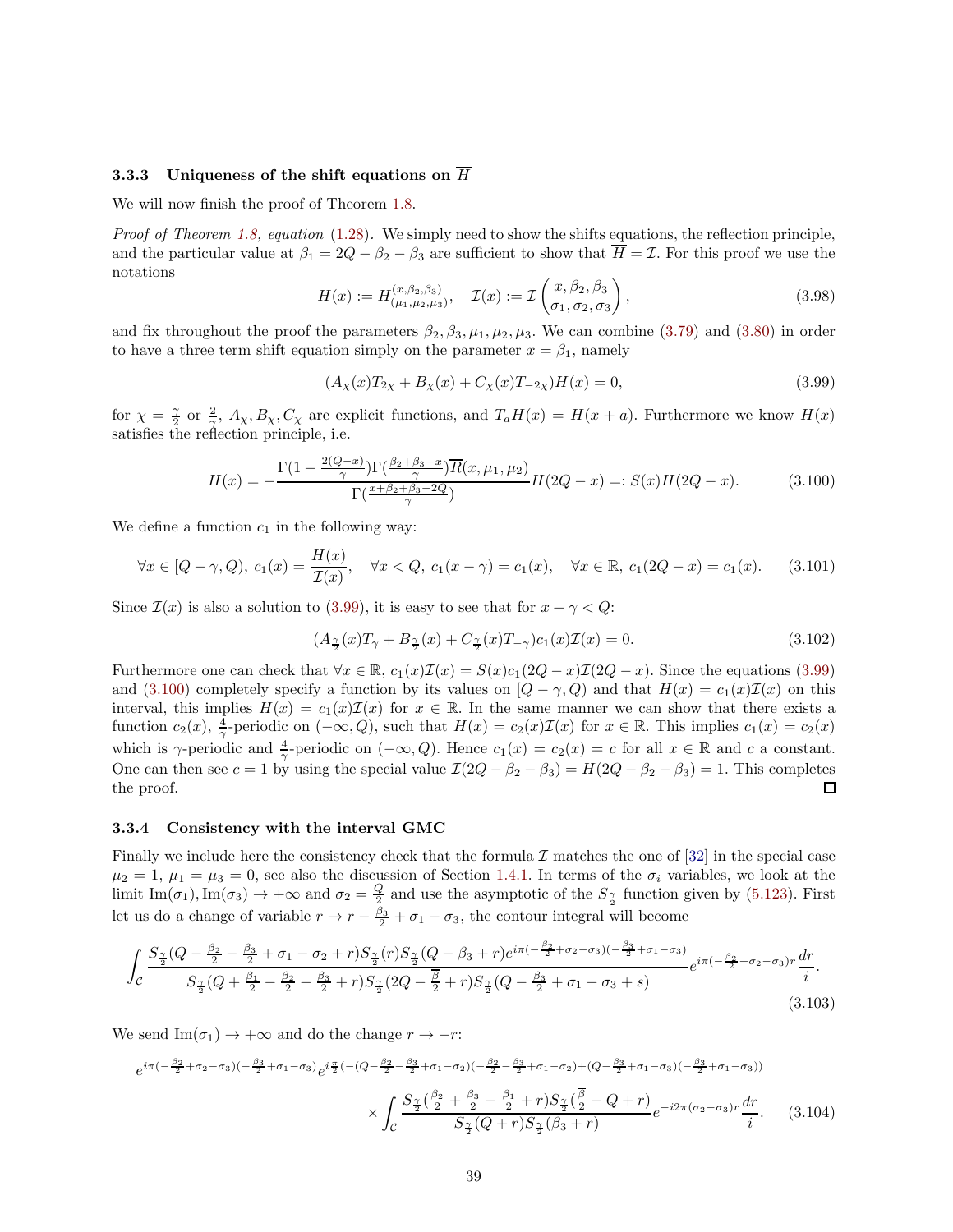### 3.3.3 Uniqueness of the shift equations on $\overline{H}$

We will now finish the proof of Theorem 1.8.

*Proof of Theorem 1.8, equation* (1.28). We simply need to show the shifts equations, the reflection principle, and the particular value at $\beta_1 = 2Q - \beta_2 - \beta_3$ are sufficient to show that $\overline{H} = \mathcal{I}$. For this proof we use the notations

$$H(x) := H^{(x,\beta_2,\beta_3)}_{(\mu_1,\mu_2,\mu_3)}, \quad \mathcal{I}(x) := \mathcal{I}\begin{pmatrix} x, \beta_2, \beta_3 \\ \sigma_1, \sigma_2, \sigma_3 \end{pmatrix}, \tag{3.98}$$

and fix throughout the proof the parameters $\beta_2, \beta_3, \mu_1, \mu_2, \mu_3$. We can combine (3.79) and (3.80) in order to have a three term shift equation simply on the parameter $x = \beta_1$, namely

$$(A_\chi(x) T_{2\chi} + B_\chi(x) + C_\chi(x) T_{-2\chi}) H(x) = 0, \tag{3.99}$$

for $\chi = \frac{\gamma}{2}$ or $\frac{2}{\gamma}$, $A_\chi, B_\chi, C_\chi$ are explicit functions, and $T_a H(x) = H(x+a)$. Furthermore we know $H(x)$ satisfies the reflection principle, i.e.

$$H(x) = -\frac{\Gamma(1 - \frac{2(Q-x)}{\gamma})\Gamma(\frac{\beta_2+\beta_3-x}{\gamma})\overline{R}(x,\mu_1,\mu_2)}{\Gamma(\frac{x+\beta_2+\beta_3-2Q}{\gamma})} H(2Q - x) =: S(x) H(2Q - x). \tag{3.100}$$

We define a function $c_1$ in the following way:

$$\forall x \in [Q-\gamma, Q),\ c_1(x) = \frac{H(x)}{\mathcal{I}(x)}, \quad \forall x < Q,\ c_1(x - \gamma) = c_1(x), \quad \forall x \in \mathbb{R},\ c_1(2Q - x) = c_1(x). \tag{3.101}$$

Since $\mathcal{I}(x)$ is also a solution to (3.99), it is easy to see that for $x + \gamma < Q$:

$$(A_{\frac{\gamma}{2}}(x) T_\gamma + B_{\frac{\gamma}{2}}(x) + C_{\frac{\gamma}{2}}(x) T_{-\gamma}) c_1(x) \mathcal{I}(x) = 0. \tag{3.102}$$

Furthermore one can check that $\forall x \in \mathbb{R}$, $c_1(x)\mathcal{I}(x) = S(x) c_1(2Q-x)\mathcal{I}(2Q-x)$. Since the equations (3.99) and (3.100) completely specify a function by its values on $[Q-\gamma, Q)$ and that $H(x) = c_1(x)\mathcal{I}(x)$ on this interval, this implies $H(x) = c_1(x)\mathcal{I}(x)$ for $x \in \mathbb{R}$. In the same manner we can show that there exists a function $c_2(x)$, $\frac{4}{\gamma}$-periodic on $(-\infty, Q)$, such that $H(x) = c_2(x)\mathcal{I}(x)$ for $x \in \mathbb{R}$. This implies $c_1(x) = c_2(x)$ which is $\gamma$-periodic and $\frac{4}{\gamma}$-periodic on $(-\infty, Q)$. Hence $c_1(x) = c_2(x) = c$ for all $x \in \mathbb{R}$ and $c$ a constant. One can then see $c = 1$ by using the special value $\mathcal{I}(2Q - \beta_2 - \beta_3) = H(2Q - \beta_2 - \beta_3) = 1$. This completes the proof. ◻

### 3.3.4 Consistency with the interval GMC

Finally we include here the consistency check that the formula $\mathcal{I}$ matches the one of [32] in the special case $\mu_2 = 1$, $\mu_1 = \mu_3 = 0$, see also the discussion of Section 1.4.1. In terms of the $\sigma_i$ variables, we look at the limit $\mathrm{Im}(\sigma_1), \mathrm{Im}(\sigma_3) \to +\infty$ and $\sigma_2 = \frac{Q}{2}$ and use the asymptotic of the $S_{\frac{\gamma}{2}}$ function given by (5.123). First let us do a change of variable $r \to r - \frac{\beta_3}{2} + \sigma_1 - \sigma_3$, the contour integral will become

$$\int_{\mathcal{C}} \frac{S_{\frac{\gamma}{2}}(Q - \frac{\beta_2}{2} - \frac{\beta_3}{2} + \sigma_1 - \sigma_2 + r) S_{\frac{\gamma}{2}}(r) S_{\frac{\gamma}{2}}(Q - \beta_3 + r) e^{i\pi(-\frac{\beta_2}{2} + \sigma_2 - \sigma_3)(-\frac{\beta_3}{2} + \sigma_1 - \sigma_3)}}{S_{\frac{\gamma}{2}}(Q + \frac{\beta_1}{2} - \frac{\beta_2}{2} - \frac{\beta_3}{2} + r) S_{\frac{\gamma}{2}}(2Q - \frac{\overline{\beta}}{2} + r) S_{\frac{\gamma}{2}}(Q - \frac{\beta_3}{2} + \sigma_1 - \sigma_3 + s)} e^{i\pi(-\frac{\beta_2}{2} + \sigma_2 - \sigma_3) r} \frac{dr}{i}. \tag{3.103}$$

We send $\mathrm{Im}(\sigma_1) \to +\infty$ and do the change $r \to -r$:

$$e^{i\pi(-\frac{\beta_2}{2} + \sigma_2 - \sigma_3)(-\frac{\beta_3}{2} + \sigma_1 - \sigma_3)} e^{i\frac{\pi}{2}(-(Q - \frac{\beta_2}{2} - \frac{\beta_3}{2} + \sigma_1 - \sigma_2)(-\frac{\beta_2}{2} - \frac{\beta_3}{2} + \sigma_1 - \sigma_2) + (Q - \frac{\beta_3}{2} + \sigma_1 - \sigma_3)(-\frac{\beta_3}{2} + \sigma_1 - \sigma_3))}$$

$$\times \int_{\mathcal{C}} \frac{S_{\frac{\gamma}{2}}(\frac{\beta_2}{2} + \frac{\beta_3}{2} - \frac{\beta_1}{2} + r) S_{\frac{\gamma}{2}}(\frac{\overline{\beta}}{2} - Q + r)}{S_{\frac{\gamma}{2}}(Q + r) S_{\frac{\gamma}{2}}(\beta_3 + r)} e^{-i2\pi(\sigma_2 - \sigma_3) r} \frac{dr}{i}. \tag{3.104}$$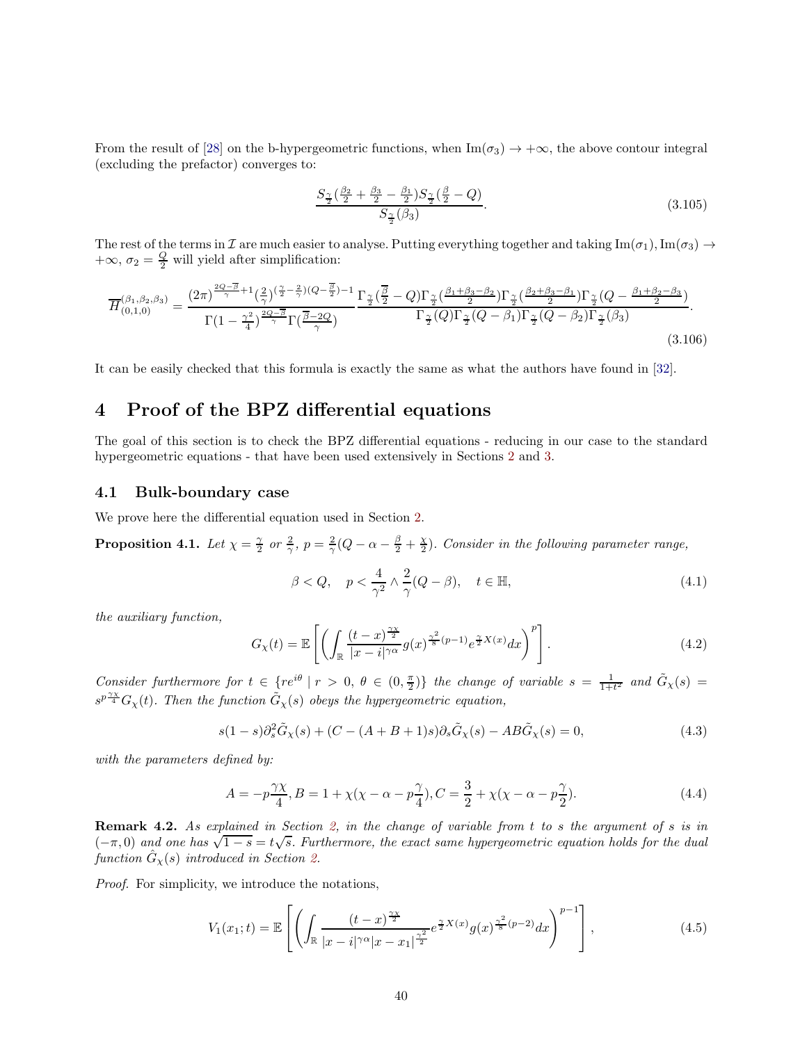From the result of [28] on the b-hypergeometric functions, when $\mathrm{Im}(\sigma_3) \to +\infty$, the above contour integral (excluding the prefactor) converges to:

$$\frac{S_{\frac{\gamma}{2}}(\frac{\beta_2}{2} + \frac{\beta_3}{2} - \frac{\beta_1}{2}) S_{\frac{\gamma}{2}}(\frac{\overline{\beta}}{2} - Q)}{S_{\frac{\gamma}{2}}(\beta_3)}. \tag{3.105}$$

The rest of the terms in $\mathcal{I}$ are much easier to analyse. Putting everything together and taking $\mathrm{Im}(\sigma_1), \mathrm{Im}(\sigma_3) \to +\infty$, $\sigma_2 = \frac{Q}{2}$ will yield after simplification:

$$\overline{H}_{(0,1,0)}^{(\beta_1,\beta_2,\beta_3)} = \frac{(2\pi)^{\frac{2Q-\overline{\beta}}{\gamma}+1} (\frac{2}{\gamma})^{(\frac{\gamma}{2}-\frac{2}{\gamma})(Q-\frac{\overline{\beta}}{2})-1}}{\Gamma(1-\frac{\gamma^2}{4})^{\frac{2Q-\overline{\beta}}{\gamma}} \Gamma(\frac{\overline{\beta}-2Q}{\gamma})} \frac{\Gamma_{\frac{\gamma}{2}}(\frac{\overline{\beta}}{2} - Q) \Gamma_{\frac{\gamma}{2}}(\frac{\beta_1+\beta_3-\beta_2}{2}) \Gamma_{\frac{\gamma}{2}}(\frac{\beta_2+\beta_3-\beta_1}{2}) \Gamma_{\frac{\gamma}{2}}(Q - \frac{\beta_1+\beta_2-\beta_3}{2})}{\Gamma_{\frac{\gamma}{2}}(Q) \Gamma_{\frac{\gamma}{2}}(Q-\beta_1) \Gamma_{\frac{\gamma}{2}}(Q-\beta_2) \Gamma_{\frac{\gamma}{2}}(\beta_3)}. \tag{3.106}$$

It can be easily checked that this formula is exactly the same as what the authors have found in [32].

# 4 Proof of the BPZ differential equations

The goal of this section is to check the BPZ differential equations - reducing in our case to the standard hypergeometric equations - that have been used extensively in Sections 2 and 3.

## 4.1 Bulk-boundary case

We prove here the differential equation used in Section 2.

**Proposition 4.1.** *Let $\chi = \frac{\gamma}{2}$ or $\frac{2}{\gamma}$, $p = \frac{2}{\gamma}(Q - \alpha - \frac{\beta}{2} + \frac{\chi}{2})$. Consider in the following parameter range,*

$$\beta < Q, \quad p < \frac{4}{\gamma^2} \wedge \frac{2}{\gamma}(Q - \beta), \quad t \in \mathbb{H}, \tag{4.1}$$

*the auxiliary function,*

$$G_\chi(t) = \mathbb{E}\left[ \left( \int_{\mathbb{R}} \frac{(t-x)^{\frac{\gamma\chi}{2}}}{|x-i|^{\gamma\alpha}} g(x)^{\frac{\gamma^2}{8}(p-1)} e^{\frac{\gamma}{2}X(x)} dx \right)^p \right]. \tag{4.2}$$

*Consider furthermore for $t \in \{re^{i\theta} \mid r > 0, \, \theta \in (0, \frac{\pi}{2})\}$ the change of variable $s = \frac{1}{1+t^2}$ and $\tilde{G}_\chi(s) = s^{p\frac{\gamma\chi}{4}} G_\chi(t)$. Then the function $\tilde{G}_\chi(s)$ obeys the hypergeometric equation,*

$$s(1-s)\partial_s^2 \tilde{G}_\chi(s) + (C - (A+B+1)s)\partial_s \tilde{G}_\chi(s) - AB\tilde{G}_\chi(s) = 0, \tag{4.3}$$

*with the parameters defined by:*

$$A = -p\frac{\gamma\chi}{4}, B = 1 + \chi(\chi - \alpha - p\frac{\gamma}{4}), C = \frac{3}{2} + \chi(\chi - \alpha - p\frac{\gamma}{2}). \tag{4.4}$$

**Remark 4.2.** *As explained in Section 2, in the change of variable from $t$ to $s$ the argument of $s$ is in $(-\pi, 0)$ and one has $\sqrt{1-s} = t\sqrt{s}$. Furthermore, the exact same hypergeometric equation holds for the dual function $\hat{G}_\chi(s)$ introduced in Section 2.*

*Proof.* For simplicity, we introduce the notations,

$$V_1(x_1; t) = \mathbb{E}\left[ \left( \int_{\mathbb{R}} \frac{(t-x)^{\frac{\gamma\chi}{2}}}{|x-i|^{\gamma\alpha} |x-x_1|^{\frac{\gamma^2}{2}}} e^{\frac{\gamma}{2}X(x)} g(x)^{\frac{\gamma^2}{8}(p-2)} dx \right)^{p-1} \right], \tag{4.5}$$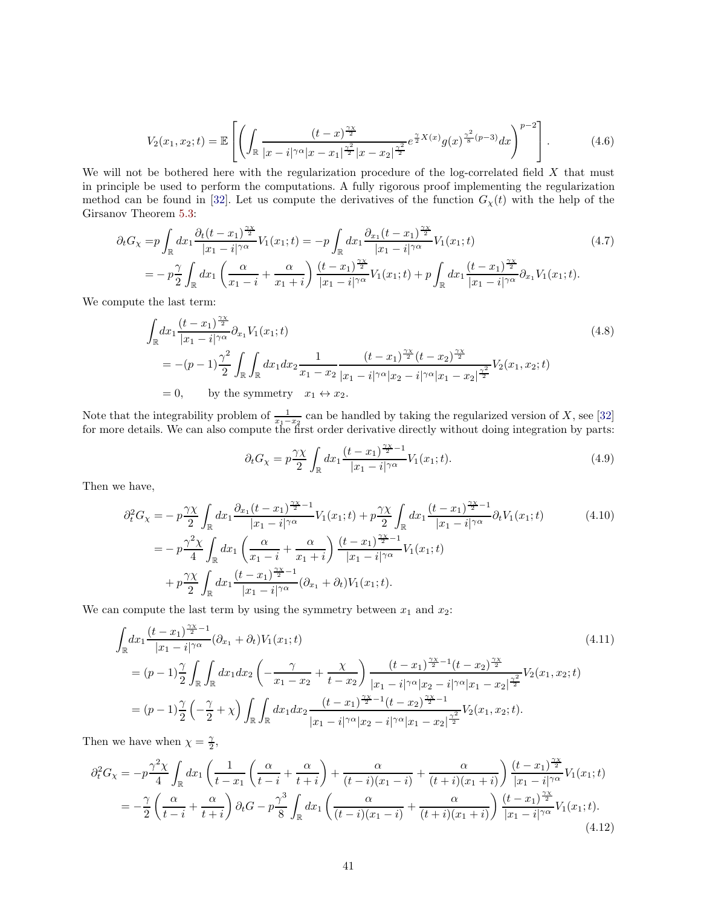$$V_2(x_1, x_2; t) = \mathbb{E}\left[\left(\int_{\mathbb{R}} \frac{(t-x)^{\frac{\gamma\chi}{2}}}{|x-i|^{\gamma\alpha}|x-x_1|^{\frac{\gamma^2}{2}}|x-x_2|^{\frac{\gamma^2}{2}}} e^{\frac{\gamma}{2}X(x)} g(x)^{\frac{\gamma^2}{8}(p-3)} dx\right)^{p-2}\right]. \tag{4.6}$$

We will not be bothered here with the regularization procedure of the log-correlated field $X$ that must in principle be used to perform the computations. A fully rigorous proof implementing the regularization method can be found in [32]. Let us compute the derivatives of the function $G_\chi(t)$ with the help of the Girsanov Theorem 5.3:

$$\begin{aligned}
\partial_t G_\chi =& p\int_{\mathbb{R}} dx_1 \frac{\partial_t (t-x_1)^{\frac{\gamma\chi}{2}}}{|x_1-i|^{\gamma\alpha}} V_1(x_1;t) = -p\int_{\mathbb{R}} dx_1 \frac{\partial_{x_1}(t-x_1)^{\frac{\gamma\chi}{2}}}{|x_1-i|^{\gamma\alpha}} V_1(x_1;t) \\
=& -p\frac{\gamma}{2}\int_{\mathbb{R}} dx_1 \left(\frac{\alpha}{x_1-i}+\frac{\alpha}{x_1+i}\right)\frac{(t-x_1)^{\frac{\gamma\chi}{2}}}{|x_1-i|^{\gamma\alpha}} V_1(x_1;t) + p\int_{\mathbb{R}} dx_1 \frac{(t-x_1)^{\frac{\gamma\chi}{2}}}{|x_1-i|^{\gamma\alpha}} \partial_{x_1} V_1(x_1;t).
\end{aligned} \tag{4.7}$$

We compute the last term:

$$\begin{aligned}
&\int_{\mathbb{R}} dx_1 \frac{(t-x_1)^{\frac{\gamma\chi}{2}}}{|x_1-i|^{\gamma\alpha}} \partial_{x_1} V_1(x_1;t) \\
&= -(p-1)\frac{\gamma^2}{2}\int_{\mathbb{R}}\int_{\mathbb{R}} dx_1 dx_2 \frac{1}{x_1-x_2}\frac{(t-x_1)^{\frac{\gamma\chi}{2}}(t-x_2)^{\frac{\gamma\chi}{2}}}{|x_1-i|^{\gamma\alpha}|x_2-i|^{\gamma\alpha}|x_1-x_2|^{\frac{\gamma^2}{2}}} V_2(x_1,x_2;t) \\
&= 0, \qquad \text{by the symmetry} \quad x_1 \leftrightarrow x_2.
\end{aligned} \tag{4.8}$$

Note that the integrability problem of $\frac{1}{x_1-x_2}$ can be handled by taking the regularized version of $X$, see [32] for more details. We can also compute the first order derivative directly without doing integration by parts:

$$\partial_t G_\chi = p\frac{\gamma\chi}{2}\int_{\mathbb{R}} dx_1 \frac{(t-x_1)^{\frac{\gamma\chi}{2}-1}}{|x_1-i|^{\gamma\alpha}} V_1(x_1;t). \tag{4.9}$$

Then we have,

$$\begin{aligned}
\partial_t^2 G_\chi =& -p\frac{\gamma\chi}{2}\int_{\mathbb{R}} dx_1 \frac{\partial_{x_1}(t-x_1)^{\frac{\gamma\chi}{2}-1}}{|x_1-i|^{\gamma\alpha}} V_1(x_1;t) + p\frac{\gamma\chi}{2}\int_{\mathbb{R}} dx_1 \frac{(t-x_1)^{\frac{\gamma\chi}{2}-1}}{|x_1-i|^{\gamma\alpha}} \partial_t V_1(x_1;t) \\
=& -p\frac{\gamma^2\chi}{4}\int_{\mathbb{R}} dx_1 \left(\frac{\alpha}{x_1-i}+\frac{\alpha}{x_1+i}\right)\frac{(t-x_1)^{\frac{\gamma\chi}{2}-1}}{|x_1-i|^{\gamma\alpha}} V_1(x_1;t) \\
&+ p\frac{\gamma\chi}{2}\int_{\mathbb{R}} dx_1 \frac{(t-x_1)^{\frac{\gamma\chi}{2}-1}}{|x_1-i|^{\gamma\alpha}} (\partial_{x_1}+\partial_t) V_1(x_1;t).
\end{aligned} \tag{4.10}$$

We can compute the last term by using the symmetry between $x_1$ and $x_2$:

$$\begin{aligned}
&\int_{\mathbb{R}} dx_1 \frac{(t-x_1)^{\frac{\gamma\chi}{2}-1}}{|x_1-i|^{\gamma\alpha}} (\partial_{x_1}+\partial_t) V_1(x_1;t) \\
&= (p-1)\frac{\gamma}{2}\int_{\mathbb{R}}\int_{\mathbb{R}} dx_1 dx_2 \left(-\frac{\gamma}{x_1-x_2}+\frac{\chi}{t-x_2}\right)\frac{(t-x_1)^{\frac{\gamma\chi}{2}-1}(t-x_2)^{\frac{\gamma\chi}{2}}}{|x_1-i|^{\gamma\alpha}|x_2-i|^{\gamma\alpha}|x_1-x_2|^{\frac{\gamma^2}{2}}} V_2(x_1,x_2;t) \\
&= (p-1)\frac{\gamma}{2}\left(-\frac{\gamma}{2}+\chi\right)\int_{\mathbb{R}}\int_{\mathbb{R}} dx_1 dx_2 \frac{(t-x_1)^{\frac{\gamma\chi}{2}-1}(t-x_2)^{\frac{\gamma\chi}{2}-1}}{|x_1-i|^{\gamma\alpha}|x_2-i|^{\gamma\alpha}|x_1-x_2|^{\frac{\gamma^2}{2}}} V_2(x_1,x_2;t).
\end{aligned} \tag{4.11}$$

Then we have when $\chi = \frac{\gamma}{2}$,

$$\begin{aligned}
\partial_t^2 G_\chi =& -p\frac{\gamma^2\chi}{4}\int_{\mathbb{R}} dx_1 \left(\frac{1}{t-x_1}\left(\frac{\alpha}{t-i}+\frac{\alpha}{t+i}\right)+\frac{\alpha}{(t-i)(x_1-i)}+\frac{\alpha}{(t+i)(x_1+i)}\right)\frac{(t-x_1)^{\frac{\gamma\chi}{2}}}{|x_1-i|^{\gamma\alpha}} V_1(x_1;t) \\
=& -\frac{\gamma}{2}\left(\frac{\alpha}{t-i}+\frac{\alpha}{t+i}\right)\partial_t G - p\frac{\gamma^3}{8}\int_{\mathbb{R}} dx_1 \left(\frac{\alpha}{(t-i)(x_1-i)}+\frac{\alpha}{(t+i)(x_1+i)}\right)\frac{(t-x_1)^{\frac{\gamma\chi}{2}}}{|x_1-i|^{\gamma\alpha}} V_1(x_1;t).
\end{aligned} \tag{4.12}$$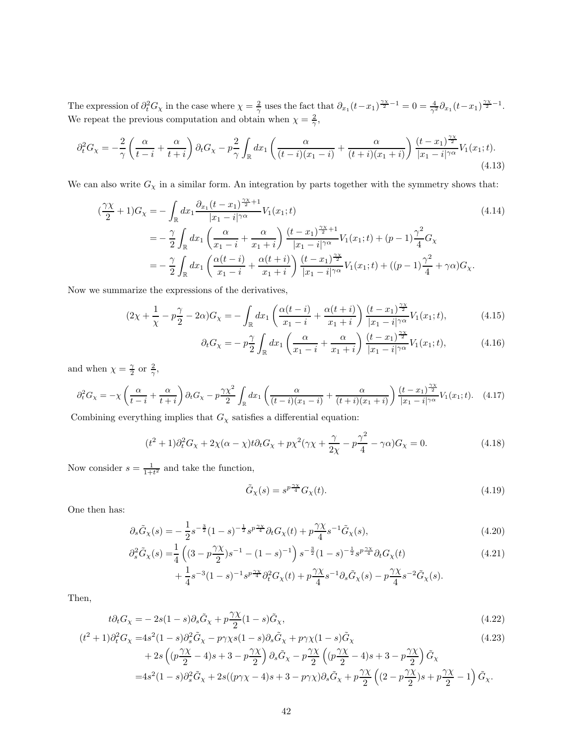The expression of $\partial_t^2 G_\chi$ in the case where $\chi = \frac{2}{\gamma}$ uses the fact that $\partial_{x_1}(t-x_1)^{\frac{\gamma\chi}{2}-1} = 0 = \frac{4}{\gamma^2}\partial_{x_1}(t-x_1)^{\frac{\gamma\chi}{2}-1}$. We repeat the previous computation and obtain when $\chi = \frac{2}{\gamma}$,

$$\partial_t^2 G_\chi = -\frac{2}{\gamma}\left(\frac{\alpha}{t-i} + \frac{\alpha}{t+i}\right)\partial_t G_\chi - p\frac{2}{\gamma}\int_{\mathbb{R}} dx_1 \left(\frac{\alpha}{(t-i)(x_1-i)} + \frac{\alpha}{(t+i)(x_1+i)}\right)\frac{(t-x_1)^{\frac{\gamma\chi}{2}}}{|x_1-i|^{\gamma\alpha}}V_1(x_1;t). \tag{4.13}$$

We can also write $G_\chi$ in a similar form. An integration by parts together with the symmetry shows that:

$$\begin{aligned}(\frac{\gamma\chi}{2}+1)G_\chi =& -\int_{\mathbb{R}} dx_1 \frac{\partial_{x_1}(t-x_1)^{\frac{\gamma\chi}{2}+1}}{|x_1-i|^{\gamma\alpha}}V_1(x_1;t) \\ =& -\frac{\gamma}{2}\int_{\mathbb{R}} dx_1 \left(\frac{\alpha}{x_1-i} + \frac{\alpha}{x_1+i}\right)\frac{(t-x_1)^{\frac{\gamma\chi}{2}+1}}{|x_1-i|^{\gamma\alpha}}V_1(x_1;t) + (p-1)\frac{\gamma^2}{4}G_\chi \\ =& -\frac{\gamma}{2}\int_{\mathbb{R}} dx_1 \left(\frac{\alpha(t-i)}{x_1-i} + \frac{\alpha(t+i)}{x_1+i}\right)\frac{(t-x_1)^{\frac{\gamma\chi}{2}}}{|x_1-i|^{\gamma\alpha}}V_1(x_1;t) + ((p-1)\frac{\gamma^2}{4} + \gamma\alpha)G_\chi.\end{aligned} \tag{4.14}$$

Now we summarize the expressions of the derivatives,

$$(2\chi + \frac{1}{\chi} - p\frac{\gamma}{2} - 2\alpha)G_\chi = -\int_{\mathbb{R}} dx_1 \left(\frac{\alpha(t-i)}{x_1-i} + \frac{\alpha(t+i)}{x_1+i}\right)\frac{(t-x_1)^{\frac{\gamma\chi}{2}}}{|x_1-i|^{\gamma\alpha}}V_1(x_1;t), \tag{4.15}$$

$$\partial_t G_\chi = -p\frac{\gamma}{2}\int_{\mathbb{R}} dx_1 \left(\frac{\alpha}{x_1-i} + \frac{\alpha}{x_1+i}\right)\frac{(t-x_1)^{\frac{\gamma\chi}{2}}}{|x_1-i|^{\gamma\alpha}}V_1(x_1;t), \tag{4.16}$$

and when $\chi = \frac{\gamma}{2}$ or $\frac{2}{\gamma}$,

$$\partial_t^2 G_\chi = -\chi\left(\frac{\alpha}{t-i} + \frac{\alpha}{t+i}\right)\partial_t G_\chi - p\frac{\gamma\chi^2}{2}\int_{\mathbb{R}} dx_1 \left(\frac{\alpha}{(t-i)(x_1-i)} + \frac{\alpha}{(t+i)(x_1+i)}\right)\frac{(t-x_1)^{\frac{\gamma\chi}{2}}}{|x_1-i|^{\gamma\alpha}}V_1(x_1;t). \tag{4.17}$$

Combining everything implies that $G_\chi$ satisfies a differential equation:

$$(t^2+1)\partial_t^2 G_\chi + 2\chi(\alpha-\chi)t\partial_t G_\chi + p\chi^2(\gamma\chi + \frac{\gamma}{2\chi} - p\frac{\gamma^2}{4} - \gamma\alpha)G_\chi = 0. \tag{4.18}$$

Now consider $s = \frac{1}{1+t^2}$ and take the function,

$$\tilde{G}_\chi(s) = s^{p\frac{\gamma\chi}{4}}G_\chi(t). \tag{4.19}$$

One then has:

$$\partial_s \tilde{G}_\chi(s) = -\frac{1}{2}s^{-\frac{3}{2}}(1-s)^{-\frac{1}{2}}s^{p\frac{\gamma\chi}{4}}\partial_t G_\chi(t) + p\frac{\gamma\chi}{4}s^{-1}\tilde{G}_\chi(s), \tag{4.20}$$

$$\begin{aligned}\partial_s^2 \tilde{G}_\chi(s) =& \frac{1}{4}\left((3-p\frac{\gamma\chi}{2})s^{-1} - (1-s)^{-1}\right)s^{-\frac{3}{2}}(1-s)^{-\frac{1}{2}}s^{p\frac{\gamma\chi}{4}}\partial_t G_\chi(t) \\ &+ \frac{1}{4}s^{-3}(1-s)^{-1}s^{p\frac{\gamma\chi}{4}}\partial_t^2 G_\chi(t) + p\frac{\gamma\chi}{4}s^{-1}\partial_s\tilde{G}_\chi(s) - p\frac{\gamma\chi}{4}s^{-2}\tilde{G}_\chi(s).\end{aligned} \tag{4.21}$$

Then,

$$t\partial_t G_\chi = -2s(1-s)\partial_s\tilde{G}_\chi + p\frac{\gamma\chi}{2}(1-s)\tilde{G}_\chi, \tag{4.22}$$

$$\begin{aligned}(t^2+1)\partial_t^2 G_\chi =& 4s^2(1-s)\partial_s^2\tilde{G}_\chi - p\gamma\chi s(1-s)\partial_s\tilde{G}_\chi + p\gamma\chi(1-s)\tilde{G}_\chi \\ &+ 2s\left((p\frac{\gamma\chi}{2}-4)s + 3 - p\frac{\gamma\chi}{2}\right)\partial_s\tilde{G}_\chi - p\frac{\gamma\chi}{2}\left((p\frac{\gamma\chi}{2}-4)s + 3 - p\frac{\gamma\chi}{2}\right)\tilde{G}_\chi \\ =& 4s^2(1-s)\partial_s^2\tilde{G}_\chi + 2s((p\gamma\chi-4)s + 3 - p\gamma\chi)\partial_s\tilde{G}_\chi + p\frac{\gamma\chi}{2}\left((2-p\frac{\gamma\chi}{2})s + p\frac{\gamma\chi}{2} - 1\right)\tilde{G}_\chi.\end{aligned} \tag{4.23}$$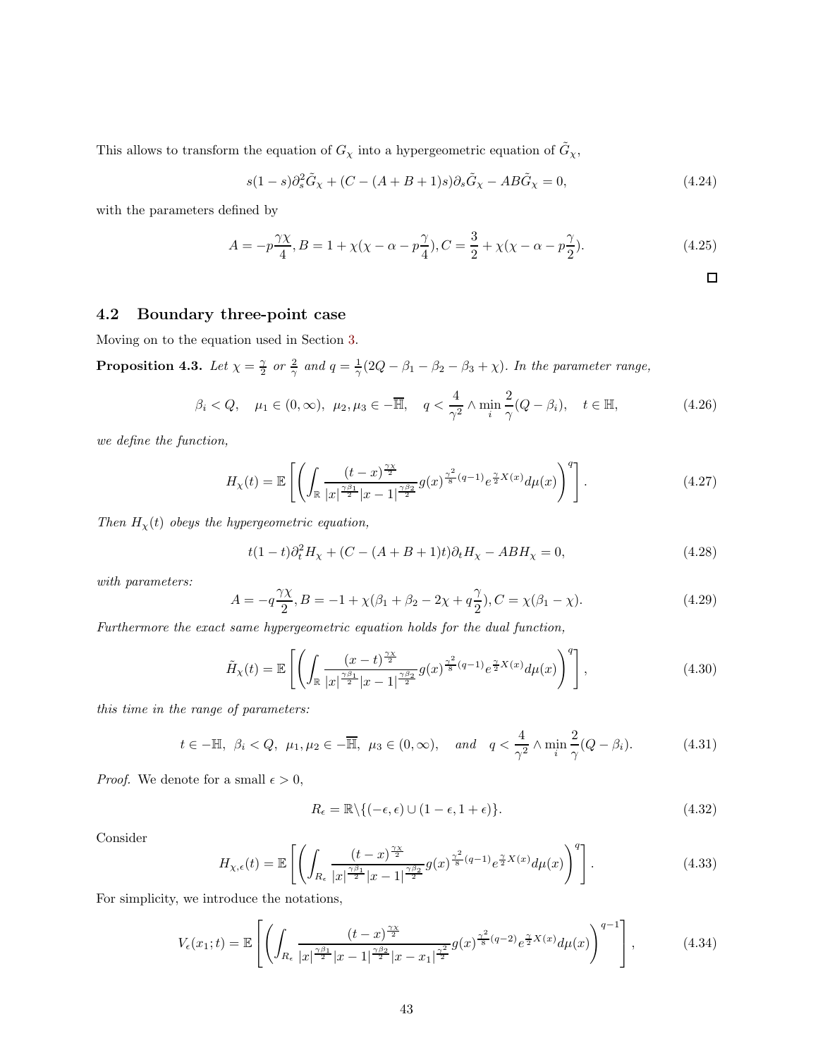This allows to transform the equation of $G_\chi$ into a hypergeometric equation of $\tilde{G}_\chi$,

$$s(1-s)\partial_s^2 \tilde{G}_\chi + (C - (A+B+1)s)\partial_s \tilde{G}_\chi - AB\tilde{G}_\chi = 0, \tag{4.24}$$

with the parameters defined by

$$A = -p\frac{\gamma\chi}{4}, B = 1 + \chi(\chi - \alpha - p\frac{\gamma}{4}), C = \frac{3}{2} + \chi(\chi - \alpha - p\frac{\gamma}{2}). \tag{4.25}$$

□

## 4.2 Boundary three-point case

Moving on to the equation used in Section 3.

**Proposition 4.3.** *Let $\chi = \frac{\gamma}{2}$ or $\frac{2}{\gamma}$ and $q = \frac{1}{\gamma}(2Q - \beta_1 - \beta_2 - \beta_3 + \chi)$. In the parameter range,*

$$\beta_i < Q, \quad \mu_1 \in (0, \infty), \;\; \mu_2, \mu_3 \in -\overline{\mathbb{H}}, \quad q < \frac{4}{\gamma^2} \wedge \min_i \frac{2}{\gamma}(Q - \beta_i), \quad t \in \mathbb{H}, \tag{4.26}$$

*we define the function,*

$$H_\chi(t) = \mathbb{E}\left[ \left( \int_{\mathbb{R}} \frac{(t-x)^{\frac{\gamma\chi}{2}}}{|x|^{\frac{\gamma\beta_1}{2}}|x-1|^{\frac{\gamma\beta_2}{2}}} g(x)^{\frac{\gamma^2}{8}(q-1)} e^{\frac{\gamma}{2}X(x)} d\mu(x) \right)^q \right]. \tag{4.27}$$

*Then $H_\chi(t)$ obeys the hypergeometric equation,*

$$t(1-t)\partial_t^2 H_\chi + (C - (A+B+1)t)\partial_t H_\chi - AB H_\chi = 0, \tag{4.28}$$

*with parameters:*

$$A = -q\frac{\gamma\chi}{2}, B = -1 + \chi(\beta_1 + \beta_2 - 2\chi + q\frac{\gamma}{2}), C = \chi(\beta_1 - \chi). \tag{4.29}$$

*Furthermore the exact same hypergeometric equation holds for the dual function,*

$$\tilde{H}_\chi(t) = \mathbb{E}\left[ \left( \int_{\mathbb{R}} \frac{(x-t)^{\frac{\gamma\chi}{2}}}{|x|^{\frac{\gamma\beta_1}{2}}|x-1|^{\frac{\gamma\beta_2}{2}}} g(x)^{\frac{\gamma^2}{8}(q-1)} e^{\frac{\gamma}{2}X(x)} d\mu(x) \right)^q \right], \tag{4.30}$$

*this time in the range of parameters:*

$$t \in -\mathbb{H}, \;\; \beta_i < Q, \;\; \mu_1, \mu_2 \in -\overline{\mathbb{H}}, \;\; \mu_3 \in (0, \infty), \quad \text{and} \quad q < \frac{4}{\gamma^2} \wedge \min_i \frac{2}{\gamma}(Q - \beta_i). \tag{4.31}$$

*Proof.* We denote for a small $\epsilon > 0$,

$$R_\epsilon = \mathbb{R} \backslash \{(-\epsilon, \epsilon) \cup (1-\epsilon, 1+\epsilon)\}. \tag{4.32}$$

Consider

$$H_{\chi,\epsilon}(t) = \mathbb{E}\left[ \left( \int_{R_\epsilon} \frac{(t-x)^{\frac{\gamma\chi}{2}}}{|x|^{\frac{\gamma\beta_1}{2}}|x-1|^{\frac{\gamma\beta_2}{2}}} g(x)^{\frac{\gamma^2}{8}(q-1)} e^{\frac{\gamma}{2}X(x)} d\mu(x) \right)^q \right]. \tag{4.33}$$

For simplicity, we introduce the notations,

$$V_\epsilon(x_1; t) = \mathbb{E}\left[ \left( \int_{R_\epsilon} \frac{(t-x)^{\frac{\gamma\chi}{2}}}{|x|^{\frac{\gamma\beta_1}{2}}|x-1|^{\frac{\gamma\beta_2}{2}}|x-x_1|^{\frac{\gamma^2}{2}}} g(x)^{\frac{\gamma^2}{8}(q-2)} e^{\frac{\gamma}{2}X(x)} d\mu(x) \right)^{q-1} \right], \tag{4.34}$$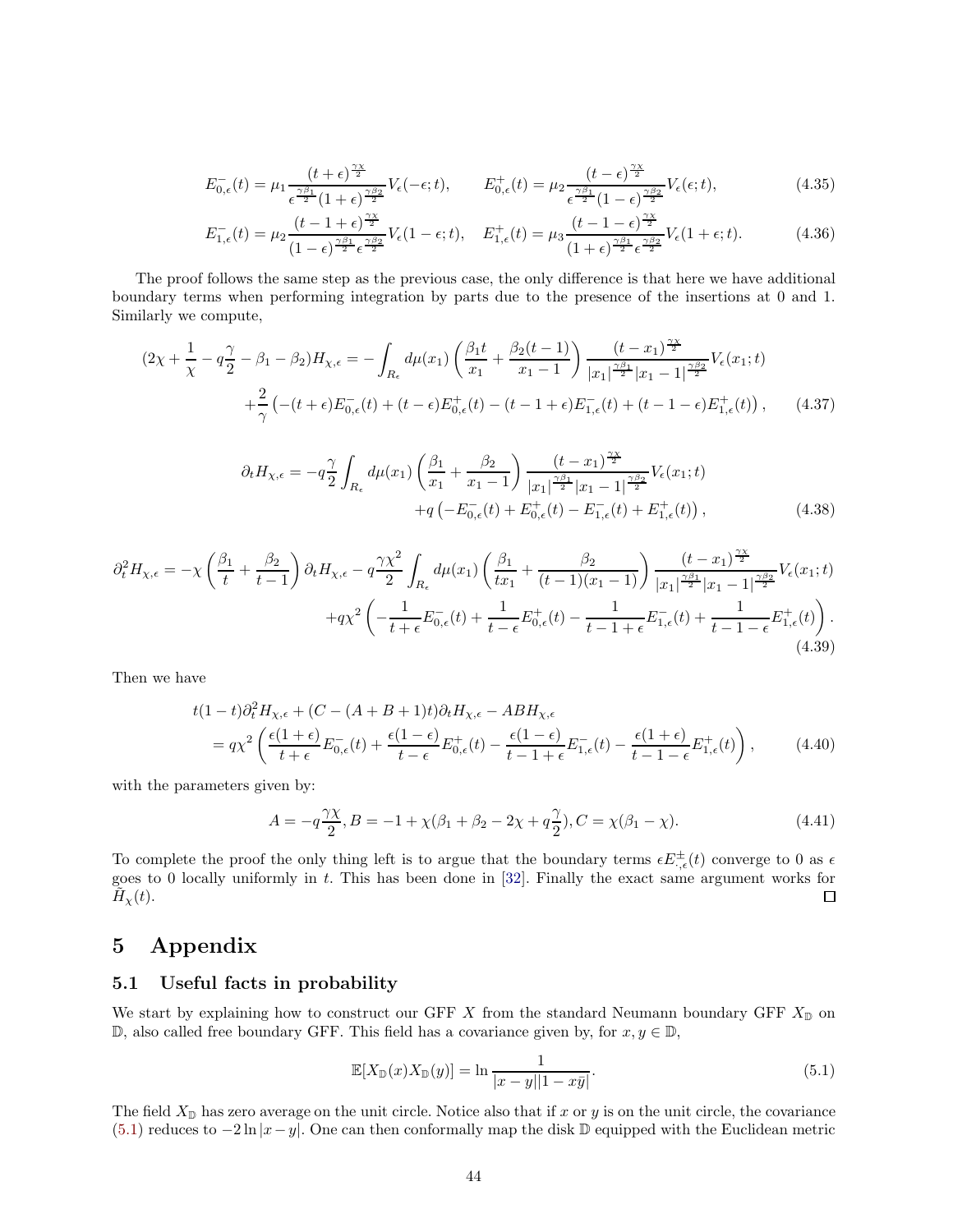$$E^-_{0,\epsilon}(t) = \mu_1 \frac{(t+\epsilon)^{\frac{\gamma\chi}{2}}}{\epsilon^{\frac{\gamma\beta_1}{2}}(1+\epsilon)^{\frac{\gamma\beta_2}{2}}} V_\epsilon(-\epsilon;t), \qquad E^+_{0,\epsilon}(t) = \mu_2 \frac{(t-\epsilon)^{\frac{\gamma\chi}{2}}}{\epsilon^{\frac{\gamma\beta_1}{2}}(1-\epsilon)^{\frac{\gamma\beta_2}{2}}} V_\epsilon(\epsilon;t), \tag{4.35}$$

$$E^-_{1,\epsilon}(t) = \mu_2 \frac{(t-1+\epsilon)^{\frac{\gamma\chi}{2}}}{(1-\epsilon)^{\frac{\gamma\beta_1}{2}}\epsilon^{\frac{\gamma\beta_2}{2}}} V_\epsilon(1-\epsilon;t), \quad E^+_{1,\epsilon}(t) = \mu_3 \frac{(t-1-\epsilon)^{\frac{\gamma\chi}{2}}}{(1+\epsilon)^{\frac{\gamma\beta_1}{2}}\epsilon^{\frac{\gamma\beta_2}{2}}} V_\epsilon(1+\epsilon;t). \tag{4.36}$$

The proof follows the same step as the previous case, the only difference is that here we have additional boundary terms when performing integration by parts due to the presence of the insertions at 0 and 1. Similarly we compute,

$$\begin{aligned}(2\chi + \frac{1}{\chi} - q\frac{\gamma}{2} - \beta_1 - \beta_2) H_{\chi,\epsilon} = &- \int_{R_\epsilon} d\mu(x_1) \left( \frac{\beta_1 t}{x_1} + \frac{\beta_2(t-1)}{x_1-1} \right) \frac{(t-x_1)^{\frac{\gamma\chi}{2}}}{|x_1|^{\frac{\gamma\beta_1}{2}}|x_1-1|^{\frac{\gamma\beta_2}{2}}} V_\epsilon(x_1;t) \\ &+ \frac{2}{\gamma}\left( -(t+\epsilon)E^-_{0,\epsilon}(t) + (t-\epsilon)E^+_{0,\epsilon}(t) - (t-1+\epsilon)E^-_{1,\epsilon}(t) + (t-1-\epsilon)E^+_{1,\epsilon}(t) \right), \end{aligned} \tag{4.37}$$

$$\begin{aligned}\partial_t H_{\chi,\epsilon} = &-q\frac{\gamma}{2}\int_{R_\epsilon} d\mu(x_1) \left( \frac{\beta_1}{x_1} + \frac{\beta_2}{x_1-1} \right) \frac{(t-x_1)^{\frac{\gamma\chi}{2}}}{|x_1|^{\frac{\gamma\beta_1}{2}}|x_1-1|^{\frac{\gamma\beta_2}{2}}} V_\epsilon(x_1;t) \\ &+ q\left( -E^-_{0,\epsilon}(t) + E^+_{0,\epsilon}(t) - E^-_{1,\epsilon}(t) + E^+_{1,\epsilon}(t) \right), \end{aligned} \tag{4.38}$$

$$\begin{aligned}\partial_t^2 H_{\chi,\epsilon} = &-\chi\left( \frac{\beta_1}{t} + \frac{\beta_2}{t-1} \right)\partial_t H_{\chi,\epsilon} - q\frac{\gamma\chi^2}{2}\int_{R_\epsilon} d\mu(x_1) \left( \frac{\beta_1}{t x_1} + \frac{\beta_2}{(t-1)(x_1-1)} \right) \frac{(t-x_1)^{\frac{\gamma\chi}{2}}}{|x_1|^{\frac{\gamma\beta_1}{2}}|x_1-1|^{\frac{\gamma\beta_2}{2}}} V_\epsilon(x_1;t) \\ &+ q\chi^2\left( -\frac{1}{t+\epsilon}E^-_{0,\epsilon}(t) + \frac{1}{t-\epsilon}E^+_{0,\epsilon}(t) - \frac{1}{t-1+\epsilon}E^-_{1,\epsilon}(t) + \frac{1}{t-1-\epsilon}E^+_{1,\epsilon}(t) \right). \end{aligned} \tag{4.39}$$

Then we have

$$\begin{aligned} &t(1-t)\partial_t^2 H_{\chi,\epsilon} + (C - (A+B+1)t)\partial_t H_{\chi,\epsilon} - AB H_{\chi,\epsilon} \\ &= q\chi^2\left( \frac{\epsilon(1+\epsilon)}{t+\epsilon}E^-_{0,\epsilon}(t) + \frac{\epsilon(1-\epsilon)}{t-\epsilon}E^+_{0,\epsilon}(t) - \frac{\epsilon(1-\epsilon)}{t-1+\epsilon}E^-_{1,\epsilon}(t) - \frac{\epsilon(1+\epsilon)}{t-1-\epsilon}E^+_{1,\epsilon}(t) \right), \end{aligned} \tag{4.40}$$

with the parameters given by:

$$A = -q\frac{\gamma\chi}{2}, B = -1 + \chi(\beta_1 + \beta_2 - 2\chi + q\frac{\gamma}{2}), C = \chi(\beta_1 - \chi). \tag{4.41}$$

To complete the proof the only thing left is to argue that the boundary terms $\epsilon E^{\pm}_{\cdot,\epsilon}(t)$ converge to 0 as $\epsilon$ goes to 0 locally uniformly in $t$. This has been done in [32]. Finally the exact same argument works for $\tilde{H}_\chi(t)$. □

# 5 Appendix

## 5.1 Useful facts in probability

We start by explaining how to construct our GFF $X$ from the standard Neumann boundary GFF $X_{\mathbb{D}}$ on $\mathbb{D}$, also called free boundary GFF. This field has a covariance given by, for $x, y \in \mathbb{D}$,

$$\mathbb{E}[X_{\mathbb{D}}(x)X_{\mathbb{D}}(y)] = \ln\frac{1}{|x-y||1-x\bar{y}|}. \tag{5.1}$$

The field $X_{\mathbb{D}}$ has zero average on the unit circle. Notice also that if $x$ or $y$ is on the unit circle, the covariance (5.1) reduces to $-2\ln|x-y|$. One can then conformally map the disk $\mathbb{D}$ equipped with the Euclidean metric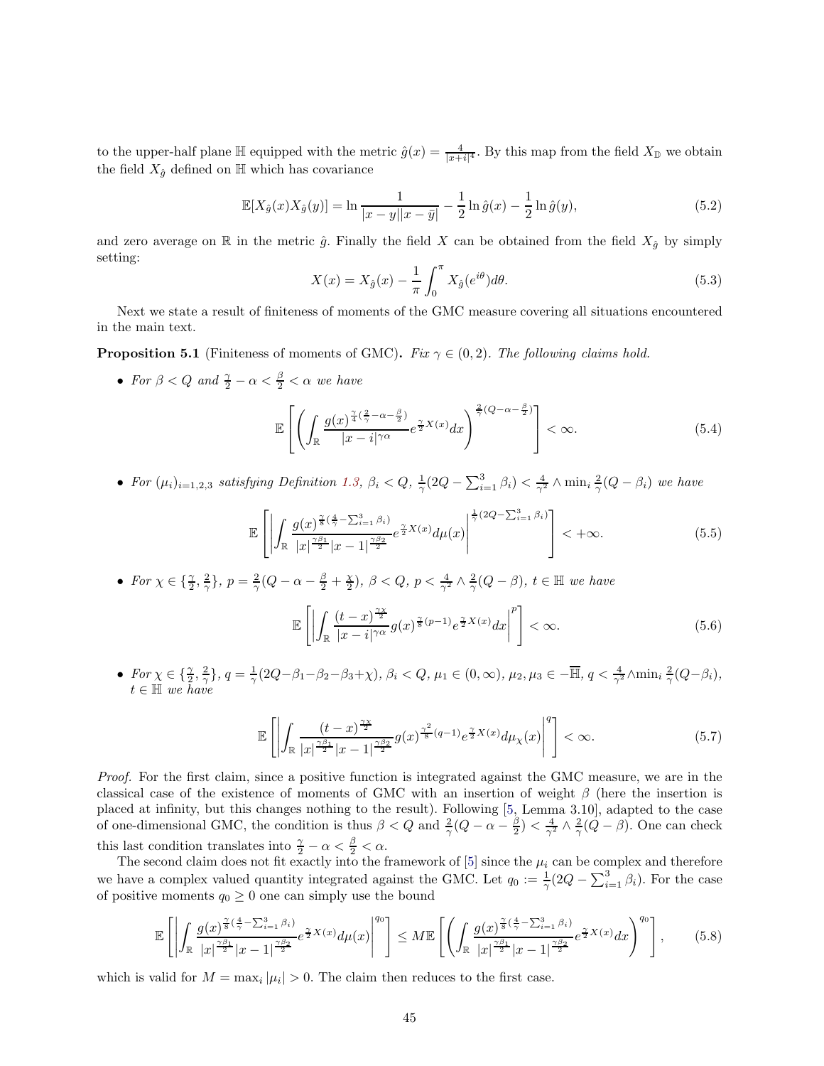to the upper-half plane $\mathbb{H}$ equipped with the metric $\hat{g}(x) = \frac{4}{|x+i|^4}$. By this map from the field $X_{\mathbb{D}}$ we obtain the field $X_{\hat{g}}$ defined on $\mathbb{H}$ which has covariance

$$\mathbb{E}[X_{\hat{g}}(x)X_{\hat{g}}(y)] = \ln \frac{1}{|x-y||x-\bar{y}|} - \frac{1}{2}\ln \hat{g}(x) - \frac{1}{2}\ln \hat{g}(y), \tag{5.2}$$

and zero average on $\mathbb{R}$ in the metric $\hat{g}$. Finally the field $X$ can be obtained from the field $X_{\hat{g}}$ by simply setting:

$$X(x) = X_{\hat{g}}(x) - \frac{1}{\pi}\int_0^{\pi} X_{\hat{g}}(e^{i\theta})d\theta. \tag{5.3}$$

Next we state a result of finiteness of moments of the GMC measure covering all situations encountered in the main text.

**Proposition 5.1** (Finiteness of moments of GMC)**.** *Fix $\gamma \in (0,2)$. The following claims hold.*

- *For $\beta < Q$ and $\frac{\gamma}{2} - \alpha < \frac{\beta}{2} < \alpha$ we have*

$$\mathbb{E}\left[\left(\int_{\mathbb{R}} \frac{g(x)^{\frac{\gamma}{4}(\frac{2}{\gamma}-\alpha-\frac{\beta}{2})}}{|x-i|^{\gamma\alpha}} e^{\frac{\gamma}{2}X(x)}dx\right)^{\frac{2}{\gamma}(Q-\alpha-\frac{\beta}{2})}\right] < \infty. \tag{5.4}$$

- *For $(\mu_i)_{i=1,2,3}$ satisfying Definition 1.3, $\beta_i < Q$, $\frac{1}{\gamma}(2Q - \sum_{i=1}^3 \beta_i) < \frac{4}{\gamma^2} \wedge \min_i \frac{2}{\gamma}(Q-\beta_i)$ we have*

$$\mathbb{E}\left[\left|\int_{\mathbb{R}} \frac{g(x)^{\frac{\gamma}{8}(\frac{4}{\gamma}-\sum_{i=1}^3\beta_i)}}{|x|^{\frac{\gamma\beta_1}{2}}|x-1|^{\frac{\gamma\beta_2}{2}}} e^{\frac{\gamma}{2}X(x)}d\mu(x)\right|^{\frac{1}{\gamma}(2Q-\sum_{i=1}^3\beta_i)}\right] < +\infty. \tag{5.5}$$

- *For $\chi \in \{\frac{\gamma}{2}, \frac{2}{\gamma}\}$, $p = \frac{2}{\gamma}(Q-\alpha-\frac{\beta}{2}+\frac{\chi}{2})$, $\beta < Q$, $p < \frac{4}{\gamma^2} \wedge \frac{2}{\gamma}(Q-\beta)$, $t \in \mathbb{H}$ we have*

$$\mathbb{E}\left[\left|\int_{\mathbb{R}} \frac{(t-x)^{\frac{\gamma\chi}{2}}}{|x-i|^{\gamma\alpha}} g(x)^{\frac{\gamma}{8}(p-1)} e^{\frac{\gamma}{2}X(x)}dx\right|^p\right] < \infty. \tag{5.6}$$

- *For $\chi \in \{\frac{\gamma}{2}, \frac{2}{\gamma}\}$, $q = \frac{1}{\gamma}(2Q-\beta_1-\beta_2-\beta_3+\chi)$, $\beta_i < Q$, $\mu_1 \in (0,\infty)$, $\mu_2, \mu_3 \in -\overline{\mathbb{H}}$, $q < \frac{4}{\gamma^2} \wedge \min_i \frac{2}{\gamma}(Q-\beta_i)$, $t \in \mathbb{H}$ we have*

$$\mathbb{E}\left[\left|\int_{\mathbb{R}} \frac{(t-x)^{\frac{\gamma\chi}{2}}}{|x|^{\frac{\gamma\beta_1}{2}}|x-1|^{\frac{\gamma\beta_2}{2}}} g(x)^{\frac{\gamma^2}{8}(q-1)} e^{\frac{\gamma}{2}X(x)}d\mu_{\chi}(x)\right|^q\right] < \infty. \tag{5.7}$$

*Proof.* For the first claim, since a positive function is integrated against the GMC measure, we are in the classical case of the existence of moments of GMC with an insertion of weight $\beta$ (here the insertion is placed at infinity, but this changes nothing to the result). Following [5, Lemma 3.10], adapted to the case of one-dimensional GMC, the condition is thus $\beta < Q$ and $\frac{2}{\gamma}(Q-\alpha-\frac{\beta}{2}) < \frac{4}{\gamma^2} \wedge \frac{2}{\gamma}(Q-\beta)$. One can check this last condition translates into $\frac{\gamma}{2} - \alpha < \frac{\beta}{2} < \alpha$.

The second claim does not fit exactly into the framework of [5] since the $\mu_i$ can be complex and therefore we have a complex valued quantity integrated against the GMC. Let $q_0 := \frac{1}{\gamma}(2Q - \sum_{i=1}^3 \beta_i)$. For the case of positive moments $q_0 \geq 0$ one can simply use the bound

$$\mathbb{E}\left[\left|\int_{\mathbb{R}} \frac{g(x)^{\frac{\gamma}{8}(\frac{4}{\gamma}-\sum_{i=1}^3\beta_i)}}{|x|^{\frac{\gamma\beta_1}{2}}|x-1|^{\frac{\gamma\beta_2}{2}}} e^{\frac{\gamma}{2}X(x)}d\mu(x)\right|^{q_0}\right] \leq M\mathbb{E}\left[\left(\int_{\mathbb{R}} \frac{g(x)^{\frac{\gamma}{8}(\frac{4}{\gamma}-\sum_{i=1}^3\beta_i)}}{|x|^{\frac{\gamma\beta_1}{2}}|x-1|^{\frac{\gamma\beta_2}{2}}} e^{\frac{\gamma}{2}X(x)}dx\right)^{q_0}\right], \tag{5.8}$$

which is valid for $M = \max_i |\mu_i| > 0$. The claim then reduces to the first case.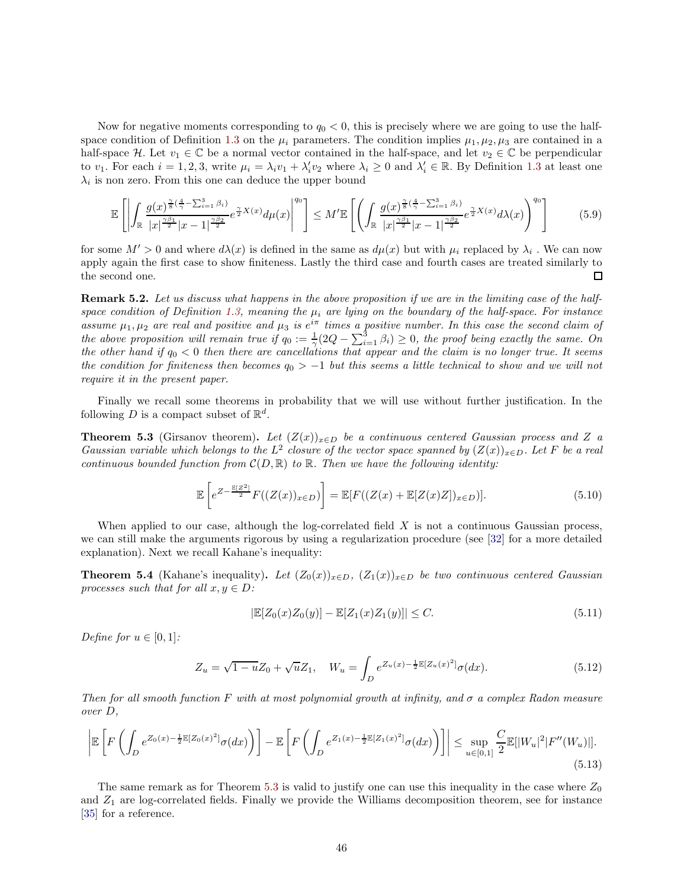Now for negative moments corresponding to $q_0 < 0$, this is precisely where we are going to use the half-space condition of Definition 1.3 on the $\mu_i$ parameters. The condition implies $\mu_1, \mu_2, \mu_3$ are contained in a half-space $\mathcal{H}$. Let $v_1 \in \mathbb{C}$ be a normal vector contained in the half-space, and let $v_2 \in \mathbb{C}$ be perpendicular to $v_1$. For each $i = 1, 2, 3$, write $\mu_i = \lambda_i v_1 + \lambda_i' v_2$ where $\lambda_i \geq 0$ and $\lambda_i' \in \mathbb{R}$. By Definition 1.3 at least one $\lambda_i$ is non zero. From this one can deduce the upper bound

$$\mathbb{E}\left[\left|\int_{\mathbb{R}} \frac{g(x)^{\frac{\gamma}{8}(\frac{4}{\gamma}-\sum_{i=1}^3 \beta_i)}}{|x|^{\frac{\gamma\beta_1}{2}}|x-1|^{\frac{\gamma\beta_2}{2}}} e^{\frac{\gamma}{2}X(x)} d\mu(x)\right|^{q_0}\right] \leq M' \mathbb{E}\left[\left(\int_{\mathbb{R}} \frac{g(x)^{\frac{\gamma}{8}(\frac{4}{\gamma}-\sum_{i=1}^3 \beta_i)}}{|x|^{\frac{\gamma\beta_1}{2}}|x-1|^{\frac{\gamma\beta_2}{2}}} e^{\frac{\gamma}{2}X(x)} d\lambda(x)\right)^{q_0}\right] \tag{5.9}$$

for some $M' > 0$ and where $d\lambda(x)$ is defined in the same as $d\mu(x)$ but with $\mu_i$ replaced by $\lambda_i$ . We can now apply again the first case to show finiteness. Lastly the third case and fourth cases are treated similarly to the second one. ◻

**Remark 5.2.** *Let us discuss what happens in the above proposition if we are in the limiting case of the half-space condition of Definition 1.3, meaning the $\mu_i$ are lying on the boundary of the half-space. For instance assume $\mu_1, \mu_2$ are real and positive and $\mu_3$ is $e^{i\pi}$ times a positive number. In this case the second claim of the above proposition will remain true if $q_0 := \frac{1}{\gamma}(2Q - \sum_{i=1}^3 \beta_i) \geq 0$, the proof being exactly the same. On the other hand if $q_0 < 0$ then there are cancellations that appear and the claim is no longer true. It seems the condition for finiteness then becomes $q_0 > -1$ but this seems a little technical to show and we will not require it in the present paper.*

Finally we recall some theorems in probability that we will use without further justification. In the following $D$ is a compact subset of $\mathbb{R}^d$.

**Theorem 5.3** (Girsanov theorem). *Let $(Z(x))_{x \in D}$ be a continuous centered Gaussian process and $Z$ a Gaussian variable which belongs to the $L^2$ closure of the vector space spanned by $(Z(x))_{x \in D}$. Let $F$ be a real continuous bounded function from $\mathcal{C}(D, \mathbb{R})$ to $\mathbb{R}$. Then we have the following identity:*

$$\mathbb{E}\left[e^{Z - \frac{\mathbb{E}[Z^2]}{2}} F((Z(x))_{x \in D})\right] = \mathbb{E}[F((Z(x) + \mathbb{E}[Z(x)Z])_{x \in D})]. \tag{5.10}$$

When applied to our case, although the log-correlated field $X$ is not a continuous Gaussian process, we can still make the arguments rigorous by using a regularization procedure (see [32] for a more detailed explanation). Next we recall Kahane's inequality:

**Theorem 5.4** (Kahane's inequality). *Let $(Z_0(x))_{x \in D}$, $(Z_1(x))_{x \in D}$ be two continuous centered Gaussian processes such that for all $x, y \in D$:*

$$|\mathbb{E}[Z_0(x)Z_0(y)] - \mathbb{E}[Z_1(x)Z_1(y)]| \leq C. \tag{5.11}$$

*Define for $u \in [0,1]$:*

$$Z_u = \sqrt{1-u} Z_0 + \sqrt{u} Z_1, \quad W_u = \int_D e^{Z_u(x) - \frac{1}{2}\mathbb{E}[Z_u(x)^2]} \sigma(dx). \tag{5.12}$$

*Then for all smooth function $F$ with at most polynomial growth at infinity, and $\sigma$ a complex Radon measure over $D$,*

$$\left|\mathbb{E}\left[F\left(\int_D e^{Z_0(x) - \frac{1}{2}\mathbb{E}[Z_0(x)^2]} \sigma(dx)\right)\right] - \mathbb{E}\left[F\left(\int_D e^{Z_1(x) - \frac{1}{2}\mathbb{E}[Z_1(x)^2]} \sigma(dx)\right)\right]\right| \leq \sup_{u \in [0,1]} \frac{C}{2} \mathbb{E}[|W_u|^2 |F''(W_u)|]. \tag{5.13}$$

The same remark as for Theorem 5.3 is valid to justify one can use this inequality in the case where $Z_0$ and $Z_1$ are log-correlated fields. Finally we provide the Williams decomposition theorem, see for instance [35] for a reference.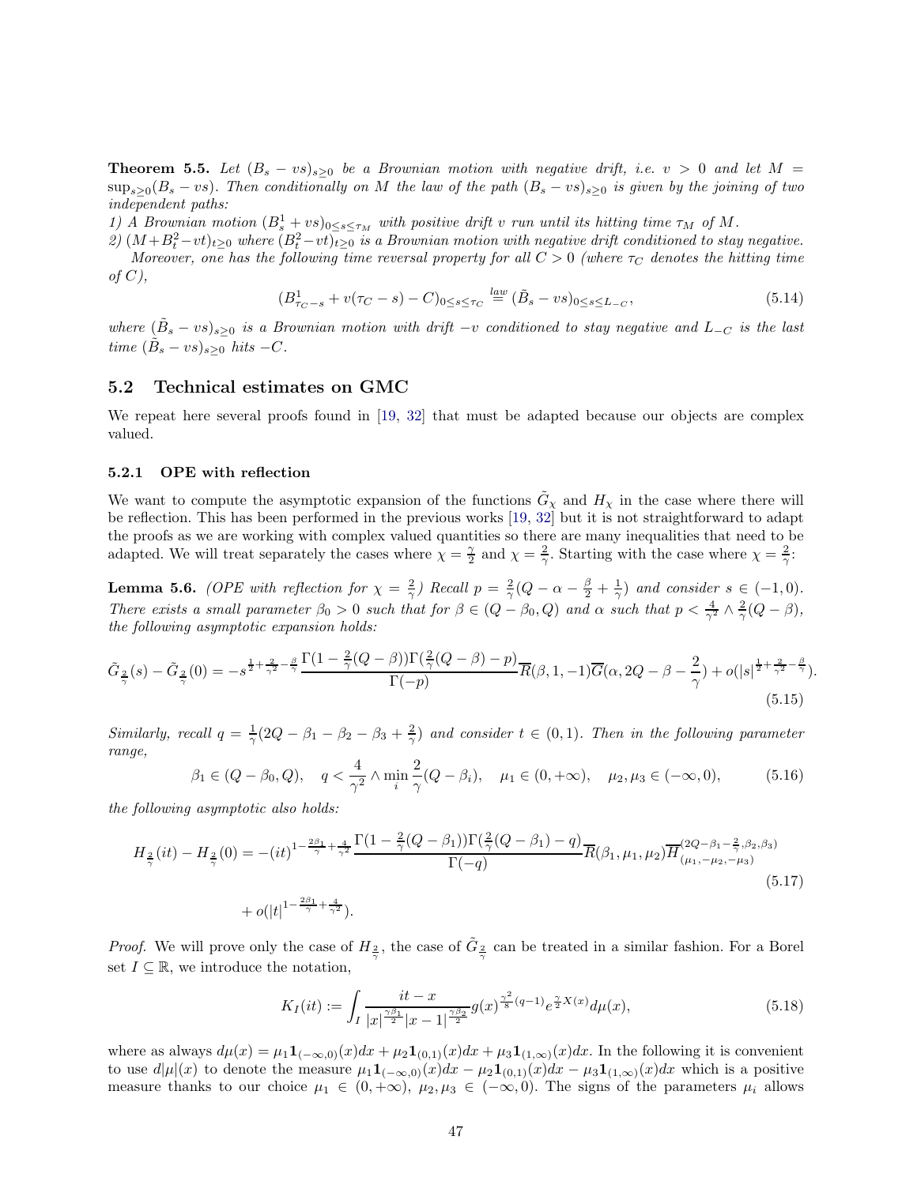**Theorem 5.5.** *Let $(B_s - vs)_{s\geq 0}$ be a Brownian motion with negative drift, i.e. $v > 0$ and let $M = \sup_{s\geq 0}(B_s - vs)$. Then conditionally on $M$ the law of the path $(B_s - vs)_{s\geq 0}$ is given by the joining of two independent paths:*

*1) A Brownian motion $(B^1_s + vs)_{0\leq s\leq \tau_M}$ with positive drift $v$ run until its hitting time $\tau_M$ of $M$.*

*2) $(M + B^2_t - vt)_{t\geq 0}$ where $(B^2_t - vt)_{t\geq 0}$ is a Brownian motion with negative drift conditioned to stay negative.*

*Moreover, one has the following time reversal property for all $C > 0$ (where $\tau_C$ denotes the hitting time of $C$),*

$$(B^1_{\tau_C - s} + v(\tau_C - s) - C)_{0\leq s\leq \tau_C} \overset{law}{=} (\tilde{B}_s - vs)_{0\leq s\leq L_{-C}}, \tag{5.14}$$

*where $(\tilde{B}_s - vs)_{s\geq 0}$ is a Brownian motion with drift $-v$ conditioned to stay negative and $L_{-C}$ is the last time $(\tilde{B}_s - vs)_{s\geq 0}$ hits $-C$.*

## 5.2 Technical estimates on GMC

We repeat here several proofs found in [19, 32] that must be adapted because our objects are complex valued.

### 5.2.1 OPE with reflection

We want to compute the asymptotic expansion of the functions $\tilde{G}_\chi$ and $H_\chi$ in the case where there will be reflection. This has been performed in the previous works [19, 32] but it is not straightforward to adapt the proofs as we are working with complex valued quantities so there are many inequalities that need to be adapted. We will treat separately the cases where $\chi = \frac{\gamma}{2}$ and $\chi = \frac{2}{\gamma}$. Starting with the case where $\chi = \frac{2}{\gamma}$:

**Lemma 5.6.** *(OPE with reflection for $\chi = \frac{2}{\gamma}$) Recall $p = \frac{2}{\gamma}(Q - \alpha - \frac{\beta}{2} + \frac{1}{\gamma})$ and consider $s \in (-1, 0)$. There exists a small parameter $\beta_0 > 0$ such that for $\beta \in (Q - \beta_0, Q)$ and $\alpha$ such that $p < \frac{4}{\gamma^2} \wedge \frac{2}{\gamma}(Q - \beta)$, the following asymptotic expansion holds:*

$$\tilde{G}_{\frac{2}{\gamma}}(s) - \tilde{G}_{\frac{2}{\gamma}}(0) = -s^{\frac{1}{2} + \frac{2}{\gamma^2} - \frac{\beta}{\gamma}} \frac{\Gamma(1 - \frac{2}{\gamma}(Q - \beta))\Gamma(\frac{2}{\gamma}(Q - \beta) - p)}{\Gamma(-p)} \overline{R}(\beta, 1, -1)\overline{G}(\alpha, 2Q - \beta - \frac{2}{\gamma}) + o(|s|^{\frac{1}{2} + \frac{2}{\gamma^2} - \frac{\beta}{\gamma}}). \tag{5.15}$$

*Similarly, recall $q = \frac{1}{\gamma}(2Q - \beta_1 - \beta_2 - \beta_3 + \frac{2}{\gamma})$ and consider $t \in (0, 1)$. Then in the following parameter range,*

$$\beta_1 \in (Q - \beta_0, Q), \quad q < \frac{4}{\gamma^2} \wedge \min_i \frac{2}{\gamma}(Q - \beta_i), \quad \mu_1 \in (0, +\infty), \quad \mu_2, \mu_3 \in (-\infty, 0), \tag{5.16}$$

*the following asymptotic also holds:*

$$\begin{aligned} H_{\frac{2}{\gamma}}(it) - H_{\frac{2}{\gamma}}(0) = &-(it)^{1 - \frac{2\beta_1}{\gamma} + \frac{4}{\gamma^2}} \frac{\Gamma(1 - \frac{2}{\gamma}(Q - \beta_1))\Gamma(\frac{2}{\gamma}(Q - \beta_1) - q)}{\Gamma(-q)} \overline{R}(\beta_1, \mu_1, \mu_2) \overline{H}^{(2Q - \beta_1 - \frac{2}{\gamma}, \beta_2, \beta_3)}_{(\mu_1, -\mu_2, -\mu_3)} \\ &+ o(|t|^{1 - \frac{2\beta_1}{\gamma} + \frac{4}{\gamma^2}}). \end{aligned} \tag{5.17}$$

*Proof.* We will prove only the case of $H_{\frac{2}{\gamma}}$, the case of $\tilde{G}_{\frac{2}{\gamma}}$ can be treated in a similar fashion. For a Borel set $I \subseteq \mathbb{R}$, we introduce the notation,

$$K_I(it) := \int_I \frac{it - x}{|x|^{\frac{\gamma\beta_1}{2}} |x - 1|^{\frac{\gamma\beta_2}{2}}} g(x)^{\frac{\gamma^2}{8}(q-1)} e^{\frac{\gamma}{2} X(x)} d\mu(x), \tag{5.18}$$

where as always $d\mu(x) = \mu_1 \mathbf{1}_{(-\infty,0)}(x)dx + \mu_2 \mathbf{1}_{(0,1)}(x)dx + \mu_3 \mathbf{1}_{(1,\infty)}(x)dx$. In the following it is convenient to use $d|\mu|(x)$ to denote the measure $\mu_1 \mathbf{1}_{(-\infty,0)}(x)dx - \mu_2 \mathbf{1}_{(0,1)}(x)dx - \mu_3 \mathbf{1}_{(1,\infty)}(x)dx$ which is a positive measure thanks to our choice $\mu_1 \in (0, +\infty)$, $\mu_2, \mu_3 \in (-\infty, 0)$. The signs of the parameters $\mu_i$ allows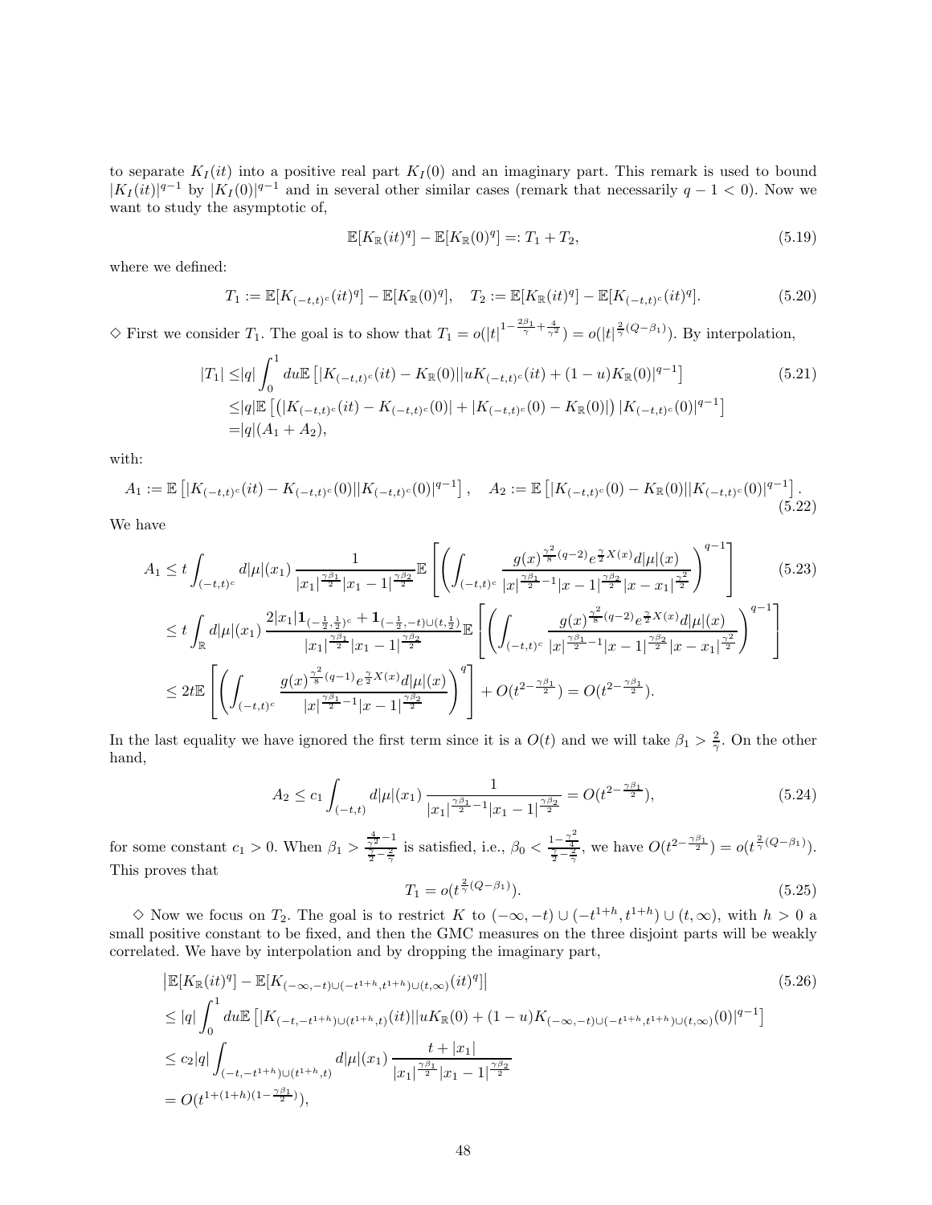to separate $K_I(it)$ into a positive real part $K_I(0)$ and an imaginary part. This remark is used to bound $|K_I(it)|^{q-1}$ by $|K_I(0)|^{q-1}$ and in several other similar cases (remark that necessarily $q-1<0$). Now we want to study the asymptotic of,

$$\mathbb{E}[K_{\mathbb{R}}(it)^q] - \mathbb{E}[K_{\mathbb{R}}(0)^q] =: T_1 + T_2, \tag{5.19}$$

where we defined:

$$T_1 := \mathbb{E}[K_{(-t,t)^c}(it)^q] - \mathbb{E}[K_{\mathbb{R}}(0)^q], \quad T_2 := \mathbb{E}[K_{\mathbb{R}}(it)^q] - \mathbb{E}[K_{(-t,t)^c}(it)^q]. \tag{5.20}$$

$\diamond$ First we consider $T_1$. The goal is to show that $T_1 = o(|t|^{1-\frac{2\beta_1}{\gamma}+\frac{4}{\gamma^2}}) = o(|t|^{\frac{2}{\gamma}(Q-\beta_1)})$. By interpolation,

$$\begin{aligned}
|T_1| &\leq |q| \int_0^1 du \mathbb{E}\left[|K_{(-t,t)^c}(it) - K_{\mathbb{R}}(0)||uK_{(-t,t)^c}(it) + (1-u)K_{\mathbb{R}}(0)|^{q-1}\right] \\
&\leq |q| \mathbb{E}\left[\left(|K_{(-t,t)^c}(it) - K_{(-t,t)^c}(0)| + |K_{(-t,t)^c}(0) - K_{\mathbb{R}}(0)|\right)|K_{(-t,t)^c}(0)|^{q-1}\right] \\
&= |q|(A_1 + A_2),
\end{aligned} \tag{5.21}$$

with:

$$A_1 := \mathbb{E}\left[|K_{(-t,t)^c}(it) - K_{(-t,t)^c}(0)||K_{(-t,t)^c}(0)|^{q-1}\right], \quad A_2 := \mathbb{E}\left[|K_{(-t,t)^c}(0) - K_{\mathbb{R}}(0)||K_{(-t,t)^c}(0)|^{q-1}\right]. \tag{5.22}$$

We have

$$\begin{aligned}
A_1 &\leq t \int_{(-t,t)^c} d|\mu|(x_1) \frac{1}{|x_1|^{\frac{\gamma\beta_1}{2}}|x_1-1|^{\frac{\gamma\beta_2}{2}}} \mathbb{E}\left[\left(\int_{(-t,t)^c} \frac{g(x)^{\frac{\gamma^2}{8}(q-2)} e^{\frac{\gamma}{2}X(x)} d|\mu|(x)}{|x|^{\frac{\gamma\beta_1}{2}-1}|x-1|^{\frac{\gamma\beta_2}{2}}|x-x_1|^{\frac{\gamma^2}{2}}}\right)^{q-1}\right] \\
&\leq t \int_{\mathbb{R}} d|\mu|(x_1) \frac{2|x_1|\mathbf{1}_{(-\frac{1}{2},\frac{1}{2})^c} + \mathbf{1}_{(-\frac{1}{2},-t)\cup(t,\frac{1}{2})}}{|x_1|^{\frac{\gamma\beta_1}{2}}|x_1-1|^{\frac{\gamma\beta_2}{2}}} \mathbb{E}\left[\left(\int_{(-t,t)^c} \frac{g(x)^{\frac{\gamma^2}{8}(q-2)} e^{\frac{\gamma}{2}X(x)} d|\mu|(x)}{|x|^{\frac{\gamma\beta_1}{2}-1}|x-1|^{\frac{\gamma\beta_2}{2}}|x-x_1|^{\frac{\gamma^2}{2}}}\right)^{q-1}\right] \\
&\leq 2t \mathbb{E}\left[\left(\int_{(-t,t)^c} \frac{g(x)^{\frac{\gamma^2}{8}(q-1)} e^{\frac{\gamma}{2}X(x)} d|\mu|(x)}{|x|^{\frac{\gamma\beta_1}{2}-1}|x-1|^{\frac{\gamma\beta_2}{2}}}\right)^q\right] + O(t^{2-\frac{\gamma\beta_1}{2}}) = O(t^{2-\frac{\gamma\beta_1}{2}}).
\end{aligned} \tag{5.23}$$

In the last equality we have ignored the first term since it is a $O(t)$ and we will take $\beta_1 > \frac{2}{\gamma}$. On the other hand,

$$A_2 \leq c_1 \int_{(-t,t)} d|\mu|(x_1) \frac{1}{|x_1|^{\frac{\gamma\beta_1}{2}-1}|x_1-1|^{\frac{\gamma\beta_2}{2}}} = O(t^{2-\frac{\gamma\beta_1}{2}}), \tag{5.24}$$

for some constant $c_1 > 0$. When $\beta_1 > \frac{\frac{4}{\gamma^2}-1}{\frac{\gamma}{2}-\frac{2}{\gamma}}$ is satisfied, i.e., $\beta_0 < \frac{1-\frac{\gamma^2}{4}}{\frac{\gamma}{2}-\frac{2}{\gamma}}$, we have $O(t^{2-\frac{\gamma\beta_1}{2}}) = o(t^{\frac{2}{\gamma}(Q-\beta_1)})$. This proves that

$$T_1 = o(t^{\frac{2}{\gamma}(Q-\beta_1)}). \tag{5.25}$$

$\diamond$ Now we focus on $T_2$. The goal is to restrict $K$ to $(-\infty,-t)\cup(-t^{1+h},t^{1+h})\cup(t,\infty)$, with $h>0$ a small positive constant to be fixed, and then the GMC measures on the three disjoint parts will be weakly correlated. We have by interpolation and by dropping the imaginary part,

$$\begin{aligned}
&\left|\mathbb{E}[K_{\mathbb{R}}(it)^q] - \mathbb{E}[K_{(-\infty,-t)\cup(-t^{1+h},t^{1+h})\cup(t,\infty)}(it)^q]\right| \\
&\leq |q| \int_0^1 du \mathbb{E}\left[|K_{(-t,-t^{1+h})\cup(t^{1+h},t)}(it)||uK_{\mathbb{R}}(0) + (1-u)K_{(-\infty,-t)\cup(-t^{1+h},t^{1+h})\cup(t,\infty)}(0)|^{q-1}\right] \\
&\leq c_2|q| \int_{(-t,-t^{1+h})\cup(t^{1+h},t)} d|\mu|(x_1) \frac{t+|x_1|}{|x_1|^{\frac{\gamma\beta_1}{2}}|x_1-1|^{\frac{\gamma\beta_2}{2}}} \\
&= O(t^{1+(1+h)(1-\frac{\gamma\beta_1}{2})}),
\end{aligned} \tag{5.26}$$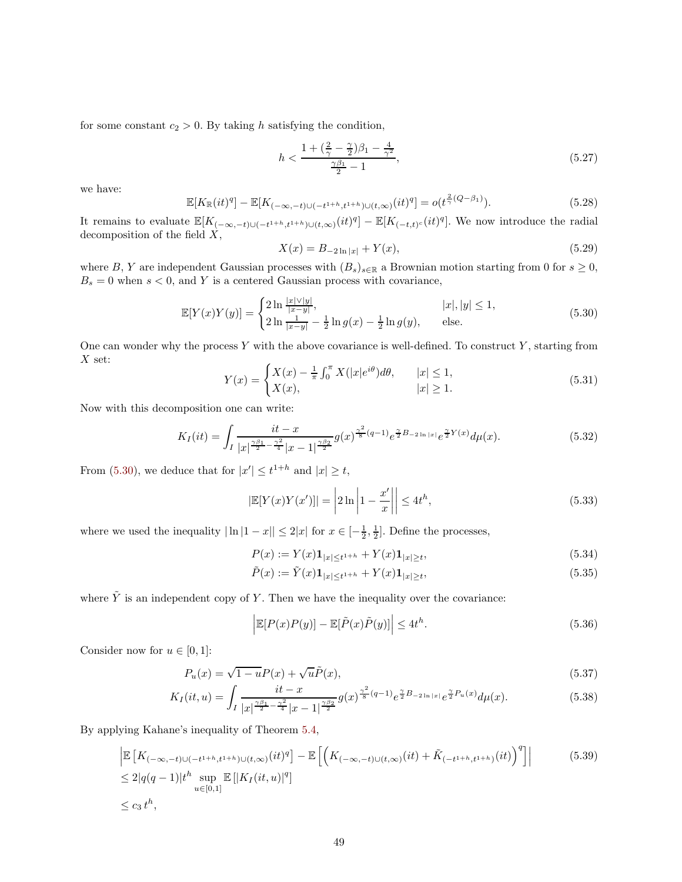for some constant $c_2 > 0$. By taking $h$ satisfying the condition,

$$h < \frac{1 + (\frac{2}{\gamma} - \frac{\gamma}{2})\beta_1 - \frac{4}{\gamma^2}}{\frac{\gamma\beta_1}{2} - 1}, \tag{5.27}$$

we have:

$$\mathbb{E}[K_{\mathbb{R}}(it)^q] - \mathbb{E}[K_{(-\infty,-t)\cup(-t^{1+h},t^{1+h})\cup(t,\infty)}(it)^q] = o(t^{\frac{2}{\gamma}(Q-\beta_1)}). \tag{5.28}$$

It remains to evaluate $\mathbb{E}[K_{(-\infty,-t)\cup(-t^{1+h},t^{1+h})\cup(t,\infty)}(it)^q] - \mathbb{E}[K_{(-t,t)^c}(it)^q]$. We now introduce the radial decomposition of the field $X$,

$$X(x) = B_{-2\ln|x|} + Y(x), \tag{5.29}$$

where $B$, $Y$ are independent Gaussian processes with $(B_s)_{s\in\mathbb{R}}$ a Brownian motion starting from 0 for $s \geq 0$, $B_s = 0$ when $s < 0$, and $Y$ is a centered Gaussian process with covariance,

$$\mathbb{E}[Y(x)Y(y)] = \begin{cases} 2\ln\frac{|x|\vee|y|}{|x-y|}, & |x|,|y| \leq 1, \\ 2\ln\frac{1}{|x-y|} - \frac{1}{2}\ln g(x) - \frac{1}{2}\ln g(y), & \text{else.} \end{cases} \tag{5.30}$$

One can wonder why the process $Y$ with the above covariance is well-defined. To construct $Y$, starting from $X$ set:

$$Y(x) = \begin{cases} X(x) - \frac{1}{\pi}\int_0^\pi X(|x|e^{i\theta})d\theta, & |x| \leq 1, \\ X(x), & |x| \geq 1. \end{cases} \tag{5.31}$$

Now with this decomposition one can write:

$$K_I(it) = \int_I \frac{it - x}{|x|^{\frac{\gamma\beta_1}{2} - \frac{\gamma^2}{4}}|x-1|^{\frac{\gamma\beta_2}{2}}} g(x)^{\frac{\gamma^2}{8}(q-1)} e^{\frac{\gamma}{2}B_{-2\ln|x|}} e^{\frac{\gamma}{2}Y(x)} d\mu(x). \tag{5.32}$$

From (5.30), we deduce that for $|x'| \leq t^{1+h}$ and $|x| \geq t$,

$$|\mathbb{E}[Y(x)Y(x')]| = \left|2\ln\left|1 - \frac{x'}{x}\right|\right| \leq 4t^h, \tag{5.33}$$

where we used the inequality $|\ln|1-x|| \leq 2|x|$ for $x \in [-\frac{1}{2}, \frac{1}{2}]$. Define the processes,

$$P(x) := Y(x)\mathbf{1}_{|x|\leq t^{1+h}} + Y(x)\mathbf{1}_{|x|\geq t}, \tag{5.34}$$

$$\tilde{P}(x) := \tilde{Y}(x)\mathbf{1}_{|x|\leq t^{1+h}} + Y(x)\mathbf{1}_{|x|\geq t}, \tag{5.35}$$

where $\tilde{Y}$ is an independent copy of $Y$. Then we have the inequality over the covariance:

$$\left|\mathbb{E}[P(x)P(y)] - \mathbb{E}[\tilde{P}(x)\tilde{P}(y)]\right| \leq 4t^h. \tag{5.36}$$

Consider now for $u \in [0,1]$:

$$P_u(x) = \sqrt{1-u}P(x) + \sqrt{u}\tilde{P}(x), \tag{5.37}$$

$$K_I(it,u) = \int_I \frac{it - x}{|x|^{\frac{\gamma\beta_1}{2} - \frac{\gamma^2}{4}}|x-1|^{\frac{\gamma\beta_2}{2}}} g(x)^{\frac{\gamma^2}{8}(q-1)} e^{\frac{\gamma}{2}B_{-2\ln|x|}} e^{\frac{\gamma}{2}P_u(x)} d\mu(x). \tag{5.38}$$

By applying Kahane's inequality of Theorem 5.4,

$$\begin{aligned} &\left|\mathbb{E}\left[K_{(-\infty,-t)\cup(-t^{1+h},t^{1+h})\cup(t,\infty)}(it)^q\right] - \mathbb{E}\left[\left(K_{(-\infty,-t)\cup(t,\infty)}(it) + \tilde{K}_{(-t^{1+h},t^{1+h})}(it)\right)^q\right]\right| \\ &\leq 2|q(q-1)|t^h \sup_{u\in[0,1]} \mathbb{E}\left[|K_I(it,u)|^q\right] \\ &\leq c_3\, t^h, \end{aligned} \tag{5.39}$$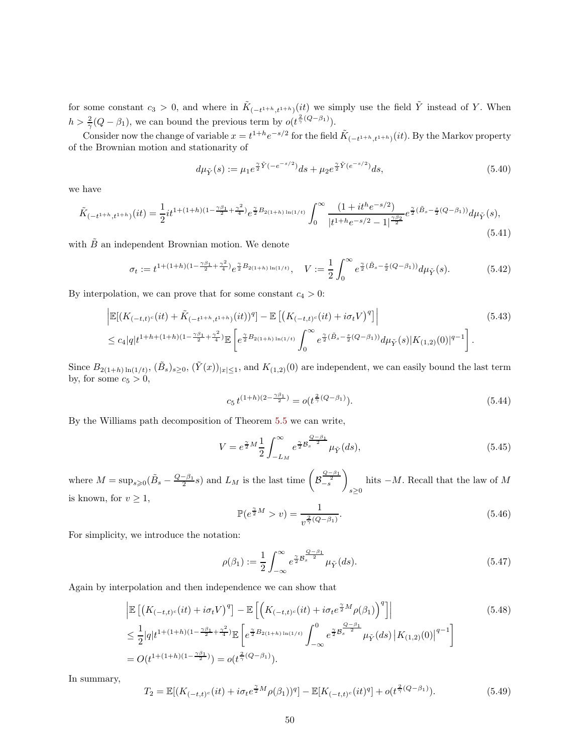for some constant $c_3 > 0$, and where in $\tilde{K}_{(-t^{1+h},t^{1+h})}(it)$ we simply use the field $\tilde{Y}$ instead of $Y$. When $h > \frac{2}{\gamma}(Q-\beta_1)$, we can bound the previous term by $o(t^{\frac{2}{\gamma}(Q-\beta_1)})$.

Consider now the change of variable $x = t^{1+h}e^{-s/2}$ for the field $\tilde{K}_{(-t^{1+h},t^{1+h})}(it)$. By the Markov property of the Brownian motion and stationarity of

$$d\mu_{\tilde{Y}}(s) := \mu_1 e^{\frac{\gamma}{2}\tilde{Y}(-e^{-s/2})}ds + \mu_2 e^{\frac{\gamma}{2}\tilde{Y}(e^{-s/2})}ds, \tag{5.40}$$

we have

$$\tilde{K}_{(-t^{1+h},t^{1+h})}(it) = \frac{1}{2} i t^{1+(1+h)(1-\frac{\gamma\beta_1}{2}+\frac{\gamma^2}{4})} e^{\frac{\gamma}{2}B_{2(1+h)\ln(1/t)}} \int_0^\infty \frac{(1+it^h e^{-s/2})}{|t^{1+h}e^{-s/2}-1|^{\frac{\gamma\beta_2}{2}}} e^{\frac{\gamma}{2}(\tilde{B}_s - \frac{s}{2}(Q-\beta_1))} d\mu_{\tilde{Y}}(s), \tag{5.41}$$

with $\tilde{B}$ an independent Brownian motion. We denote

$$\sigma_t := t^{1+(1+h)(1-\frac{\gamma\beta_1}{2}+\frac{\gamma^2}{4})} e^{\frac{\gamma}{2}B_{2(1+h)\ln(1/t)}}, \quad V := \frac{1}{2}\int_0^\infty e^{\frac{\gamma}{2}(\tilde{B}_s - \frac{s}{2}(Q-\beta_1))} d\mu_{\tilde{Y}}(s). \tag{5.42}$$

By interpolation, we can prove that for some constant $c_4 > 0$:

$$\begin{aligned} &\left|\mathbb{E}[(K_{(-t,t)^c}(it) + \tilde{K}_{(-t^{1+h},t^{1+h})}(it))^q] - \mathbb{E}\left[\left(K_{(-t,t)^c}(it) + i\sigma_t V\right)^q\right]\right| \\ &\leq c_4 |q| t^{1+h+(1+h)(1-\frac{\gamma\beta_1}{2}+\frac{\gamma^2}{4})} \mathbb{E}\left[e^{\frac{\gamma}{2}B_{2(1+h)\ln(1/t)}} \int_0^\infty e^{\frac{\gamma}{2}(\tilde{B}_s - \frac{s}{2}(Q-\beta_1))} d\mu_{\tilde{Y}}(s) |K_{(1,2)}(0)|^{q-1}\right]. \end{aligned} \tag{5.43}$$

Since $B_{2(1+h)\ln(1/t)}$, $(\tilde{B}_s)_{s\geq 0}$, $(\tilde{Y}(x))_{|x|\leq 1}$, and $K_{(1,2)}(0)$ are independent, we can easily bound the last term by, for some $c_5 > 0$,

$$c_5\, t^{(1+h)(2-\frac{\gamma\beta_1}{2})} = o(t^{\frac{2}{\gamma}(Q-\beta_1)}). \tag{5.44}$$

By the Williams path decomposition of Theorem 5.5 we can write,

$$V = e^{\frac{\gamma}{2}M}\frac{1}{2}\int_{-L_M}^\infty e^{\frac{\gamma}{2}\mathcal{B}_s^{\frac{Q-\beta_1}{2}}} \mu_{\tilde{Y}}(ds), \tag{5.45}$$

where $M = \sup_{s\geqslant 0}(\tilde{B}_s - \frac{Q-\beta_1}{2}s)$ and $L_M$ is the last time $\left(\mathcal{B}_{-s}^{\frac{Q-\beta_1}{2}}\right)_{s\geq 0}$ hits $-M$. Recall that the law of $M$ is known, for $v \geq 1$,

$$\mathbb{P}(e^{\frac{\gamma}{2}M} > v) = \frac{1}{v^{\frac{2}{\gamma}(Q-\beta_1)}}. \tag{5.46}$$

For simplicity, we introduce the notation:

$$\rho(\beta_1) := \frac{1}{2}\int_{-\infty}^\infty e^{\frac{\gamma}{2}\mathcal{B}_s^{\frac{Q-\beta_1}{2}}} \mu_{\tilde{Y}}(ds). \tag{5.47}$$

Again by interpolation and then independence we can show that

$$\begin{aligned} &\left|\mathbb{E}\left[\left(K_{(-t,t)^c}(it) + i\sigma_t V\right)^q\right] - \mathbb{E}\left[\left(K_{(-t,t)^c}(it) + i\sigma_t e^{\frac{\gamma}{2}M}\rho(\beta_1)\right)^q\right]\right| \\ &\leq \frac{1}{2}|q| t^{1+(1+h)(1-\frac{\gamma\beta_1}{2}+\frac{\gamma^2}{4})} \mathbb{E}\left[e^{\frac{\gamma}{2}B_{2(1+h)\ln(1/t)}} \int_{-\infty}^0 e^{\frac{\gamma}{2}\mathcal{B}_s^{\frac{Q-\beta_1}{2}}} \mu_{\tilde{Y}}(ds) \left|K_{(1,2)}(0)\right|^{q-1}\right] \\ &= O(t^{1+(1+h)(1-\frac{\gamma\beta_1}{2})}) = o(t^{\frac{2}{\gamma}(Q-\beta_1)}). \end{aligned} \tag{5.48}$$

In summary,

$$T_2 = \mathbb{E}[(K_{(-t,t)^c}(it) + i\sigma_t e^{\frac{\gamma}{2}M}\rho(\beta_1))^q] - \mathbb{E}[K_{(-t,t)^c}(it)^q] + o(t^{\frac{2}{\gamma}(Q-\beta_1)}). \tag{5.49}$$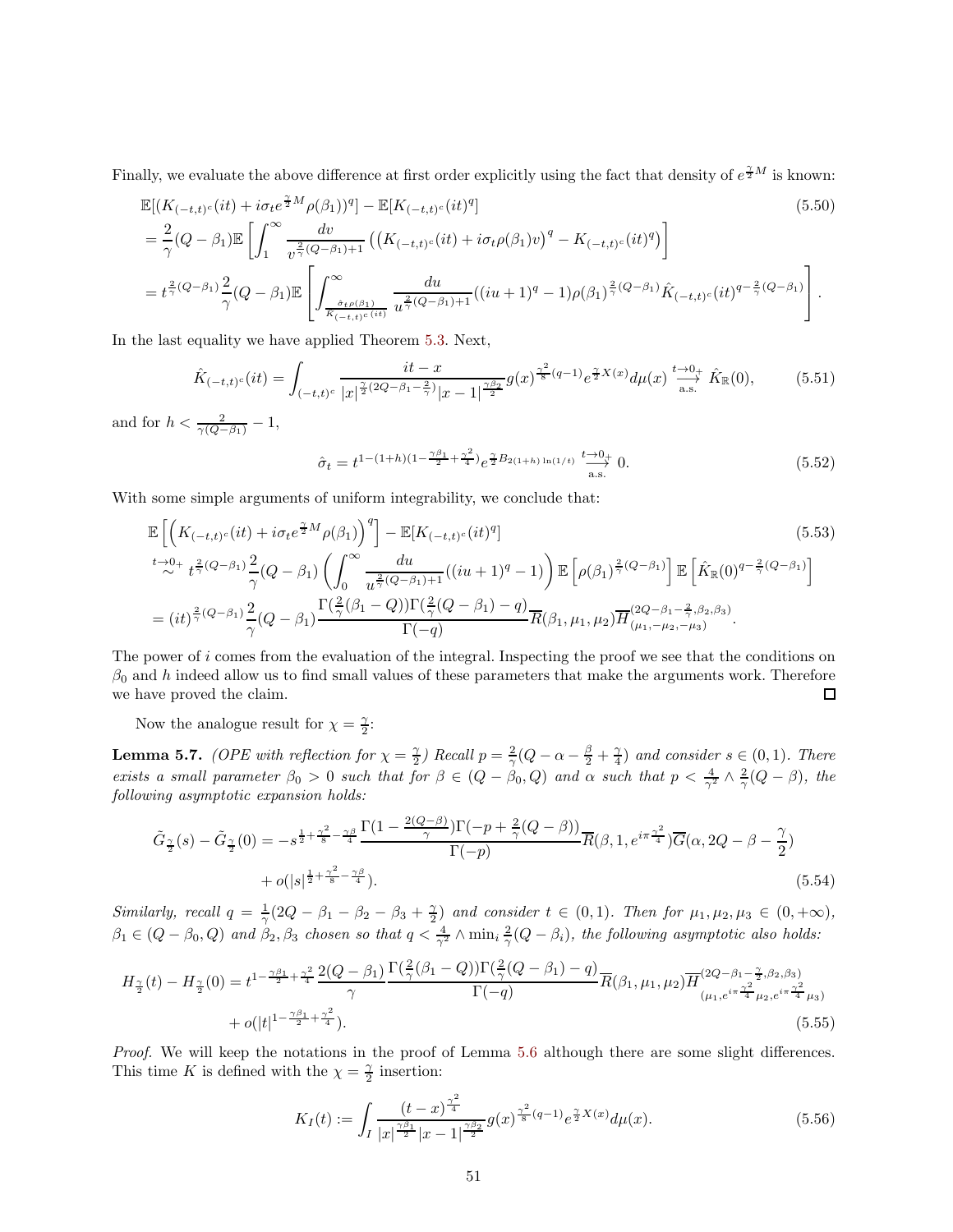Finally, we evaluate the above difference at first order explicitly using the fact that density of $e^{\frac{\gamma}{2}M}$ is known:

$$
\begin{aligned}
&\mathbb{E}[(K_{(-t,t)^c}(it) + i\sigma_t e^{\frac{\gamma}{2}M}\rho(\beta_1))^q] - \mathbb{E}[K_{(-t,t)^c}(it)^q] \\
&= \frac{2}{\gamma}(Q-\beta_1)\mathbb{E}\left[\int_1^\infty \frac{dv}{v^{\frac{2}{\gamma}(Q-\beta_1)+1}}\left(\left(K_{(-t,t)^c}(it) + i\sigma_t\rho(\beta_1)v\right)^q - K_{(-t,t)^c}(it)^q\right)\right] \\
&= t^{\frac{2}{\gamma}(Q-\beta_1)}\frac{2}{\gamma}(Q-\beta_1)\mathbb{E}\left[\int_{\frac{\hat{\sigma}_t\rho(\beta_1)}{\hat{K}_{(-t,t)^c}(it)}}^\infty \frac{du}{u^{\frac{2}{\gamma}(Q-\beta_1)+1}}((iu+1)^q - 1)\rho(\beta_1)^{\frac{2}{\gamma}(Q-\beta_1)}\hat{K}_{(-t,t)^c}(it)^{q-\frac{2}{\gamma}(Q-\beta_1)}\right].
\end{aligned}
\tag{5.50}
$$

In the last equality we have applied Theorem 5.3. Next,

$$
\hat{K}_{(-t,t)^c}(it) = \int_{(-t,t)^c} \frac{it-x}{|x|^{\frac{\gamma}{2}(2Q-\beta_1-\frac{2}{\gamma})}|x-1|^{\frac{\gamma\beta_2}{2}}} g(x)^{\frac{\gamma^2}{8}(q-1)} e^{\frac{\gamma}{2}X(x)} d\mu(x) \underset{\text{a.s.}}{\overset{t\to 0_+}{\longrightarrow}} \hat{K}_{\mathbb{R}}(0),
\tag{5.51}
$$

and for $h < \frac{2}{\gamma(Q-\beta_1)} - 1$,

$$
\hat{\sigma}_t = t^{1-(1+h)(1-\frac{\gamma\beta_1}{2}+\frac{\gamma^2}{4})} e^{\frac{\gamma}{2}B_{2(1+h)\ln(1/t)}} \underset{\text{a.s.}}{\overset{t\to 0_+}{\longrightarrow}} 0.
\tag{5.52}
$$

With some simple arguments of uniform integrability, we conclude that:

$$
\begin{aligned}
&\mathbb{E}\left[\left(K_{(-t,t)^c}(it) + i\sigma_t e^{\frac{\gamma}{2}M}\rho(\beta_1)\right)^q\right] - \mathbb{E}[K_{(-t,t)^c}(it)^q] \\
&\overset{t\to 0_+}{\sim} t^{\frac{2}{\gamma}(Q-\beta_1)}\frac{2}{\gamma}(Q-\beta_1)\left(\int_0^\infty \frac{du}{u^{\frac{2}{\gamma}(Q-\beta_1)+1}}((iu+1)^q - 1)\right)\mathbb{E}\left[\rho(\beta_1)^{\frac{2}{\gamma}(Q-\beta_1)}\right]\mathbb{E}\left[\hat{K}_{\mathbb{R}}(0)^{q-\frac{2}{\gamma}(Q-\beta_1)}\right] \\
&= (it)^{\frac{2}{\gamma}(Q-\beta_1)}\frac{2}{\gamma}(Q-\beta_1)\frac{\Gamma(\frac{2}{\gamma}(\beta_1-Q))\Gamma(\frac{2}{\gamma}(Q-\beta_1)-q)}{\Gamma(-q)}\overline{R}(\beta_1,\mu_1,\mu_2)\overline{H}^{(2Q-\beta_1-\frac{2}{\gamma},\beta_2,\beta_3)}_{(\mu_1,-\mu_2,-\mu_3)}.
\end{aligned}
\tag{5.53}
$$

The power of $i$ comes from the evaluation of the integral. Inspecting the proof we see that the conditions on $\beta_0$ and $h$ indeed allow us to find small values of these parameters that make the arguments work. Therefore we have proved the claim. ∎

Now the analogue result for $\chi = \frac{\gamma}{2}$:

**Lemma 5.7.** *(OPE with reflection for $\chi = \frac{\gamma}{2}$) Recall $p = \frac{2}{\gamma}(Q - \alpha - \frac{\beta}{2} + \frac{\gamma}{4})$ and consider $s \in (0,1)$. There exists a small parameter $\beta_0 > 0$ such that for $\beta \in (Q - \beta_0, Q)$ and $\alpha$ such that $p < \frac{4}{\gamma^2} \wedge \frac{2}{\gamma}(Q - \beta)$, the following asymptotic expansion holds:*

$$
\begin{aligned}
\tilde{G}_{\frac{\gamma}{2}}(s) - \tilde{G}_{\frac{\gamma}{2}}(0) = &-s^{\frac{1}{2}+\frac{\gamma^2}{8}-\frac{\gamma\beta}{4}}\frac{\Gamma(1-\frac{2(Q-\beta)}{\gamma})\Gamma(-p+\frac{2}{\gamma}(Q-\beta))}{\Gamma(-p)}\overline{R}(\beta,1,e^{i\pi\frac{\gamma^2}{4}})\overline{G}(\alpha,2Q-\beta-\frac{\gamma}{2}) \\
&+ o(|s|^{\frac{1}{2}+\frac{\gamma^2}{8}-\frac{\gamma\beta}{4}}).
\end{aligned}
\tag{5.54}
$$

*Similarly, recall $q = \frac{1}{\gamma}(2Q - \beta_1 - \beta_2 - \beta_3 + \frac{\gamma}{2})$ and consider $t \in (0,1)$. Then for $\mu_1, \mu_2, \mu_3 \in (0, +\infty)$, $\beta_1 \in (Q - \beta_0, Q)$ and $\beta_2, \beta_3$ chosen so that $q < \frac{4}{\gamma^2} \wedge \min_i \frac{2}{\gamma}(Q - \beta_i)$, the following asymptotic also holds:*

$$
\begin{aligned}
H_{\frac{\gamma}{2}}(t) - H_{\frac{\gamma}{2}}(0) = &\; t^{1-\frac{\gamma\beta_1}{2}+\frac{\gamma^2}{4}}\frac{2(Q-\beta_1)}{\gamma}\frac{\Gamma(\frac{2}{\gamma}(\beta_1-Q))\Gamma(\frac{2}{\gamma}(Q-\beta_1)-q)}{\Gamma(-q)}\overline{R}(\beta_1,\mu_1,\mu_2)\overline{H}^{(2Q-\beta_1-\frac{\gamma}{2},\beta_2,\beta_3)}_{(\mu_1,e^{i\pi\frac{\gamma^2}{4}}\mu_2,e^{i\pi\frac{\gamma^2}{4}}\mu_3)} \\
&+ o(|t|^{1-\frac{\gamma\beta_1}{2}+\frac{\gamma^2}{4}}).
\end{aligned}
\tag{5.55}
$$

*Proof.* We will keep the notations in the proof of Lemma 5.6 although there are some slight differences. This time $K$ is defined with the $\chi = \frac{\gamma}{2}$ insertion:

$$
K_I(t) := \int_I \frac{(t-x)^{\frac{\gamma^2}{4}}}{|x|^{\frac{\gamma\beta_1}{2}}|x-1|^{\frac{\gamma\beta_2}{2}}} g(x)^{\frac{\gamma^2}{8}(q-1)} e^{\frac{\gamma}{2}X(x)} d\mu(x).
\tag{5.56}
$$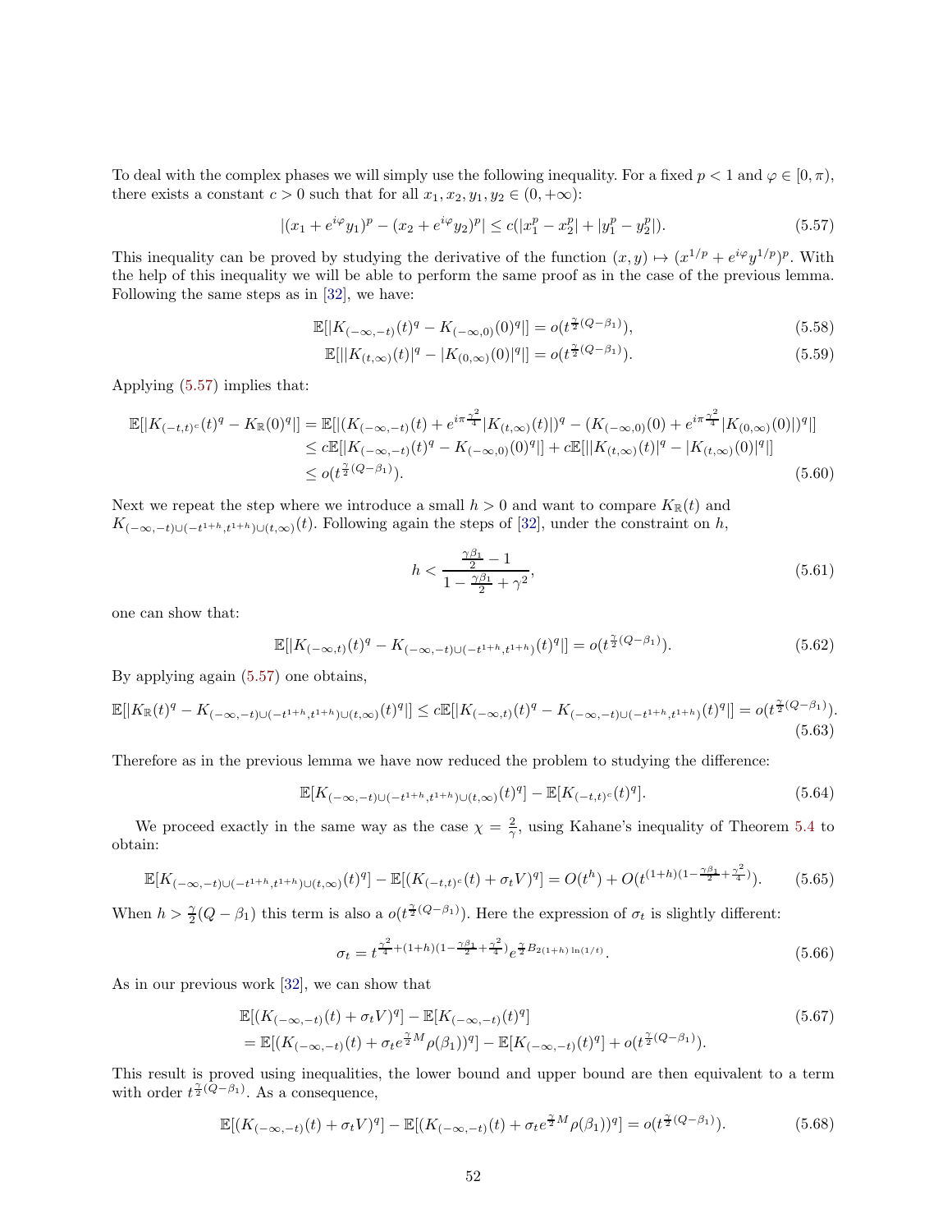To deal with the complex phases we will simply use the following inequality. For a fixed $p < 1$ and $\varphi \in [0, \pi)$, there exists a constant $c > 0$ such that for all $x_1, x_2, y_1, y_2 \in (0, +\infty)$:

$$|(x_1 + e^{i\varphi} y_1)^p - (x_2 + e^{i\varphi} y_2)^p| \leq c(|x_1^p - x_2^p| + |y_1^p - y_2^p|). \tag{5.57}$$

This inequality can be proved by studying the derivative of the function $(x, y) \mapsto (x^{1/p} + e^{i\varphi} y^{1/p})^p$. With the help of this inequality we will be able to perform the same proof as in the case of the previous lemma. Following the same steps as in [32], we have:

$$\mathbb{E}[|K_{(-\infty,-t)}(t)^q - K_{(-\infty,0)}(0)^q|] = o(t^{\frac{\gamma}{2}(Q-\beta_1)}), \tag{5.58}$$

$$\mathbb{E}[||K_{(t,\infty)}(t)|^q - |K_{(0,\infty)}(0)|^q|] = o(t^{\frac{\gamma}{2}(Q-\beta_1)}). \tag{5.59}$$

Applying (5.57) implies that:

$$\begin{aligned}
\mathbb{E}[|K_{(-t,t)^c}(t)^q - K_{\mathbb{R}}(0)^q|] &= \mathbb{E}[|(K_{(-\infty,-t)}(t) + e^{i\pi\frac{\gamma^2}{4}}|K_{(t,\infty)}(t)|)^q - (K_{(-\infty,0)}(0) + e^{i\pi\frac{\gamma^2}{4}}|K_{(0,\infty)}(0)|)^q|] \\
&\leq c\mathbb{E}[|K_{(-\infty,-t)}(t)^q - K_{(-\infty,0)}(0)^q|] + c\mathbb{E}[||K_{(t,\infty)}(t)|^q - |K_{(t,\infty)}(0)|^q|] \\
&\leq o(t^{\frac{\gamma}{2}(Q-\beta_1)}).
\end{aligned} \tag{5.60}$$

Next we repeat the step where we introduce a small $h > 0$ and want to compare $K_{\mathbb{R}}(t)$ and $K_{(-\infty,-t)\cup(-t^{1+h},t^{1+h})\cup(t,\infty)}(t)$. Following again the steps of [32], under the constraint on $h$,

$$h < \frac{\frac{\gamma\beta_1}{2} - 1}{1 - \frac{\gamma\beta_1}{2} + \gamma^2}, \tag{5.61}$$

one can show that:

$$\mathbb{E}[|K_{(-\infty,t)}(t)^q - K_{(-\infty,-t)\cup(-t^{1+h},t^{1+h})}(t)^q|] = o(t^{\frac{\gamma}{2}(Q-\beta_1)}). \tag{5.62}$$

By applying again (5.57) one obtains,

$$\mathbb{E}[|K_{\mathbb{R}}(t)^q - K_{(-\infty,-t)\cup(-t^{1+h},t^{1+h})\cup(t,\infty)}(t)^q|] \leq c\mathbb{E}[|K_{(-\infty,t)}(t)^q - K_{(-\infty,-t)\cup(-t^{1+h},t^{1+h})}(t)^q|] = o(t^{\frac{\gamma}{2}(Q-\beta_1)}). \tag{5.63}$$

Therefore as in the previous lemma we have now reduced the problem to studying the difference:

$$\mathbb{E}[K_{(-\infty,-t)\cup(-t^{1+h},t^{1+h})\cup(t,\infty)}(t)^q] - \mathbb{E}[K_{(-t,t)^c}(t)^q]. \tag{5.64}$$

We proceed exactly in the same way as the case $\chi = \frac{2}{\gamma}$, using Kahane's inequality of Theorem 5.4 to obtain:

$$\mathbb{E}[K_{(-\infty,-t)\cup(-t^{1+h},t^{1+h})\cup(t,\infty)}(t)^q] - \mathbb{E}[(K_{(-t,t)^c}(t) + \sigma_t V)^q] = O(t^h) + O(t^{(1+h)(1-\frac{\gamma\beta_1}{2}+\frac{\gamma^2}{4})}). \tag{5.65}$$

When $h > \frac{\gamma}{2}(Q - \beta_1)$ this term is also a $o(t^{\frac{\gamma}{2}(Q-\beta_1)})$. Here the expression of $\sigma_t$ is slightly different:

$$\sigma_t = t^{\frac{\gamma^2}{4}+(1+h)(1-\frac{\gamma\beta_1}{2}+\frac{\gamma^2}{4})} e^{\frac{\gamma}{2}B_{2(1+h)\ln(1/t)}}. \tag{5.66}$$

As in our previous work [32], we can show that

$$\begin{aligned}
&\mathbb{E}[(K_{(-\infty,-t)}(t) + \sigma_t V)^q] - \mathbb{E}[K_{(-\infty,-t)}(t)^q] \\
&= \mathbb{E}[(K_{(-\infty,-t)}(t) + \sigma_t e^{\frac{\gamma}{2}M}\rho(\beta_1))^q] - \mathbb{E}[K_{(-\infty,-t)}(t)^q] + o(t^{\frac{\gamma}{2}(Q-\beta_1)}).
\end{aligned} \tag{5.67}$$

This result is proved using inequalities, the lower bound and upper bound are then equivalent to a term with order $t^{\frac{\gamma}{2}(Q-\beta_1)}$. As a consequence,

$$\mathbb{E}[(K_{(-\infty,-t)}(t) + \sigma_t V)^q] - \mathbb{E}[(K_{(-\infty,-t)}(t) + \sigma_t e^{\frac{\gamma}{2}M}\rho(\beta_1))^q] = o(t^{\frac{\gamma}{2}(Q-\beta_1)}). \tag{5.68}$$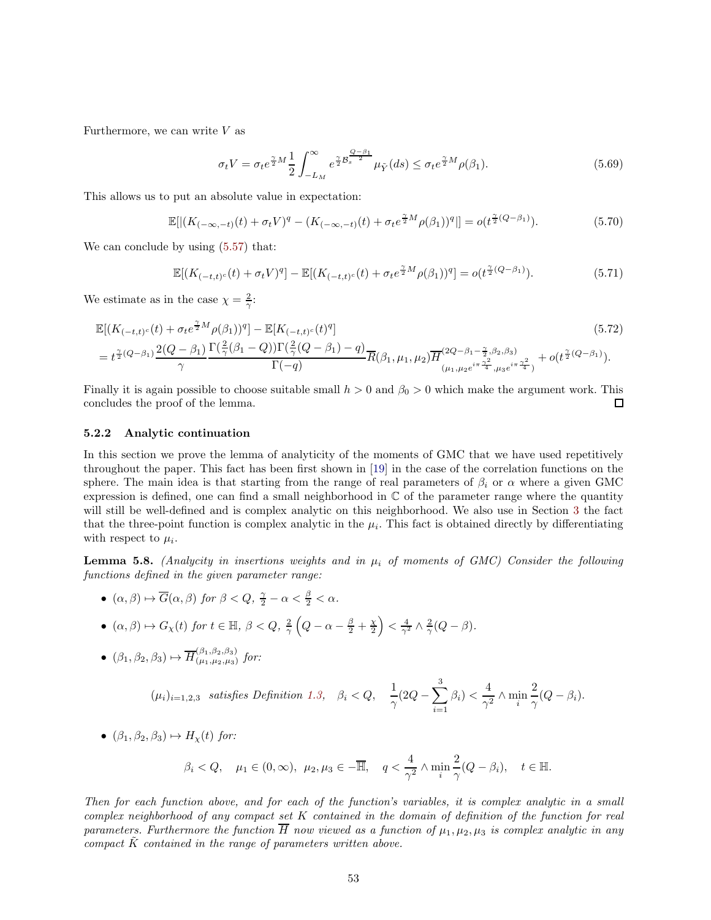Furthermore, we can write $V$ as

$$\sigma_t V = \sigma_t e^{\frac{\gamma}{2}M} \frac{1}{2} \int_{-L_M}^{\infty} e^{\frac{\gamma}{2}\mathcal{B}_s^{\frac{Q-\beta_1}{2}}} \mu_{\tilde{Y}}(ds) \leq \sigma_t e^{\frac{\gamma}{2}M} \rho(\beta_1). \tag{5.69}$$

This allows us to put an absolute value in expectation:

$$\mathbb{E}[|(K_{(-\infty,-t)}(t) + \sigma_t V)^q - (K_{(-\infty,-t)}(t) + \sigma_t e^{\frac{\gamma}{2}M}\rho(\beta_1))^q|] = o(t^{\frac{\gamma}{2}(Q-\beta_1)}). \tag{5.70}$$

We can conclude by using (5.57) that:

$$\mathbb{E}[(K_{(-t,t)^c}(t) + \sigma_t V)^q] - \mathbb{E}[(K_{(-t,t)^c}(t) + \sigma_t e^{\frac{\gamma}{2}M}\rho(\beta_1))^q] = o(t^{\frac{\gamma}{2}(Q-\beta_1)}). \tag{5.71}$$

We estimate as in the case $\chi = \frac{2}{\gamma}$:

$$\begin{aligned}
&\mathbb{E}[(K_{(-t,t)^c}(t) + \sigma_t e^{\frac{\gamma}{2}M}\rho(\beta_1))^q] - \mathbb{E}[K_{(-t,t)^c}(t)^q] \\
&= t^{\frac{\gamma}{2}(Q-\beta_1)} \frac{2(Q-\beta_1)}{\gamma} \frac{\Gamma(\frac{2}{\gamma}(\beta_1 - Q))\Gamma(\frac{2}{\gamma}(Q-\beta_1) - q)}{\Gamma(-q)} \overline{R}(\beta_1, \mu_1, \mu_2) \overline{H}^{(2Q-\beta_1-\frac{\gamma}{2}, \beta_2, \beta_3)}_{(\mu_1, \mu_2 e^{i\pi\frac{\gamma^2}{4}}, \mu_3 e^{i\pi\frac{\gamma^2}{4}})} + o(t^{\frac{\gamma}{2}(Q-\beta_1)}).
\end{aligned} \tag{5.72}$$

Finally it is again possible to choose suitable small $h > 0$ and $\beta_0 > 0$ which make the argument work. This concludes the proof of the lemma. □

### 5.2.2 Analytic continuation

In this section we prove the lemma of analyticity of the moments of GMC that we have used repetitively throughout the paper. This fact has been first shown in [19] in the case of the correlation functions on the sphere. The main idea is that starting from the range of real parameters of $\beta_i$ or $\alpha$ where a given GMC expression is defined, one can find a small neighborhood in $\mathbb{C}$ of the parameter range where the quantity will still be well-defined and is complex analytic on this neighborhood. We also use in Section 3 the fact that the three-point function is complex analytic in the $\mu_i$. This fact is obtained directly by differentiating with respect to $\mu_i$.

**Lemma 5.8.** *(Analycity in insertions weights and in $\mu_i$ of moments of GMC) Consider the following functions defined in the given parameter range:*

- $(\alpha, \beta) \mapsto \overline{G}(\alpha, \beta)$ *for* $\beta < Q$, $\frac{\gamma}{2} - \alpha < \frac{\beta}{2} < \alpha$.
- $(\alpha, \beta) \mapsto G_\chi(t)$ *for* $t \in \mathbb{H}$, $\beta < Q$, $\frac{2}{\gamma}\left(Q - \alpha - \frac{\beta}{2} + \frac{\chi}{2}\right) < \frac{4}{\gamma^2} \wedge \frac{2}{\gamma}(Q - \beta)$.
- $(\beta_1, \beta_2, \beta_3) \mapsto \overline{H}^{(\beta_1,\beta_2,\beta_3)}_{(\mu_1,\mu_2,\mu_3)}$ *for:*

$$(\mu_i)_{i=1,2,3} \text{ satisfies Definition 1.3}, \quad \beta_i < Q, \quad \frac{1}{\gamma}(2Q - \sum_{i=1}^{3}\beta_i) < \frac{4}{\gamma^2} \wedge \min_i \frac{2}{\gamma}(Q - \beta_i).$$

- $(\beta_1, \beta_2, \beta_3) \mapsto H_\chi(t)$ *for:*

$$\beta_i < Q, \quad \mu_1 \in (0, \infty), \ \mu_2, \mu_3 \in -\overline{\mathbb{H}}, \quad q < \frac{4}{\gamma^2} \wedge \min_i \frac{2}{\gamma}(Q - \beta_i), \quad t \in \mathbb{H}.$$

*Then for each function above, and for each of the function's variables, it is complex analytic in a small complex neighborhood of any compact set $K$ contained in the domain of definition of the function for real parameters. Furthermore the function $\overline{H}$ now viewed as a function of $\mu_1, \mu_2, \mu_3$ is complex analytic in any compact $\tilde{K}$ contained in the range of parameters written above.*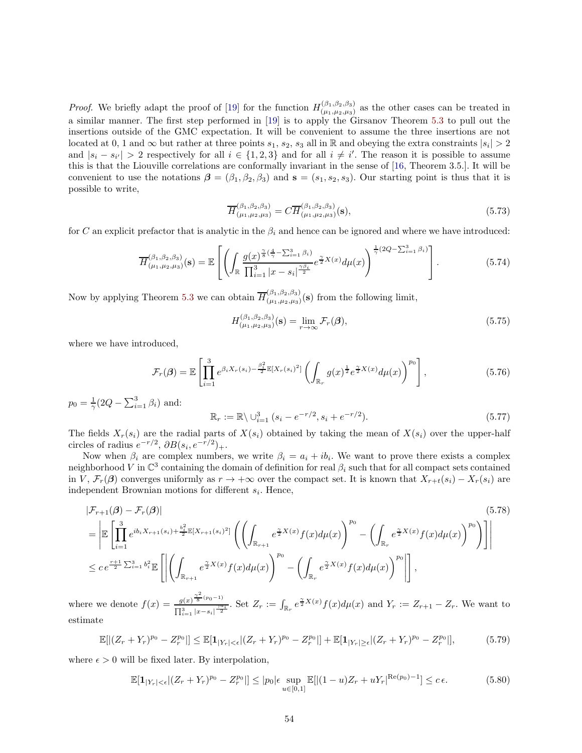*Proof.* We briefly adapt the proof of [19] for the function $H^{(\beta_1,\beta_2,\beta_3)}_{(\mu_1,\mu_2,\mu_3)}$ as the other cases can be treated in a similar manner. The first step performed in [19] is to apply the Girsanov Theorem 5.3 to pull out the insertions outside of the GMC expectation. It will be convenient to assume the three insertions are not located at 0, 1 and $\infty$ but rather at three points $s_1$, $s_2$, $s_3$ all in $\mathbb{R}$ and obeying the extra constraints $|s_i| > 2$ and $|s_i - s_{i'}| > 2$ respectively for all $i \in \{1, 2, 3\}$ and for all $i \neq i'$. The reason it is possible to assume this is that the Liouville correlations are conformally invariant in the sense of [16, Theorem 3.5.]. It will be convenient to use the notations $\boldsymbol{\beta} = (\beta_1, \beta_2, \beta_3)$ and $\mathbf{s} = (s_1, s_2, s_3)$. Our starting point is thus that it is possible to write,

$$\overline{H}^{(\beta_1,\beta_2,\beta_3)}_{(\mu_1,\mu_2,\mu_3)} = C\overline{H}^{(\beta_1,\beta_2,\beta_3)}_{(\mu_1,\mu_2,\mu_3)}(\mathbf{s}), \tag{5.73}$$

for $C$ an explicit prefactor that is analytic in the $\beta_i$ and hence can be ignored and where we have introduced:

$$\overline{H}^{(\beta_1,\beta_2,\beta_3)}_{(\mu_1,\mu_2,\mu_3)}(\mathbf{s}) = \mathbb{E}\left[\left(\int_{\mathbb{R}} \frac{g(x)^{\frac{\gamma}{8}(\frac{4}{\gamma} - \sum_{i=1}^3 \beta_i)}}{\prod_{i=1}^3 |x - s_i|^{\frac{\gamma \beta_i}{2}}} e^{\frac{\gamma}{2}X(x)} d\mu(x)\right)^{\frac{1}{\gamma}(2Q - \sum_{i=1}^3 \beta_i)}\right]. \tag{5.74}$$

Now by applying Theorem 5.3 we can obtain $\overline{H}^{(\beta_1,\beta_2,\beta_3)}_{(\mu_1,\mu_2,\mu_3)}(\mathbf{s})$ from the following limit,

$$H^{(\beta_1,\beta_2,\beta_3)}_{(\mu_1,\mu_2,\mu_3)}(\mathbf{s}) = \lim_{r \to \infty} \mathcal{F}_r(\boldsymbol{\beta}), \tag{5.75}$$

where we have introduced,

$$\mathcal{F}_r(\boldsymbol{\beta}) = \mathbb{E}\left[\prod_{i=1}^3 e^{\beta_i X_r(s_i) - \frac{\beta_i^2}{2}\mathbb{E}[X_r(s_i)^2]} \left(\int_{\mathbb{R}_r} g(x)^{\frac{1}{2}} e^{\frac{\gamma}{2}X(x)} d\mu(x)\right)^{p_0}\right], \tag{5.76}$$

$p_0 = \frac{1}{\gamma}(2Q - \sum_{i=1}^3 \beta_i)$ and:

$$\mathbb{R}_r := \mathbb{R} \setminus \cup_{i=1}^3 \, (s_i - e^{-r/2}, s_i + e^{-r/2}). \tag{5.77}$$

The fields $X_r(s_i)$ are the radial parts of $X(s_i)$ obtained by taking the mean of $X(s_i)$ over the upper-half circles of radius $e^{-r/2}$, $\partial B(s_i, e^{-r/2})_+$.

Now when $\beta_i$ are complex numbers, we write $\beta_i = a_i + ib_i$. We want to prove there exists a complex neighborhood $V$ in $\mathbb{C}^3$ containing the domain of definition for real $\beta_i$ such that for all compact sets contained in $V$, $\mathcal{F}_r(\boldsymbol{\beta})$ converges uniformly as $r \to +\infty$ over the compact set. It is known that $X_{r+t}(s_i) - X_r(s_i)$ are independent Brownian motions for different $s_i$. Hence,

$$\begin{aligned}
&|\mathcal{F}_{r+1}(\boldsymbol{\beta}) - \mathcal{F}_r(\boldsymbol{\beta})| \\
&= \left|\mathbb{E}\left[\prod_{i=1}^3 e^{ib_i X_{r+1}(s_i) + \frac{b_i^2}{2}\mathbb{E}[X_{r+1}(s_i)^2]} \left(\left(\int_{\mathbb{R}_{r+1}} e^{\frac{\gamma}{2}X(x)} f(x) d\mu(x)\right)^{p_0} - \left(\int_{\mathbb{R}_r} e^{\frac{\gamma}{2}X(x)} f(x) d\mu(x)\right)^{p_0}\right)\right]\right| \\
&\leq c\, e^{\frac{r+1}{2}\sum_{i=1}^3 b_i^2} \mathbb{E}\left[\left|\left(\int_{\mathbb{R}_{r+1}} e^{\frac{\gamma}{2}X(x)} f(x) d\mu(x)\right)^{p_0} - \left(\int_{\mathbb{R}_r} e^{\frac{\gamma}{2}X(x)} f(x) d\mu(x)\right)^{p_0}\right|\right],
\end{aligned} \tag{5.78}$$

where we denote $f(x) = \frac{g(x)^{\frac{\gamma^2}{8}(p_0 - 1)}}{\prod_{i=1}^3 |x - s_i|^{\frac{\gamma a_i}{2}}}$. Set $Z_r := \int_{\mathbb{R}_r} e^{\frac{\gamma}{2}X(x)} f(x) d\mu(x)$ and $Y_r := Z_{r+1} - Z_r$. We want to estimate

$$\mathbb{E}[|(Z_r + Y_r)^{p_0} - Z_r^{p_0}|] \leq \mathbb{E}[\mathbf{1}_{|Y_r| < \epsilon}|(Z_r + Y_r)^{p_0} - Z_r^{p_0}|] + \mathbb{E}[\mathbf{1}_{|Y_r| \geq \epsilon}|(Z_r + Y_r)^{p_0} - Z_r^{p_0}|], \tag{5.79}$$

where $\epsilon > 0$ will be fixed later. By interpolation,

$$\mathbb{E}[\mathbf{1}_{|Y_r| < \epsilon}|(Z_r + Y_r)^{p_0} - Z_r^{p_0}|] \leq |p_0| \epsilon \sup_{u \in [0,1]} \mathbb{E}[|(1 - u)Z_r + uY_r|^{\mathrm{Re}(p_0) - 1}] \leq c\, \epsilon. \tag{5.80}$$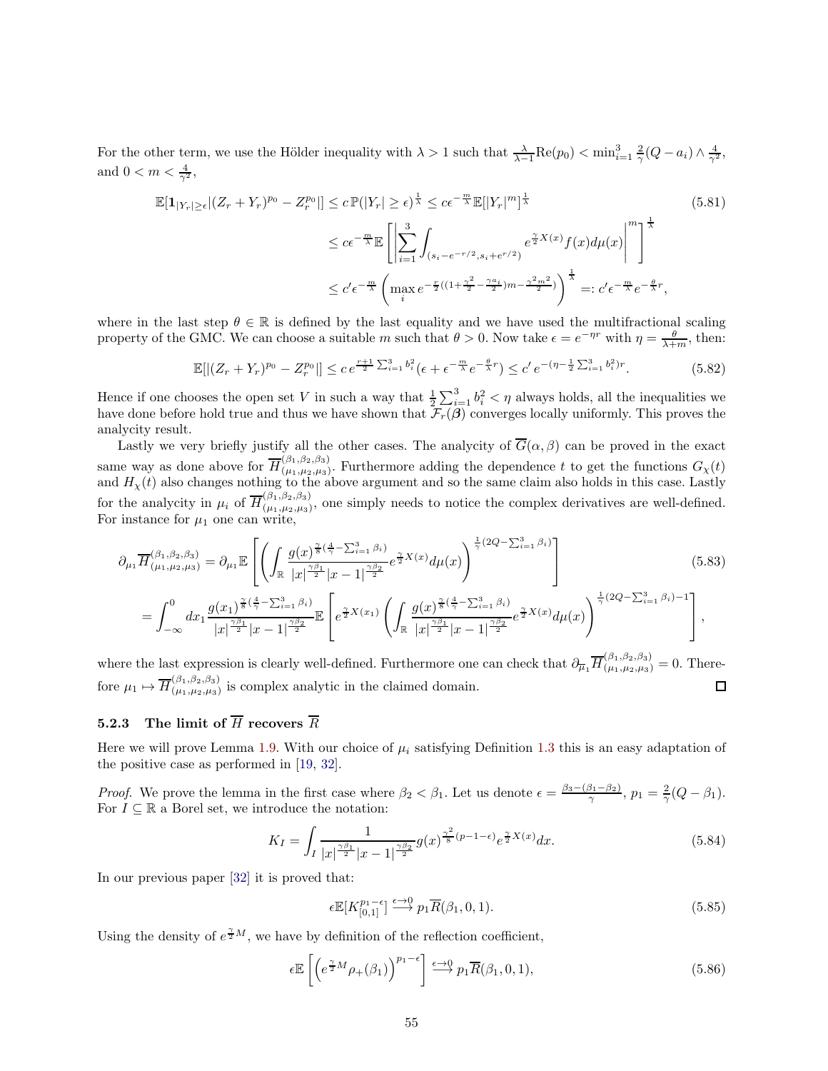For the other term, we use the Hölder inequality with $\lambda > 1$ such that $\frac{\lambda}{\lambda-1}\mathrm{Re}(p_0) < \min_{i=1}^3 \frac{2}{\gamma}(Q-a_i) \wedge \frac{4}{\gamma^2}$, and $0 < m < \frac{4}{\gamma^2}$,

$$
\begin{aligned}
\mathbb{E}[\mathbf{1}_{|Y_r|\geq \epsilon}|(Z_r+Y_r)^{p_0} - Z_r^{p_0}|] &\leq c\,\mathbb{P}(|Y_r|\geq \epsilon)^{\frac{1}{\lambda}} \leq c\epsilon^{-\frac{m}{\lambda}}\mathbb{E}[|Y_r|^m]^{\frac{1}{\lambda}} \\
&\leq c\epsilon^{-\frac{m}{\lambda}}\mathbb{E}\left[\left|\sum_{i=1}^3\int_{(s_i-e^{-r/2},s_i+e^{r/2})} e^{\frac{\gamma}{2}X(x)}f(x)d\mu(x)\right|^m\right]^{\frac{1}{\lambda}} \\
&\leq c'\epsilon^{-\frac{m}{\lambda}}\left(\max_i e^{-\frac{r}{2}((1+\frac{\gamma^2}{2}-\frac{\gamma a_i}{2})m-\frac{\gamma^2 m^2}{2})}\right)^{\frac{1}{\lambda}} =: c'\epsilon^{-\frac{m}{\lambda}}e^{-\frac{\theta}{\lambda}r},
\end{aligned}
\tag{5.81}
$$

where in the last step $\theta \in \mathbb{R}$ is defined by the last equality and we have used the multifractional scaling property of the GMC. We can choose a suitable $m$ such that $\theta > 0$. Now take $\epsilon = e^{-\eta r}$ with $\eta = \frac{\theta}{\lambda+m}$, then:

$$
\mathbb{E}[|(Z_r+Y_r)^{p_0} - Z_r^{p_0}|] \leq c\,e^{\frac{r+1}{2}\sum_{i=1}^3 b_i^2}(\epsilon + \epsilon^{-\frac{m}{\lambda}}e^{-\frac{\theta}{\lambda}r}) \leq c'\,e^{-(\eta-\frac{1}{2}\sum_{i=1}^3 b_i^2)r}. \tag{5.82}
$$

Hence if one chooses the open set $V$ in such a way that $\frac{1}{2}\sum_{i=1}^3 b_i^2 < \eta$ always holds, all the inequalities we have done before hold true and thus we have shown that $\mathcal{F}_r(\boldsymbol{\beta})$ converges locally uniformly. This proves the analycity result.

Lastly we very briefly justify all the other cases. The analycity of $\overline{G}(\alpha,\beta)$ can be proved in the exact same way as done above for $\overline{H}^{(\beta_1,\beta_2,\beta_3)}_{(\mu_1,\mu_2,\mu_3)}$. Furthermore adding the dependence $t$ to get the functions $G_\chi(t)$ and $H_\chi(t)$ also changes nothing to the above argument and so the same claim also holds in this case. Lastly for the analycity in $\mu_i$ of $\overline{H}^{(\beta_1,\beta_2,\beta_3)}_{(\mu_1,\mu_2,\mu_3)}$, one simply needs to notice the complex derivatives are well-defined. For instance for $\mu_1$ one can write,

$$
\begin{aligned}
\partial_{\mu_1}\overline{H}^{(\beta_1,\beta_2,\beta_3)}_{(\mu_1,\mu_2,\mu_3)} &= \partial_{\mu_1}\mathbb{E}\left[\left(\int_{\mathbb{R}}\frac{g(x)^{\frac{\gamma}{8}(\frac{4}{\gamma}-\sum_{i=1}^3\beta_i)}}{|x|^{\frac{\gamma\beta_1}{2}}|x-1|^{\frac{\gamma\beta_2}{2}}}e^{\frac{\gamma}{2}X(x)}d\mu(x)\right)^{\frac{1}{\gamma}(2Q-\sum_{i=1}^3\beta_i)}\right] \\
&= \int_{-\infty}^0 dx_1\frac{g(x_1)^{\frac{\gamma}{8}(\frac{4}{\gamma}-\sum_{i=1}^3\beta_i)}}{|x|^{\frac{\gamma\beta_1}{2}}|x-1|^{\frac{\gamma\beta_2}{2}}}\mathbb{E}\left[e^{\frac{\gamma}{2}X(x_1)}\left(\int_{\mathbb{R}}\frac{g(x)^{\frac{\gamma}{8}(\frac{4}{\gamma}-\sum_{i=1}^3\beta_i)}}{|x|^{\frac{\gamma\beta_1}{2}}|x-1|^{\frac{\gamma\beta_2}{2}}}e^{\frac{\gamma}{2}X(x)}d\mu(x)\right)^{\frac{1}{\gamma}(2Q-\sum_{i=1}^3\beta_i)-1}\right],
\end{aligned}
\tag{5.83}
$$

where the last expression is clearly well-defined. Furthermore one can check that $\partial_{\overline{\mu}_1}\overline{H}^{(\beta_1,\beta_2,\beta_3)}_{(\mu_1,\mu_2,\mu_3)} = 0$. Therefore $\mu_1 \mapsto \overline{H}^{(\beta_1,\beta_2,\beta_3)}_{(\mu_1,\mu_2,\mu_3)}$ is complex analytic in the claimed domain. ◻

### 5.2.3 The limit of $\overline{H}$ recovers $\overline{R}$

Here we will prove Lemma 1.9. With our choice of $\mu_i$ satisfying Definition 1.3 this is an easy adaptation of the positive case as performed in [19, 32].

*Proof.* We prove the lemma in the first case where $\beta_2 < \beta_1$. Let us denote $\epsilon = \frac{\beta_3-(\beta_1-\beta_2)}{\gamma}$, $p_1 = \frac{2}{\gamma}(Q-\beta_1)$. For $I \subseteq \mathbb{R}$ a Borel set, we introduce the notation:

$$
K_I = \int_I \frac{1}{|x|^{\frac{\gamma\beta_1}{2}}|x-1|^{\frac{\gamma\beta_2}{2}}}g(x)^{\frac{\gamma^2}{8}(p-1-\epsilon)}e^{\frac{\gamma}{2}X(x)}dx. \tag{5.84}
$$

In our previous paper [32] it is proved that:

$$
\epsilon\mathbb{E}[K_{[0,1]}^{p_1-\epsilon}] \xrightarrow{\epsilon\to 0} p_1\overline{R}(\beta_1,0,1). \tag{5.85}
$$

Using the density of $e^{\frac{\gamma}{2}M}$, we have by definition of the reflection coefficient,

$$
\epsilon\mathbb{E}\left[\left(e^{\frac{\gamma}{2}M}\rho_+(\beta_1)\right)^{p_1-\epsilon}\right] \xrightarrow{\epsilon\to 0} p_1\overline{R}(\beta_1,0,1), \tag{5.86}
$$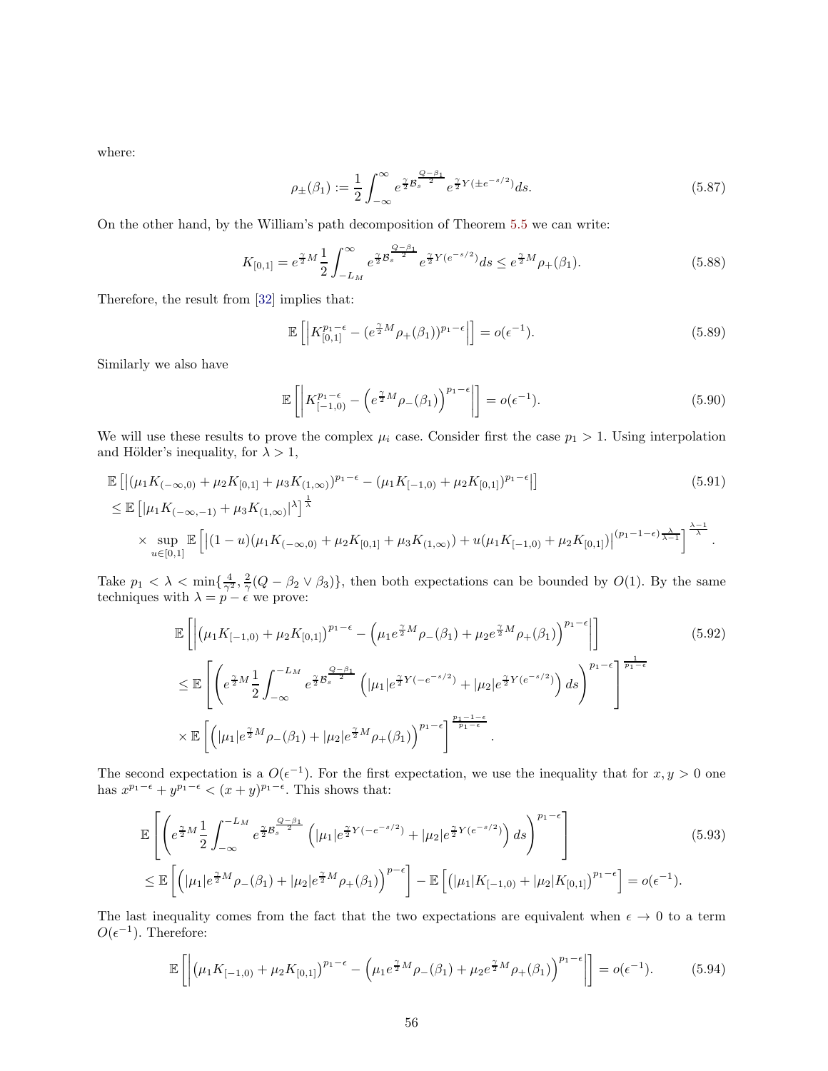where:

$$\rho_{\pm}(\beta_1) := \frac{1}{2}\int_{-\infty}^{\infty} e^{\frac{\gamma}{2}\mathcal{B}_s^{\frac{Q-\beta_1}{2}}} e^{\frac{\gamma}{2}Y(\pm e^{-s/2})} ds. \tag{5.87}$$

On the other hand, by the William's path decomposition of Theorem 5.5 we can write:

$$K_{[0,1]} = e^{\frac{\gamma}{2}M}\frac{1}{2}\int_{-L_M}^{\infty} e^{\frac{\gamma}{2}\mathcal{B}_s^{\frac{Q-\beta_1}{2}}} e^{\frac{\gamma}{2}Y(e^{-s/2})} ds \leq e^{\frac{\gamma}{2}M}\rho_+(\beta_1). \tag{5.88}$$

Therefore, the result from [32] implies that:

$$\mathbb{E}\left[\left|K_{[0,1]}^{p_1-\epsilon} - (e^{\frac{\gamma}{2}M}\rho_+(\beta_1))^{p_1-\epsilon}\right|\right] = o(\epsilon^{-1}). \tag{5.89}$$

Similarly we also have

$$\mathbb{E}\left[\left|K_{[-1,0)}^{p_1-\epsilon} - \left(e^{\frac{\gamma}{2}M}\rho_-(\beta_1)\right)^{p_1-\epsilon}\right|\right] = o(\epsilon^{-1}). \tag{5.90}$$

We will use these results to prove the complex $\mu_i$ case. Consider first the case $p_1 > 1$. Using interpolation and Hölder's inequality, for $\lambda > 1$,

$$\begin{aligned}
&\mathbb{E}\left[\left|(\mu_1 K_{(-\infty,0)} + \mu_2 K_{[0,1]} + \mu_3 K_{(1,\infty)})^{p_1-\epsilon} - (\mu_1 K_{[-1,0)} + \mu_2 K_{[0,1]})^{p_1-\epsilon}\right|\right] \\
&\leq \mathbb{E}\left[|\mu_1 K_{(-\infty,-1)} + \mu_3 K_{(1,\infty)}|^{\lambda}\right]^{\frac{1}{\lambda}} \\
&\quad\times \sup_{u\in[0,1]} \mathbb{E}\left[\left|(1-u)(\mu_1 K_{(-\infty,0)} + \mu_2 K_{[0,1]} + \mu_3 K_{(1,\infty)}) + u(\mu_1 K_{[-1,0)} + \mu_2 K_{[0,1]})\right|^{(p_1-1-\epsilon)\frac{\lambda}{\lambda-1}}\right]^{\frac{\lambda-1}{\lambda}}.
\end{aligned} \tag{5.91}$$

Take $p_1 < \lambda < \min\{\frac{4}{\gamma^2}, \frac{2}{\gamma}(Q-\beta_2 \vee \beta_3)\}$, then both expectations can be bounded by $O(1)$. By the same techniques with $\lambda = p - \epsilon$ we prove:

$$\begin{aligned}
&\mathbb{E}\left[\left|\left(\mu_1 K_{[-1,0)} + \mu_2 K_{[0,1]}\right)^{p_1-\epsilon} - \left(\mu_1 e^{\frac{\gamma}{2}M}\rho_-(\beta_1) + \mu_2 e^{\frac{\gamma}{2}M}\rho_+(\beta_1)\right)^{p_1-\epsilon}\right|\right] \\
&\leq \mathbb{E}\left[\left(e^{\frac{\gamma}{2}M}\frac{1}{2}\int_{-\infty}^{-L_M} e^{\frac{\gamma}{2}\mathcal{B}_s^{\frac{Q-\beta_1}{2}}}\left(|\mu_1| e^{\frac{\gamma}{2}Y(-e^{-s/2})} + |\mu_2| e^{\frac{\gamma}{2}Y(e^{-s/2})}\right) ds\right)^{p_1-\epsilon}\right]^{\frac{1}{p_1-\epsilon}} \\
&\quad\times \mathbb{E}\left[\left(|\mu_1| e^{\frac{\gamma}{2}M}\rho_-(\beta_1) + |\mu_2| e^{\frac{\gamma}{2}M}\rho_+(\beta_1)\right)^{p_1-\epsilon}\right]^{\frac{p_1-1-\epsilon}{p_1-\epsilon}}.
\end{aligned} \tag{5.92}$$

The second expectation is a $O(\epsilon^{-1})$. For the first expectation, we use the inequality that for $x, y > 0$ one has $x^{p_1-\epsilon} + y^{p_1-\epsilon} < (x+y)^{p_1-\epsilon}$. This shows that:

$$\begin{aligned}
&\mathbb{E}\left[\left(e^{\frac{\gamma}{2}M}\frac{1}{2}\int_{-\infty}^{-L_M} e^{\frac{\gamma}{2}\mathcal{B}_s^{\frac{Q-\beta_1}{2}}}\left(|\mu_1| e^{\frac{\gamma}{2}Y(-e^{-s/2})} + |\mu_2| e^{\frac{\gamma}{2}Y(e^{-s/2})}\right) ds\right)^{p_1-\epsilon}\right] \\
&\leq \mathbb{E}\left[\left(|\mu_1| e^{\frac{\gamma}{2}M}\rho_-(\beta_1) + |\mu_2| e^{\frac{\gamma}{2}M}\rho_+(\beta_1)\right)^{p-\epsilon}\right] - \mathbb{E}\left[\left(|\mu_1| K_{[-1,0)} + |\mu_2| K_{[0,1]}\right)^{p_1-\epsilon}\right] = o(\epsilon^{-1}).
\end{aligned} \tag{5.93}$$

The last inequality comes from the fact that the two expectations are equivalent when $\epsilon \to 0$ to a term $O(\epsilon^{-1})$. Therefore:

$$\mathbb{E}\left[\left|\left(\mu_1 K_{[-1,0)} + \mu_2 K_{[0,1]}\right)^{p_1-\epsilon} - \left(\mu_1 e^{\frac{\gamma}{2}M}\rho_-(\beta_1) + \mu_2 e^{\frac{\gamma}{2}M}\rho_+(\beta_1)\right)^{p_1-\epsilon}\right|\right] = o(\epsilon^{-1}). \tag{5.94}$$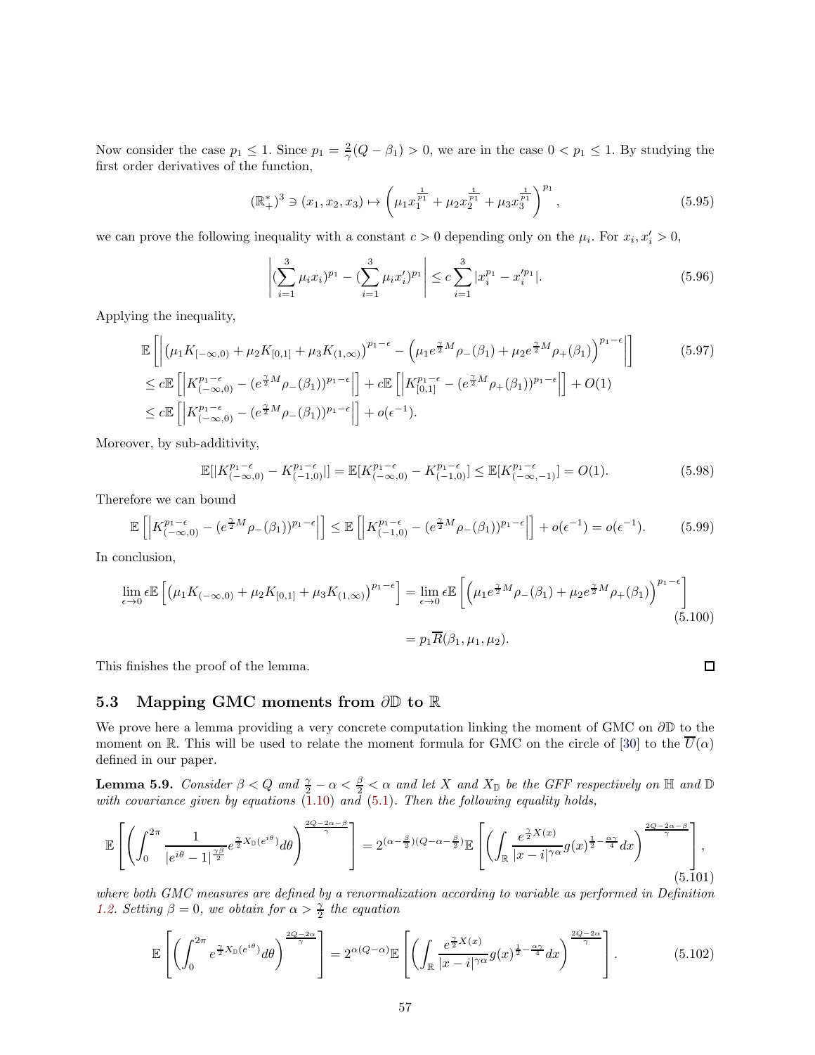Now consider the case $p_1 \leq 1$. Since $p_1 = \frac{2}{\gamma}(Q - \beta_1) > 0$, we are in the case $0 < p_1 \leq 1$. By studying the first order derivatives of the function,

$$(\mathbb{R}_+^*)^3 \ni (x_1, x_2, x_3) \mapsto \left( \mu_1 x_1^{\frac{1}{p_1}} + \mu_2 x_2^{\frac{1}{p_1}} + \mu_3 x_3^{\frac{1}{p_1}} \right)^{p_1}, \tag{5.95}$$

we can prove the following inequality with a constant $c > 0$ depending only on the $\mu_i$. For $x_i, x_i' > 0$,

$$\left| (\sum_{i=1}^3 \mu_i x_i)^{p_1} - (\sum_{i=1}^3 \mu_i x_i')^{p_1} \right| \leq c \sum_{i=1}^3 |x_i^{p_1} - x_i'^{p_1}|. \tag{5.96}$$

Applying the inequality,

$$\begin{aligned}
&\mathbb{E}\left[ \left| \left( \mu_1 K_{[-\infty,0)} + \mu_2 K_{[0,1]} + \mu_3 K_{(1,\infty)} \right)^{p_1 - \epsilon} - \left( \mu_1 e^{\frac{\gamma}{2}M} \rho_-(\beta_1) + \mu_2 e^{\frac{\gamma}{2}M} \rho_+(\beta_1) \right)^{p_1 - \epsilon} \right| \right] \qquad (5.97)\\
&\leq c\mathbb{E}\left[ \left| K_{(-\infty,0)}^{p_1-\epsilon} - (e^{\frac{\gamma}{2}M}\rho_-(\beta_1))^{p_1-\epsilon} \right| \right] + c\mathbb{E}\left[ \left| K_{[0,1]}^{p_1-\epsilon} - (e^{\frac{\gamma}{2}M}\rho_+(\beta_1))^{p_1-\epsilon} \right| \right] + O(1) \\
&\leq c\mathbb{E}\left[ \left| K_{(-\infty,0)}^{p_1-\epsilon} - (e^{\frac{\gamma}{2}M}\rho_-(\beta_1))^{p_1-\epsilon} \right| \right] + o(\epsilon^{-1}).
\end{aligned}$$

Moreover, by sub-additivity,

$$\mathbb{E}[|K_{(-\infty,0)}^{p_1-\epsilon} - K_{(-1,0)}^{p_1-\epsilon}|] = \mathbb{E}[K_{(-\infty,0)}^{p_1-\epsilon} - K_{(-1,0)}^{p_1-\epsilon}] \leq \mathbb{E}[K_{(-\infty,-1)}^{p_1-\epsilon}] = O(1). \tag{5.98}$$

Therefore we can bound

$$\mathbb{E}\left[ \left| K_{(-\infty,0)}^{p_1-\epsilon} - (e^{\frac{\gamma}{2}M}\rho_-(\beta_1))^{p_1-\epsilon} \right| \right] \leq \mathbb{E}\left[ \left| K_{(-1,0)}^{p_1-\epsilon} - (e^{\frac{\gamma}{2}M}\rho_-(\beta_1))^{p_1-\epsilon} \right| \right] + o(\epsilon^{-1}) = o(\epsilon^{-1}). \tag{5.99}$$

In conclusion,

$$\begin{aligned}
\lim_{\epsilon \to 0} \epsilon \mathbb{E}\left[ \left( \mu_1 K_{(-\infty,0)} + \mu_2 K_{[0,1]} + \mu_3 K_{(1,\infty)} \right)^{p_1-\epsilon} \right] &= \lim_{\epsilon \to 0} \epsilon \mathbb{E}\left[ \left( \mu_1 e^{\frac{\gamma}{2}M} \rho_-(\beta_1) + \mu_2 e^{\frac{\gamma}{2}M} \rho_+(\beta_1) \right)^{p_1-\epsilon} \right] \qquad (5.100)\\
&= p_1 \overline{R}(\beta_1, \mu_1, \mu_2).
\end{aligned}$$

This finishes the proof of the lemma. ☐

## 5.3 Mapping GMC moments from $\partial\mathbb{D}$ to $\mathbb{R}$

We prove here a lemma providing a very concrete computation linking the moment of GMC on $\partial\mathbb{D}$ to the moment on $\mathbb{R}$. This will be used to relate the moment formula for GMC on the circle of [30] to the $\overline{U}(\alpha)$ defined in our paper.

**Lemma 5.9.** *Consider $\beta < Q$ and $\frac{\gamma}{2} - \alpha < \frac{\beta}{2} < \alpha$ and let $X$ and $X_{\mathbb{D}}$ be the GFF respectively on $\mathbb{H}$ and $\mathbb{D}$ with covariance given by equations (1.10) and (5.1). Then the following equality holds,*

$$\mathbb{E}\left[ \left( \int_0^{2\pi} \frac{1}{|e^{i\theta} - 1|^{\frac{\gamma\beta}{2}}} e^{\frac{\gamma}{2}X_{\mathbb{D}}(e^{i\theta})} d\theta \right)^{\frac{2Q-2\alpha-\beta}{\gamma}} \right] = 2^{(\alpha - \frac{\beta}{2})(Q-\alpha-\frac{\beta}{2})} \mathbb{E}\left[ \left( \int_{\mathbb{R}} \frac{e^{\frac{\gamma}{2}X(x)}}{|x-i|^{\gamma\alpha}} g(x)^{\frac{1}{2}-\frac{\alpha\gamma}{4}} dx \right)^{\frac{2Q-2\alpha-\beta}{\gamma}} \right], \tag{5.101}$$

*where both GMC measures are defined by a renormalization according to variable as performed in Definition 1.2. Setting $\beta = 0$, we obtain for $\alpha > \frac{\gamma}{2}$ the equation*

$$\mathbb{E}\left[ \left( \int_0^{2\pi} e^{\frac{\gamma}{2}X_{\mathbb{D}}(e^{i\theta})} d\theta \right)^{\frac{2Q-2\alpha}{\gamma}} \right] = 2^{\alpha(Q-\alpha)} \mathbb{E}\left[ \left( \int_{\mathbb{R}} \frac{e^{\frac{\gamma}{2}X(x)}}{|x-i|^{\gamma\alpha}} g(x)^{\frac{1}{2}-\frac{\alpha\gamma}{4}} dx \right)^{\frac{2Q-2\alpha}{\gamma}} \right]. \tag{5.102}$$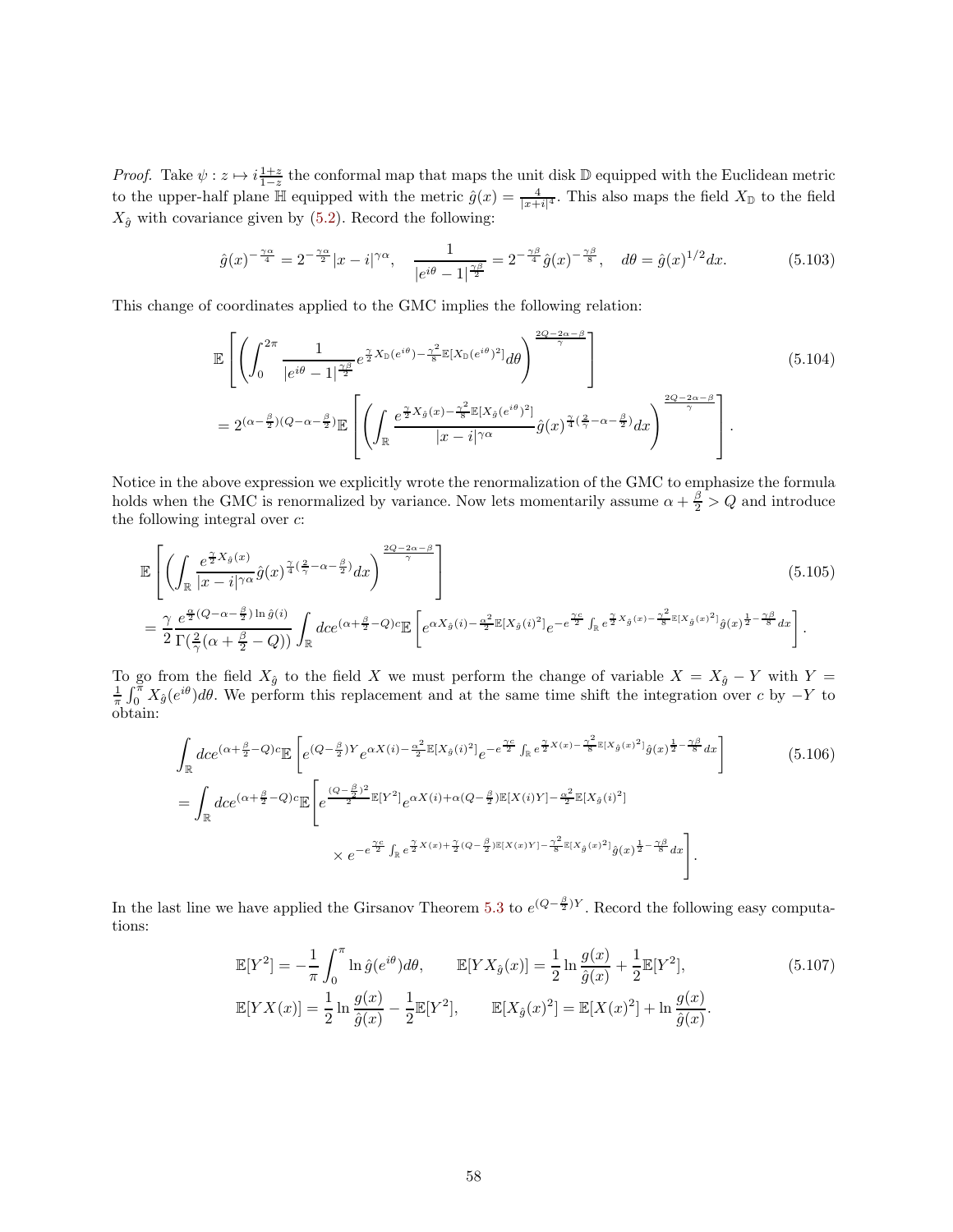*Proof.* Take $\psi : z \mapsto i\frac{1+z}{1-z}$ the conformal map that maps the unit disk $\mathbb{D}$ equipped with the Euclidean metric to the upper-half plane $\mathbb{H}$ equipped with the metric $\hat{g}(x) = \frac{4}{|x+i|^4}$. This also maps the field $X_{\mathbb{D}}$ to the field $X_{\hat{g}}$ with covariance given by (5.2). Record the following:

$$\hat{g}(x)^{-\frac{\gamma\alpha}{4}} = 2^{-\frac{\gamma\alpha}{2}}|x-i|^{\gamma\alpha}, \quad \frac{1}{|e^{i\theta}-1|^{\frac{\gamma\beta}{2}}} = 2^{-\frac{\gamma\beta}{4}}\hat{g}(x)^{-\frac{\gamma\beta}{8}}, \quad d\theta = \hat{g}(x)^{1/2}dx. \tag{5.103}$$

This change of coordinates applied to the GMC implies the following relation:

$$\begin{aligned}
&\mathbb{E}\left[\left(\int_0^{2\pi} \frac{1}{|e^{i\theta}-1|^{\frac{\gamma\beta}{2}}} e^{\frac{\gamma}{2}X_{\mathbb{D}}(e^{i\theta}) - \frac{\gamma^2}{8}\mathbb{E}[X_{\mathbb{D}}(e^{i\theta})^2]} d\theta\right)^{\frac{2Q-2\alpha-\beta}{\gamma}}\right] \\
&= 2^{(\alpha-\frac{\beta}{2})(Q-\alpha-\frac{\beta}{2})}\mathbb{E}\left[\left(\int_{\mathbb{R}} \frac{e^{\frac{\gamma}{2}X_{\hat{g}}(x) - \frac{\gamma^2}{8}\mathbb{E}[X_{\hat{g}}(e^{i\theta})^2]}}{|x-i|^{\gamma\alpha}} \hat{g}(x)^{\frac{\gamma}{4}(\frac{2}{\gamma}-\alpha-\frac{\beta}{2})} dx\right)^{\frac{2Q-2\alpha-\beta}{\gamma}}\right].
\end{aligned} \tag{5.104}$$

Notice in the above expression we explicitly wrote the renormalization of the GMC to emphasize the formula holds when the GMC is renormalized by variance. Now lets momentarily assume $\alpha + \frac{\beta}{2} > Q$ and introduce the following integral over $c$:

$$\begin{aligned}
&\mathbb{E}\left[\left(\int_{\mathbb{R}} \frac{e^{\frac{\gamma}{2}X_{\hat{g}}(x)}}{|x-i|^{\gamma\alpha}} \hat{g}(x)^{\frac{\gamma}{4}(\frac{2}{\gamma}-\alpha-\frac{\beta}{2})} dx\right)^{\frac{2Q-2\alpha-\beta}{\gamma}}\right] \\
&= \frac{\gamma}{2} \frac{e^{\frac{\alpha}{2}(Q-\alpha-\frac{\beta}{2})\ln \hat{g}(i)}}{\Gamma(\frac{2}{\gamma}(\alpha+\frac{\beta}{2}-Q))} \int_{\mathbb{R}} dc e^{(\alpha+\frac{\beta}{2}-Q)c} \mathbb{E}\left[e^{\alpha X_{\hat{g}}(i) - \frac{\alpha^2}{2}\mathbb{E}[X_{\hat{g}}(i)^2]} e^{-e^{\frac{\gamma c}{2}}\int_{\mathbb{R}} e^{\frac{\gamma}{2}X_{\hat{g}}(x) - \frac{\gamma^2}{8}\mathbb{E}[X_{\hat{g}}(x)^2]} \hat{g}(x)^{\frac{1}{2}-\frac{\gamma\beta}{8}} dx}\right].
\end{aligned} \tag{5.105}$$

To go from the field $X_{\hat{g}}$ to the field $X$ we must perform the change of variable $X = X_{\hat{g}} - Y$ with $Y = \frac{1}{\pi}\int_0^\pi X_{\hat{g}}(e^{i\theta})d\theta$. We perform this replacement and at the same time shift the integration over $c$ by $-Y$ to obtain:

$$\begin{aligned}
&\int_{\mathbb{R}} dc e^{(\alpha+\frac{\beta}{2}-Q)c} \mathbb{E}\left[e^{(Q-\frac{\beta}{2})Y} e^{\alpha X(i) - \frac{\alpha^2}{2}\mathbb{E}[X_{\hat{g}}(i)^2]} e^{-e^{\frac{\gamma c}{2}}\int_{\mathbb{R}} e^{\frac{\gamma}{2}X(x) - \frac{\gamma^2}{8}\mathbb{E}[X_{\hat{g}}(x)^2]} \hat{g}(x)^{\frac{1}{2}-\frac{\gamma\beta}{8}} dx}\right] \\
&= \int_{\mathbb{R}} dc e^{(\alpha+\frac{\beta}{2}-Q)c} \mathbb{E}\Bigg[e^{\frac{(Q-\frac{\beta}{2})^2}{2}\mathbb{E}[Y^2]} e^{\alpha X(i) + \alpha(Q-\frac{\beta}{2})\mathbb{E}[X(i)Y] - \frac{\alpha^2}{2}\mathbb{E}[X_{\hat{g}}(i)^2]} \\
&\qquad \times e^{-e^{\frac{\gamma c}{2}}\int_{\mathbb{R}} e^{\frac{\gamma}{2}X(x) + \frac{\gamma}{2}(Q-\frac{\beta}{2})\mathbb{E}[X(x)Y] - \frac{\gamma^2}{8}\mathbb{E}[X_{\hat{g}}(x)^2]} \hat{g}(x)^{\frac{1}{2}-\frac{\gamma\beta}{8}} dx}\Bigg].
\end{aligned} \tag{5.106}$$

In the last line we have applied the Girsanov Theorem 5.3 to $e^{(Q-\frac{\beta}{2})Y}$. Record the following easy computations:

$$\begin{aligned}
&\mathbb{E}[Y^2] = -\frac{1}{\pi}\int_0^\pi \ln \hat{g}(e^{i\theta})d\theta, \qquad \mathbb{E}[YX_{\hat{g}}(x)] = \frac{1}{2}\ln\frac{g(x)}{\hat{g}(x)} + \frac{1}{2}\mathbb{E}[Y^2], \\
&\mathbb{E}[YX(x)] = \frac{1}{2}\ln\frac{g(x)}{\hat{g}(x)} - \frac{1}{2}\mathbb{E}[Y^2], \qquad \mathbb{E}[X_{\hat{g}}(x)^2] = \mathbb{E}[X(x)^2] + \ln\frac{g(x)}{\hat{g}(x)}.
\end{aligned} \tag{5.107}$$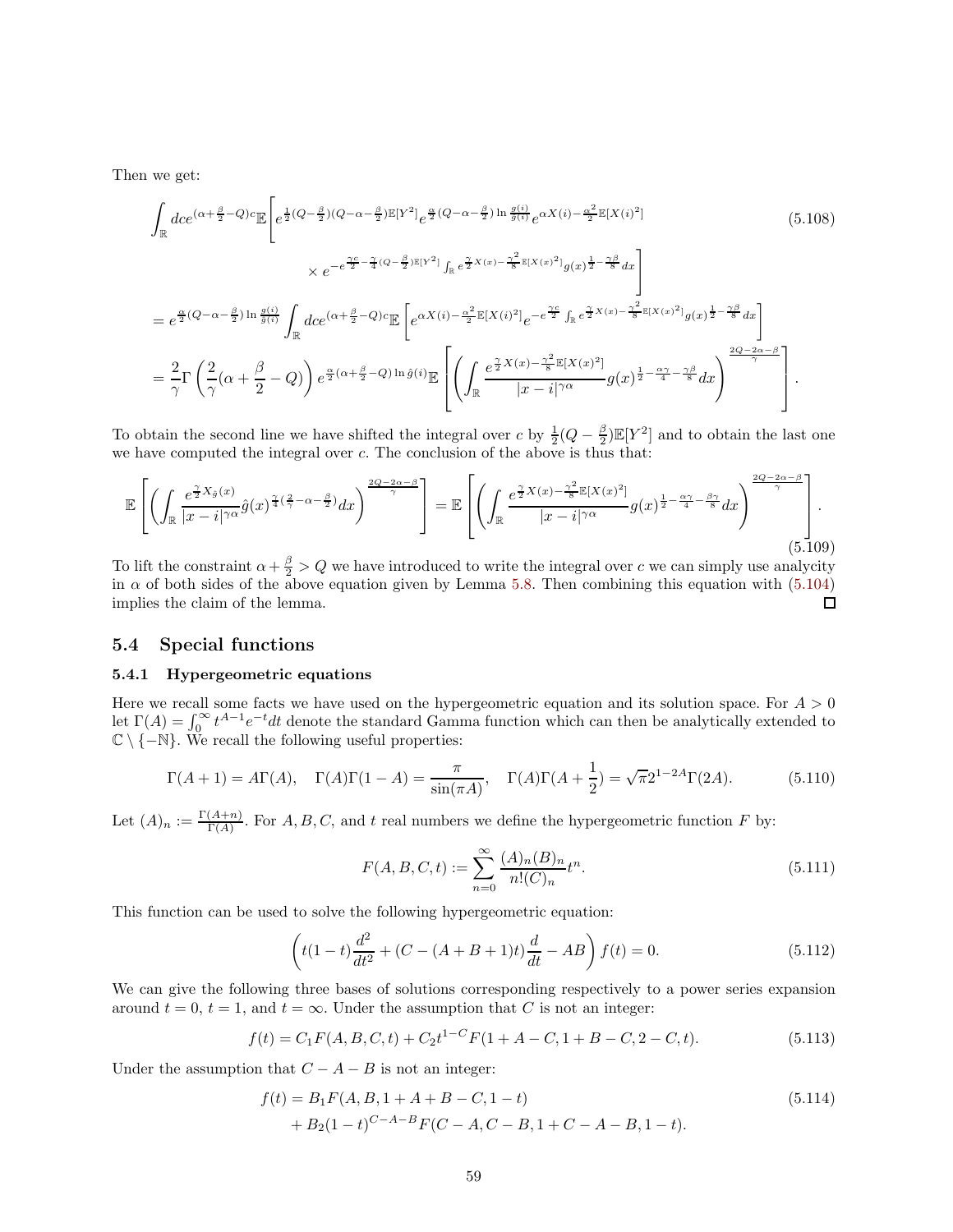Then we get:

$$
\begin{aligned}
&\int_{\mathbb{R}} dc e^{(\alpha+\frac{\beta}{2}-Q)c}\mathbb{E}\Bigg[ e^{\frac{1}{2}(Q-\frac{\beta}{2})(Q-\alpha-\frac{\beta}{2})\mathbb{E}[Y^2]} e^{\frac{\alpha}{2}(Q-\alpha-\frac{\beta}{2})\ln\frac{g(i)}{\hat{g}(i)}} e^{\alpha X(i)-\frac{\alpha^2}{2}\mathbb{E}[X(i)^2]} \\
&\qquad\qquad \times e^{-e^{\frac{\gamma c}{2}-\frac{\gamma}{4}(Q-\frac{\beta}{2})\mathbb{E}[Y^2]}\int_{\mathbb{R}} e^{\frac{\gamma}{2}X(x)-\frac{\gamma^2}{8}\mathbb{E}[X(x)^2]} g(x)^{\frac{1}{2}-\frac{\gamma\beta}{8}} dx} \Bigg] \\
&= e^{\frac{\alpha}{2}(Q-\alpha-\frac{\beta}{2})\ln\frac{g(i)}{\hat{g}(i)}} \int_{\mathbb{R}} dc e^{(\alpha+\frac{\beta}{2}-Q)c}\mathbb{E}\left[ e^{\alpha X(i)-\frac{\alpha^2}{2}\mathbb{E}[X(i)^2]} e^{-e^{\frac{\gamma c}{2}}\int_{\mathbb{R}} e^{\frac{\gamma}{2}X(x)-\frac{\gamma^2}{8}\mathbb{E}[X(x)^2]} g(x)^{\frac{1}{2}-\frac{\gamma\beta}{8}} dx} \right] \\
&= \frac{2}{\gamma}\Gamma\left(\frac{2}{\gamma}(\alpha+\frac{\beta}{2}-Q)\right) e^{\frac{\alpha}{2}(\alpha+\frac{\beta}{2}-Q)\ln\hat{g}(i)} \mathbb{E}\left[ \left( \int_{\mathbb{R}} \frac{e^{\frac{\gamma}{2}X(x)-\frac{\gamma^2}{8}\mathbb{E}[X(x)^2]}}{|x-i|^{\gamma\alpha}} g(x)^{\frac{1}{2}-\frac{\alpha\gamma}{4}-\frac{\gamma\beta}{8}} dx \right)^{\frac{2Q-2\alpha-\beta}{\gamma}} \right].
\end{aligned}
\tag{5.108}
$$

To obtain the second line we have shifted the integral over $c$ by $\frac{1}{2}(Q-\frac{\beta}{2})\mathbb{E}[Y^2]$ and to obtain the last one we have computed the integral over $c$. The conclusion of the above is thus that:

$$
\mathbb{E}\left[ \left( \int_{\mathbb{R}} \frac{e^{\frac{\gamma}{2}X_{\hat{g}}(x)}}{|x-i|^{\gamma\alpha}} \hat{g}(x)^{\frac{\gamma}{4}(\frac{2}{\gamma}-\alpha-\frac{\beta}{2})} dx \right)^{\frac{2Q-2\alpha-\beta}{\gamma}} \right] = \mathbb{E}\left[ \left( \int_{\mathbb{R}} \frac{e^{\frac{\gamma}{2}X(x)-\frac{\gamma^2}{8}\mathbb{E}[X(x)^2]}}{|x-i|^{\gamma\alpha}} g(x)^{\frac{1}{2}-\frac{\alpha\gamma}{4}-\frac{\beta\gamma}{8}} dx \right)^{\frac{2Q-2\alpha-\beta}{\gamma}} \right].
\tag{5.109}
$$

To lift the constraint $\alpha+\frac{\beta}{2}>Q$ we have introduced to write the integral over $c$ we can simply use analycity in $\alpha$ of both sides of the above equation given by Lemma 5.8. Then combining this equation with (5.104) implies the claim of the lemma. □

## 5.4 Special functions

### 5.4.1 Hypergeometric equations

Here we recall some facts we have used on the hypergeometric equation and its solution space. For $A>0$ let $\Gamma(A)=\int_0^\infty t^{A-1}e^{-t}dt$ denote the standard Gamma function which can then be analytically extended to $\mathbb{C}\setminus\{-\mathbb{N}\}$. We recall the following useful properties:

$$
\Gamma(A+1)=A\Gamma(A), \quad \Gamma(A)\Gamma(1-A)=\frac{\pi}{\sin(\pi A)}, \quad \Gamma(A)\Gamma(A+\frac{1}{2})=\sqrt{\pi}2^{1-2A}\Gamma(2A).
\tag{5.110}
$$

Let $(A)_n := \frac{\Gamma(A+n)}{\Gamma(A)}$. For $A, B, C$, and $t$ real numbers we define the hypergeometric function $F$ by:

$$
F(A,B,C,t) := \sum_{n=0}^{\infty} \frac{(A)_n(B)_n}{n!(C)_n} t^n.
\tag{5.111}
$$

This function can be used to solve the following hypergeometric equation:

$$
\left( t(1-t)\frac{d^2}{dt^2} + (C-(A+B+1)t)\frac{d}{dt} - AB \right) f(t) = 0.
\tag{5.112}
$$

We can give the following three bases of solutions corresponding respectively to a power series expansion around $t=0$, $t=1$, and $t=\infty$. Under the assumption that $C$ is not an integer:

$$
f(t) = C_1 F(A,B,C,t) + C_2 t^{1-C} F(1+A-C, 1+B-C, 2-C, t).
\tag{5.113}
$$

Under the assumption that $C-A-B$ is not an integer:

$$
\begin{aligned}
f(t) &= B_1 F(A,B,1+A+B-C,1-t) \\
&\quad + B_2(1-t)^{C-A-B} F(C-A, C-B, 1+C-A-B, 1-t).
\end{aligned}
\tag{5.114}
$$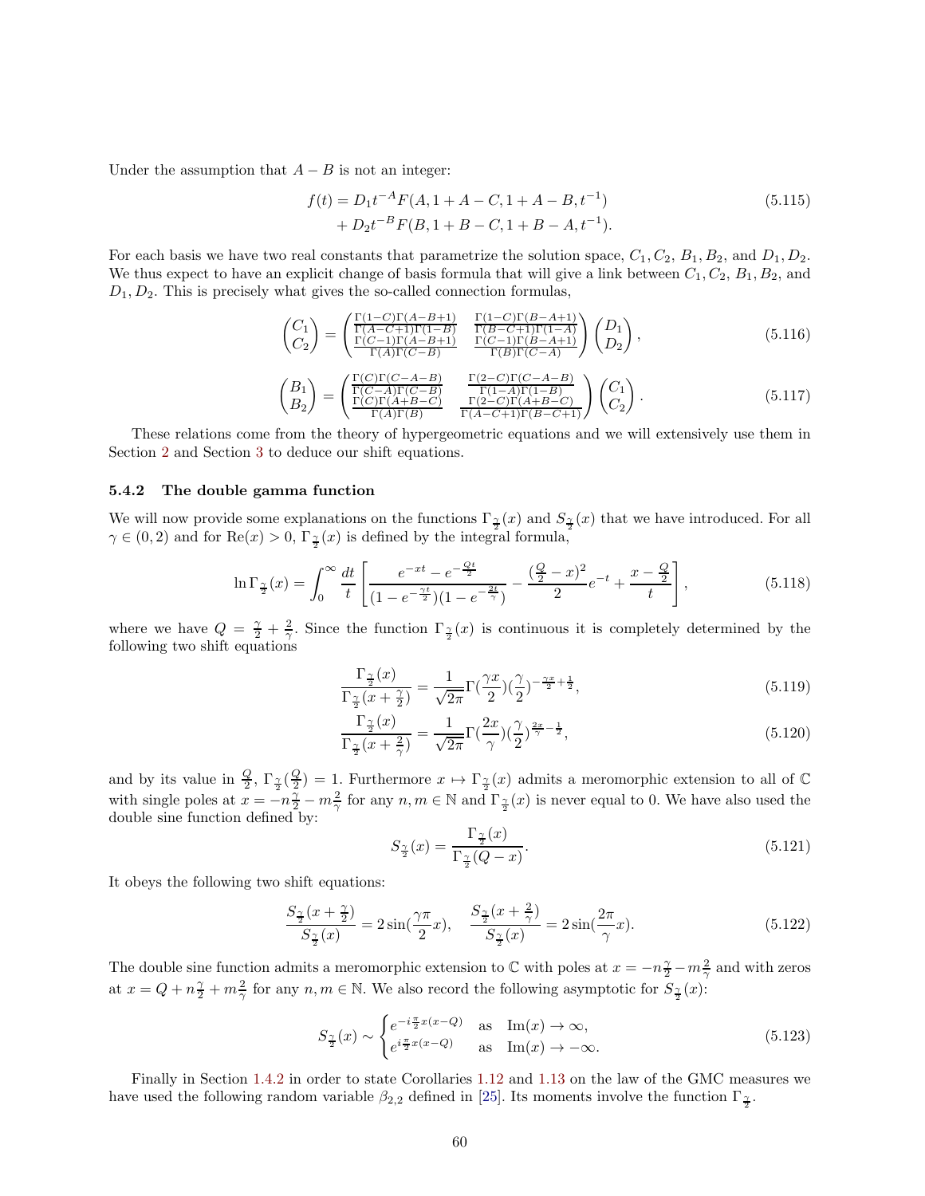Under the assumption that $A - B$ is not an integer:

$$
\begin{aligned}
f(t) = & D_1 t^{-A} F(A, 1 + A - C, 1 + A - B, t^{-1}) \\
& + D_2 t^{-B} F(B, 1 + B - C, 1 + B - A, t^{-1}).
\end{aligned} \tag{5.115}
$$

For each basis we have two real constants that parametrize the solution space, $C_1, C_2$, $B_1, B_2$, and $D_1, D_2$. We thus expect to have an explicit change of basis formula that will give a link between $C_1, C_2$, $B_1, B_2$, and $D_1, D_2$. This is precisely what gives the so-called connection formulas,

$$
\begin{pmatrix} C_1 \\ C_2 \end{pmatrix} = \begin{pmatrix} \frac{\Gamma(1-C)\Gamma(A-B+1)}{\Gamma(A-C+1)\Gamma(1-B)} & \frac{\Gamma(1-C)\Gamma(B-A+1)}{\Gamma(B-C+1)\Gamma(1-A)} \\ \frac{\Gamma(C-1)\Gamma(A-B+1)}{\Gamma(A)\Gamma(C-B)} & \frac{\Gamma(C-1)\Gamma(B-A+1)}{\Gamma(B)\Gamma(C-A)} \end{pmatrix} \begin{pmatrix} D_1 \\ D_2 \end{pmatrix}, \tag{5.116}
$$

$$
\begin{pmatrix} B_1 \\ B_2 \end{pmatrix} = \begin{pmatrix} \frac{\Gamma(C)\Gamma(C-A-B)}{\Gamma(C-A)\Gamma(C-B)} & \frac{\Gamma(2-C)\Gamma(C-A-B)}{\Gamma(1-A)\Gamma(1-B)} \\ \frac{\Gamma(C)\Gamma(A+B-C)}{\Gamma(A)\Gamma(B)} & \frac{\Gamma(2-C)\Gamma(A+B-C)}{\Gamma(A-C+1)\Gamma(B-C+1)} \end{pmatrix} \begin{pmatrix} C_1 \\ C_2 \end{pmatrix}. \tag{5.117}
$$

These relations come from the theory of hypergeometric equations and we will extensively use them in Section 2 and Section 3 to deduce our shift equations.

### 5.4.2 The double gamma function

We will now provide some explanations on the functions $\Gamma_{\frac{\gamma}{2}}(x)$ and $S_{\frac{\gamma}{2}}(x)$ that we have introduced. For all $\gamma \in (0, 2)$ and for $\mathrm{Re}(x) > 0$, $\Gamma_{\frac{\gamma}{2}}(x)$ is defined by the integral formula,

$$
\ln \Gamma_{\frac{\gamma}{2}}(x) = \int_0^\infty \frac{dt}{t} \left[ \frac{e^{-xt} - e^{-\frac{Qt}{2}}}{(1 - e^{-\frac{\gamma t}{2}})(1 - e^{-\frac{2t}{\gamma}})} - \frac{(\frac{Q}{2} - x)^2}{2} e^{-t} + \frac{x - \frac{Q}{2}}{t} \right], \tag{5.118}
$$

where we have $Q = \frac{\gamma}{2} + \frac{2}{\gamma}$. Since the function $\Gamma_{\frac{\gamma}{2}}(x)$ is continuous it is completely determined by the following two shift equations

$$
\frac{\Gamma_{\frac{\gamma}{2}}(x)}{\Gamma_{\frac{\gamma}{2}}(x + \frac{\gamma}{2})} = \frac{1}{\sqrt{2\pi}} \Gamma(\frac{\gamma x}{2}) (\frac{\gamma}{2})^{-\frac{\gamma x}{2} + \frac{1}{2}}, \tag{5.119}
$$

$$
\frac{\Gamma_{\frac{\gamma}{2}}(x)}{\Gamma_{\frac{\gamma}{2}}(x + \frac{2}{\gamma})} = \frac{1}{\sqrt{2\pi}} \Gamma(\frac{2x}{\gamma}) (\frac{\gamma}{2})^{\frac{2x}{\gamma} - \frac{1}{2}}, \tag{5.120}
$$

and by its value in $\frac{Q}{2}$, $\Gamma_{\frac{\gamma}{2}}(\frac{Q}{2}) = 1$. Furthermore $x \mapsto \Gamma_{\frac{\gamma}{2}}(x)$ admits a meromorphic extension to all of $\mathbb{C}$ with single poles at $x = -n\frac{\gamma}{2} - m\frac{2}{\gamma}$ for any $n, m \in \mathbb{N}$ and $\Gamma_{\frac{\gamma}{2}}(x)$ is never equal to 0. We have also used the double sine function defined by:

$$
S_{\frac{\gamma}{2}}(x) = \frac{\Gamma_{\frac{\gamma}{2}}(x)}{\Gamma_{\frac{\gamma}{2}}(Q - x)}. \tag{5.121}
$$

It obeys the following two shift equations:

$$
\frac{S_{\frac{\gamma}{2}}(x + \frac{\gamma}{2})}{S_{\frac{\gamma}{2}}(x)} = 2 \sin(\frac{\gamma \pi}{2} x), \quad \frac{S_{\frac{\gamma}{2}}(x + \frac{2}{\gamma})}{S_{\frac{\gamma}{2}}(x)} = 2 \sin(\frac{2\pi}{\gamma} x). \tag{5.122}
$$

The double sine function admits a meromorphic extension to $\mathbb{C}$ with poles at $x = -n\frac{\gamma}{2} - m\frac{2}{\gamma}$ and with zeros at $x = Q + n\frac{\gamma}{2} + m\frac{2}{\gamma}$ for any $n, m \in \mathbb{N}$. We also record the following asymptotic for $S_{\frac{\gamma}{2}}(x)$:

$$
S_{\frac{\gamma}{2}}(x) \sim \begin{cases} e^{-i\frac{\pi}{2} x(x-Q)} & \text{as} \quad \mathrm{Im}(x) \to \infty, \\ e^{i\frac{\pi}{2} x(x-Q)} & \text{as} \quad \mathrm{Im}(x) \to -\infty. \end{cases} \tag{5.123}
$$

Finally in Section 1.4.2 in order to state Corollaries 1.12 and 1.13 on the law of the GMC measures we have used the following random variable $\beta_{2,2}$ defined in [25]. Its moments involve the function $\Gamma_{\frac{\gamma}{2}}$.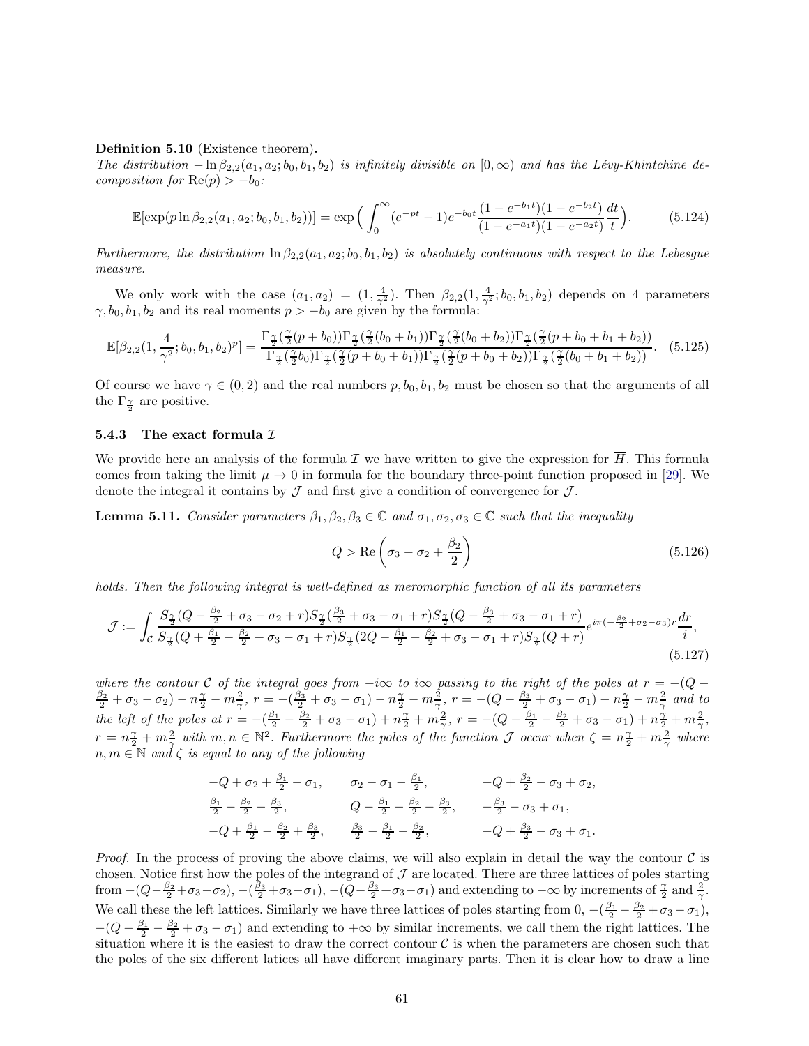**Definition 5.10** (Existence theorem)**.**
*The distribution $-\ln \beta_{2,2}(a_1, a_2; b_0, b_1, b_2)$ is infinitely divisible on $[0,\infty)$ and has the Lévy-Khintchine decomposition for $\mathrm{Re}(p) > -b_0$:*

$$\mathbb{E}[\exp(p \ln \beta_{2,2}(a_1, a_2; b_0, b_1, b_2))] = \exp\Big( \int_0^\infty (e^{-pt} - 1) e^{-b_0 t} \frac{(1 - e^{-b_1 t})(1 - e^{-b_2 t})}{(1 - e^{-a_1 t})(1 - e^{-a_2 t})} \frac{dt}{t} \Big). \tag{5.124}$$

*Furthermore, the distribution $\ln \beta_{2,2}(a_1, a_2; b_0, b_1, b_2)$ is absolutely continuous with respect to the Lebesgue measure.*

We only work with the case $(a_1, a_2) = (1, \frac{4}{\gamma^2})$. Then $\beta_{2,2}(1, \frac{4}{\gamma^2}; b_0, b_1, b_2)$ depends on 4 parameters $\gamma, b_0, b_1, b_2$ and its real moments $p > -b_0$ are given by the formula:

$$\mathbb{E}[\beta_{2,2}(1, \frac{4}{\gamma^2}; b_0, b_1, b_2)^p] = \frac{\Gamma_{\frac{\gamma}{2}}(\frac{\gamma}{2}(p + b_0))\Gamma_{\frac{\gamma}{2}}(\frac{\gamma}{2}(b_0 + b_1))\Gamma_{\frac{\gamma}{2}}(\frac{\gamma}{2}(b_0 + b_2))\Gamma_{\frac{\gamma}{2}}(\frac{\gamma}{2}(p + b_0 + b_1 + b_2))}{\Gamma_{\frac{\gamma}{2}}(\frac{\gamma}{2} b_0)\Gamma_{\frac{\gamma}{2}}(\frac{\gamma}{2}(p + b_0 + b_1))\Gamma_{\frac{\gamma}{2}}(\frac{\gamma}{2}(p + b_0 + b_2))\Gamma_{\frac{\gamma}{2}}(\frac{\gamma}{2}(b_0 + b_1 + b_2))}. \tag{5.125}$$

Of course we have $\gamma \in (0, 2)$ and the real numbers $p, b_0, b_1, b_2$ must be chosen so that the arguments of all the $\Gamma_{\frac{\gamma}{2}}$ are positive.

### 5.4.3 The exact formula $\mathcal{I}$

We provide here an analysis of the formula $\mathcal{I}$ we have written to give the expression for $\overline{H}$. This formula comes from taking the limit $\mu \to 0$ in formula for the boundary three-point function proposed in [29]. We denote the integral it contains by $\mathcal{J}$ and first give a condition of convergence for $\mathcal{J}$.

**Lemma 5.11.** *Consider parameters $\beta_1, \beta_2, \beta_3 \in \mathbb{C}$ and $\sigma_1, \sigma_2, \sigma_3 \in \mathbb{C}$ such that the inequality*

$$Q > \mathrm{Re}\left( \sigma_3 - \sigma_2 + \frac{\beta_2}{2} \right) \tag{5.126}$$

*holds. Then the following integral is well-defined as meromorphic function of all its parameters*

$$\mathcal{J} := \int_{\mathcal{C}} \frac{S_{\frac{\gamma}{2}}(Q - \frac{\beta_2}{2} + \sigma_3 - \sigma_2 + r) S_{\frac{\gamma}{2}}(\frac{\beta_3}{2} + \sigma_3 - \sigma_1 + r) S_{\frac{\gamma}{2}}(Q - \frac{\beta_3}{2} + \sigma_3 - \sigma_1 + r)}{S_{\frac{\gamma}{2}}(Q + \frac{\beta_1}{2} - \frac{\beta_2}{2} + \sigma_3 - \sigma_1 + r) S_{\frac{\gamma}{2}}(2Q - \frac{\beta_1}{2} - \frac{\beta_2}{2} + \sigma_3 - \sigma_1 + r) S_{\frac{\gamma}{2}}(Q + r)} e^{i\pi(-\frac{\beta_2}{2} + \sigma_2 - \sigma_3) r} \frac{dr}{i}, \tag{5.127}$$

*where the contour $\mathcal{C}$ of the integral goes from $-i\infty$ to $i\infty$ passing to the right of the poles at $r = -(Q - \frac{\beta_2}{2} + \sigma_3 - \sigma_2) - n\frac{\gamma}{2} - m\frac{2}{\gamma}$, $r = -(\frac{\beta_3}{2} + \sigma_3 - \sigma_1) - n\frac{\gamma}{2} - m\frac{2}{\gamma}$, $r = -(Q - \frac{\beta_3}{2} + \sigma_3 - \sigma_1) - n\frac{\gamma}{2} - m\frac{2}{\gamma}$ and to the left of the poles at $r = -(\frac{\beta_1}{2} - \frac{\beta_2}{2} + \sigma_3 - \sigma_1) + n\frac{\gamma}{2} + m\frac{2}{\gamma}$, $r = -(Q - \frac{\beta_1}{2} - \frac{\beta_2}{2} + \sigma_3 - \sigma_1) + n\frac{\gamma}{2} + m\frac{2}{\gamma}$, $r = n\frac{\gamma}{2} + m\frac{2}{\gamma}$ with $m, n \in \mathbb{N}^2$. Furthermore the poles of the function $\mathcal{J}$ occur when $\zeta = n\frac{\gamma}{2} + m\frac{2}{\gamma}$ where $n, m \in \mathbb{N}$ and $\zeta$ is equal to any of the following*

$$\begin{array}{lll}
-Q + \sigma_2 + \frac{\beta_1}{2} - \sigma_1, & \sigma_2 - \sigma_1 - \frac{\beta_1}{2}, & -Q + \frac{\beta_2}{2} - \sigma_3 + \sigma_2, \\
\frac{\beta_1}{2} - \frac{\beta_2}{2} - \frac{\beta_3}{2}, & Q - \frac{\beta_1}{2} - \frac{\beta_2}{2} - \frac{\beta_3}{2}, & -\frac{\beta_3}{2} - \sigma_3 + \sigma_1, \\
-Q + \frac{\beta_1}{2} - \frac{\beta_2}{2} + \frac{\beta_3}{2}, & \frac{\beta_3}{2} - \frac{\beta_1}{2} - \frac{\beta_2}{2}, & -Q + \frac{\beta_3}{2} - \sigma_3 + \sigma_1.
\end{array}$$

*Proof.* In the process of proving the above claims, we will also explain in detail the way the contour $\mathcal{C}$ is chosen. Notice first how the poles of the integrand of $\mathcal{J}$ are located. There are three lattices of poles starting from $-(Q - \frac{\beta_2}{2} + \sigma_3 - \sigma_2)$, $-(\frac{\beta_3}{2} + \sigma_3 - \sigma_1)$, $-(Q - \frac{\beta_3}{2} + \sigma_3 - \sigma_1)$ and extending to $-\infty$ by increments of $\frac{\gamma}{2}$ and $\frac{2}{\gamma}$. We call these the left lattices. Similarly we have three lattices of poles starting from $0$, $-(\frac{\beta_1}{2} - \frac{\beta_2}{2} + \sigma_3 - \sigma_1)$, $-(Q - \frac{\beta_1}{2} - \frac{\beta_2}{2} + \sigma_3 - \sigma_1)$ and extending to $+\infty$ by similar increments, we call them the right lattices. The situation where it is the easiest to draw the correct contour $\mathcal{C}$ is when the parameters are chosen such that the poles of the six different latices all have different imaginary parts. Then it is clear how to draw a line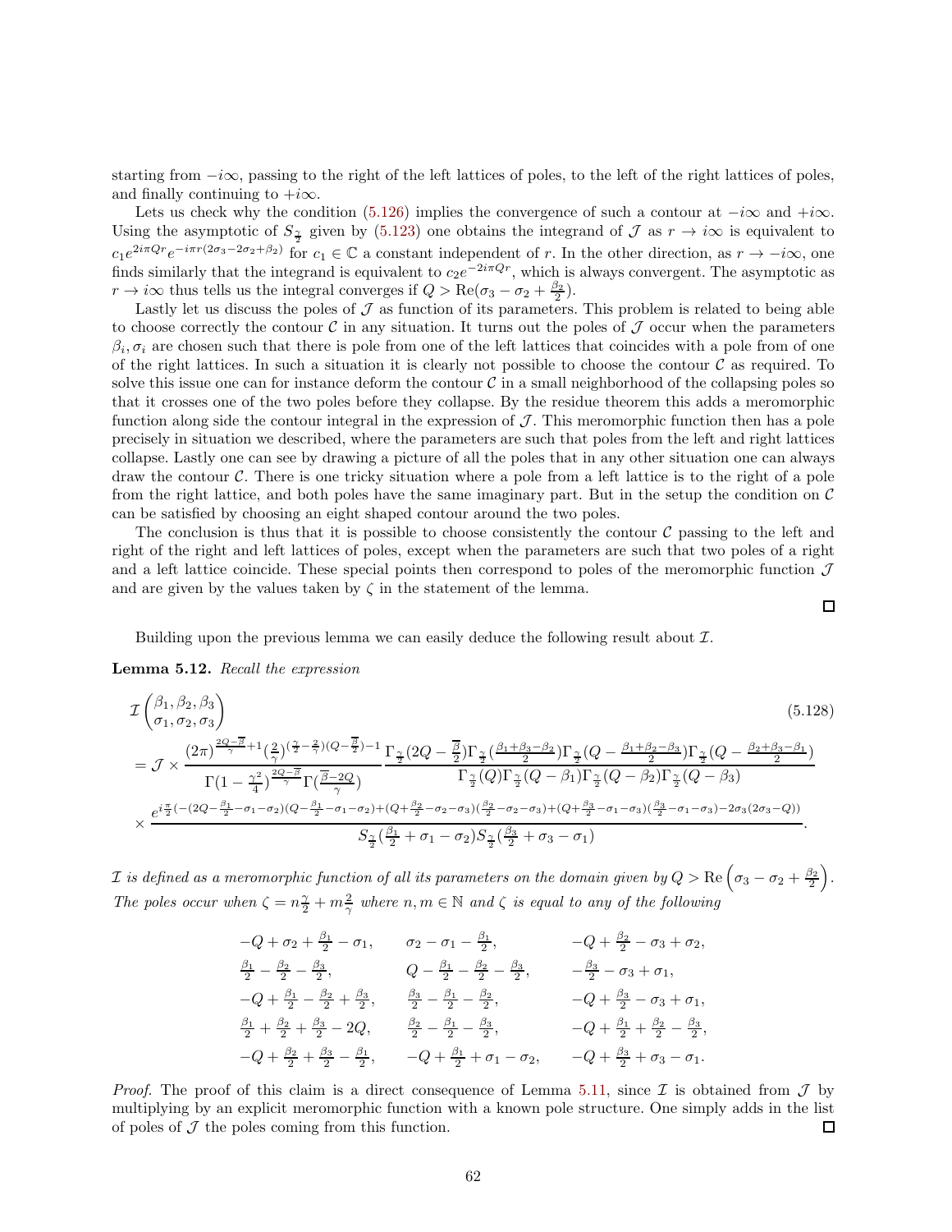starting from $-i\infty$, passing to the right of the left lattices of poles, to the left of the right lattices of poles, and finally continuing to $+i\infty$.

Lets us check why the condition (5.126) implies the convergence of such a contour at $-i\infty$ and $+i\infty$. Using the asymptotic of $S_{\frac{\gamma}{2}}$ given by (5.123) one obtains the integrand of $\mathcal{J}$ as $r \to i\infty$ is equivalent to $c_1 e^{2i\pi Qr} e^{-i\pi r(2\sigma_3 - 2\sigma_2 + \beta_2)}$ for $c_1 \in \mathbb{C}$ a constant independent of $r$. In the other direction, as $r \to -i\infty$, one finds similarly that the integrand is equivalent to $c_2 e^{-2i\pi Qr}$, which is always convergent. The asymptotic as $r \to i\infty$ thus tells us the integral converges if $Q > \mathrm{Re}(\sigma_3 - \sigma_2 + \frac{\beta_2}{2})$.

Lastly let us discuss the poles of $\mathcal{J}$ as function of its parameters. This problem is related to being able to choose correctly the contour $\mathcal{C}$ in any situation. It turns out the poles of $\mathcal{J}$ occur when the parameters $\beta_i, \sigma_i$ are chosen such that there is pole from one of the left lattices that coincides with a pole from of one of the right lattices. In such a situation it is clearly not possible to choose the contour $\mathcal{C}$ as required. To solve this issue one can for instance deform the contour $\mathcal{C}$ in a small neighborhood of the collapsing poles so that it crosses one of the two poles before they collapse. By the residue theorem this adds a meromorphic function along side the contour integral in the expression of $\mathcal{J}$. This meromorphic function then has a pole precisely in situation we described, where the parameters are such that poles from the left and right lattices collapse. Lastly one can see by drawing a picture of all the poles that in any other situation one can always draw the contour $\mathcal{C}$. There is one tricky situation where a pole from a left lattice is to the right of a pole from the right lattice, and both poles have the same imaginary part. But in the setup the condition on $\mathcal{C}$ can be satisfied by choosing an eight shaped contour around the two poles.

The conclusion is thus that it is possible to choose consistently the contour $\mathcal{C}$ passing to the left and right of the right and left lattices of poles, except when the parameters are such that two poles of a right and a left lattice coincide. These special points then correspond to poles of the meromorphic function $\mathcal{J}$ and are given by the values taken by $\zeta$ in the statement of the lemma. $\square$

Building upon the previous lemma we can easily deduce the following result about $\mathcal{I}$.

**Lemma 5.12.** *Recall the expression*

$$
\begin{aligned}
&\mathcal{I}\begin{pmatrix} \beta_1, \beta_2, \beta_3 \\ \sigma_1, \sigma_2, \sigma_3 \end{pmatrix} \qquad (5.128)\\
&= \mathcal{J} \times \frac{(2\pi)^{\frac{2Q-\overline{\beta}}{\gamma}+1} (\frac{2}{\gamma})^{(\frac{\gamma}{2}-\frac{2}{\gamma})(Q-\frac{\overline{\beta}}{2})-1}}{\Gamma(1-\frac{\gamma^2}{4})^{\frac{2Q-\overline{\beta}}{\gamma}} \Gamma(\frac{\overline{\beta}-2Q}{\gamma})} \frac{\Gamma_{\frac{\gamma}{2}}(2Q-\frac{\overline{\beta}}{2}) \Gamma_{\frac{\gamma}{2}}(\frac{\beta_1+\beta_3-\beta_2}{2}) \Gamma_{\frac{\gamma}{2}}(Q-\frac{\beta_1+\beta_2-\beta_3}{2}) \Gamma_{\frac{\gamma}{2}}(Q-\frac{\beta_2+\beta_3-\beta_1}{2})}{\Gamma_{\frac{\gamma}{2}}(Q) \Gamma_{\frac{\gamma}{2}}(Q-\beta_1) \Gamma_{\frac{\gamma}{2}}(Q-\beta_2) \Gamma_{\frac{\gamma}{2}}(Q-\beta_3)} \\
&\times \frac{e^{i\frac{\pi}{2}(-(2Q-\frac{\beta_1}{2}-\sigma_1-\sigma_2)(Q-\frac{\beta_1}{2}-\sigma_1-\sigma_2)+(Q+\frac{\beta_2}{2}-\sigma_2-\sigma_3)(\frac{\beta_2}{2}-\sigma_2-\sigma_3)+(Q+\frac{\beta_3}{2}-\sigma_1-\sigma_3)(\frac{\beta_3}{2}-\sigma_1-\sigma_3)-2\sigma_3(2\sigma_3-Q))}}{S_{\frac{\gamma}{2}}(\frac{\beta_1}{2}+\sigma_1-\sigma_2) S_{\frac{\gamma}{2}}(\frac{\beta_3}{2}+\sigma_3-\sigma_1)}.
\end{aligned}
$$

*$\mathcal{I}$ is defined as a meromorphic function of all its parameters on the domain given by $Q > \mathrm{Re}\left(\sigma_3 - \sigma_2 + \frac{\beta_2}{2}\right)$. The poles occur when $\zeta = n\frac{\gamma}{2} + m\frac{2}{\gamma}$ where $n, m \in \mathbb{N}$ and $\zeta$ is equal to any of the following*

$$
\begin{array}{lll}
-Q + \sigma_2 + \frac{\beta_1}{2} - \sigma_1, & \sigma_2 - \sigma_1 - \frac{\beta_1}{2}, & -Q + \frac{\beta_2}{2} - \sigma_3 + \sigma_2, \\
\frac{\beta_1}{2} - \frac{\beta_2}{2} - \frac{\beta_3}{2}, & Q - \frac{\beta_1}{2} - \frac{\beta_2}{2} - \frac{\beta_3}{2}, & -\frac{\beta_3}{2} - \sigma_3 + \sigma_1, \\
-Q + \frac{\beta_1}{2} - \frac{\beta_2}{2} + \frac{\beta_3}{2}, & \frac{\beta_3}{2} - \frac{\beta_1}{2} - \frac{\beta_2}{2}, & -Q + \frac{\beta_3}{2} - \sigma_3 + \sigma_1, \\
\frac{\beta_1}{2} + \frac{\beta_2}{2} + \frac{\beta_3}{2} - 2Q, & \frac{\beta_2}{2} - \frac{\beta_1}{2} - \frac{\beta_3}{2}, & -Q + \frac{\beta_1}{2} + \frac{\beta_2}{2} - \frac{\beta_3}{2}, \\
-Q + \frac{\beta_2}{2} + \frac{\beta_3}{2} - \frac{\beta_1}{2}, & -Q + \frac{\beta_1}{2} + \sigma_1 - \sigma_2, & -Q + \frac{\beta_3}{2} + \sigma_3 - \sigma_1.
\end{array}
$$

*Proof.* The proof of this claim is a direct consequence of Lemma 5.11, since $\mathcal{I}$ is obtained from $\mathcal{J}$ by multiplying by an explicit meromorphic function with a known pole structure. One simply adds in the list of poles of $\mathcal{J}$ the poles coming from this function. $\square$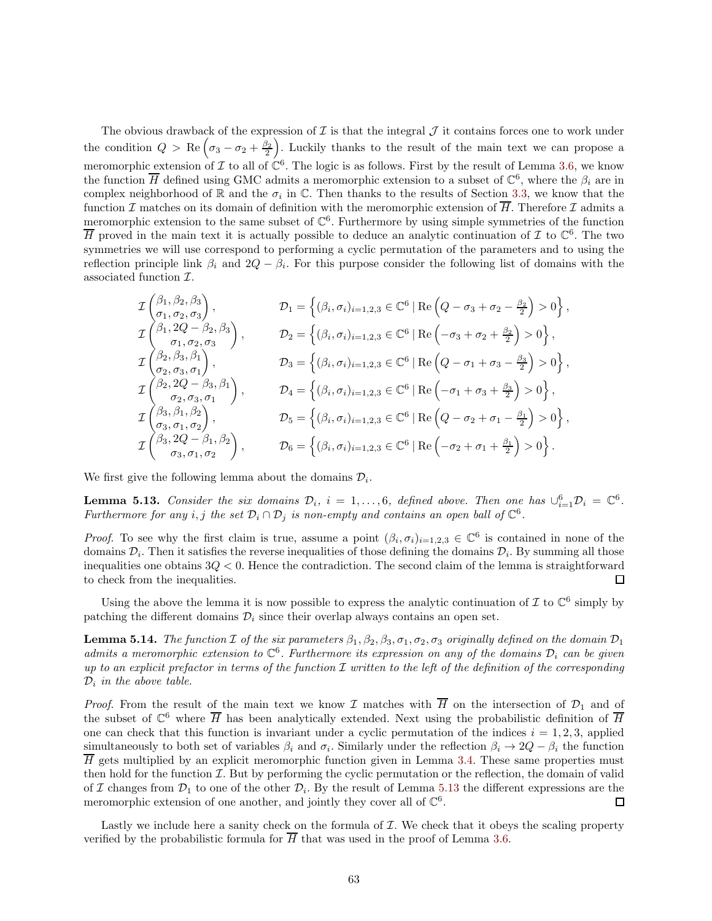The obvious drawback of the expression of $\mathcal{I}$ is that the integral $\mathcal{J}$ it contains forces one to work under the condition $Q > \mathrm{Re}\left(\sigma_3 - \sigma_2 + \frac{\beta_2}{2}\right)$. Luckily thanks to the result of the main text we can propose a meromorphic extension of $\mathcal{I}$ to all of $\mathbb{C}^6$. The logic is as follows. First by the result of Lemma 3.6, we know the function $\overline{H}$ defined using GMC admits a meromorphic extension to a subset of $\mathbb{C}^6$, where the $\beta_i$ are in complex neighborhood of $\mathbb{R}$ and the $\sigma_i$ in $\mathbb{C}$. Then thanks to the results of Section 3.3, we know that the function $\mathcal{I}$ matches on its domain of definition with the meromorphic extension of $\overline{H}$. Therefore $\mathcal{I}$ admits a meromorphic extension to the same subset of $\mathbb{C}^6$. Furthermore by using simple symmetries of the function $\overline{H}$ proved in the main text it is actually possible to deduce an analytic continuation of $\mathcal{I}$ to $\mathbb{C}^6$. The two symmetries we will use correspond to performing a cyclic permutation of the parameters and to using the reflection principle link $\beta_i$ and $2Q - \beta_i$. For this purpose consider the following list of domains with the associated function $\mathcal{I}$.

$$
\begin{aligned}
&\mathcal{I}\begin{pmatrix} \beta_1, \beta_2, \beta_3 \\ \sigma_1, \sigma_2, \sigma_3 \end{pmatrix}, && \mathcal{D}_1 = \left\{ (\beta_i, \sigma_i)_{i=1,2,3} \in \mathbb{C}^6 \mid \mathrm{Re}\left(Q - \sigma_3 + \sigma_2 - \tfrac{\beta_2}{2}\right) > 0 \right\}, \\
&\mathcal{I}\begin{pmatrix} \beta_1, 2Q - \beta_2, \beta_3 \\ \sigma_1, \sigma_2, \sigma_3 \end{pmatrix}, && \mathcal{D}_2 = \left\{ (\beta_i, \sigma_i)_{i=1,2,3} \in \mathbb{C}^6 \mid \mathrm{Re}\left(-\sigma_3 + \sigma_2 + \tfrac{\beta_2}{2}\right) > 0 \right\}, \\
&\mathcal{I}\begin{pmatrix} \beta_2, \beta_3, \beta_1 \\ \sigma_2, \sigma_3, \sigma_1 \end{pmatrix}, && \mathcal{D}_3 = \left\{ (\beta_i, \sigma_i)_{i=1,2,3} \in \mathbb{C}^6 \mid \mathrm{Re}\left(Q - \sigma_1 + \sigma_3 - \tfrac{\beta_3}{2}\right) > 0 \right\}, \\
&\mathcal{I}\begin{pmatrix} \beta_2, 2Q - \beta_3, \beta_1 \\ \sigma_2, \sigma_3, \sigma_1 \end{pmatrix}, && \mathcal{D}_4 = \left\{ (\beta_i, \sigma_i)_{i=1,2,3} \in \mathbb{C}^6 \mid \mathrm{Re}\left(-\sigma_1 + \sigma_3 + \tfrac{\beta_3}{2}\right) > 0 \right\}, \\
&\mathcal{I}\begin{pmatrix} \beta_3, \beta_1, \beta_2 \\ \sigma_3, \sigma_1, \sigma_2 \end{pmatrix}, && \mathcal{D}_5 = \left\{ (\beta_i, \sigma_i)_{i=1,2,3} \in \mathbb{C}^6 \mid \mathrm{Re}\left(Q - \sigma_2 + \sigma_1 - \tfrac{\beta_1}{2}\right) > 0 \right\}, \\
&\mathcal{I}\begin{pmatrix} \beta_3, 2Q - \beta_1, \beta_2 \\ \sigma_3, \sigma_1, \sigma_2 \end{pmatrix}, && \mathcal{D}_6 = \left\{ (\beta_i, \sigma_i)_{i=1,2,3} \in \mathbb{C}^6 \mid \mathrm{Re}\left(-\sigma_2 + \sigma_1 + \tfrac{\beta_1}{2}\right) > 0 \right\}.
\end{aligned}
$$

We first give the following lemma about the domains $\mathcal{D}_i$.

**Lemma 5.13.** *Consider the six domains $\mathcal{D}_i$, $i = 1, \ldots, 6$, defined above. Then one has $\cup_{i=1}^6 \mathcal{D}_i = \mathbb{C}^6$. Furthermore for any $i, j$ the set $\mathcal{D}_i \cap \mathcal{D}_j$ is non-empty and contains an open ball of $\mathbb{C}^6$.*

*Proof.* To see why the first claim is true, assume a point $(\beta_i, \sigma_i)_{i=1,2,3} \in \mathbb{C}^6$ is contained in none of the domains $\mathcal{D}_i$. Then it satisfies the reverse inequalities of those defining the domains $\mathcal{D}_i$. By summing all those inequalities one obtains $3Q < 0$. Hence the contradiction. The second claim of the lemma is straightforward to check from the inequalities. $\square$

Using the above the lemma it is now possible to express the analytic continuation of $\mathcal{I}$ to $\mathbb{C}^6$ simply by patching the different domains $\mathcal{D}_i$ since their overlap always contains an open set.

**Lemma 5.14.** *The function $\mathcal{I}$ of the six parameters $\beta_1, \beta_2, \beta_3, \sigma_1, \sigma_2, \sigma_3$ originally defined on the domain $\mathcal{D}_1$ admits a meromorphic extension to $\mathbb{C}^6$. Furthermore its expression on any of the domains $\mathcal{D}_i$ can be given up to an explicit prefactor in terms of the function $\mathcal{I}$ written to the left of the definition of the corresponding $\mathcal{D}_i$ in the above table.*

*Proof.* From the result of the main text we know $\mathcal{I}$ matches with $\overline{H}$ on the intersection of $\mathcal{D}_1$ and of the subset of $\mathbb{C}^6$ where $\overline{H}$ has been analytically extended. Next using the probabilistic definition of $\overline{H}$ one can check that this function is invariant under a cyclic permutation of the indices $i = 1, 2, 3$, applied simultaneously to both set of variables $\beta_i$ and $\sigma_i$. Similarly under the reflection $\beta_i \to 2Q - \beta_i$ the function $\overline{H}$ gets multiplied by an explicit meromorphic function given in Lemma 3.4. These same properties must then hold for the function $\mathcal{I}$. But by performing the cyclic permutation or the reflection, the domain of valid of $\mathcal{I}$ changes from $\mathcal{D}_1$ to one of the other $\mathcal{D}_i$. By the result of Lemma 5.13 the different expressions are the meromorphic extension of one another, and jointly they cover all of $\mathbb{C}^6$. $\square$

Lastly we include here a sanity check on the formula of $\mathcal{I}$. We check that it obeys the scaling property verified by the probabilistic formula for $\overline{H}$ that was used in the proof of Lemma 3.6.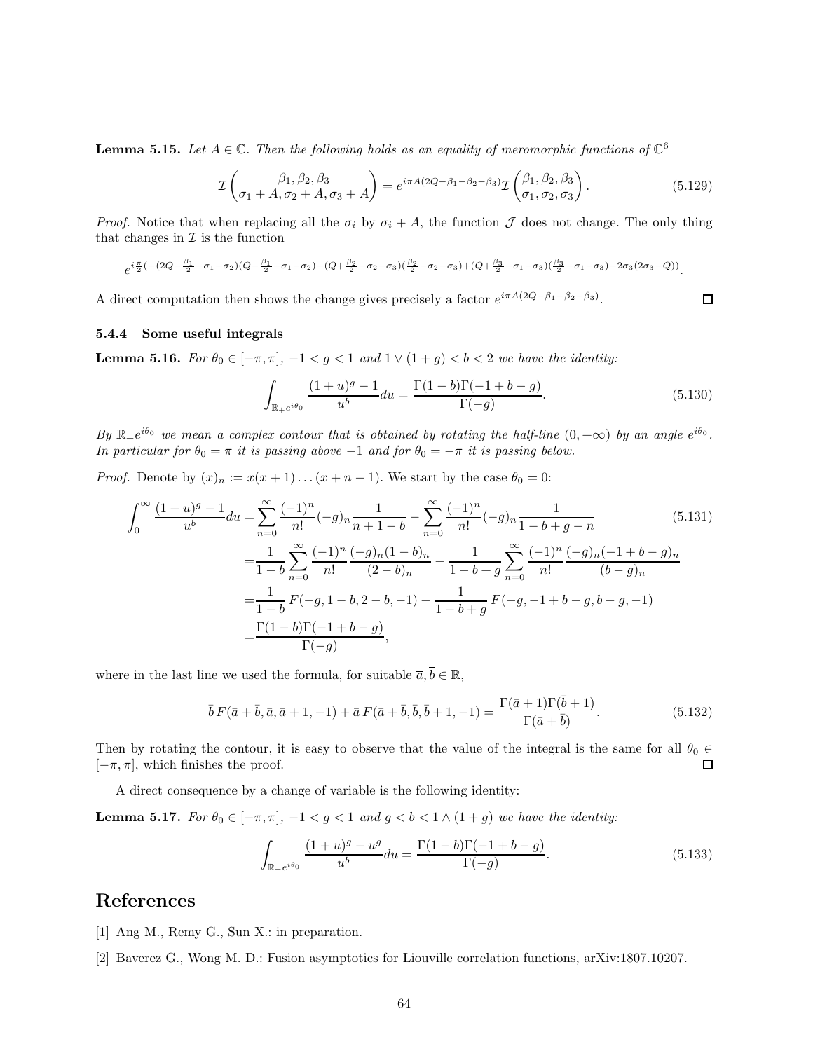**Lemma 5.15.** *Let $A \in \mathbb{C}$. Then the following holds as an equality of meromorphic functions of $\mathbb{C}^6$*

$$\mathcal{I}\begin{pmatrix} \beta_1, \beta_2, \beta_3 \\ \sigma_1 + A, \sigma_2 + A, \sigma_3 + A \end{pmatrix} = e^{i\pi A(2Q-\beta_1-\beta_2-\beta_3)} \mathcal{I}\begin{pmatrix} \beta_1, \beta_2, \beta_3 \\ \sigma_1, \sigma_2, \sigma_3 \end{pmatrix}. \tag{5.129}$$

*Proof.* Notice that when replacing all the $\sigma_i$ by $\sigma_i + A$, the function $\mathcal{J}$ does not change. The only thing that changes in $\mathcal{I}$ is the function

$$e^{i\frac{\pi}{2}(-(2Q-\frac{\beta_1}{2}-\sigma_1-\sigma_2)(Q-\frac{\beta_1}{2}-\sigma_1-\sigma_2)+(Q+\frac{\beta_2}{2}-\sigma_2-\sigma_3)(\frac{\beta_2}{2}-\sigma_2-\sigma_3)+(Q+\frac{\beta_3}{2}-\sigma_1-\sigma_3)(\frac{\beta_3}{2}-\sigma_1-\sigma_3)-2\sigma_3(2\sigma_3-Q))}.$$

A direct computation then shows the change gives precisely a factor $e^{i\pi A(2Q-\beta_1-\beta_2-\beta_3)}$. ∎

### 5.4.4 Some useful integrals

**Lemma 5.16.** *For $\theta_0 \in [-\pi, \pi]$, $-1 < g < 1$ and $1 \vee (1+g) < b < 2$ we have the identity:*

$$\int_{\mathbb{R}_+ e^{i\theta_0}} \frac{(1+u)^g - 1}{u^b} du = \frac{\Gamma(1-b)\Gamma(-1+b-g)}{\Gamma(-g)}. \tag{5.130}$$

*By $\mathbb{R}_+ e^{i\theta_0}$ we mean a complex contour that is obtained by rotating the half-line $(0, +\infty)$ by an angle $e^{i\theta_0}$. In particular for $\theta_0 = \pi$ it is passing above $-1$ and for $\theta_0 = -\pi$ it is passing below.*

*Proof.* Denote by $(x)_n := x(x+1)\dots(x+n-1)$. We start by the case $\theta_0 = 0$:

$$\begin{aligned}
\int_0^\infty \frac{(1+u)^g - 1}{u^b} du &= \sum_{n=0}^\infty \frac{(-1)^n}{n!}(-g)_n \frac{1}{n+1-b} - \sum_{n=0}^\infty \frac{(-1)^n}{n!}(-g)_n \frac{1}{1-b+g-n} \\
&= \frac{1}{1-b} \sum_{n=0}^\infty \frac{(-1)^n}{n!} \frac{(-g)_n (1-b)_n}{(2-b)_n} - \frac{1}{1-b+g} \sum_{n=0}^\infty \frac{(-1)^n}{n!} \frac{(-g)_n(-1+b-g)_n}{(b-g)_n} \\
&= \frac{1}{1-b} F(-g, 1-b, 2-b, -1) - \frac{1}{1-b+g} F(-g, -1+b-g, b-g, -1) \\
&= \frac{\Gamma(1-b)\Gamma(-1+b-g)}{\Gamma(-g)},
\end{aligned} \tag{5.131}$$

where in the last line we used the formula, for suitable $\overline{a}, \overline{b} \in \mathbb{R}$,

$$\bar{b}\, F(\bar{a}+\bar{b}, \bar{a}, \bar{a}+1, -1) + \bar{a}\, F(\bar{a}+\bar{b}, \bar{b}, \bar{b}+1, -1) = \frac{\Gamma(\bar{a}+1)\Gamma(\bar{b}+1)}{\Gamma(\bar{a}+\bar{b})}. \tag{5.132}$$

Then by rotating the contour, it is easy to observe that the value of the integral is the same for all $\theta_0 \in [-\pi, \pi]$, which finishes the proof. ∎

A direct consequence by a change of variable is the following identity:

**Lemma 5.17.** *For $\theta_0 \in [-\pi, \pi]$, $-1 < g < 1$ and $g < b < 1 \wedge (1+g)$ we have the identity:*

$$\int_{\mathbb{R}_+ e^{i\theta_0}} \frac{(1+u)^g - u^g}{u^b} du = \frac{\Gamma(1-b)\Gamma(-1+b-g)}{\Gamma(-g)}. \tag{5.133}$$

# References

[1] Ang M., Remy G., Sun X.: in preparation.

[2] Baverez G., Wong M. D.: Fusion asymptotics for Liouville correlation functions, arXiv:1807.10207.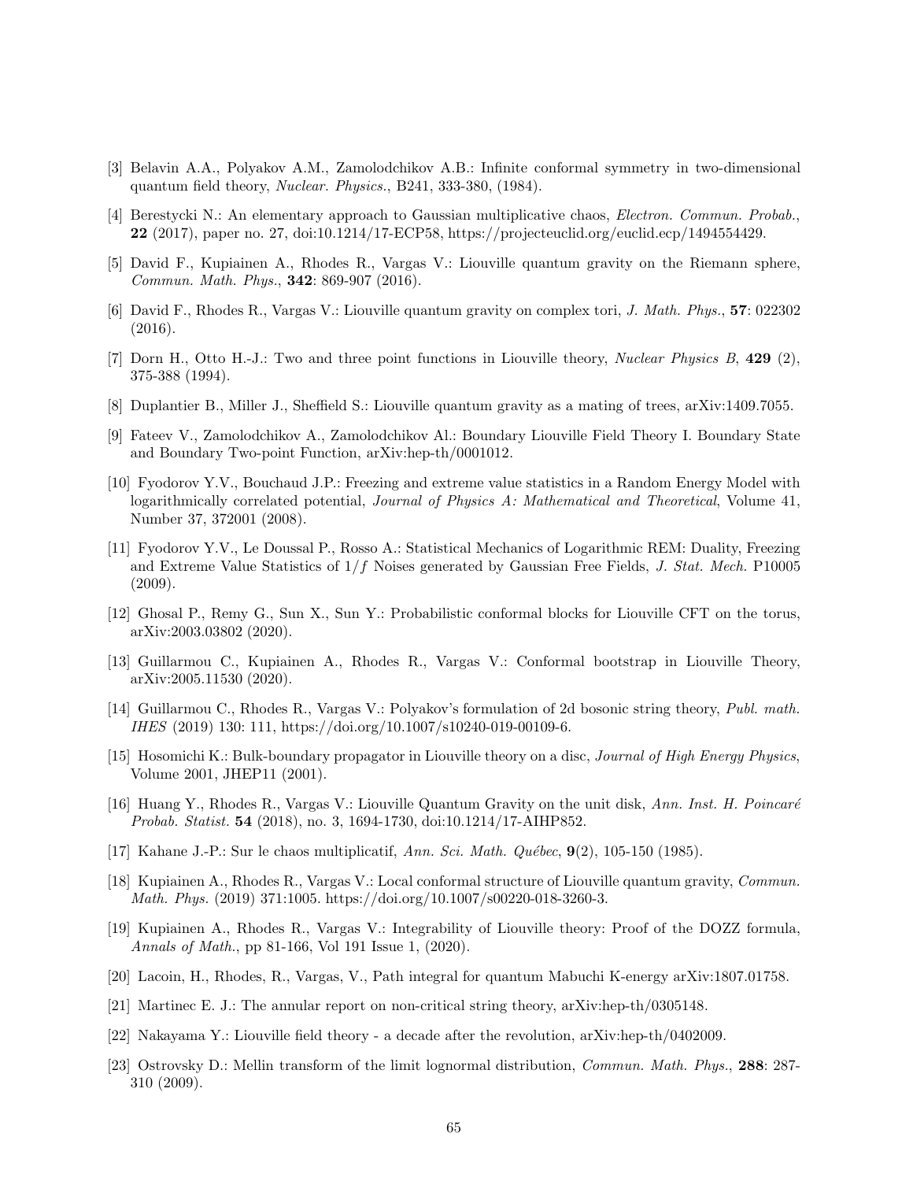[3] Belavin A.A., Polyakov A.M., Zamolodchikov A.B.: Infinite conformal symmetry in two-dimensional quantum field theory, *Nuclear. Physics.*, B241, 333-380, (1984).

[4] Berestycki N.: An elementary approach to Gaussian multiplicative chaos, *Electron. Commun. Probab.*, **22** (2017), paper no. 27, doi:10.1214/17-ECP58, https://projecteuclid.org/euclid.ecp/1494554429.

[5] David F., Kupiainen A., Rhodes R., Vargas V.: Liouville quantum gravity on the Riemann sphere, *Commun. Math. Phys.*, **342**: 869-907 (2016).

[6] David F., Rhodes R., Vargas V.: Liouville quantum gravity on complex tori, *J. Math. Phys.*, **57**: 022302 (2016).

[7] Dorn H., Otto H.-J.: Two and three point functions in Liouville theory, *Nuclear Physics B*, **429** (2), 375-388 (1994).

[8] Duplantier B., Miller J., Sheffield S.: Liouville quantum gravity as a mating of trees, arXiv:1409.7055.

[9] Fateev V., Zamolodchikov A., Zamolodchikov Al.: Boundary Liouville Field Theory I. Boundary State and Boundary Two-point Function, arXiv:hep-th/0001012.

[10] Fyodorov Y.V., Bouchaud J.P.: Freezing and extreme value statistics in a Random Energy Model with logarithmically correlated potential, *Journal of Physics A: Mathematical and Theoretical*, Volume 41, Number 37, 372001 (2008).

[11] Fyodorov Y.V., Le Doussal P., Rosso A.: Statistical Mechanics of Logarithmic REM: Duality, Freezing and Extreme Value Statistics of $1/f$ Noises generated by Gaussian Free Fields, *J. Stat. Mech.* P10005 (2009).

[12] Ghosal P., Remy G., Sun X., Sun Y.: Probabilistic conformal blocks for Liouville CFT on the torus, arXiv:2003.03802 (2020).

[13] Guillarmou C., Kupiainen A., Rhodes R., Vargas V.: Conformal bootstrap in Liouville Theory, arXiv:2005.11530 (2020).

[14] Guillarmou C., Rhodes R., Vargas V.: Polyakov's formulation of 2d bosonic string theory, *Publ. math. IHES* (2019) 130: 111, https://doi.org/10.1007/s10240-019-00109-6.

[15] Hosomichi K.: Bulk-boundary propagator in Liouville theory on a disc, *Journal of High Energy Physics*, Volume 2001, JHEP11 (2001).

[16] Huang Y., Rhodes R., Vargas V.: Liouville Quantum Gravity on the unit disk, *Ann. Inst. H. Poincaré Probab. Statist.* **54** (2018), no. 3, 1694-1730, doi:10.1214/17-AIHP852.

[17] Kahane J.-P.: Sur le chaos multiplicatif, *Ann. Sci. Math. Québec*, **9**(2), 105-150 (1985).

[18] Kupiainen A., Rhodes R., Vargas V.: Local conformal structure of Liouville quantum gravity, *Commun. Math. Phys.* (2019) 371:1005. https://doi.org/10.1007/s00220-018-3260-3.

[19] Kupiainen A., Rhodes R., Vargas V.: Integrability of Liouville theory: Proof of the DOZZ formula, *Annals of Math.*, pp 81-166, Vol 191 Issue 1, (2020).

[20] Lacoin, H., Rhodes, R., Vargas, V., Path integral for quantum Mabuchi K-energy arXiv:1807.01758.

[21] Martinec E. J.: The annular report on non-critical string theory, arXiv:hep-th/0305148.

[22] Nakayama Y.: Liouville field theory - a decade after the revolution, arXiv:hep-th/0402009.

[23] Ostrovsky D.: Mellin transform of the limit lognormal distribution, *Commun. Math. Phys.*, **288**: 287-310 (2009).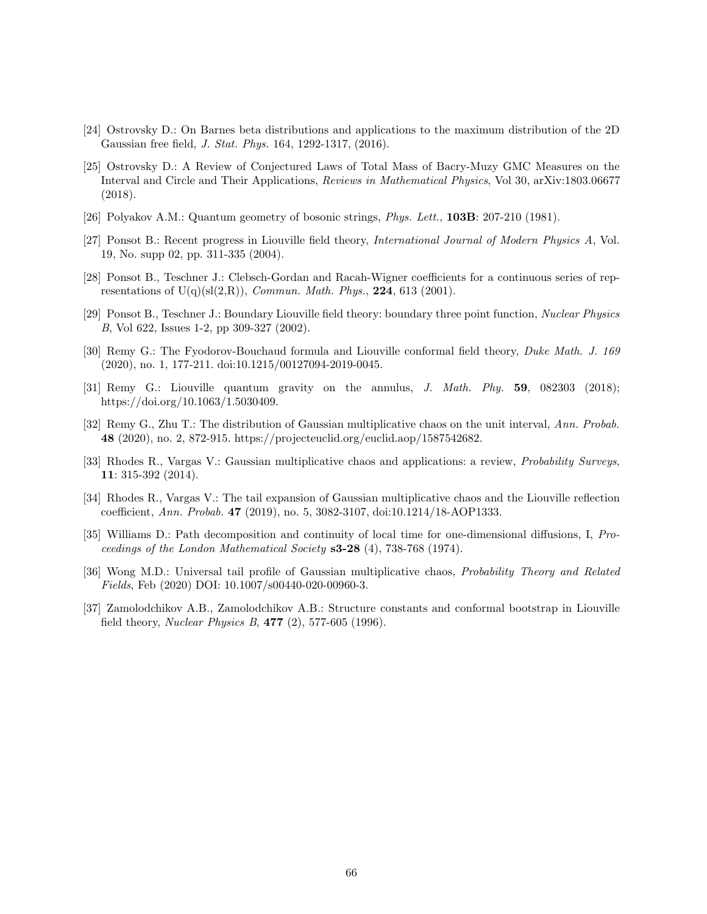[24] Ostrovsky D.: On Barnes beta distributions and applications to the maximum distribution of the 2D Gaussian free field, *J. Stat. Phys.* 164, 1292-1317, (2016).

[25] Ostrovsky D.: A Review of Conjectured Laws of Total Mass of Bacry-Muzy GMC Measures on the Interval and Circle and Their Applications, *Reviews in Mathematical Physics*, Vol 30, arXiv:1803.06677 (2018).

[26] Polyakov A.M.: Quantum geometry of bosonic strings, *Phys. Lett.*, **103B**: 207-210 (1981).

[27] Ponsot B.: Recent progress in Liouville field theory, *International Journal of Modern Physics A*, Vol. 19, No. supp 02, pp. 311-335 (2004).

[28] Ponsot B., Teschner J.: Clebsch-Gordan and Racah-Wigner coefficients for a continuous series of representations of U(q)(sl(2,R)), *Commun. Math. Phys.*, **224**, 613 (2001).

[29] Ponsot B., Teschner J.: Boundary Liouville field theory: boundary three point function, *Nuclear Physics B*, Vol 622, Issues 1-2, pp 309-327 (2002).

[30] Remy G.: The Fyodorov-Bouchaud formula and Liouville conformal field theory, *Duke Math. J. 169* (2020), no. 1, 177-211. doi:10.1215/00127094-2019-0045.

[31] Remy G.: Liouville quantum gravity on the annulus, *J. Math. Phy.* **59**, 082303 (2018); https://doi.org/10.1063/1.5030409.

[32] Remy G., Zhu T.: The distribution of Gaussian multiplicative chaos on the unit interval, *Ann. Probab.* **48** (2020), no. 2, 872-915. https://projecteuclid.org/euclid.aop/1587542682.

[33] Rhodes R., Vargas V.: Gaussian multiplicative chaos and applications: a review, *Probability Surveys*, **11**: 315-392 (2014).

[34] Rhodes R., Vargas V.: The tail expansion of Gaussian multiplicative chaos and the Liouville reflection coefficient, *Ann. Probab.* **47** (2019), no. 5, 3082-3107, doi:10.1214/18-AOP1333.

[35] Williams D.: Path decomposition and continuity of local time for one-dimensional diffusions, I, *Proceedings of the London Mathematical Society* **s3-28** (4), 738-768 (1974).

[36] Wong M.D.: Universal tail profile of Gaussian multiplicative chaos, *Probability Theory and Related Fields*, Feb (2020) DOI: 10.1007/s00440-020-00960-3.

[37] Zamolodchikov A.B., Zamolodchikov A.B.: Structure constants and conformal bootstrap in Liouville field theory, *Nuclear Physics B*, **477** (2), 577-605 (1996).